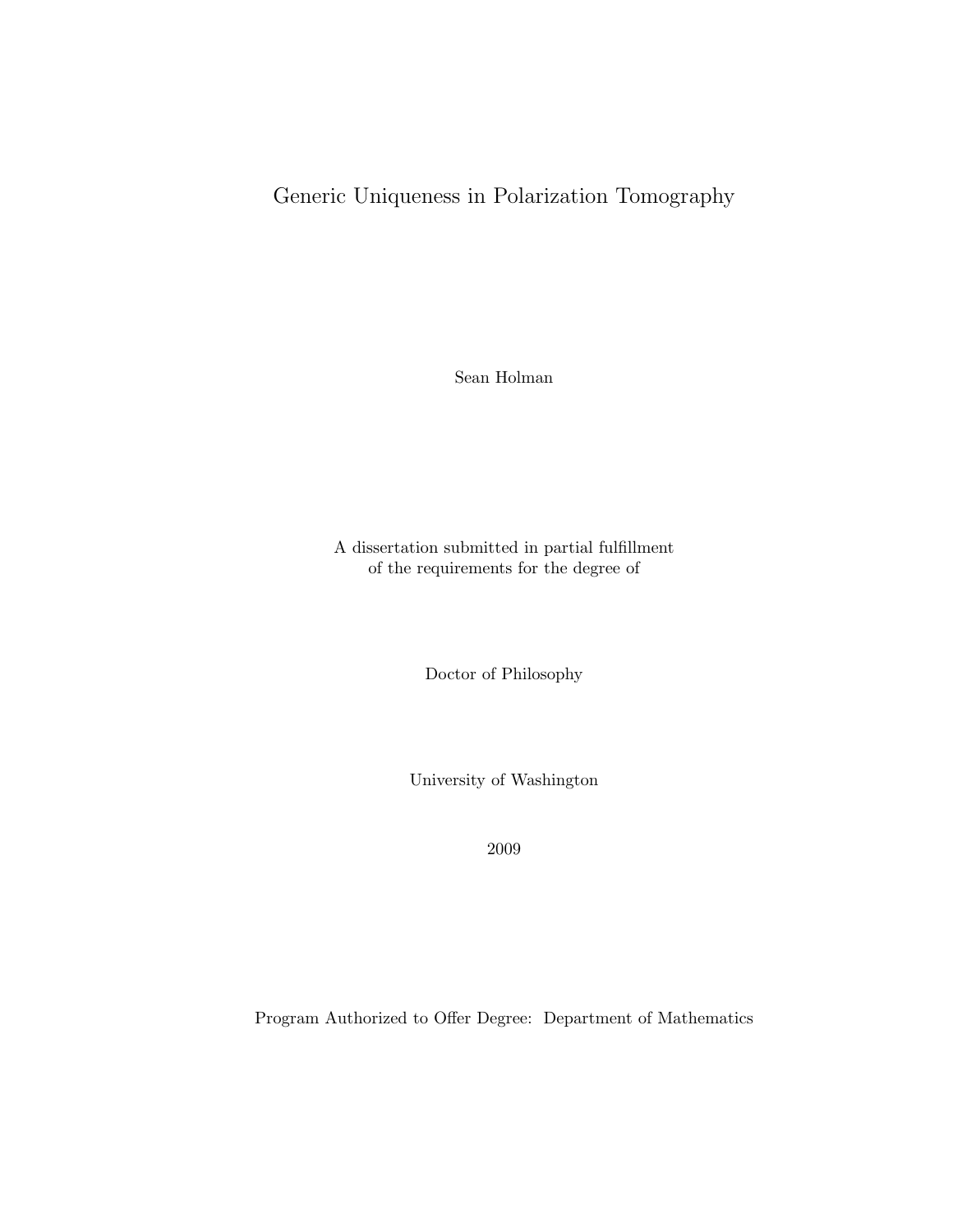# Generic Uniqueness in Polarization Tomography

Sean Holman

A dissertation submitted in partial fulfillment
of the requirements for the degree of

Doctor of Philosophy

University of Washington

2009

Program Authorized to Offer Degree: Department of Mathematics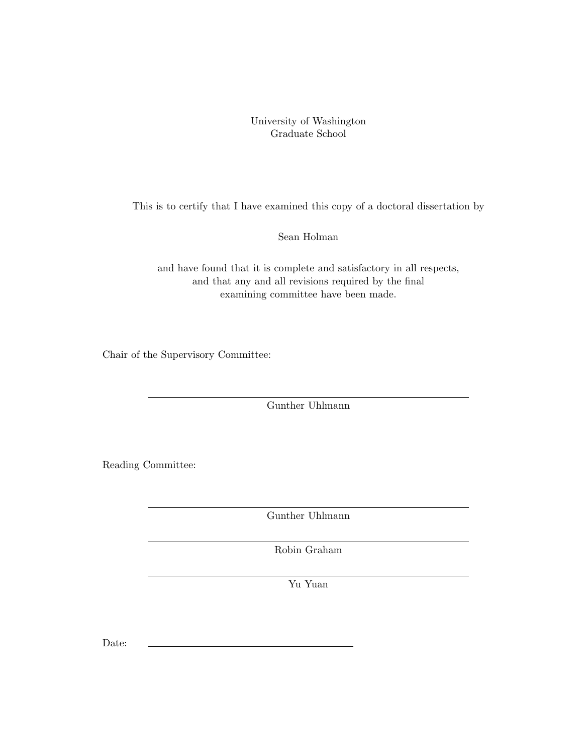University of Washington
Graduate School

This is to certify that I have examined this copy of a doctoral dissertation by

Sean Holman

and have found that it is complete and satisfactory in all respects,
and that any and all revisions required by the final
examining committee have been made.

Chair of the Supervisory Committee:

_______________________________________________
Gunther Uhlmann

Reading Committee:

_______________________________________________
Gunther Uhlmann

_______________________________________________
Robin Graham

_______________________________________________
Yu Yuan

Date: ______________________________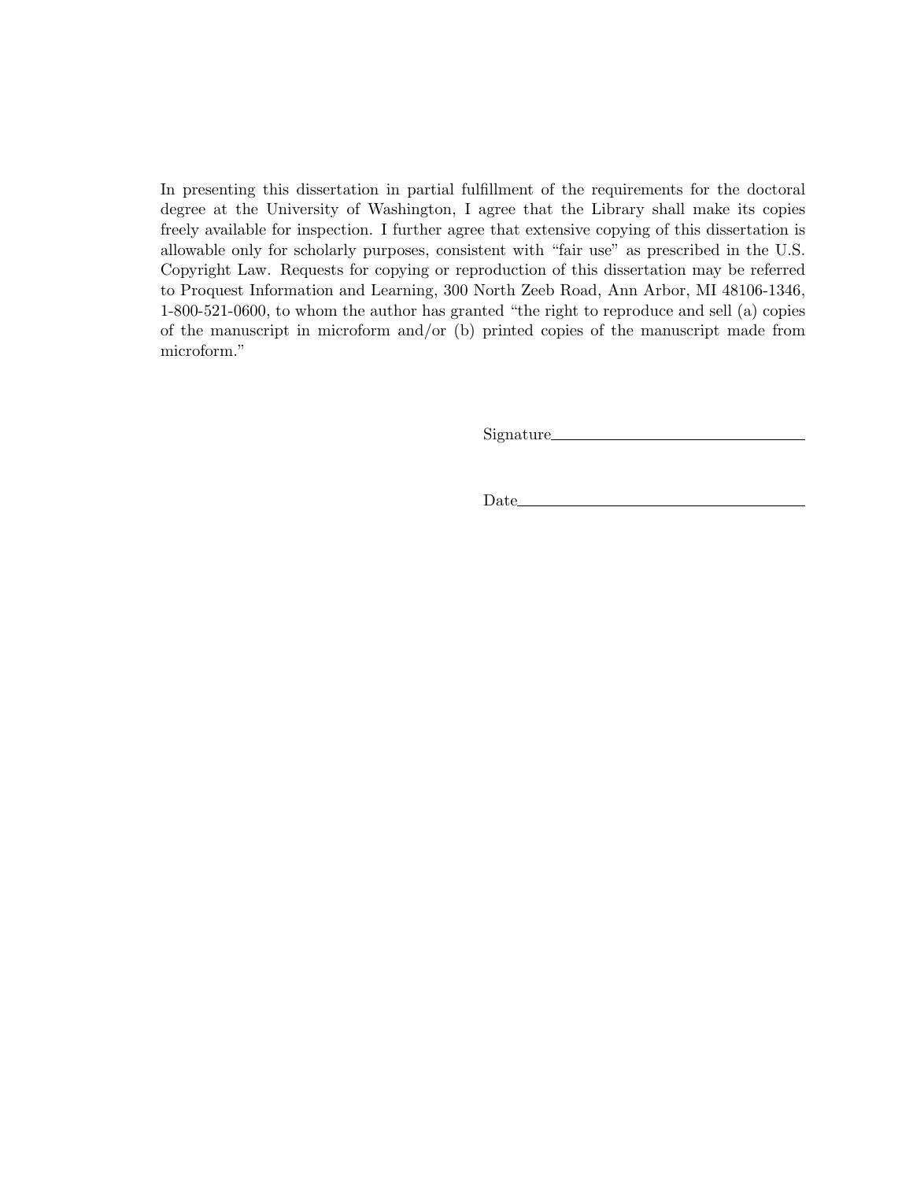In presenting this dissertation in partial fulfillment of the requirements for the doctoral degree at the University of Washington, I agree that the Library shall make its copies freely available for inspection. I further agree that extensive copying of this dissertation is allowable only for scholarly purposes, consistent with "fair use" as prescribed in the U.S. Copyright Law. Requests for copying or reproduction of this dissertation may be referred to Proquest Information and Learning, 300 North Zeeb Road, Ann Arbor, MI 48106-1346, 1-800-521-0600, to whom the author has granted "the right to reproduce and sell (a) copies of the manuscript in microform and/or (b) printed copies of the manuscript made from microform."

Signature________________________________

Date____________________________________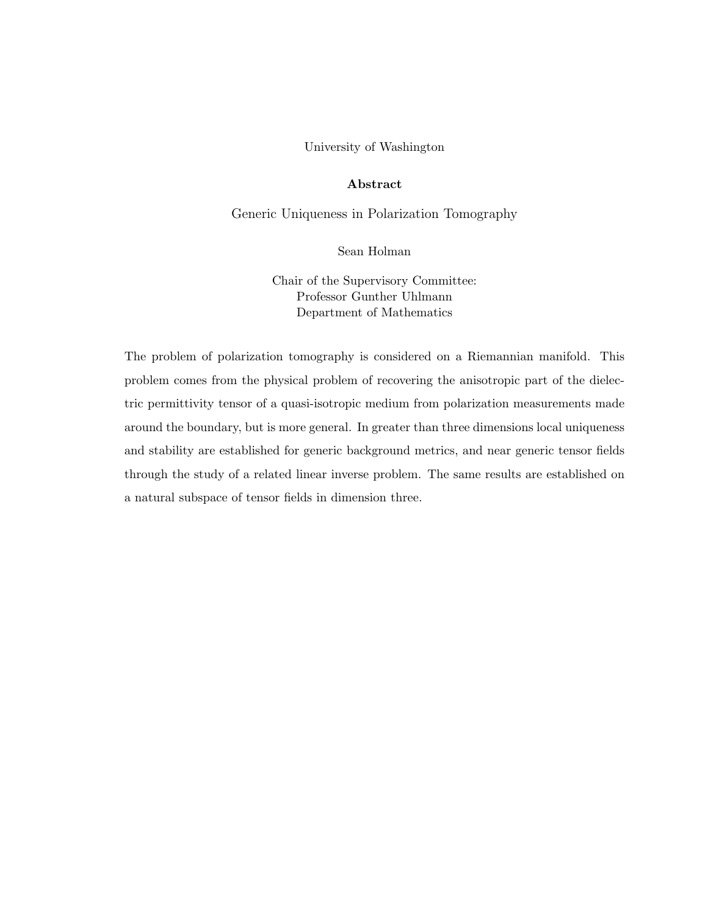University of Washington

**Abstract**

Generic Uniqueness in Polarization Tomography

Sean Holman

Chair of the Supervisory Committee:
Professor Gunther Uhlmann
Department of Mathematics

The problem of polarization tomography is considered on a Riemannian manifold. This problem comes from the physical problem of recovering the anisotropic part of the dielectric permittivity tensor of a quasi-isotropic medium from polarization measurements made around the boundary, but is more general. In greater than three dimensions local uniqueness and stability are established for generic background metrics, and near generic tensor fields through the study of a related linear inverse problem. The same results are established on a natural subspace of tensor fields in dimension three.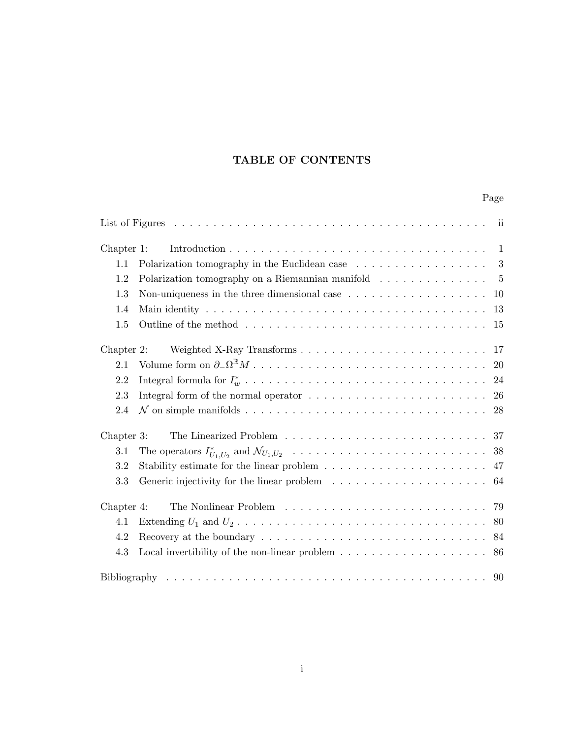# TABLE OF CONTENTS

| | Page |
|---|---|
| List of Figures | ii |
| **Chapter 1:** Introduction | 1 |
| 1.1 Polarization tomography in the Euclidean case | 3 |
| 1.2 Polarization tomography on a Riemannian manifold | 5 |
| 1.3 Non-uniqueness in the three dimensional case | 10 |
| 1.4 Main identity | 13 |
| 1.5 Outline of the method | 15 |
| **Chapter 2:** Weighted X-Ray Transforms | 17 |
| 2.1 Volume form on $\partial_-\Omega^{\mathbb{R}}M$ | 20 |
| 2.2 Integral formula for $I_w^*$ | 24 |
| 2.3 Integral form of the normal operator | 26 |
| 2.4 $\mathcal{N}$ on simple manifolds | 28 |
| **Chapter 3:** The Linearized Problem | 37 |
| 3.1 The operators $I^*_{U_1,U_2}$ and $\mathcal{N}_{U_1,U_2}$ | 38 |
| 3.2 Stability estimate for the linear problem | 47 |
| 3.3 Generic injectivity for the linear problem | 64 |
| **Chapter 4:** The Nonlinear Problem | 79 |
| 4.1 Extending $U_1$ and $U_2$ | 80 |
| 4.2 Recovery at the boundary | 84 |
| 4.3 Local invertibility of the non-linear problem | 86 |
| Bibliography | 90 |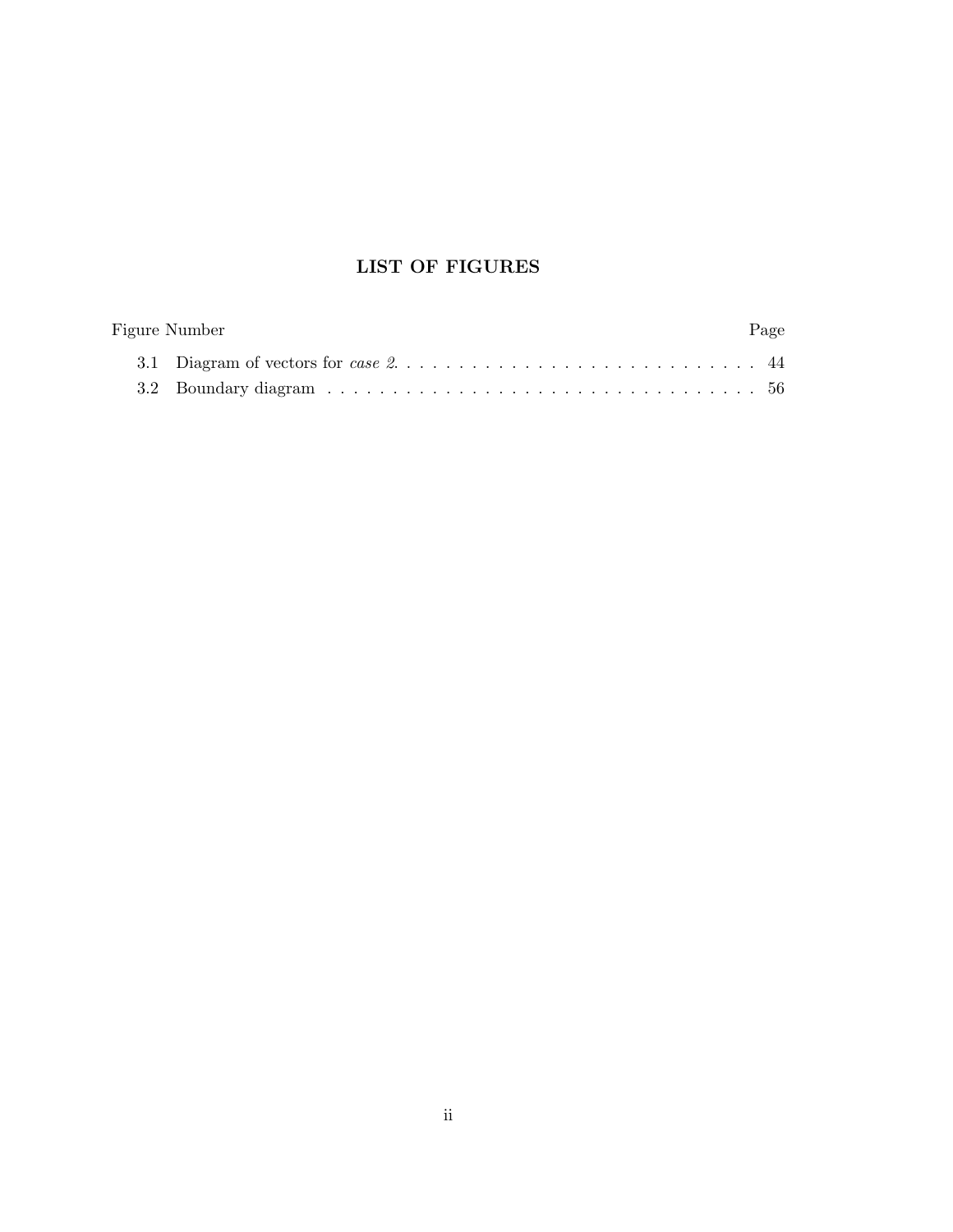# LIST OF FIGURES

| Figure Number | | Page |
|---|---|---|
| 3.1 | Diagram of vectors for *case 2*. | 44 |
| 3.2 | Boundary diagram | 56 |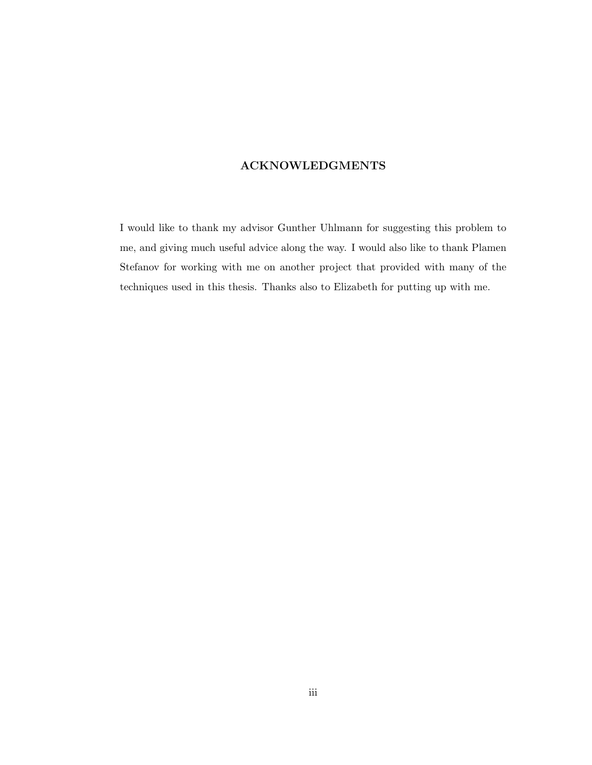# ACKNOWLEDGMENTS

I would like to thank my advisor Gunther Uhlmann for suggesting this problem to me, and giving much useful advice along the way. I would also like to thank Plamen Stefanov for working with me on another project that provided with many of the techniques used in this thesis. Thanks also to Elizabeth for putting up with me.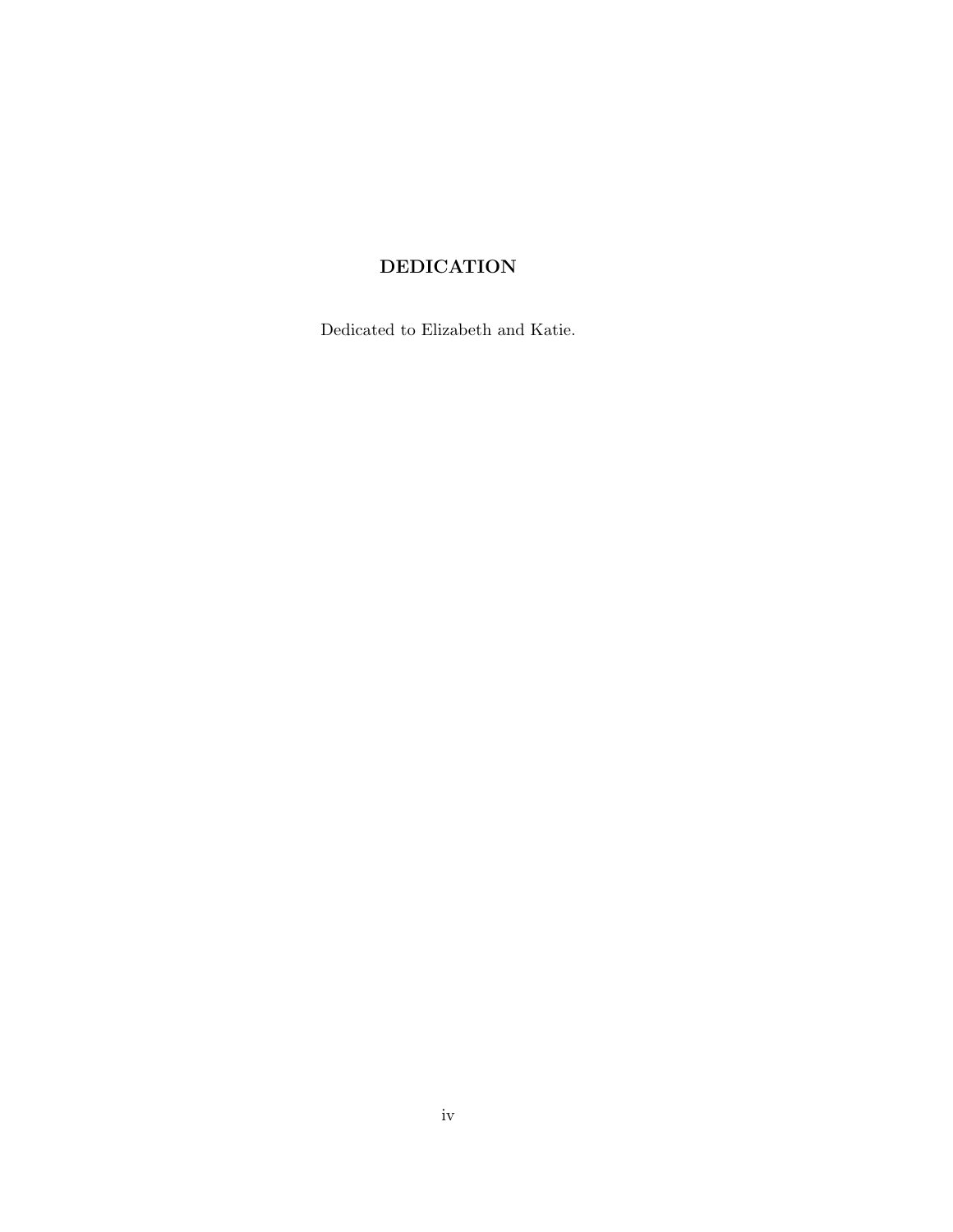## DEDICATION

Dedicated to Elizabeth and Katie.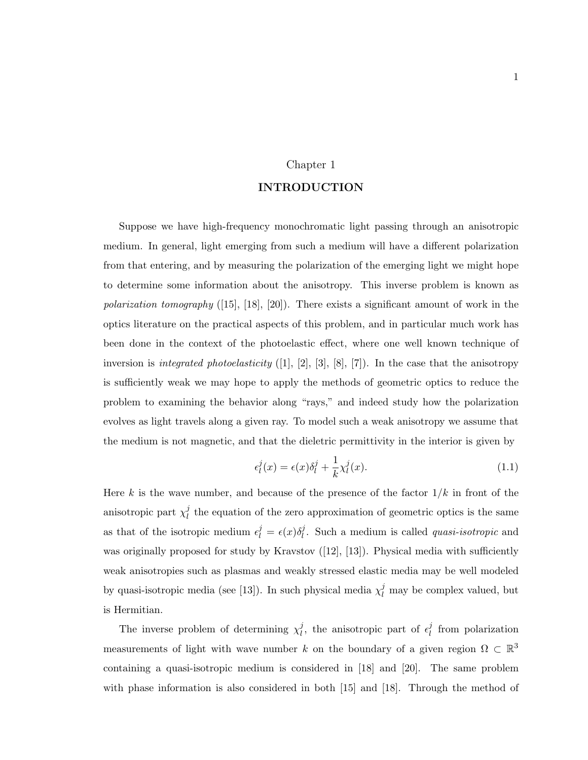# Chapter 1

## INTRODUCTION

Suppose we have high-frequency monochromatic light passing through an anisotropic medium. In general, light emerging from such a medium will have a different polarization from that entering, and by measuring the polarization of the emerging light we might hope to determine some information about the anisotropy. This inverse problem is known as *polarization tomography* ([15], [18], [20]). There exists a significant amount of work in the optics literature on the practical aspects of this problem, and in particular much work has been done in the context of the photoelastic effect, where one well known technique of inversion is *integrated photoelasticity* ([1], [2], [3], [8], [7]). In the case that the anisotropy is sufficiently weak we may hope to apply the methods of geometric optics to reduce the problem to examining the behavior along "rays," and indeed study how the polarization evolves as light travels along a given ray. To model such a weak anisotropy we assume that the medium is not magnetic, and that the dieletric permittivity in the interior is given by

$$\epsilon^j_l(x) = \epsilon(x)\delta^j_l + \frac{1}{k}\chi^j_l(x). \tag{1.1}$$

Here $k$ is the wave number, and because of the presence of the factor $1/k$ in front of the anisotropic part $\chi^j_l$ the equation of the zero approximation of geometric optics is the same as that of the isotropic medium $\epsilon^j_l = \epsilon(x)\delta^j_l$. Such a medium is called *quasi-isotropic* and was originally proposed for study by Kravstov ([12], [13]). Physical media with sufficiently weak anisotropies such as plasmas and weakly stressed elastic media may be well modeled by quasi-isotropic media (see [13]). In such physical media $\chi^j_l$ may be complex valued, but is Hermitian.

The inverse problem of determining $\chi^j_l$, the anisotropic part of $\epsilon^j_l$ from polarization measurements of light with wave number $k$ on the boundary of a given region $\Omega \subset \mathbb{R}^3$ containing a quasi-isotropic medium is considered in [18] and [20]. The same problem with phase information is also considered in both [15] and [18]. Through the method of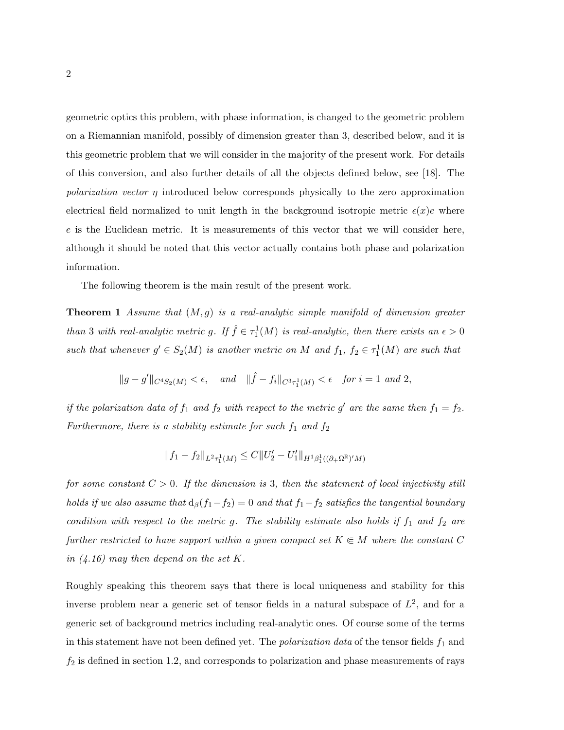geometric optics this problem, with phase information, is changed to the geometric problem on a Riemannian manifold, possibly of dimension greater than 3, described below, and it is this geometric problem that we will consider in the majority of the present work. For details of this conversion, and also further details of all the objects defined below, see [18]. The *polarization vector* $\eta$ introduced below corresponds physically to the zero approximation electrical field normalized to unit length in the background isotropic metric $\epsilon(x)e$ where $e$ is the Euclidean metric. It is measurements of this vector that we will consider here, although it should be noted that this vector actually contains both phase and polarization information.

The following theorem is the main result of the present work.

**Theorem 1** *Assume that $(M, g)$ is a real-analytic simple manifold of dimension greater than 3 with real-analytic metric $g$. If $\hat{f} \in \tau_1^1(M)$ is real-analytic, then there exists an $\epsilon > 0$ such that whenever $g' \in S_2(M)$ is another metric on $M$ and $f_1$, $f_2 \in \tau_1^1(M)$ are such that*

$$\|g - g'\|_{C^4 S_2(M)} < \epsilon, \quad \textit{and} \quad \|\hat{f} - f_i\|_{C^3 \tau_1^1(M)} < \epsilon \quad \textit{for } i = 1 \textit{ and } 2,$$

*if the polarization data of $f_1$ and $f_2$ with respect to the metric $g'$ are the same then $f_1 = f_2$. Furthermore, there is a stability estimate for such $f_1$ and $f_2$*

$$\|f_1 - f_2\|_{L^2 \tau_1^1(M)} \leq C \|U_2' - U_1'\|_{H^1 \beta_1^1((\partial_+ \Omega^{\mathbb{R}})' M)}$$

*for some constant $C > 0$. If the dimension is 3, then the statement of local injectivity still holds if we also assume that $\mathrm{d}_\beta(f_1 - f_2) = 0$ and that $f_1 - f_2$ satisfies the tangential boundary condition with respect to the metric $g$. The stability estimate also holds if $f_1$ and $f_2$ are further restricted to have support within a given compact set $K \Subset M$ where the constant $C$ in (4.16) may then depend on the set $K$.*

Roughly speaking this theorem says that there is local uniqueness and stability for this inverse problem near a generic set of tensor fields in a natural subspace of $L^2$, and for a generic set of background metrics including real-analytic ones. Of course some of the terms in this statement have not been defined yet. The *polarization data* of the tensor fields $f_1$ and $f_2$ is defined in section 1.2, and corresponds to polarization and phase measurements of rays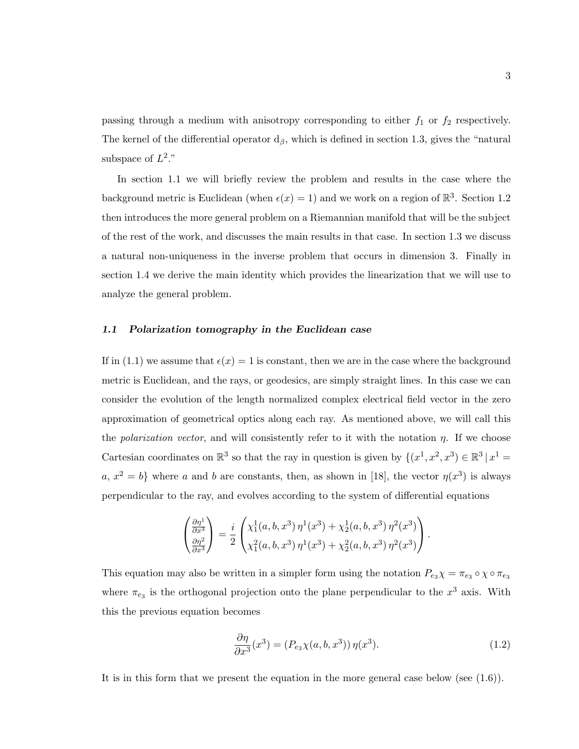passing through a medium with anisotropy corresponding to either $f_1$ or $f_2$ respectively. The kernel of the differential operator $\mathrm{d}_\beta$, which is defined in section 1.3, gives the "natural subspace of $L^2$."

In section 1.1 we will briefly review the problem and results in the case where the background metric is Euclidean (when $\epsilon(x) = 1$) and we work on a region of $\mathbb{R}^3$. Section 1.2 then introduces the more general problem on a Riemannian manifold that will be the subject of the rest of the work, and discusses the main results in that case. In section 1.3 we discuss a natural non-uniqueness in the inverse problem that occurs in dimension 3. Finally in section 1.4 we derive the main identity which provides the linearization that we will use to analyze the general problem.

### *1.1 Polarization tomography in the Euclidean case*

If in (1.1) we assume that $\epsilon(x) = 1$ is constant, then we are in the case where the background metric is Euclidean, and the rays, or geodesics, are simply straight lines. In this case we can consider the evolution of the length normalized complex electrical field vector in the zero approximation of geometrical optics along each ray. As mentioned above, we will call this the *polarization vector*, and will consistently refer to it with the notation $\eta$. If we choose Cartesian coordinates on $\mathbb{R}^3$ so that the ray in question is given by $\{(x^1, x^2, x^3) \in \mathbb{R}^3 \,|\, x^1 = a,\, x^2 = b\}$ where $a$ and $b$ are constants, then, as shown in [18], the vector $\eta(x^3)$ is always perpendicular to the ray, and evolves according to the system of differential equations

$$\begin{pmatrix} \frac{\partial \eta^1}{\partial x^3} \\ \frac{\partial \eta^2}{\partial x^3} \end{pmatrix} = \frac{i}{2} \begin{pmatrix} \chi^1_1(a, b, x^3)\, \eta^1(x^3) + \chi^1_2(a, b, x^3)\, \eta^2(x^3) \\ \chi^2_1(a, b, x^3)\, \eta^1(x^3) + \chi^2_2(a, b, x^3)\, \eta^2(x^3) \end{pmatrix}.$$

This equation may also be written in a simpler form using the notation $P_{e_3}\chi = \pi_{e_3} \circ \chi \circ \pi_{e_3}$ where $\pi_{e_3}$ is the orthogonal projection onto the plane perpendicular to the $x^3$ axis. With this the previous equation becomes

$$\frac{\partial \eta}{\partial x^3}(x^3) = (P_{e_3}\chi(a, b, x^3))\, \eta(x^3). \tag{1.2}$$

It is in this form that we present the equation in the more general case below (see (1.6)).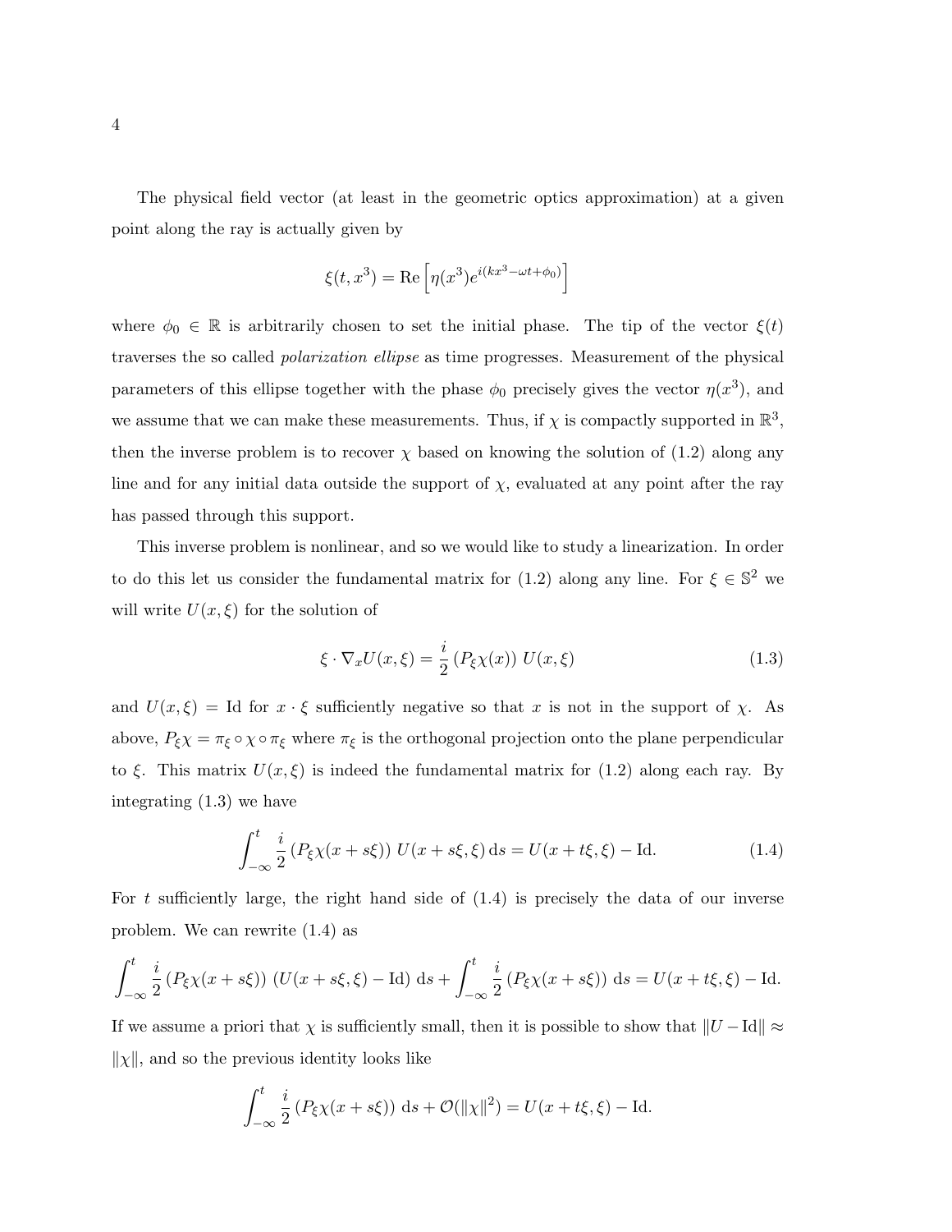The physical field vector (at least in the geometric optics approximation) at a given point along the ray is actually given by

$$\xi(t, x^3) = \mathrm{Re}\left[\eta(x^3) e^{i(kx^3 - \omega t + \phi_0)}\right]$$

where $\phi_0 \in \mathbb{R}$ is arbitrarily chosen to set the initial phase. The tip of the vector $\xi(t)$ traverses the so called *polarization ellipse* as time progresses. Measurement of the physical parameters of this ellipse together with the phase $\phi_0$ precisely gives the vector $\eta(x^3)$, and we assume that we can make these measurements. Thus, if $\chi$ is compactly supported in $\mathbb{R}^3$, then the inverse problem is to recover $\chi$ based on knowing the solution of (1.2) along any line and for any initial data outside the support of $\chi$, evaluated at any point after the ray has passed through this support.

This inverse problem is nonlinear, and so we would like to study a linearization. In order to do this let us consider the fundamental matrix for (1.2) along any line. For $\xi \in \mathbb{S}^2$ we will write $U(x, \xi)$ for the solution of

$$\xi \cdot \nabla_x U(x, \xi) = \frac{i}{2}\left(P_\xi \chi(x)\right) U(x, \xi) \tag{1.3}$$

and $U(x, \xi) = \mathrm{Id}$ for $x \cdot \xi$ sufficiently negative so that $x$ is not in the support of $\chi$. As above, $P_\xi \chi = \pi_\xi \circ \chi \circ \pi_\xi$ where $\pi_\xi$ is the orthogonal projection onto the plane perpendicular to $\xi$. This matrix $U(x, \xi)$ is indeed the fundamental matrix for (1.2) along each ray. By integrating (1.3) we have

$$\int_{-\infty}^{t} \frac{i}{2}\left(P_\xi \chi(x + s\xi)\right) U(x + s\xi, \xi)\, \mathrm{d}s = U(x + t\xi, \xi) - \mathrm{Id}. \tag{1.4}$$

For $t$ sufficiently large, the right hand side of (1.4) is precisely the data of our inverse problem. We can rewrite (1.4) as

$$\int_{-\infty}^{t} \frac{i}{2}\left(P_\xi \chi(x + s\xi)\right) \left(U(x + s\xi, \xi) - \mathrm{Id}\right)\, \mathrm{d}s + \int_{-\infty}^{t} \frac{i}{2}\left(P_\xi \chi(x + s\xi)\right)\, \mathrm{d}s = U(x + t\xi, \xi) - \mathrm{Id}.$$

If we assume a priori that $\chi$ is sufficiently small, then it is possible to show that $\|U - \mathrm{Id}\| \approx \|\chi\|$, and so the previous identity looks like

$$\int_{-\infty}^{t} \frac{i}{2}\left(P_\xi \chi(x + s\xi)\right)\, \mathrm{d}s + \mathcal{O}(\|\chi\|^2) = U(x + t\xi, \xi) - \mathrm{Id}.$$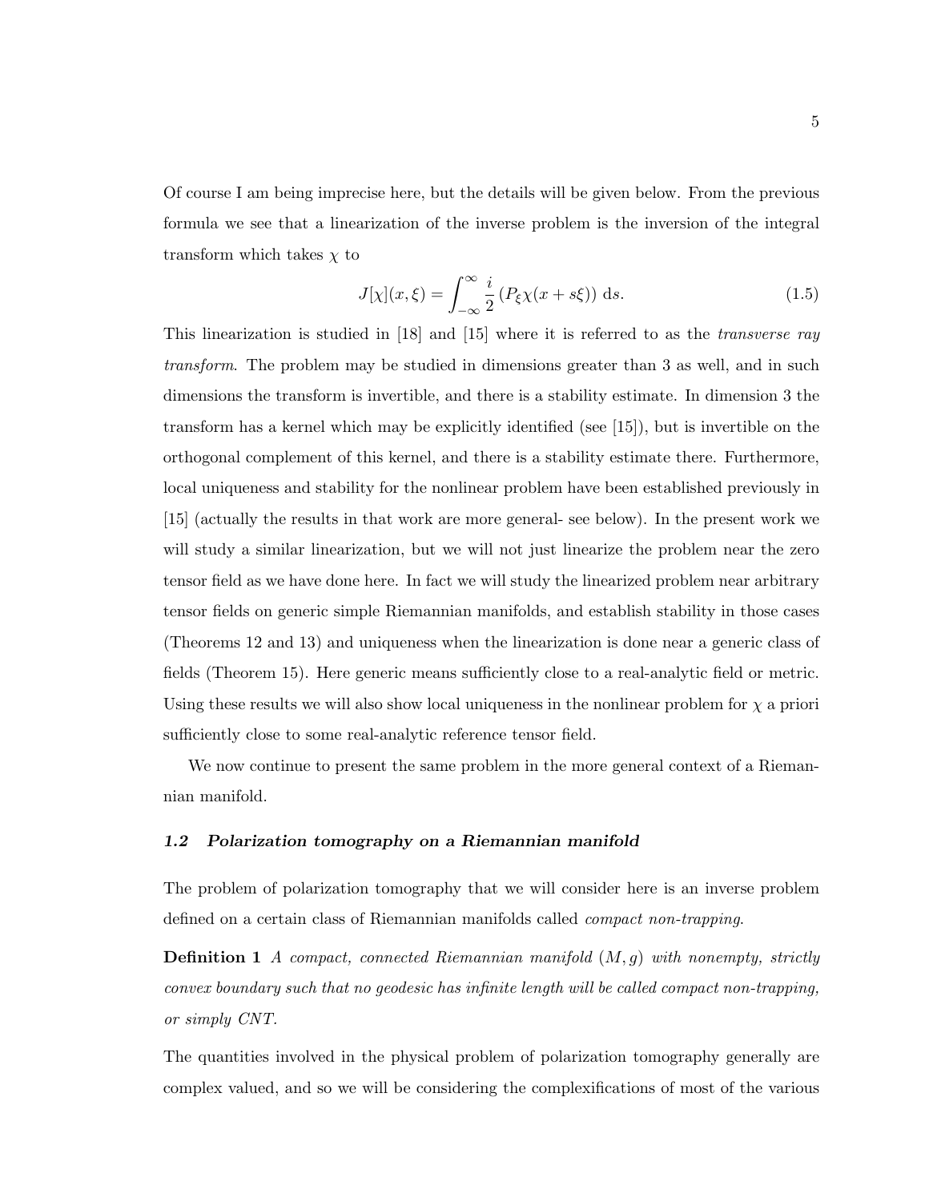Of course I am being imprecise here, but the details will be given below. From the previous formula we see that a linearization of the inverse problem is the inversion of the integral transform which takes $\chi$ to

$$J[\chi](x,\xi) = \int_{-\infty}^{\infty} \frac{i}{2} \left(P_\xi \chi(x + s\xi)\right) \,\mathrm{d}s. \tag{1.5}$$

This linearization is studied in [18] and [15] where it is referred to as the *transverse ray transform*. The problem may be studied in dimensions greater than 3 as well, and in such dimensions the transform is invertible, and there is a stability estimate. In dimension 3 the transform has a kernel which may be explicitly identified (see [15]), but is invertible on the orthogonal complement of this kernel, and there is a stability estimate there. Furthermore, local uniqueness and stability for the nonlinear problem have been established previously in [15] (actually the results in that work are more general- see below). In the present work we will study a similar linearization, but we will not just linearize the problem near the zero tensor field as we have done here. In fact we will study the linearized problem near arbitrary tensor fields on generic simple Riemannian manifolds, and establish stability in those cases (Theorems 12 and 13) and uniqueness when the linearization is done near a generic class of fields (Theorem 15). Here generic means sufficiently close to a real-analytic field or metric. Using these results we will also show local uniqueness in the nonlinear problem for $\chi$ a priori sufficiently close to some real-analytic reference tensor field.

We now continue to present the same problem in the more general context of a Riemannian manifold.

## *1.2 Polarization tomography on a Riemannian manifold*

The problem of polarization tomography that we will consider here is an inverse problem defined on a certain class of Riemannian manifolds called *compact non-trapping*.

**Definition 1** *A compact, connected Riemannian manifold $(M, g)$ with nonempty, strictly convex boundary such that no geodesic has infinite length will be called compact non-trapping, or simply CNT.*

The quantities involved in the physical problem of polarization tomography generally are complex valued, and so we will be considering the complexifications of most of the various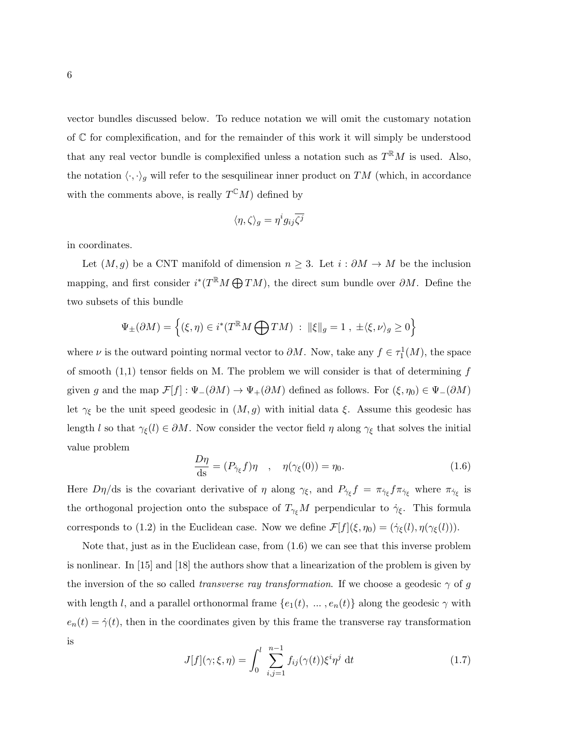vector bundles discussed below. To reduce notation we will omit the customary notation of $\mathbb{C}$ for complexification, and for the remainder of this work it will simply be understood that any real vector bundle is complexified unless a notation such as $T^{\mathbb{R}}M$ is used. Also, the notation $\langle \cdot, \cdot \rangle_g$ will refer to the sesquilinear inner product on $TM$ (which, in accordance with the comments above, is really $T^{\mathbb{C}}M$) defined by

$$\langle \eta, \zeta \rangle_g = \eta^i g_{ij} \overline{\zeta^j}$$

in coordinates.

Let $(M, g)$ be a CNT manifold of dimension $n \geq 3$. Let $i : \partial M \to M$ be the inclusion mapping, and first consider $i^*(T^{\mathbb{R}}M \bigoplus TM)$, the direct sum bundle over $\partial M$. Define the two subsets of this bundle

$$\Psi_{\pm}(\partial M) = \left\{ (\xi, \eta) \in i^*(T^{\mathbb{R}}M \bigoplus TM) \ : \ \|\xi\|_g = 1 \ , \ \pm\langle \xi, \nu \rangle_g \geq 0 \right\}$$

where $\nu$ is the outward pointing normal vector to $\partial M$. Now, take any $f \in \tau_1^1(M)$, the space of smooth (1,1) tensor fields on M. The problem we will consider is that of determining $f$ given $g$ and the map $\mathcal{F}[f] : \Psi_-(\partial M) \to \Psi_+(\partial M)$ defined as follows. For $(\xi, \eta_0) \in \Psi_-(\partial M)$ let $\gamma_\xi$ be the unit speed geodesic in $(M, g)$ with initial data $\xi$. Assume this geodesic has length $l$ so that $\gamma_\xi(l) \in \partial M$. Now consider the vector field $\eta$ along $\gamma_\xi$ that solves the initial value problem

$$\frac{D\eta}{\mathrm{ds}} = (P_{\dot{\gamma}_\xi} f)\eta \quad , \quad \eta(\gamma_\xi(0)) = \eta_0. \tag{1.6}$$

Here $D\eta/\mathrm{ds}$ is the covariant derivative of $\eta$ along $\gamma_\xi$, and $P_{\dot{\gamma}_\xi} f = \pi_{\dot{\gamma}_\xi} f \pi_{\dot{\gamma}_\xi}$ where $\pi_{\dot{\gamma}_\xi}$ is the orthogonal projection onto the subspace of $T_{\gamma_\xi}M$ perpendicular to $\dot{\gamma}_\xi$. This formula corresponds to (1.2) in the Euclidean case. Now we define $\mathcal{F}[f](\xi, \eta_0) = (\dot{\gamma}_\xi(l), \eta(\gamma_\xi(l)))$.

Note that, just as in the Euclidean case, from (1.6) we can see that this inverse problem is nonlinear. In [15] and [18] the authors show that a linearization of the problem is given by the inversion of the so called *transverse ray transformation*. If we choose a geodesic $\gamma$ of $g$ with length $l$, and a parallel orthonormal frame $\{e_1(t), \ldots, e_n(t)\}$ along the geodesic $\gamma$ with $e_n(t) = \dot{\gamma}(t)$, then in the coordinates given by this frame the transverse ray transformation is

$$J[f](\gamma; \xi, \eta) = \int_0^l \sum_{i,j=1}^{n-1} f_{ij}(\gamma(t)) \xi^i \eta^j \ \mathrm{d}t \tag{1.7}$$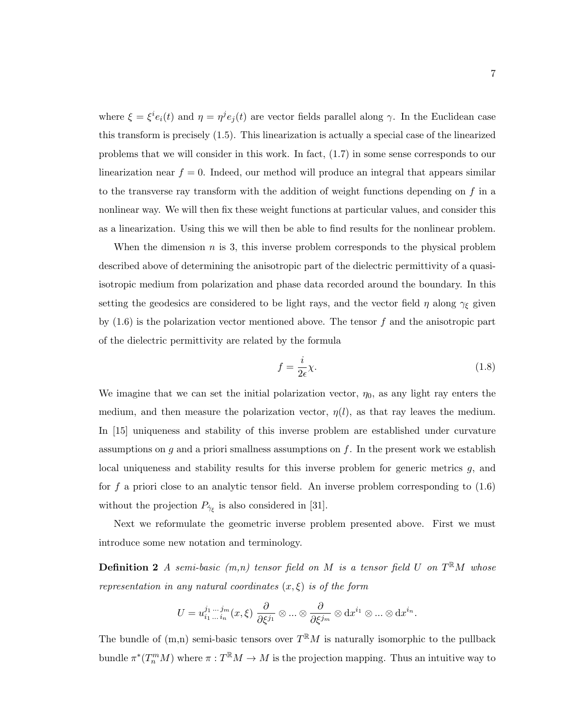where $\xi = \xi^i e_i(t)$ and $\eta = \eta^j e_j(t)$ are vector fields parallel along $\gamma$. In the Euclidean case this transform is precisely (1.5). This linearization is actually a special case of the linearized problems that we will consider in this work. In fact, (1.7) in some sense corresponds to our linearization near $f = 0$. Indeed, our method will produce an integral that appears similar to the transverse ray transform with the addition of weight functions depending on $f$ in a nonlinear way. We will then fix these weight functions at particular values, and consider this as a linearization. Using this we will then be able to find results for the nonlinear problem.

When the dimension $n$ is 3, this inverse problem corresponds to the physical problem described above of determining the anisotropic part of the dielectric permittivity of a quasi-isotropic medium from polarization and phase data recorded around the boundary. In this setting the geodesics are considered to be light rays, and the vector field $\eta$ along $\gamma_\xi$ given by (1.6) is the polarization vector mentioned above. The tensor $f$ and the anisotropic part of the dielectric permittivity are related by the formula

$$f = \frac{i}{2\epsilon}\chi. \tag{1.8}$$

We imagine that we can set the initial polarization vector, $\eta_0$, as any light ray enters the medium, and then measure the polarization vector, $\eta(l)$, as that ray leaves the medium. In [15] uniqueness and stability of this inverse problem are established under curvature assumptions on $g$ and a priori smallness assumptions on $f$. In the present work we establish local uniqueness and stability results for this inverse problem for generic metrics $g$, and for $f$ a priori close to an analytic tensor field. An inverse problem corresponding to (1.6) without the projection $P_{\dot{\gamma}_\xi}$ is also considered in [31].

Next we reformulate the geometric inverse problem presented above. First we must introduce some new notation and terminology.

**Definition 2** *A semi-basic (m,n) tensor field on $M$ is a tensor field $U$ on $T^{\mathbb{R}}M$ whose representation in any natural coordinates $(x, \xi)$ is of the form*

$$U = u^{j_1 \dots j_m}_{i_1 \dots i_n}(x, \xi)\, \frac{\partial}{\partial \xi^{j_1}} \otimes \dots \otimes \frac{\partial}{\partial \xi^{j_m}} \otimes \mathrm{d}x^{i_1} \otimes \dots \otimes \mathrm{d}x^{i_n}.$$

The bundle of (m,n) semi-basic tensors over $T^{\mathbb{R}}M$ is naturally isomorphic to the pullback bundle $\pi^*(T^m_n M)$ where $\pi : T^{\mathbb{R}}M \to M$ is the projection mapping. Thus an intuitive way to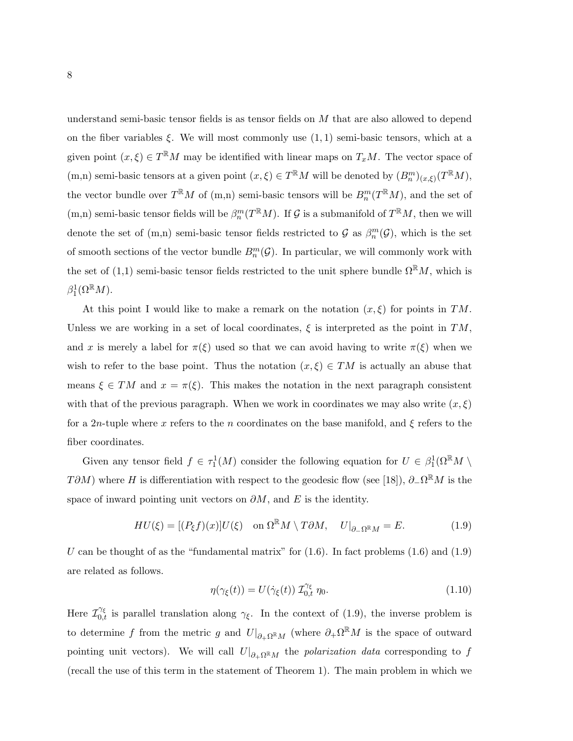understand semi-basic tensor fields is as tensor fields on $M$ that are also allowed to depend on the fiber variables $\xi$. We will most commonly use $(1,1)$ semi-basic tensors, which at a given point $(x,\xi) \in T^{\mathbb{R}}M$ may be identified with linear maps on $T_xM$. The vector space of (m,n) semi-basic tensors at a given point $(x,\xi) \in T^{\mathbb{R}}M$ will be denoted by $(B^m_n)_{(x,\xi)}(T^{\mathbb{R}}M)$, the vector bundle over $T^{\mathbb{R}}M$ of (m,n) semi-basic tensors will be $B^m_n(T^{\mathbb{R}}M)$, and the set of (m,n) semi-basic tensor fields will be $\beta^m_n(T^{\mathbb{R}}M)$. If $\mathcal{G}$ is a submanifold of $T^{\mathbb{R}}M$, then we will denote the set of (m,n) semi-basic tensor fields restricted to $\mathcal{G}$ as $\beta^m_n(\mathcal{G})$, which is the set of smooth sections of the vector bundle $B^m_n(\mathcal{G})$. In particular, we will commonly work with the set of (1,1) semi-basic tensor fields restricted to the unit sphere bundle $\Omega^{\mathbb{R}}M$, which is $\beta^1_1(\Omega^{\mathbb{R}}M)$.

At this point I would like to make a remark on the notation $(x,\xi)$ for points in $TM$. Unless we are working in a set of local coordinates, $\xi$ is interpreted as the point in $TM$, and $x$ is merely a label for $\pi(\xi)$ used so that we can avoid having to write $\pi(\xi)$ when we wish to refer to the base point. Thus the notation $(x,\xi) \in TM$ is actually an abuse that means $\xi \in TM$ and $x = \pi(\xi)$. This makes the notation in the next paragraph consistent with that of the previous paragraph. When we work in coordinates we may also write $(x,\xi)$ for a $2n$-tuple where $x$ refers to the $n$ coordinates on the base manifold, and $\xi$ refers to the fiber coordinates.

Given any tensor field $f \in \tau^1_1(M)$ consider the following equation for $U \in \beta^1_1(\Omega^{\mathbb{R}}M \setminus T\partial M)$ where $H$ is differentiation with respect to the geodesic flow (see [18]), $\partial_-\Omega^{\mathbb{R}}M$ is the space of inward pointing unit vectors on $\partial M$, and $E$ is the identity.

$$HU(\xi) = [(P_\xi f)(x)]U(\xi) \quad \text{on } \Omega^{\mathbb{R}}M \setminus T\partial M, \quad U|_{\partial_-\Omega^{\mathbb{R}}M} = E. \tag{1.9}$$

$U$ can be thought of as the "fundamental matrix" for (1.6). In fact problems (1.6) and (1.9) are related as follows.

$$\eta(\gamma_\xi(t)) = U(\dot{\gamma}_\xi(t))\, \mathcal{I}^{\gamma_\xi}_{0,t}\, \eta_0. \tag{1.10}$$

Here $\mathcal{I}^{\gamma_\xi}_{0,t}$ is parallel translation along $\gamma_\xi$. In the context of (1.9), the inverse problem is to determine $f$ from the metric $g$ and $U|_{\partial_+\Omega^{\mathbb{R}}M}$ (where $\partial_+\Omega^{\mathbb{R}}M$ is the space of outward pointing unit vectors). We will call $U|_{\partial_+\Omega^{\mathbb{R}}M}$ the *polarization data* corresponding to $f$ (recall the use of this term in the statement of Theorem 1). The main problem in which we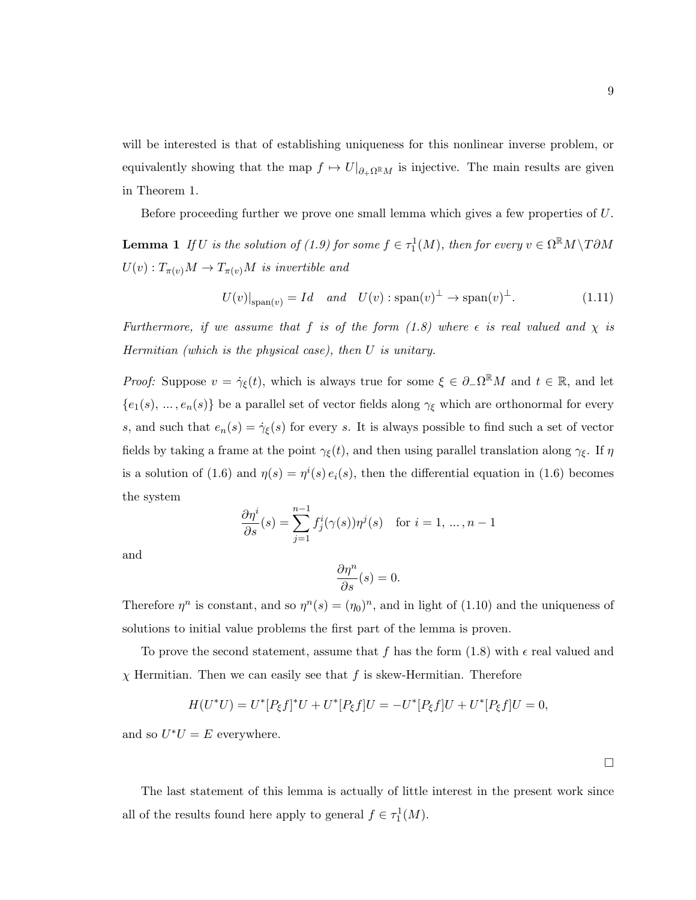will be interested is that of establishing uniqueness for this nonlinear inverse problem, or equivalently showing that the map $f \mapsto U|_{\partial_+ \Omega^{\mathbb{R}} M}$ is injective. The main results are given in Theorem 1.

Before proceeding further we prove one small lemma which gives a few properties of $U$.

**Lemma 1** *If $U$ is the solution of (1.9) for some $f \in \tau_1^1(M)$, then for every $v \in \Omega^{\mathbb{R}} M \backslash T\partial M$ $U(v) : T_{\pi(v)}M \to T_{\pi(v)}M$ is invertible and*

$$U(v)|_{\mathrm{span}(v)} = Id \quad and \quad U(v) : \mathrm{span}(v)^{\perp} \to \mathrm{span}(v)^{\perp}. \tag{1.11}$$

*Furthermore, if we assume that $f$ is of the form (1.8) where $\epsilon$ is real valued and $\chi$ is Hermitian (which is the physical case), then $U$ is unitary.*

*Proof:* Suppose $v = \dot{\gamma}_\xi(t)$, which is always true for some $\xi \in \partial_- \Omega^{\mathbb{R}} M$ and $t \in \mathbb{R}$, and let $\{e_1(s), \dots, e_n(s)\}$ be a parallel set of vector fields along $\gamma_\xi$ which are orthonormal for every $s$, and such that $e_n(s) = \dot{\gamma}_\xi(s)$ for every $s$. It is always possible to find such a set of vector fields by taking a frame at the point $\gamma_\xi(t)$, and then using parallel translation along $\gamma_\xi$. If $\eta$ is a solution of (1.6) and $\eta(s) = \eta^i(s)\, e_i(s)$, then the differential equation in (1.6) becomes the system

$$\frac{\partial \eta^i}{\partial s}(s) = \sum_{j=1}^{n-1} f^i_j(\gamma(s))\eta^j(s) \quad \text{for } i = 1, \dots, n-1$$

and

$$\frac{\partial \eta^n}{\partial s}(s) = 0.$$

Therefore $\eta^n$ is constant, and so $\eta^n(s) = (\eta_0)^n$, and in light of (1.10) and the uniqueness of solutions to initial value problems the first part of the lemma is proven.

To prove the second statement, assume that $f$ has the form (1.8) with $\epsilon$ real valued and $\chi$ Hermitian. Then we can easily see that $f$ is skew-Hermitian. Therefore

$$H(U^*U) = U^*[P_\xi f]^* U + U^*[P_\xi f] U = -U^*[P_\xi f] U + U^*[P_\xi f] U = 0,$$

and so $U^*U = E$ everywhere.

□

The last statement of this lemma is actually of little interest in the present work since all of the results found here apply to general $f \in \tau_1^1(M)$.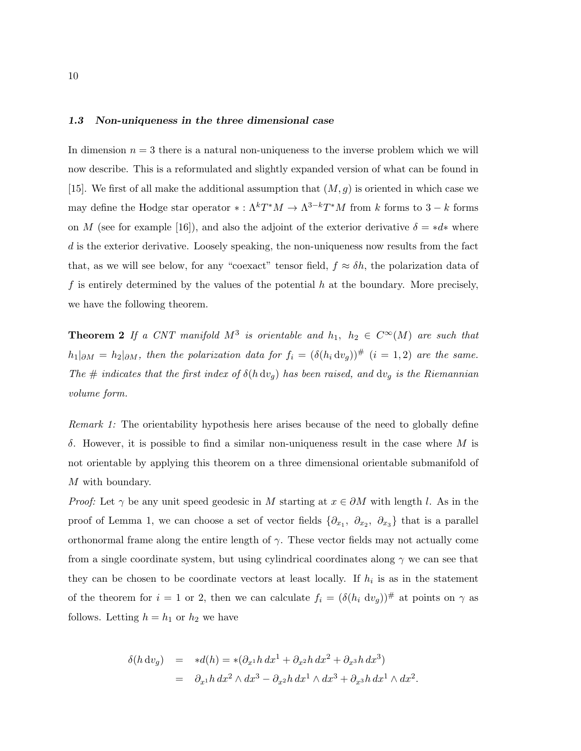### *1.3 Non-uniqueness in the three dimensional case*

In dimension $n = 3$ there is a natural non-uniqueness to the inverse problem which we will now describe. This is a reformulated and slightly expanded version of what can be found in [15]. We first of all make the additional assumption that $(M, g)$ is oriented in which case we may define the Hodge star operator $* : \Lambda^k T^*M \to \Lambda^{3-k}T^*M$ from $k$ forms to $3 - k$ forms on $M$ (see for example [16]), and also the adjoint of the exterior derivative $\delta = *d*$ where $d$ is the exterior derivative. Loosely speaking, the non-uniqueness now results from the fact that, as we will see below, for any "coexact" tensor field, $f \approx \delta h$, the polarization data of $f$ is entirely determined by the values of the potential $h$ at the boundary. More precisely, we have the following theorem.

**Theorem 2** *If a CNT manifold $M^3$ is orientable and $h_1, \ h_2 \in C^\infty(M)$ are such that $h_1|_{\partial M} = h_2|_{\partial M}$, then the polarization data for $f_i = (\delta(h_i \, \mathrm{d}v_g))^\#$ $(i = 1, 2)$ are the same. The # indicates that the first index of $\delta(h \, \mathrm{d}v_g)$ has been raised, and $\mathrm{d}v_g$ is the Riemannian volume form.*

*Remark 1:* The orientability hypothesis here arises because of the need to globally define $\delta$. However, it is possible to find a similar non-uniqueness result in the case where $M$ is not orientable by applying this theorem on a three dimensional orientable submanifold of $M$ with boundary.

*Proof:* Let $\gamma$ be any unit speed geodesic in $M$ starting at $x \in \partial M$ with length $l$. As in the proof of Lemma 1, we can choose a set of vector fields $\{\partial_{x_1}, \ \partial_{x_2}, \ \partial_{x_3}\}$ that is a parallel orthonormal frame along the entire length of $\gamma$. These vector fields may not actually come from a single coordinate system, but using cylindrical coordinates along $\gamma$ we can see that they can be chosen to be coordinate vectors at least locally. If $h_i$ is as in the statement of the theorem for $i = 1$ or 2, then we can calculate $f_i = (\delta(h_i \, \mathrm{d}v_g))^\#$ at points on $\gamma$ as follows. Letting $h = h_1$ or $h_2$ we have

$$
\begin{aligned}
\delta(h \, \mathrm{d}v_g) &= *d(h) = *(\partial_{x^1} h \, dx^1 + \partial_{x^2} h \, dx^2 + \partial_{x^3} h \, dx^3) \\
&= \partial_{x^1} h \, dx^2 \wedge dx^3 - \partial_{x^2} h \, dx^1 \wedge dx^3 + \partial_{x^3} h \, dx^1 \wedge dx^2.
\end{aligned}
$$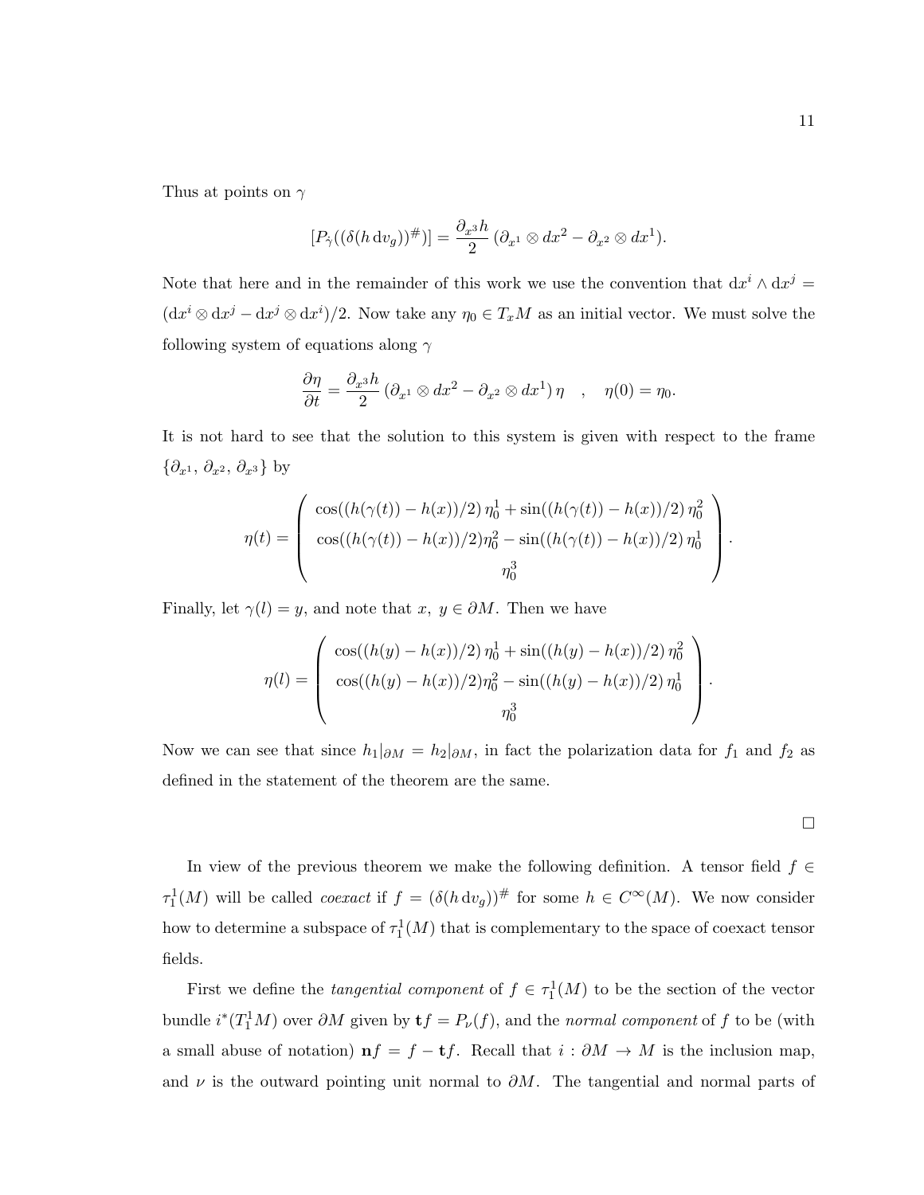Thus at points on $\gamma$

$$[P_{\dot\gamma}((\delta(h\,\mathrm{d}v_g))^{\#})] = \frac{\partial_{x^3} h}{2}\,(\partial_{x^1}\otimes dx^2 - \partial_{x^2}\otimes dx^1).$$

Note that here and in the remainder of this work we use the convention that $\mathrm{d}x^i\wedge \mathrm{d}x^j = (\mathrm{d}x^i\otimes \mathrm{d}x^j - \mathrm{d}x^j\otimes \mathrm{d}x^i)/2$. Now take any $\eta_0\in T_xM$ as an initial vector. We must solve the following system of equations along $\gamma$

$$\frac{\partial \eta}{\partial t} = \frac{\partial_{x^3} h}{2}\,(\partial_{x^1}\otimes dx^2 - \partial_{x^2}\otimes dx^1)\,\eta \quad , \quad \eta(0)=\eta_0.$$

It is not hard to see that the solution to this system is given with respect to the frame $\{\partial_{x^1},\,\partial_{x^2},\,\partial_{x^3}\}$ by

$$\eta(t) = \begin{pmatrix} \cos((h(\gamma(t))-h(x))/2)\,\eta_0^1 + \sin((h(\gamma(t))-h(x))/2)\,\eta_0^2 \\ \cos((h(\gamma(t))-h(x))/2)\eta_0^2 - \sin((h(\gamma(t))-h(x))/2)\,\eta_0^1 \\ \eta_0^3 \end{pmatrix}.$$

Finally, let $\gamma(l)=y$, and note that $x,\ y\in\partial M$. Then we have

$$\eta(l) = \begin{pmatrix} \cos((h(y)-h(x))/2)\,\eta_0^1 + \sin((h(y)-h(x))/2)\,\eta_0^2 \\ \cos((h(y)-h(x))/2)\eta_0^2 - \sin((h(y)-h(x))/2)\,\eta_0^1 \\ \eta_0^3 \end{pmatrix}.$$

Now we can see that since $h_1|_{\partial M} = h_2|_{\partial M}$, in fact the polarization data for $f_1$ and $f_2$ as defined in the statement of the theorem are the same.

□

In view of the previous theorem we make the following definition. A tensor field $f\in\tau_1^1(M)$ will be called *coexact* if $f = (\delta(h\,\mathrm{d}v_g))^{\#}$ for some $h\in C^\infty(M)$. We now consider how to determine a subspace of $\tau_1^1(M)$ that is complementary to the space of coexact tensor fields.

First we define the *tangential component* of $f\in\tau_1^1(M)$ to be the section of the vector bundle $i^*(T_1^1M)$ over $\partial M$ given by $\mathbf{t}f = P_\nu(f)$, and the *normal component* of $f$ to be (with a small abuse of notation) $\mathbf{n}f = f - \mathbf{t}f$. Recall that $i:\partial M\to M$ is the inclusion map, and $\nu$ is the outward pointing unit normal to $\partial M$. The tangential and normal parts of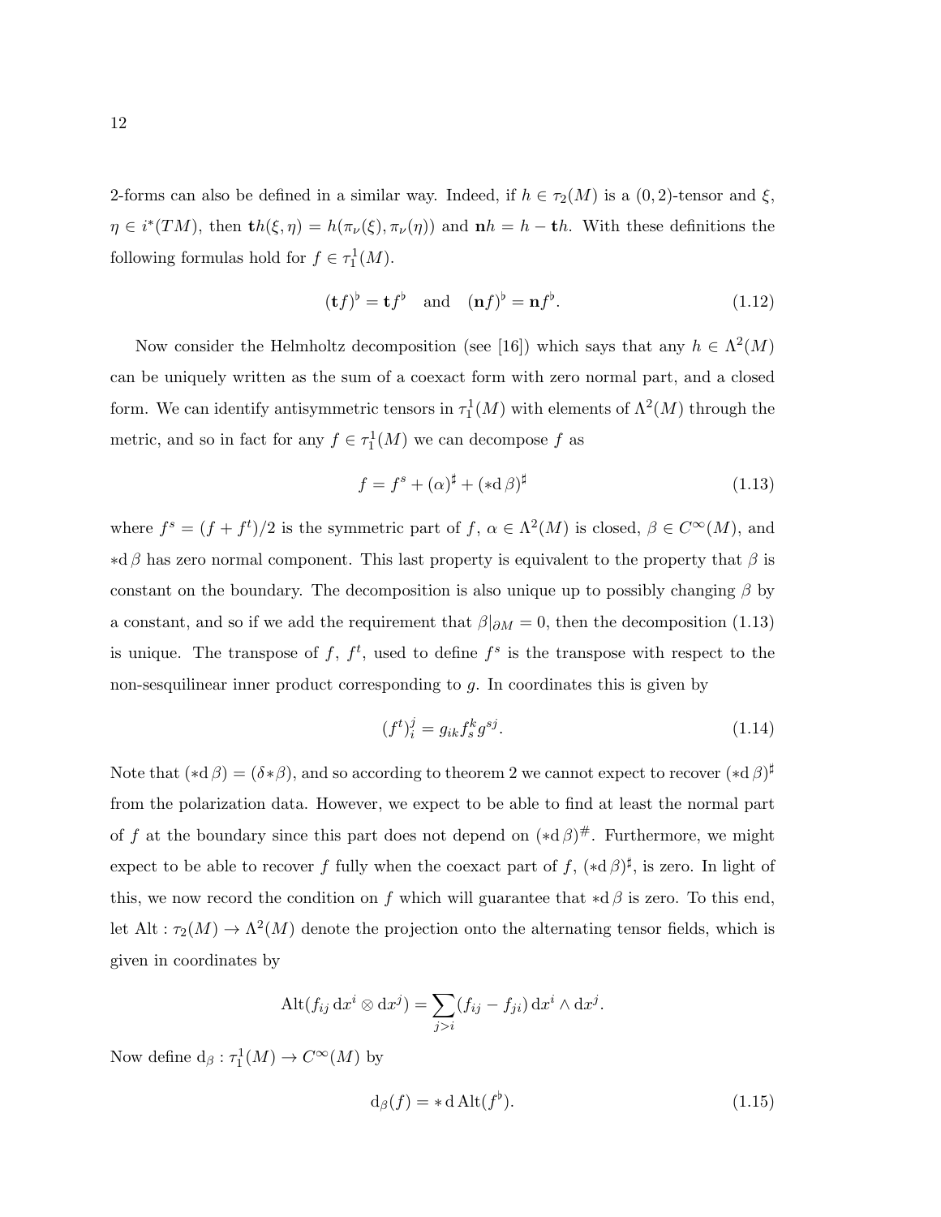2-forms can also be defined in a similar way. Indeed, if $h \in \tau_2(M)$ is a $(0,2)$-tensor and $\xi$, $\eta \in i^*(TM)$, then $\mathbf{t}h(\xi,\eta) = h(\pi_\nu(\xi), \pi_\nu(\eta))$ and $\mathbf{n}h = h - \mathbf{t}h$. With these definitions the following formulas hold for $f \in \tau_1^1(M)$.

$$(\mathbf{t}f)^\flat = \mathbf{t}f^\flat \quad \text{and} \quad (\mathbf{n}f)^\flat = \mathbf{n}f^\flat. \tag{1.12}$$

Now consider the Helmholtz decomposition (see [16]) which says that any $h \in \Lambda^2(M)$ can be uniquely written as the sum of a coexact form with zero normal part, and a closed form. We can identify antisymmetric tensors in $\tau_1^1(M)$ with elements of $\Lambda^2(M)$ through the metric, and so in fact for any $f \in \tau_1^1(M)$ we can decompose $f$ as

$$f = f^s + (\alpha)^\sharp + (*\mathrm{d}\,\beta)^\sharp \tag{1.13}$$

where $f^s = (f + f^t)/2$ is the symmetric part of $f$, $\alpha \in \Lambda^2(M)$ is closed, $\beta \in C^\infty(M)$, and $*\mathrm{d}\,\beta$ has zero normal component. This last property is equivalent to the property that $\beta$ is constant on the boundary. The decomposition is also unique up to possibly changing $\beta$ by a constant, and so if we add the requirement that $\beta|_{\partial M} = 0$, then the decomposition (1.13) is unique. The transpose of $f$, $f^t$, used to define $f^s$ is the transpose with respect to the non-sesquilinear inner product corresponding to $g$. In coordinates this is given by

$$(f^t)_i^j = g_{ik} f_s^k g^{sj}. \tag{1.14}$$

Note that $(*\mathrm{d}\,\beta) = (\delta * \beta)$, and so according to theorem 2 we cannot expect to recover $(*\mathrm{d}\,\beta)^\sharp$ from the polarization data. However, we expect to be able to find at least the normal part of $f$ at the boundary since this part does not depend on $(*\mathrm{d}\,\beta)^\#$. Furthermore, we might expect to be able to recover $f$ fully when the coexact part of $f$, $(*\mathrm{d}\,\beta)^\sharp$, is zero. In light of this, we now record the condition on $f$ which will guarantee that $*\mathrm{d}\,\beta$ is zero. To this end, let $\mathrm{Alt} : \tau_2(M) \to \Lambda^2(M)$ denote the projection onto the alternating tensor fields, which is given in coordinates by

$$\mathrm{Alt}(f_{ij}\,\mathrm{d}x^i \otimes \mathrm{d}x^j) = \sum_{j>i} (f_{ij} - f_{ji})\,\mathrm{d}x^i \wedge \mathrm{d}x^j.$$

Now define $\mathrm{d}_\beta : \tau_1^1(M) \to C^\infty(M)$ by

$$\mathrm{d}_\beta(f) = *\,\mathrm{d}\,\mathrm{Alt}(f^\flat). \tag{1.15}$$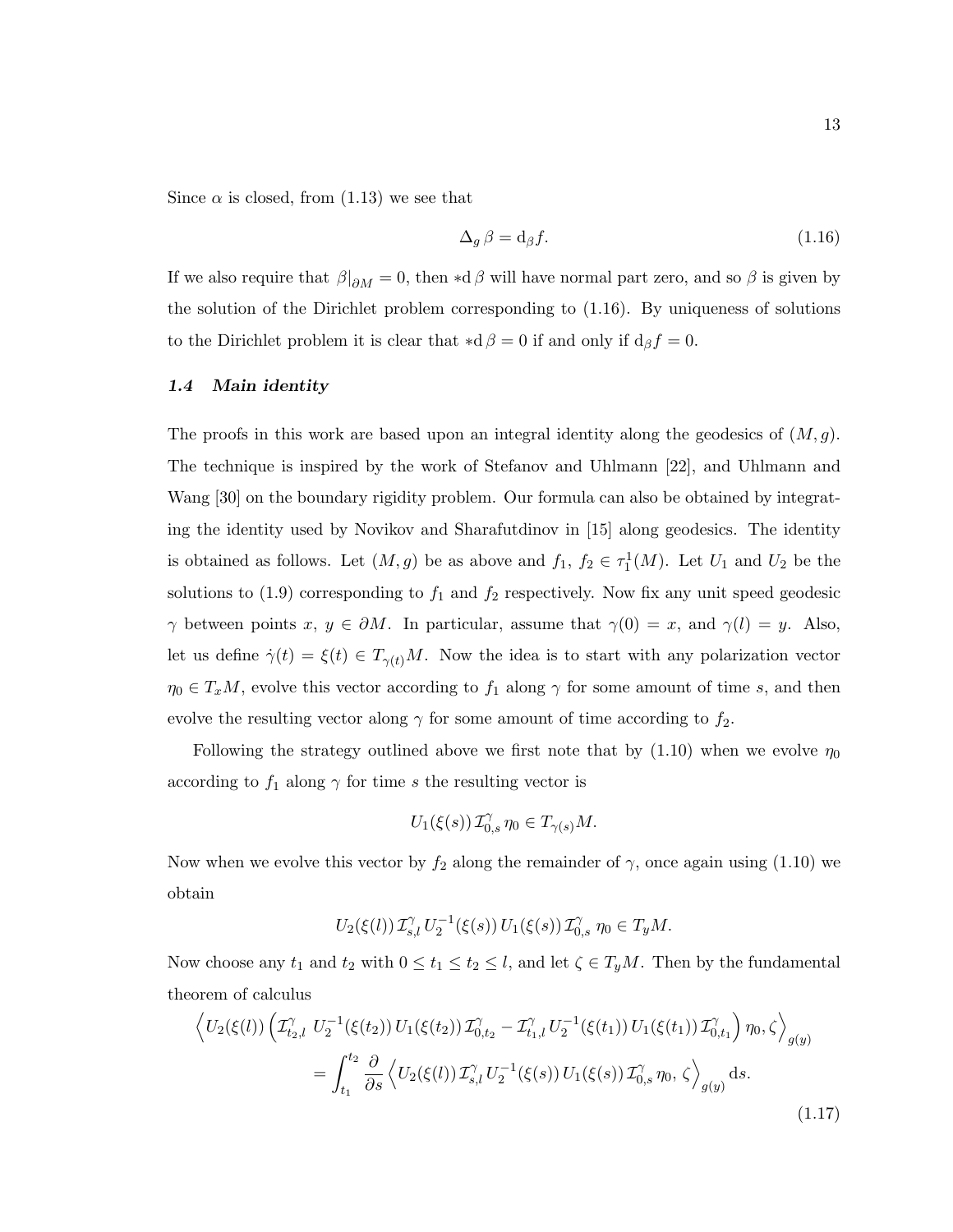Since $\alpha$ is closed, from (1.13) we see that

$$\Delta_g \beta = \mathrm{d}_\beta f. \tag{1.16}$$

If we also require that $\beta|_{\partial M} = 0$, then $*\mathrm{d}\,\beta$ will have normal part zero, and so $\beta$ is given by the solution of the Dirichlet problem corresponding to (1.16). By uniqueness of solutions to the Dirichlet problem it is clear that $*\mathrm{d}\,\beta = 0$ if and only if $\mathrm{d}_\beta f = 0$.

### *1.4 Main identity*

The proofs in this work are based upon an integral identity along the geodesics of $(M, g)$. The technique is inspired by the work of Stefanov and Uhlmann [22], and Uhlmann and Wang [30] on the boundary rigidity problem. Our formula can also be obtained by integrating the identity used by Novikov and Sharafutdinov in [15] along geodesics. The identity is obtained as follows. Let $(M, g)$ be as above and $f_1,\, f_2 \in \tau_1^1(M)$. Let $U_1$ and $U_2$ be the solutions to (1.9) corresponding to $f_1$ and $f_2$ respectively. Now fix any unit speed geodesic $\gamma$ between points $x,\, y \in \partial M$. In particular, assume that $\gamma(0) = x$, and $\gamma(l) = y$. Also, let us define $\dot\gamma(t) = \xi(t) \in T_{\gamma(t)}M$. Now the idea is to start with any polarization vector $\eta_0 \in T_x M$, evolve this vector according to $f_1$ along $\gamma$ for some amount of time $s$, and then evolve the resulting vector along $\gamma$ for some amount of time according to $f_2$.

Following the strategy outlined above we first note that by (1.10) when we evolve $\eta_0$ according to $f_1$ along $\gamma$ for time $s$ the resulting vector is

$$U_1(\xi(s))\, \mathcal{I}^\gamma_{0,s}\, \eta_0 \in T_{\gamma(s)}M.$$

Now when we evolve this vector by $f_2$ along the remainder of $\gamma$, once again using (1.10) we obtain

$$U_2(\xi(l))\, \mathcal{I}^\gamma_{s,l}\, U_2^{-1}(\xi(s))\, U_1(\xi(s))\, \mathcal{I}^\gamma_{0,s}\, \eta_0 \in T_y M.$$

Now choose any $t_1$ and $t_2$ with $0 \le t_1 \le t_2 \le l$, and let $\zeta \in T_y M$. Then by the fundamental theorem of calculus

$$\begin{aligned}
\Big\langle U_2(\xi(l)) \Big( \mathcal{I}^\gamma_{t_2,l}\, U_2^{-1}(\xi(t_2))\, U_1(\xi(t_2))\, \mathcal{I}^\gamma_{0,t_2} - \mathcal{I}^\gamma_{t_1,l}\, U_2^{-1}(\xi(t_1))\, U_1(\xi(t_1))\, \mathcal{I}^\gamma_{0,t_1} \Big) \eta_0, \zeta \Big\rangle_{g(y)} \\
= \int_{t_1}^{t_2} \frac{\partial}{\partial s} \Big\langle U_2(\xi(l))\, \mathcal{I}^\gamma_{s,l}\, U_2^{-1}(\xi(s))\, U_1(\xi(s))\, \mathcal{I}^\gamma_{0,s}\, \eta_0,\, \zeta \Big\rangle_{g(y)} \mathrm{d}s.
\end{aligned} \tag{1.17}$$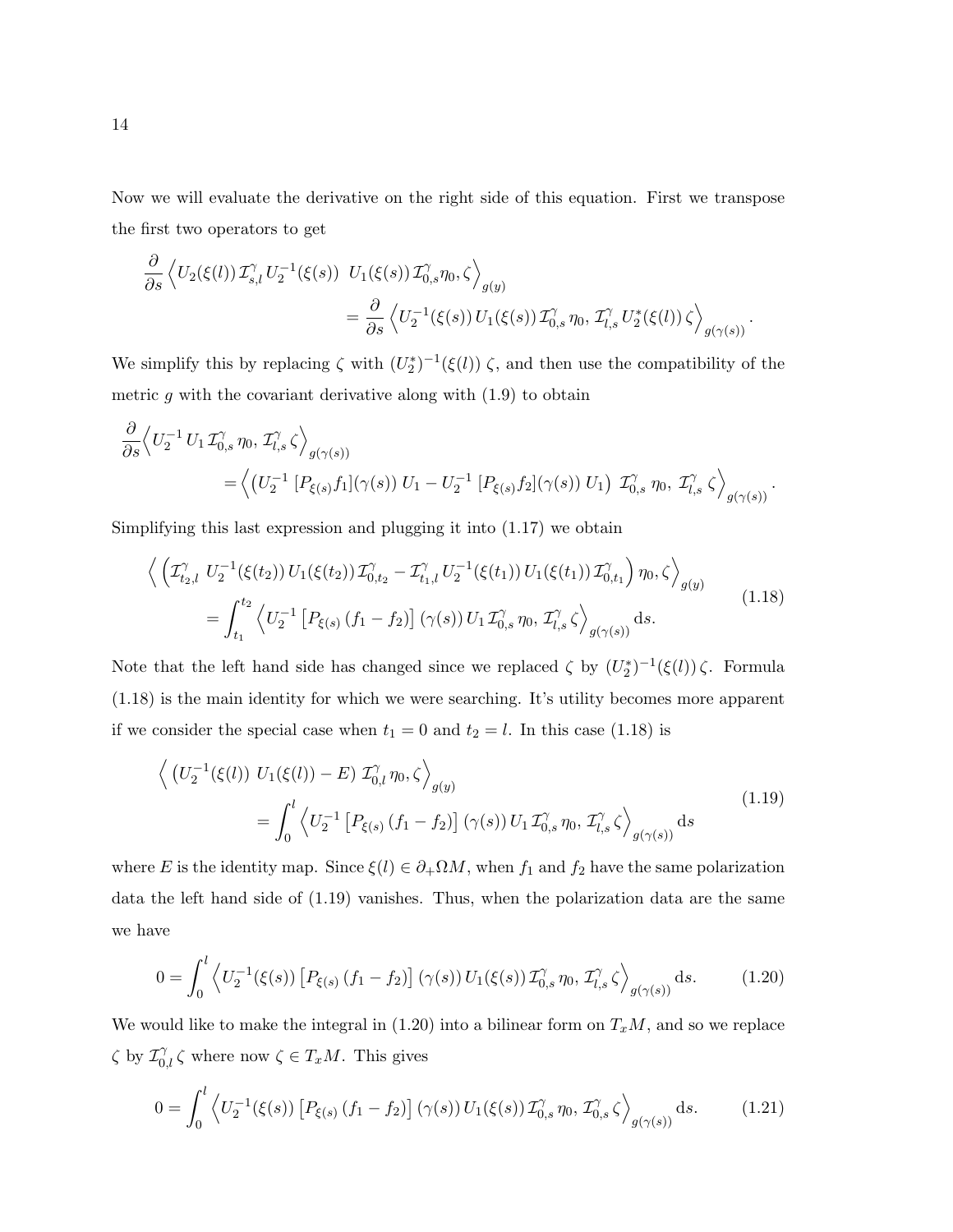Now we will evaluate the derivative on the right side of this equation. First we transpose the first two operators to get

$$\frac{\partial}{\partial s}\left\langle U_2(\xi(l))\,\mathcal{I}^\gamma_{s,l}\,U_2^{-1}(\xi(s))\;\;U_1(\xi(s))\,\mathcal{I}^\gamma_{0,s}\eta_0,\zeta\right\rangle_{g(y)}$$
$$= \frac{\partial}{\partial s}\left\langle U_2^{-1}(\xi(s))\,U_1(\xi(s))\,\mathcal{I}^\gamma_{0,s}\,\eta_0,\,\mathcal{I}^\gamma_{l,s}\,U_2^*(\xi(l))\,\zeta\right\rangle_{g(\gamma(s))}.$$

We simplify this by replacing $\zeta$ with $(U_2^*)^{-1}(\xi(l))\,\zeta$, and then use the compatibility of the metric $g$ with the covariant derivative along with (1.9) to obtain

$$\frac{\partial}{\partial s}\left\langle U_2^{-1}\,U_1\,\mathcal{I}^\gamma_{0,s}\,\eta_0,\,\mathcal{I}^\gamma_{l,s}\,\zeta\right\rangle_{g(\gamma(s))}$$
$$= \left\langle \left(U_2^{-1}\,[P_{\xi(s)}f_1](\gamma(s))\,U_1 - U_2^{-1}\,[P_{\xi(s)}f_2](\gamma(s))\,U_1\right)\;\mathcal{I}^\gamma_{0,s}\,\eta_0,\,\mathcal{I}^\gamma_{l,s}\,\zeta\right\rangle_{g(\gamma(s))}.$$

Simplifying this last expression and plugging it into (1.17) we obtain

$$\begin{aligned}
&\left\langle \left(\mathcal{I}^\gamma_{t_2,l}\;U_2^{-1}(\xi(t_2))\,U_1(\xi(t_2))\,\mathcal{I}^\gamma_{0,t_2} - \mathcal{I}^\gamma_{t_1,l}\,U_2^{-1}(\xi(t_1))\,U_1(\xi(t_1))\,\mathcal{I}^\gamma_{0,t_1}\right)\eta_0,\zeta\right\rangle_{g(y)} \\
&\qquad = \int_{t_1}^{t_2}\left\langle U_2^{-1}\left[P_{\xi(s)}\,(f_1-f_2)\right](\gamma(s))\,U_1\,\mathcal{I}^\gamma_{0,s}\,\eta_0,\,\mathcal{I}^\gamma_{l,s}\,\zeta\right\rangle_{g(\gamma(s))}\mathrm{d}s.
\end{aligned} \tag{1.18}$$

Note that the left hand side has changed since we replaced $\zeta$ by $(U_2^*)^{-1}(\xi(l))\,\zeta$. Formula (1.18) is the main identity for which we were searching. It's utility becomes more apparent if we consider the special case when $t_1 = 0$ and $t_2 = l$. In this case (1.18) is

$$\begin{aligned}
&\left\langle \left(U_2^{-1}(\xi(l))\;U_1(\xi(l)) - E\right)\,\mathcal{I}^\gamma_{0,l}\,\eta_0,\zeta\right\rangle_{g(y)} \\
&\qquad = \int_0^l\left\langle U_2^{-1}\left[P_{\xi(s)}\,(f_1-f_2)\right](\gamma(s))\,U_1\,\mathcal{I}^\gamma_{0,s}\,\eta_0,\,\mathcal{I}^\gamma_{l,s}\,\zeta\right\rangle_{g(\gamma(s))}\mathrm{d}s
\end{aligned} \tag{1.19}$$

where $E$ is the identity map. Since $\xi(l) \in \partial_+\Omega M$, when $f_1$ and $f_2$ have the same polarization data the left hand side of (1.19) vanishes. Thus, when the polarization data are the same we have

$$0 = \int_0^l\left\langle U_2^{-1}(\xi(s))\left[P_{\xi(s)}\,(f_1-f_2)\right](\gamma(s))\,U_1(\xi(s))\,\mathcal{I}^\gamma_{0,s}\,\eta_0,\,\mathcal{I}^\gamma_{l,s}\,\zeta\right\rangle_{g(\gamma(s))}\mathrm{d}s. \tag{1.20}$$

We would like to make the integral in (1.20) into a bilinear form on $T_xM$, and so we replace $\zeta$ by $\mathcal{I}^\gamma_{0,l}\,\zeta$ where now $\zeta \in T_xM$. This gives

$$0 = \int_0^l\left\langle U_2^{-1}(\xi(s))\left[P_{\xi(s)}\,(f_1-f_2)\right](\gamma(s))\,U_1(\xi(s))\,\mathcal{I}^\gamma_{0,s}\,\eta_0,\,\mathcal{I}^\gamma_{0,s}\,\zeta\right\rangle_{g(\gamma(s))}\mathrm{d}s. \tag{1.21}$$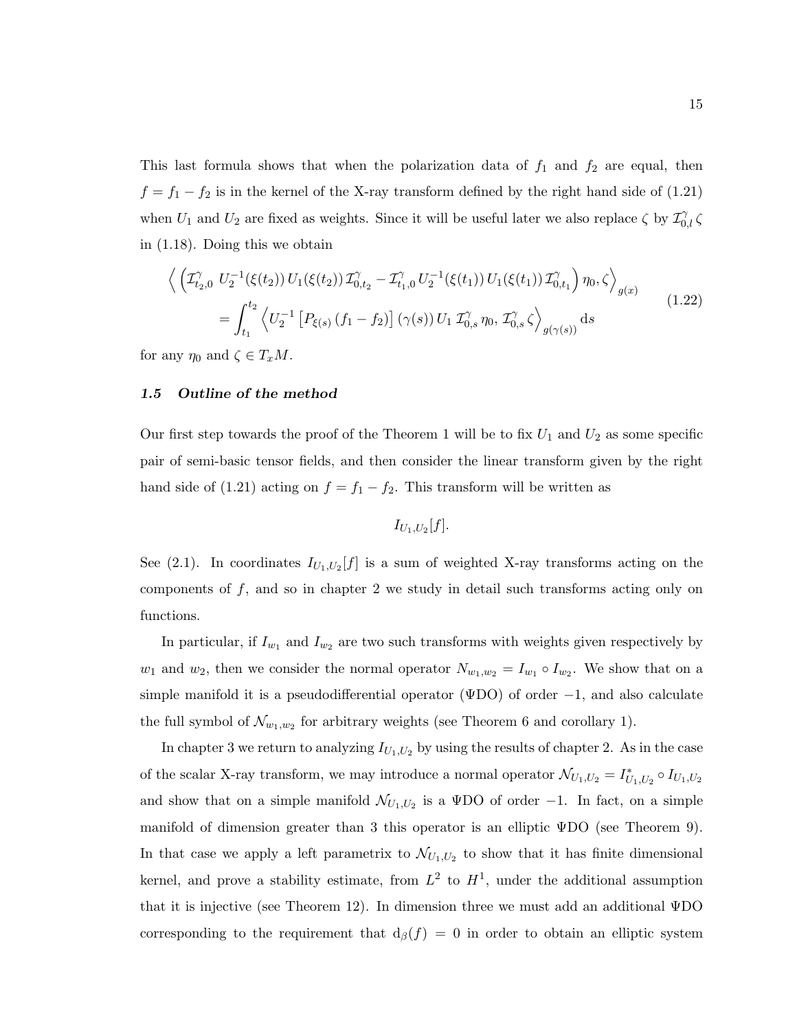This last formula shows that when the polarization data of $f_1$ and $f_2$ are equal, then $f = f_1 - f_2$ is in the kernel of the X-ray transform defined by the right hand side of (1.21) when $U_1$ and $U_2$ are fixed as weights. Since it will be useful later we also replace $\zeta$ by $\mathcal{I}^{\gamma}_{0,l}\,\zeta$ in (1.18). Doing this we obtain

$$
\begin{aligned}
&\Big\langle \Big(\mathcal{I}^{\gamma}_{t_2,0}\; U_2^{-1}(\xi(t_2))\, U_1(\xi(t_2))\, \mathcal{I}^{\gamma}_{0,t_2} - \mathcal{I}^{\gamma}_{t_1,0}\, U_2^{-1}(\xi(t_1))\, U_1(\xi(t_1))\, \mathcal{I}^{\gamma}_{0,t_1}\Big)\, \eta_0, \zeta \Big\rangle_{g(x)} \\
&\qquad = \int_{t_1}^{t_2} \Big\langle U_2^{-1}\left[P_{\xi(s)}\,(f_1 - f_2)\right](\gamma(s))\, U_1\; \mathcal{I}^{\gamma}_{0,s}\,\eta_0,\, \mathcal{I}^{\gamma}_{0,s}\,\zeta \Big\rangle_{g(\gamma(s))} \,\mathrm{d}s
\end{aligned}
\tag{1.22}
$$

for any $\eta_0$ and $\zeta \in T_xM$.

### 1.5 Outline of the method

Our first step towards the proof of the Theorem 1 will be to fix $U_1$ and $U_2$ as some specific pair of semi-basic tensor fields, and then consider the linear transform given by the right hand side of (1.21) acting on $f = f_1 - f_2$. This transform will be written as

$$I_{U_1,U_2}[f].$$

See (2.1). In coordinates $I_{U_1,U_2}[f]$ is a sum of weighted X-ray transforms acting on the components of $f$, and so in chapter 2 we study in detail such transforms acting only on functions.

In particular, if $I_{w_1}$ and $I_{w_2}$ are two such transforms with weights given respectively by $w_1$ and $w_2$, then we consider the normal operator $N_{w_1,w_2} = I_{w_1} \circ I_{w_2}$. We show that on a simple manifold it is a pseudodifferential operator ($\Psi$DO) of order $-1$, and also calculate the full symbol of $\mathcal{N}_{w_1,w_2}$ for arbitrary weights (see Theorem 6 and corollary 1).

In chapter 3 we return to analyzing $I_{U_1,U_2}$ by using the results of chapter 2. As in the case of the scalar X-ray transform, we may introduce a normal operator $\mathcal{N}_{U_1,U_2} = I^*_{U_1,U_2} \circ I_{U_1,U_2}$ and show that on a simple manifold $\mathcal{N}_{U_1,U_2}$ is a $\Psi$DO of order $-1$. In fact, on a simple manifold of dimension greater than 3 this operator is an elliptic $\Psi$DO (see Theorem 9). In that case we apply a left parametrix to $\mathcal{N}_{U_1,U_2}$ to show that it has finite dimensional kernel, and prove a stability estimate, from $L^2$ to $H^1$, under the additional assumption that it is injective (see Theorem 12). In dimension three we must add an additional $\Psi$DO corresponding to the requirement that $\mathrm{d}_\beta(f) = 0$ in order to obtain an elliptic system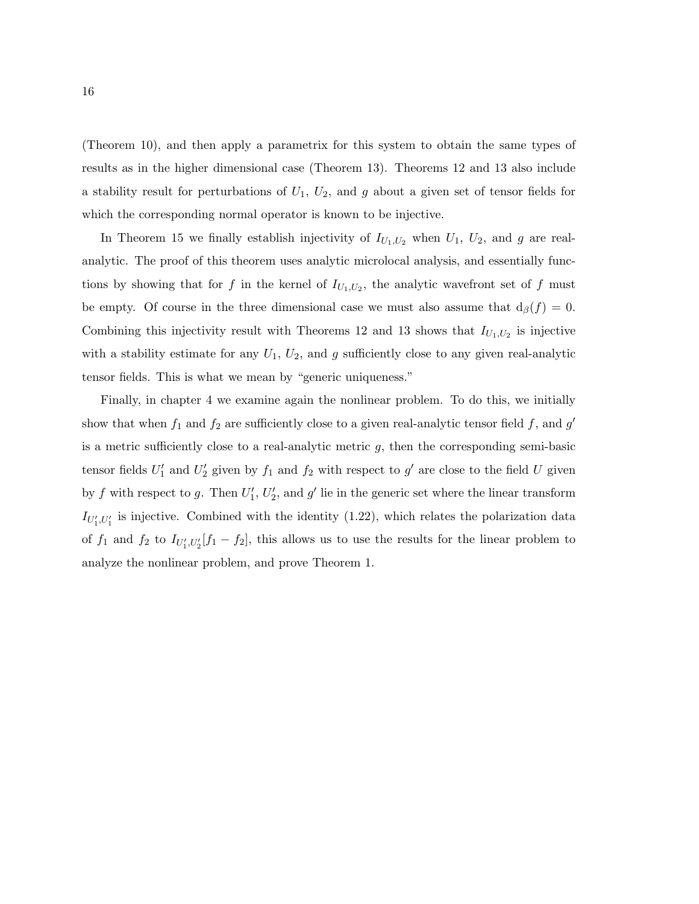(Theorem 10), and then apply a parametrix for this system to obtain the same types of results as in the higher dimensional case (Theorem 13). Theorems 12 and 13 also include a stability result for perturbations of $U_1$, $U_2$, and $g$ about a given set of tensor fields for which the corresponding normal operator is known to be injective.

In Theorem 15 we finally establish injectivity of $I_{U_1,U_2}$ when $U_1$, $U_2$, and $g$ are real-analytic. The proof of this theorem uses analytic microlocal analysis, and essentially functions by showing that for $f$ in the kernel of $I_{U_1,U_2}$, the analytic wavefront set of $f$ must be empty. Of course in the three dimensional case we must also assume that $\mathrm{d}_\beta(f) = 0$. Combining this injectivity result with Theorems 12 and 13 shows that $I_{U_1,U_2}$ is injective with a stability estimate for any $U_1$, $U_2$, and $g$ sufficiently close to any given real-analytic tensor fields. This is what we mean by "generic uniqueness."

Finally, in chapter 4 we examine again the nonlinear problem. To do this, we initially show that when $f_1$ and $f_2$ are sufficiently close to a given real-analytic tensor field $f$, and $g'$ is a metric sufficiently close to a real-analytic metric $g$, then the corresponding semi-basic tensor fields $U_1'$ and $U_2'$ given by $f_1$ and $f_2$ with respect to $g'$ are close to the field $U$ given by $f$ with respect to $g$. Then $U_1'$, $U_2'$, and $g'$ lie in the generic set where the linear transform $I_{U_1',U_1'}$ is injective. Combined with the identity (1.22), which relates the polarization data of $f_1$ and $f_2$ to $I_{U_1',U_2'}[f_1 - f_2]$, this allows us to use the results for the linear problem to analyze the nonlinear problem, and prove Theorem 1.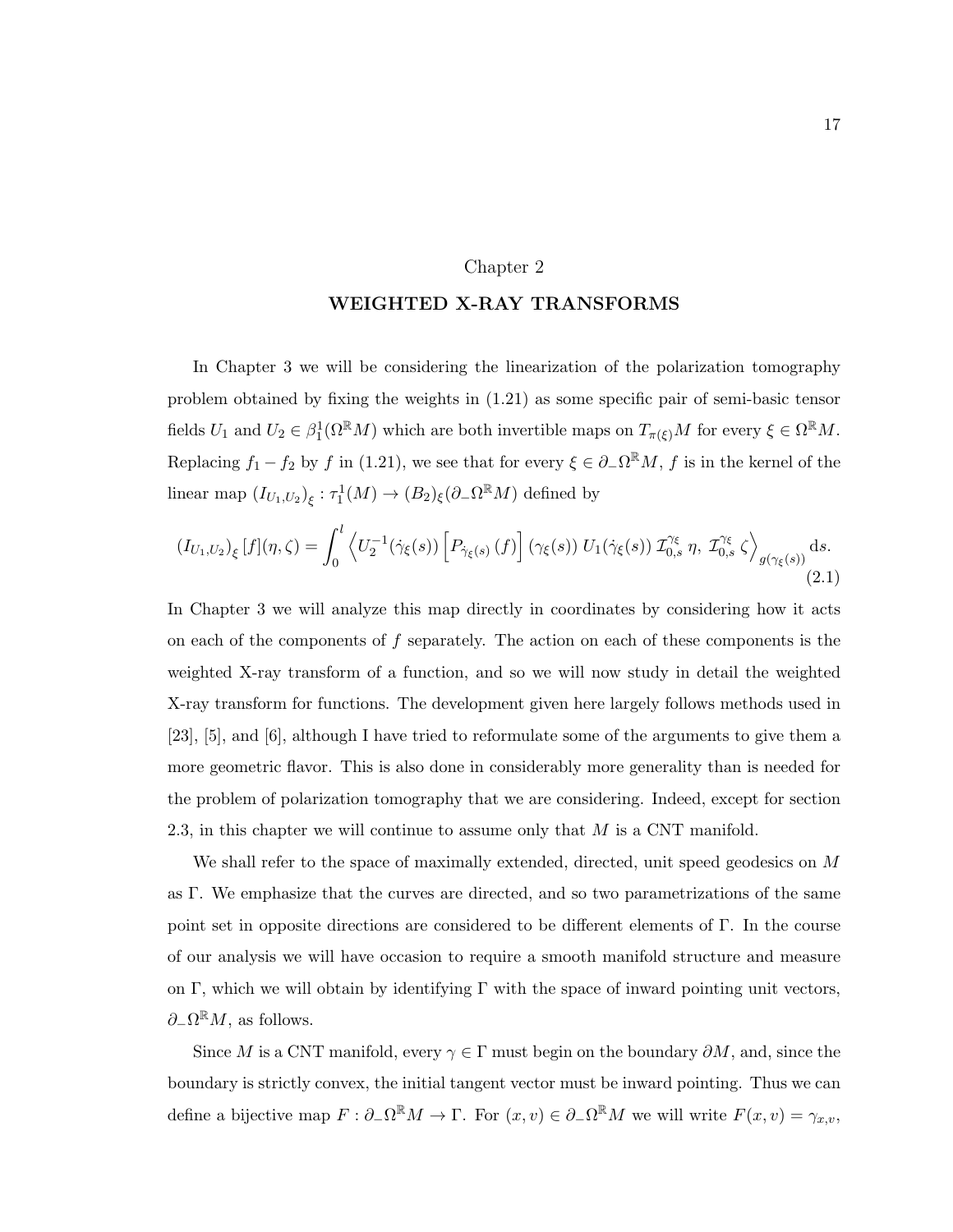# Chapter 2

## WEIGHTED X-RAY TRANSFORMS

In Chapter 3 we will be considering the linearization of the polarization tomography problem obtained by fixing the weights in (1.21) as some specific pair of semi-basic tensor fields $U_1$ and $U_2 \in \beta_1^1(\Omega^{\mathbb{R}}M)$ which are both invertible maps on $T_{\pi(\xi)}M$ for every $\xi \in \Omega^{\mathbb{R}}M$. Replacing $f_1 - f_2$ by $f$ in (1.21), we see that for every $\xi \in \partial_-\Omega^{\mathbb{R}}M$, $f$ is in the kernel of the linear map $\left(I_{U_1,U_2}\right)_\xi : \tau_1^1(M) \to (B_2)_\xi(\partial_-\Omega^{\mathbb{R}}M)$ defined by

$$\left(I_{U_1,U_2}\right)_\xi [f](\eta,\zeta) = \int_0^l \left\langle U_2^{-1}(\dot{\gamma}_\xi(s)) \left[P_{\dot{\gamma}_\xi(s)}\,(f)\right](\gamma_\xi(s))\; U_1(\dot{\gamma}_\xi(s))\; \mathcal{I}_{0,s}^{\gamma_\xi}\,\eta,\; \mathcal{I}_{0,s}^{\gamma_\xi}\,\zeta\right\rangle_{g(\gamma_\xi(s))} \mathrm{d}s. \tag{2.1}$$

In Chapter 3 we will analyze this map directly in coordinates by considering how it acts on each of the components of $f$ separately. The action on each of these components is the weighted X-ray transform of a function, and so we will now study in detail the weighted X-ray transform for functions. The development given here largely follows methods used in [23], [5], and [6], although I have tried to reformulate some of the arguments to give them a more geometric flavor. This is also done in considerably more generality than is needed for the problem of polarization tomography that we are considering. Indeed, except for section 2.3, in this chapter we will continue to assume only that $M$ is a CNT manifold.

We shall refer to the space of maximally extended, directed, unit speed geodesics on $M$ as $\Gamma$. We emphasize that the curves are directed, and so two parametrizations of the same point set in opposite directions are considered to be different elements of $\Gamma$. In the course of our analysis we will have occasion to require a smooth manifold structure and measure on $\Gamma$, which we will obtain by identifying $\Gamma$ with the space of inward pointing unit vectors, $\partial_-\Omega^{\mathbb{R}}M$, as follows.

Since $M$ is a CNT manifold, every $\gamma \in \Gamma$ must begin on the boundary $\partial M$, and, since the boundary is strictly convex, the initial tangent vector must be inward pointing. Thus we can define a bijective map $F : \partial_-\Omega^{\mathbb{R}}M \to \Gamma$. For $(x, v) \in \partial_-\Omega^{\mathbb{R}}M$ we will write $F(x, v) = \gamma_{x,v}$,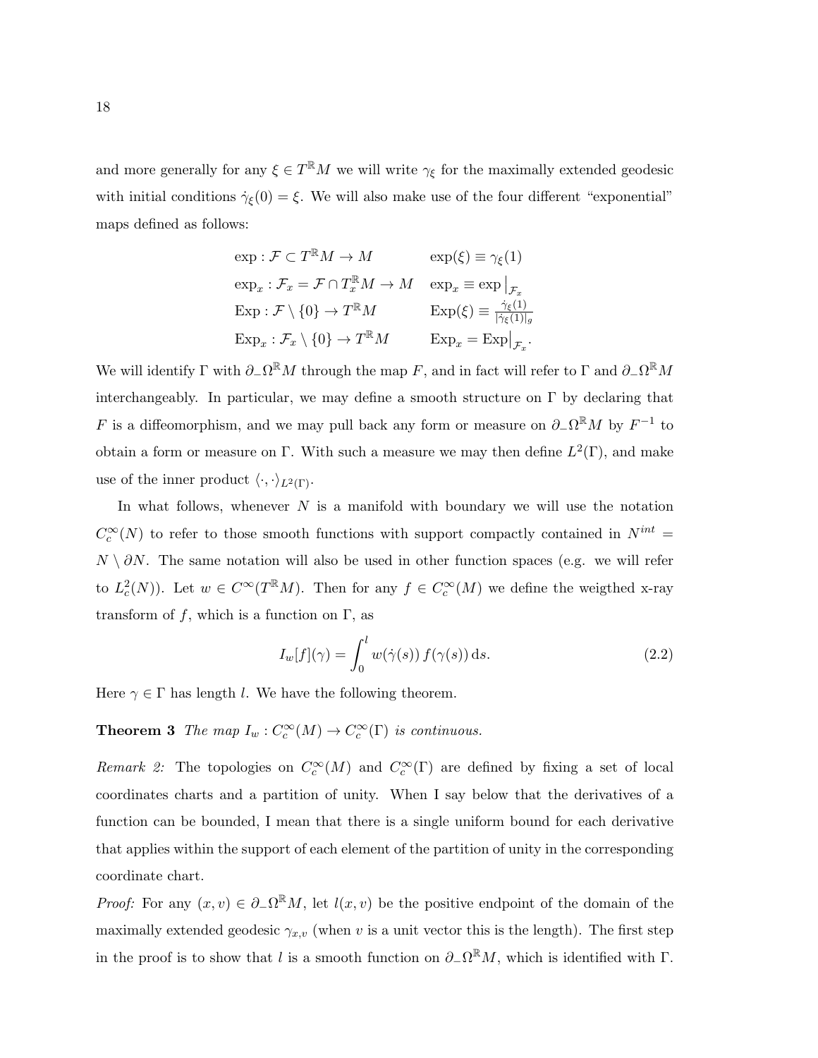and more generally for any $\xi \in T^{\mathbb{R}}M$ we will write $\gamma_\xi$ for the maximally extended geodesic with initial conditions $\dot{\gamma}_\xi(0) = \xi$. We will also make use of the four different "exponential" maps defined as follows:

$$
\begin{array}{ll}
\exp : \mathcal{F} \subset T^{\mathbb{R}}M \to M & \exp(\xi) \equiv \gamma_\xi(1) \\
\exp_x : \mathcal{F}_x = \mathcal{F} \cap T^{\mathbb{R}}_x M \to M & \exp_x \equiv \exp\big|_{\mathcal{F}_x} \\
\mathrm{Exp} : \mathcal{F} \setminus \{0\} \to T^{\mathbb{R}}M & \mathrm{Exp}(\xi) \equiv \frac{\dot{\gamma}_\xi(1)}{|\dot{\gamma}_\xi(1)|_g} \\
\mathrm{Exp}_x : \mathcal{F}_x \setminus \{0\} \to T^{\mathbb{R}}M & \mathrm{Exp}_x = \mathrm{Exp}\big|_{\mathcal{F}_x}.
\end{array}
$$

We will identify $\Gamma$ with $\partial_-\Omega^{\mathbb{R}}M$ through the map $F$, and in fact will refer to $\Gamma$ and $\partial_-\Omega^{\mathbb{R}}M$ interchangeably. In particular, we may define a smooth structure on $\Gamma$ by declaring that $F$ is a diffeomorphism, and we may pull back any form or measure on $\partial_-\Omega^{\mathbb{R}}M$ by $F^{-1}$ to obtain a form or measure on $\Gamma$. With such a measure we may then define $L^2(\Gamma)$, and make use of the inner product $\langle \cdot, \cdot \rangle_{L^2(\Gamma)}$.

In what follows, whenever $N$ is a manifold with boundary we will use the notation $C^\infty_c(N)$ to refer to those smooth functions with support compactly contained in $N^{int} = N \setminus \partial N$. The same notation will also be used in other function spaces (e.g. we will refer to $L^2_c(N)$). Let $w \in C^\infty(T^{\mathbb{R}}M)$. Then for any $f \in C^\infty_c(M)$ we define the weigthed x-ray transform of $f$, which is a function on $\Gamma$, as

$$
I_w[f](\gamma) = \int_0^l w(\dot{\gamma}(s))\, f(\gamma(s))\, \mathrm{d}s. \tag{2.2}
$$

Here $\gamma \in \Gamma$ has length $l$. We have the following theorem.

**Theorem 3** *The map $I_w : C^\infty_c(M) \to C^\infty_c(\Gamma)$ is continuous.*

*Remark 2:* The topologies on $C^\infty_c(M)$ and $C^\infty_c(\Gamma)$ are defined by fixing a set of local coordinates charts and a partition of unity. When I say below that the derivatives of a function can be bounded, I mean that there is a single uniform bound for each derivative that applies within the support of each element of the partition of unity in the corresponding coordinate chart.

*Proof:* For any $(x, v) \in \partial_-\Omega^{\mathbb{R}}M$, let $l(x, v)$ be the positive endpoint of the domain of the maximally extended geodesic $\gamma_{x,v}$ (when $v$ is a unit vector this is the length). The first step in the proof is to show that $l$ is a smooth function on $\partial_-\Omega^{\mathbb{R}}M$, which is identified with $\Gamma$.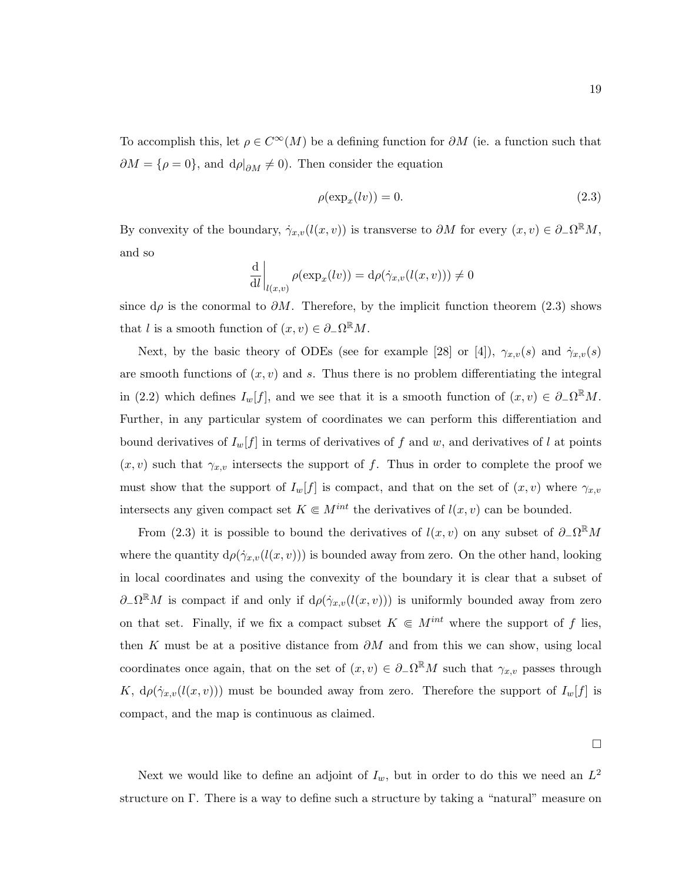To accomplish this, let $\rho \in C^\infty(M)$ be a defining function for $\partial M$ (ie. a function such that $\partial M = \{\rho = 0\}$, and $\mathrm{d}\rho|_{\partial M} \neq 0$). Then consider the equation

$$\rho(\exp_x(lv)) = 0. \tag{2.3}$$

By convexity of the boundary, $\dot{\gamma}_{x,v}(l(x,v))$ is transverse to $\partial M$ for every $(x,v) \in \partial_- \Omega^{\mathbb{R}} M$, and so

$$\left.\frac{\mathrm{d}}{\mathrm{d}l}\right|_{l(x,v)} \rho(\exp_x(lv)) = \mathrm{d}\rho(\dot{\gamma}_{x,v}(l(x,v))) \neq 0$$

since $\mathrm{d}\rho$ is the conormal to $\partial M$. Therefore, by the implicit function theorem (2.3) shows that $l$ is a smooth function of $(x,v) \in \partial_- \Omega^{\mathbb{R}} M$.

Next, by the basic theory of ODEs (see for example [28] or [4]), $\gamma_{x,v}(s)$ and $\dot{\gamma}_{x,v}(s)$ are smooth functions of $(x,v)$ and $s$. Thus there is no problem differentiating the integral in (2.2) which defines $I_w[f]$, and we see that it is a smooth function of $(x,v) \in \partial_- \Omega^{\mathbb{R}} M$. Further, in any particular system of coordinates we can perform this differentiation and bound derivatives of $I_w[f]$ in terms of derivatives of $f$ and $w$, and derivatives of $l$ at points $(x,v)$ such that $\gamma_{x,v}$ intersects the support of $f$. Thus in order to complete the proof we must show that the support of $I_w[f]$ is compact, and that on the set of $(x,v)$ where $\gamma_{x,v}$ intersects any given compact set $K \Subset M^{int}$ the derivatives of $l(x,v)$ can be bounded.

From (2.3) it is possible to bound the derivatives of $l(x,v)$ on any subset of $\partial_- \Omega^{\mathbb{R}} M$ where the quantity $\mathrm{d}\rho(\dot{\gamma}_{x,v}(l(x,v)))$ is bounded away from zero. On the other hand, looking in local coordinates and using the convexity of the boundary it is clear that a subset of $\partial_- \Omega^{\mathbb{R}} M$ is compact if and only if $\mathrm{d}\rho(\dot{\gamma}_{x,v}(l(x,v)))$ is uniformly bounded away from zero on that set. Finally, if we fix a compact subset $K \Subset M^{int}$ where the support of $f$ lies, then $K$ must be at a positive distance from $\partial M$ and from this we can show, using local coordinates once again, that on the set of $(x,v) \in \partial_- \Omega^{\mathbb{R}} M$ such that $\gamma_{x,v}$ passes through $K$, $\mathrm{d}\rho(\dot{\gamma}_{x,v}(l(x,v)))$ must be bounded away from zero. Therefore the support of $I_w[f]$ is compact, and the map is continuous as claimed.

$\square$

Next we would like to define an adjoint of $I_w$, but in order to do this we need an $L^2$ structure on $\Gamma$. There is a way to define such a structure by taking a "natural" measure on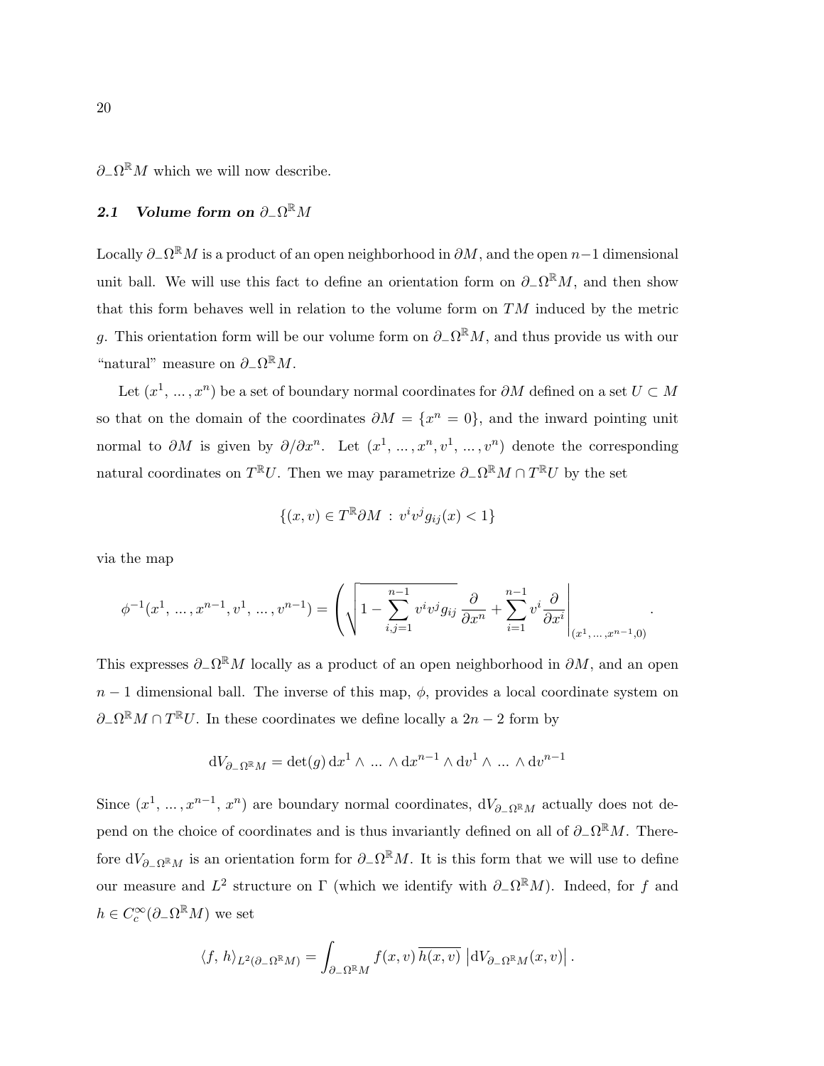$\partial_{-}\Omega^{\mathbb{R}}M$ which we will now describe.

## 2.1 Volume form on $\partial_{-}\Omega^{\mathbb{R}}M$

Locally $\partial_{-}\Omega^{\mathbb{R}}M$ is a product of an open neighborhood in $\partial M$, and the open $n-1$ dimensional unit ball. We will use this fact to define an orientation form on $\partial_{-}\Omega^{\mathbb{R}}M$, and then show that this form behaves well in relation to the volume form on $TM$ induced by the metric $g$. This orientation form will be our volume form on $\partial_{-}\Omega^{\mathbb{R}}M$, and thus provide us with our "natural" measure on $\partial_{-}\Omega^{\mathbb{R}}M$.

Let $(x^1, \ldots, x^n)$ be a set of boundary normal coordinates for $\partial M$ defined on a set $U \subset M$ so that on the domain of the coordinates $\partial M = \{x^n = 0\}$, and the inward pointing unit normal to $\partial M$ is given by $\partial/\partial x^n$. Let $(x^1, \ldots, x^n, v^1, \ldots, v^n)$ denote the corresponding natural coordinates on $T^{\mathbb{R}}U$. Then we may parametrize $\partial_{-}\Omega^{\mathbb{R}}M \cap T^{\mathbb{R}}U$ by the set

$$\{(x, v) \in T^{\mathbb{R}}\partial M \, : \, v^i v^j g_{ij}(x) < 1\}$$

via the map

$$\phi^{-1}(x^1, \ldots, x^{n-1}, v^1, \ldots, v^{n-1}) = \left( \sqrt{1 - \sum_{i,j=1}^{n-1} v^i v^j g_{ij}} \, \frac{\partial}{\partial x^n} + \sum_{i=1}^{n-1} v^i \frac{\partial}{\partial x^i} \right|_{(x^1, \ldots, x^{n-1}, 0)} .$$

This expresses $\partial_{-}\Omega^{\mathbb{R}}M$ locally as a product of an open neighborhood in $\partial M$, and an open $n-1$ dimensional ball. The inverse of this map, $\phi$, provides a local coordinate system on $\partial_{-}\Omega^{\mathbb{R}}M \cap T^{\mathbb{R}}U$. In these coordinates we define locally a $2n-2$ form by

$$\mathrm{d}V_{\partial_{-}\Omega^{\mathbb{R}}M} = \det(g) \, \mathrm{d}x^1 \wedge \ldots \wedge \mathrm{d}x^{n-1} \wedge \mathrm{d}v^1 \wedge \ldots \wedge \mathrm{d}v^{n-1}$$

Since $(x^1, \ldots, x^{n-1}, x^n)$ are boundary normal coordinates, $\mathrm{d}V_{\partial_{-}\Omega^{\mathbb{R}}M}$ actually does not depend on the choice of coordinates and is thus invariantly defined on all of $\partial_{-}\Omega^{\mathbb{R}}M$. Therefore $\mathrm{d}V_{\partial_{-}\Omega^{\mathbb{R}}M}$ is an orientation form for $\partial_{-}\Omega^{\mathbb{R}}M$. It is this form that we will use to define our measure and $L^2$ structure on $\Gamma$ (which we identify with $\partial_{-}\Omega^{\mathbb{R}}M$). Indeed, for $f$ and $h \in C_c^\infty(\partial_{-}\Omega^{\mathbb{R}}M)$ we set

$$\langle f, \, h \rangle_{L^2(\partial_{-}\Omega^{\mathbb{R}}M)} = \int_{\partial_{-}\Omega^{\mathbb{R}}M} f(x, v) \, \overline{h(x, v)} \, \left| \mathrm{d}V_{\partial_{-}\Omega^{\mathbb{R}}M}(x, v) \right| .$$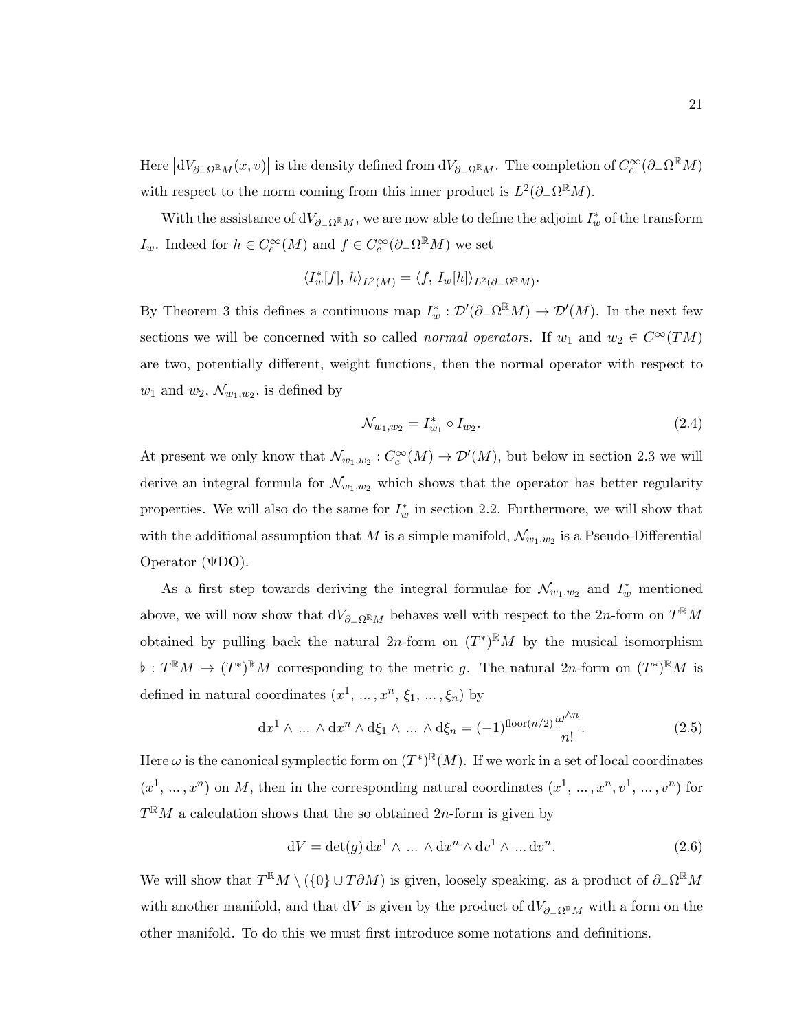Here $\left|\mathrm{d}V_{\partial_-\Omega^{\mathbb{R}}M}(x,v)\right|$ is the density defined from $\mathrm{d}V_{\partial_-\Omega^{\mathbb{R}}M}$. The completion of $C_c^\infty(\partial_-\Omega^{\mathbb{R}}M)$ with respect to the norm coming from this inner product is $L^2(\partial_-\Omega^{\mathbb{R}}M)$.

With the assistance of $\mathrm{d}V_{\partial_-\Omega^{\mathbb{R}}M}$, we are now able to define the adjoint $I_w^*$ of the transform $I_w$. Indeed for $h \in C_c^\infty(M)$ and $f \in C_c^\infty(\partial_-\Omega^{\mathbb{R}}M)$ we set

$$\langle I_w^*[f],\, h\rangle_{L^2(M)} = \langle f,\, I_w[h]\rangle_{L^2(\partial_-\Omega^{\mathbb{R}}M)}.$$

By Theorem 3 this defines a continuous map $I_w^* : \mathcal{D}'(\partial_-\Omega^{\mathbb{R}}M) \to \mathcal{D}'(M)$. In the next few sections we will be concerned with so called *normal operator*s. If $w_1$ and $w_2 \in C^\infty(TM)$ are two, potentially different, weight functions, then the normal operator with respect to $w_1$ and $w_2$, $\mathcal{N}_{w_1,w_2}$, is defined by

$$\mathcal{N}_{w_1,w_2} = I_{w_1}^* \circ I_{w_2}. \tag{2.4}$$

At present we only know that $\mathcal{N}_{w_1,w_2} : C_c^\infty(M) \to \mathcal{D}'(M)$, but below in section 2.3 we will derive an integral formula for $\mathcal{N}_{w_1,w_2}$ which shows that the operator has better regularity properties. We will also do the same for $I_w^*$ in section 2.2. Furthermore, we will show that with the additional assumption that $M$ is a simple manifold, $\mathcal{N}_{w_1,w_2}$ is a Pseudo-Differential Operator ($\Psi$DO).

As a first step towards deriving the integral formulae for $\mathcal{N}_{w_1,w_2}$ and $I_w^*$ mentioned above, we will now show that $\mathrm{d}V_{\partial_-\Omega^{\mathbb{R}}M}$ behaves well with respect to the $2n$-form on $T^{\mathbb{R}}M$ obtained by pulling back the natural $2n$-form on $(T^*)^{\mathbb{R}}M$ by the musical isomorphism $\flat : T^{\mathbb{R}}M \to (T^*)^{\mathbb{R}}M$ corresponding to the metric $g$. The natural $2n$-form on $(T^*)^{\mathbb{R}}M$ is defined in natural coordinates $(x^1, \dots, x^n, \xi_1, \dots, \xi_n)$ by

$$\mathrm{d}x^1 \wedge \dots \wedge \mathrm{d}x^n \wedge \mathrm{d}\xi_1 \wedge \dots \wedge \mathrm{d}\xi_n = (-1)^{\mathrm{floor}(n/2)} \frac{\omega^{\wedge n}}{n!}. \tag{2.5}$$

Here $\omega$ is the canonical symplectic form on $(T^*)^{\mathbb{R}}(M)$. If we work in a set of local coordinates $(x^1, \dots, x^n)$ on $M$, then in the corresponding natural coordinates $(x^1, \dots, x^n, v^1, \dots, v^n)$ for $T^{\mathbb{R}}M$ a calculation shows that the so obtained $2n$-form is given by

$$\mathrm{d}V = \det(g)\, \mathrm{d}x^1 \wedge \dots \wedge \mathrm{d}x^n \wedge \mathrm{d}v^1 \wedge \dots \mathrm{d}v^n. \tag{2.6}$$

We will show that $T^{\mathbb{R}}M \setminus (\{0\} \cup T\partial M)$ is given, loosely speaking, as a product of $\partial_-\Omega^{\mathbb{R}}M$ with another manifold, and that $\mathrm{d}V$ is given by the product of $\mathrm{d}V_{\partial_-\Omega^{\mathbb{R}}M}$ with a form on the other manifold. To do this we must first introduce some notations and definitions.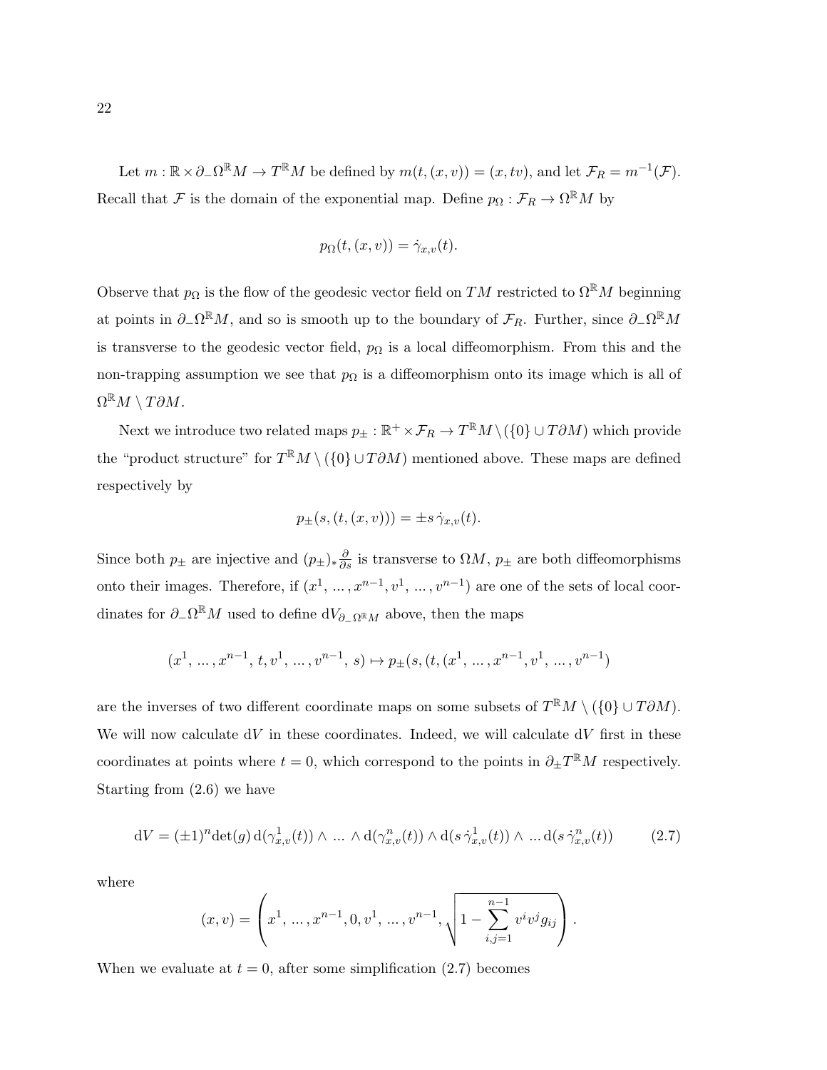Let $m : \mathbb{R} \times \partial_- \Omega^{\mathbb{R}} M \to T^{\mathbb{R}} M$ be defined by $m(t, (x, v)) = (x, tv)$, and let $\mathcal{F}_R = m^{-1}(\mathcal{F})$. Recall that $\mathcal{F}$ is the domain of the exponential map. Define $p_\Omega : \mathcal{F}_R \to \Omega^{\mathbb{R}} M$ by

$$p_\Omega(t, (x, v)) = \dot{\gamma}_{x,v}(t).$$

Observe that $p_\Omega$ is the flow of the geodesic vector field on $TM$ restricted to $\Omega^{\mathbb{R}} M$ beginning at points in $\partial_- \Omega^{\mathbb{R}} M$, and so is smooth up to the boundary of $\mathcal{F}_R$. Further, since $\partial_- \Omega^{\mathbb{R}} M$ is transverse to the geodesic vector field, $p_\Omega$ is a local diffeomorphism. From this and the non-trapping assumption we see that $p_\Omega$ is a diffeomorphism onto its image which is all of $\Omega^{\mathbb{R}} M \setminus T\partial M$.

Next we introduce two related maps $p_\pm : \mathbb{R}^+ \times \mathcal{F}_R \to T^{\mathbb{R}} M \setminus (\{0\} \cup T\partial M)$ which provide the "product structure" for $T^{\mathbb{R}} M \setminus (\{0\} \cup T\partial M)$ mentioned above. These maps are defined respectively by

$$p_\pm(s, (t, (x, v))) = \pm s \, \dot{\gamma}_{x,v}(t).$$

Since both $p_\pm$ are injective and $(p_\pm)_* \frac{\partial}{\partial s}$ is transverse to $\Omega M$, $p_\pm$ are both diffeomorphisms onto their images. Therefore, if $(x^1, \ldots, x^{n-1}, v^1, \ldots, v^{n-1})$ are one of the sets of local coordinates for $\partial_- \Omega^{\mathbb{R}} M$ used to define $\mathrm{d}V_{\partial_- \Omega^{\mathbb{R}} M}$ above, then the maps

$$(x^1, \ldots, x^{n-1}, t, v^1, \ldots, v^{n-1}, s) \mapsto p_\pm(s, (t, (x^1, \ldots, x^{n-1}, v^1, \ldots, v^{n-1})$$

are the inverses of two different coordinate maps on some subsets of $T^{\mathbb{R}} M \setminus (\{0\} \cup T\partial M)$. We will now calculate $\mathrm{d}V$ in these coordinates. Indeed, we will calculate $\mathrm{d}V$ first in these coordinates at points where $t = 0$, which correspond to the points in $\partial_\pm T^{\mathbb{R}} M$ respectively. Starting from (2.6) we have

$$\mathrm{d}V = (\pm 1)^n \det(g) \, \mathrm{d}(\gamma^1_{x,v}(t)) \wedge \ldots \wedge \mathrm{d}(\gamma^n_{x,v}(t)) \wedge \mathrm{d}(s \, \dot{\gamma}^1_{x,v}(t)) \wedge \ldots \mathrm{d}(s \, \dot{\gamma}^n_{x,v}(t)) \tag{2.7}$$

where

$$(x, v) = \left( x^1, \ldots, x^{n-1}, 0, v^1, \ldots, v^{n-1}, \sqrt{1 - \sum_{i,j=1}^{n-1} v^i v^j g_{ij}} \right).$$

When we evaluate at $t = 0$, after some simplification (2.7) becomes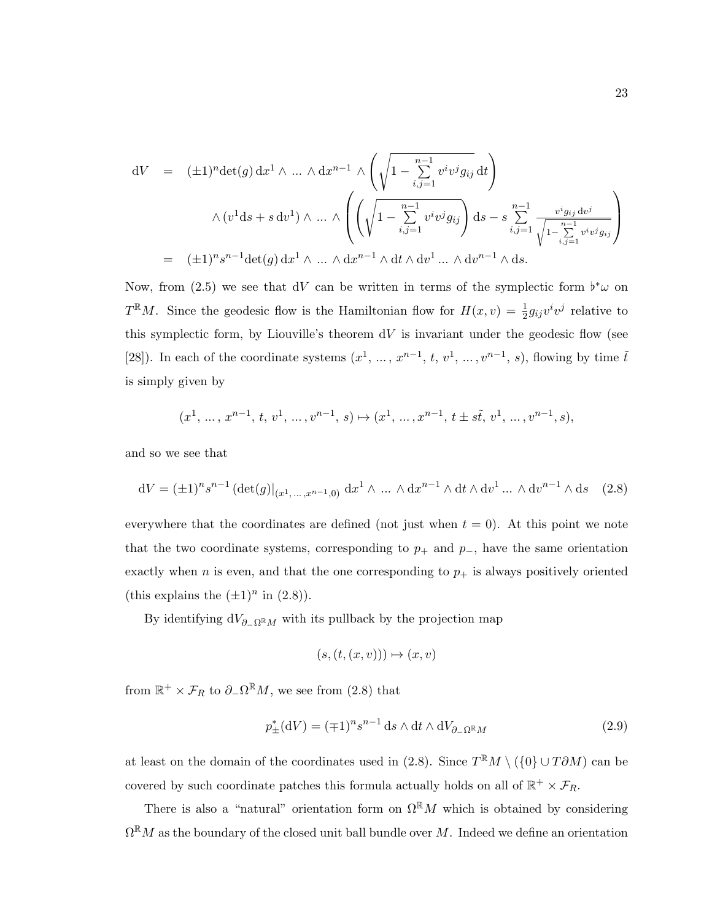$$
\begin{aligned}
\mathrm{d}V &= (\pm 1)^n \det(g)\, \mathrm{d}x^1 \wedge \ldots \wedge \mathrm{d}x^{n-1} \wedge \left( \sqrt{1 - \sum_{i,j=1}^{n-1} v^i v^j g_{ij}}\, \mathrm{d}t \right) \\
&\qquad \wedge (v^1 \mathrm{d}s + s\, \mathrm{d}v^1) \wedge \ldots \wedge \left( \left( \sqrt{1 - \sum_{i,j=1}^{n-1} v^i v^j g_{ij}} \right) \mathrm{d}s - s \sum_{i,j=1}^{n-1} \frac{v^i g_{ij}\, \mathrm{d}v^j}{\sqrt{1 - \sum_{i,j=1}^{n-1} v^i v^j g_{ij}}} \right) \\
&= (\pm 1)^n s^{n-1} \det(g)\, \mathrm{d}x^1 \wedge \ldots \wedge \mathrm{d}x^{n-1} \wedge \mathrm{d}t \wedge \mathrm{d}v^1 \ldots \wedge \mathrm{d}v^{n-1} \wedge \mathrm{d}s.
\end{aligned}
$$

Now, from (2.5) we see that $\mathrm{d}V$ can be written in terms of the symplectic form $\flat^*\omega$ on $T^{\mathbb{R}}M$. Since the geodesic flow is the Hamiltonian flow for $H(x,v) = \frac{1}{2} g_{ij} v^i v^j$ relative to this symplectic form, by Liouville's theorem $\mathrm{d}V$ is invariant under the geodesic flow (see [28]). In each of the coordinate systems $(x^1, \ldots, x^{n-1}, t, v^1, \ldots, v^{n-1}, s)$, flowing by time $\tilde{t}$ is simply given by

$$
(x^1, \ldots, x^{n-1}, t, v^1, \ldots, v^{n-1}, s) \mapsto (x^1, \ldots, x^{n-1}, t \pm s\tilde{t}, v^1, \ldots, v^{n-1}, s),
$$

and so we see that

$$
\mathrm{d}V = (\pm 1)^n s^{n-1} \left(\det(g)|_{(x^1, \ldots, x^{n-1}, 0)}\right) \mathrm{d}x^1 \wedge \ldots \wedge \mathrm{d}x^{n-1} \wedge \mathrm{d}t \wedge \mathrm{d}v^1 \ldots \wedge \mathrm{d}v^{n-1} \wedge \mathrm{d}s \tag{2.8}
$$

everywhere that the coordinates are defined (not just when $t = 0$). At this point we note that the two coordinate systems, corresponding to $p_+$ and $p_-$, have the same orientation exactly when $n$ is even, and that the one corresponding to $p_+$ is always positively oriented (this explains the $(\pm 1)^n$ in (2.8)).

By identifying $\mathrm{d}V_{\partial_- \Omega^{\mathbb{R}} M}$ with its pullback by the projection map

$$
(s, (t, (x, v))) \mapsto (x, v)
$$

from $\mathbb{R}^+ \times \mathcal{F}_R$ to $\partial_- \Omega^{\mathbb{R}} M$, we see from (2.8) that

$$
p_\pm^*(\mathrm{d}V) = (\mp 1)^n s^{n-1}\, \mathrm{d}s \wedge \mathrm{d}t \wedge \mathrm{d}V_{\partial_- \Omega^{\mathbb{R}} M} \tag{2.9}
$$

at least on the domain of the coordinates used in (2.8). Since $T^{\mathbb{R}}M \setminus (\{0\} \cup T\partial M)$ can be covered by such coordinate patches this formula actually holds on all of $\mathbb{R}^+ \times \mathcal{F}_R$.

There is also a "natural" orientation form on $\Omega^{\mathbb{R}} M$ which is obtained by considering $\Omega^{\mathbb{R}} M$ as the boundary of the closed unit ball bundle over $M$. Indeed we define an orientation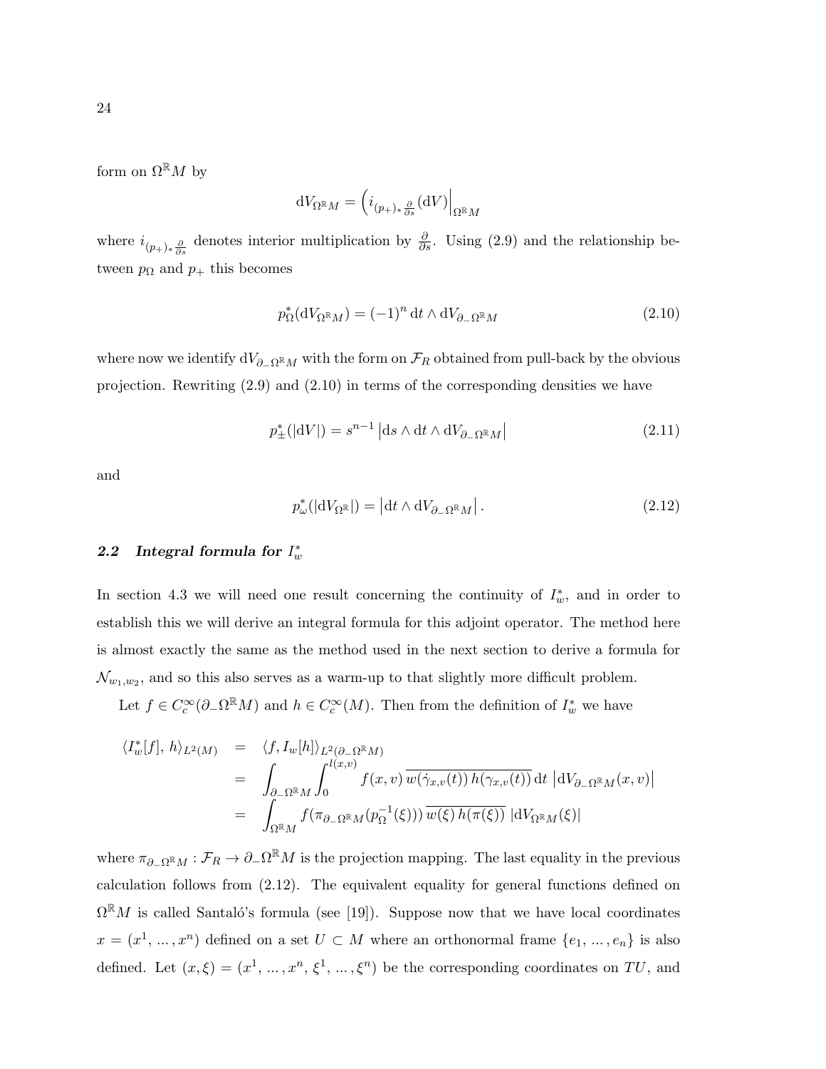form on $\Omega^{\mathbb{R}}M$ by

$$\mathrm{d}V_{\Omega^{\mathbb{R}}M} = \left(i_{(p_+)_*\frac{\partial}{\partial s}}(\mathrm{d}V)\right|_{\Omega^{\mathbb{R}}M}$$

where $i_{(p_+)_*\frac{\partial}{\partial s}}$ denotes interior multiplication by $\frac{\partial}{\partial s}$. Using (2.9) and the relationship between $p_\Omega$ and $p_+$ this becomes

$$p_\Omega^*(\mathrm{d}V_{\Omega^{\mathbb{R}}M}) = (-1)^n \, \mathrm{d}t \wedge \mathrm{d}V_{\partial_-\Omega^{\mathbb{R}}M} \tag{2.10}$$

where now we identify $\mathrm{d}V_{\partial_-\Omega^{\mathbb{R}}M}$ with the form on $\mathcal{F}_R$ obtained from pull-back by the obvious projection. Rewriting (2.9) and (2.10) in terms of the corresponding densities we have

$$p_\pm^*(|\mathrm{d}V|) = s^{n-1} \left|\mathrm{d}s \wedge \mathrm{d}t \wedge \mathrm{d}V_{\partial_-\Omega^{\mathbb{R}}M}\right| \tag{2.11}$$

and

$$p_\omega^*(|\mathrm{d}V_{\Omega^{\mathbb{R}}}|) = \left|\mathrm{d}t \wedge \mathrm{d}V_{\partial_-\Omega^{\mathbb{R}}M}\right|. \tag{2.12}$$

## 2.2 Integral formula for $I_w^*$

In section 4.3 we will need one result concerning the continuity of $I_w^*$, and in order to establish this we will derive an integral formula for this adjoint operator. The method here is almost exactly the same as the method used in the next section to derive a formula for $\mathcal{N}_{w_1,w_2}$, and so this also serves as a warm-up to that slightly more difficult problem.

Let $f \in C_c^\infty(\partial_-\Omega^{\mathbb{R}}M)$ and $h \in C_c^\infty(M)$. Then from the definition of $I_w^*$ we have

$$\begin{aligned}
\langle I_w^*[f],\, h\rangle_{L^2(M)} &= \langle f, I_w[h]\rangle_{L^2(\partial_-\Omega^{\mathbb{R}}M)} \\
&= \int_{\partial_-\Omega^{\mathbb{R}}M} \int_0^{l(x,v)} f(x,v)\, \overline{w(\dot{\gamma}_{x,v}(t))\, h(\gamma_{x,v}(t))}\, \mathrm{d}t \, \left|\mathrm{d}V_{\partial_-\Omega^{\mathbb{R}}M}(x,v)\right| \\
&= \int_{\Omega^{\mathbb{R}}M} f(\pi_{\partial_-\Omega^{\mathbb{R}}M}(p_\Omega^{-1}(\xi)))\, \overline{w(\xi)\, h(\pi(\xi))}\, |\mathrm{d}V_{\Omega^{\mathbb{R}}M}(\xi)|
\end{aligned}$$

where $\pi_{\partial_-\Omega^{\mathbb{R}}M} : \mathcal{F}_R \to \partial_-\Omega^{\mathbb{R}}M$ is the projection mapping. The last equality in the previous calculation follows from (2.12). The equivalent equality for general functions defined on $\Omega^{\mathbb{R}}M$ is called Santaló's formula (see [19]). Suppose now that we have local coordinates $x = (x^1, \ldots, x^n)$ defined on a set $U \subset M$ where an orthonormal frame $\{e_1, \ldots, e_n\}$ is also defined. Let $(x, \xi) = (x^1, \ldots, x^n, \xi^1, \ldots, \xi^n)$ be the corresponding coordinates on $TU$, and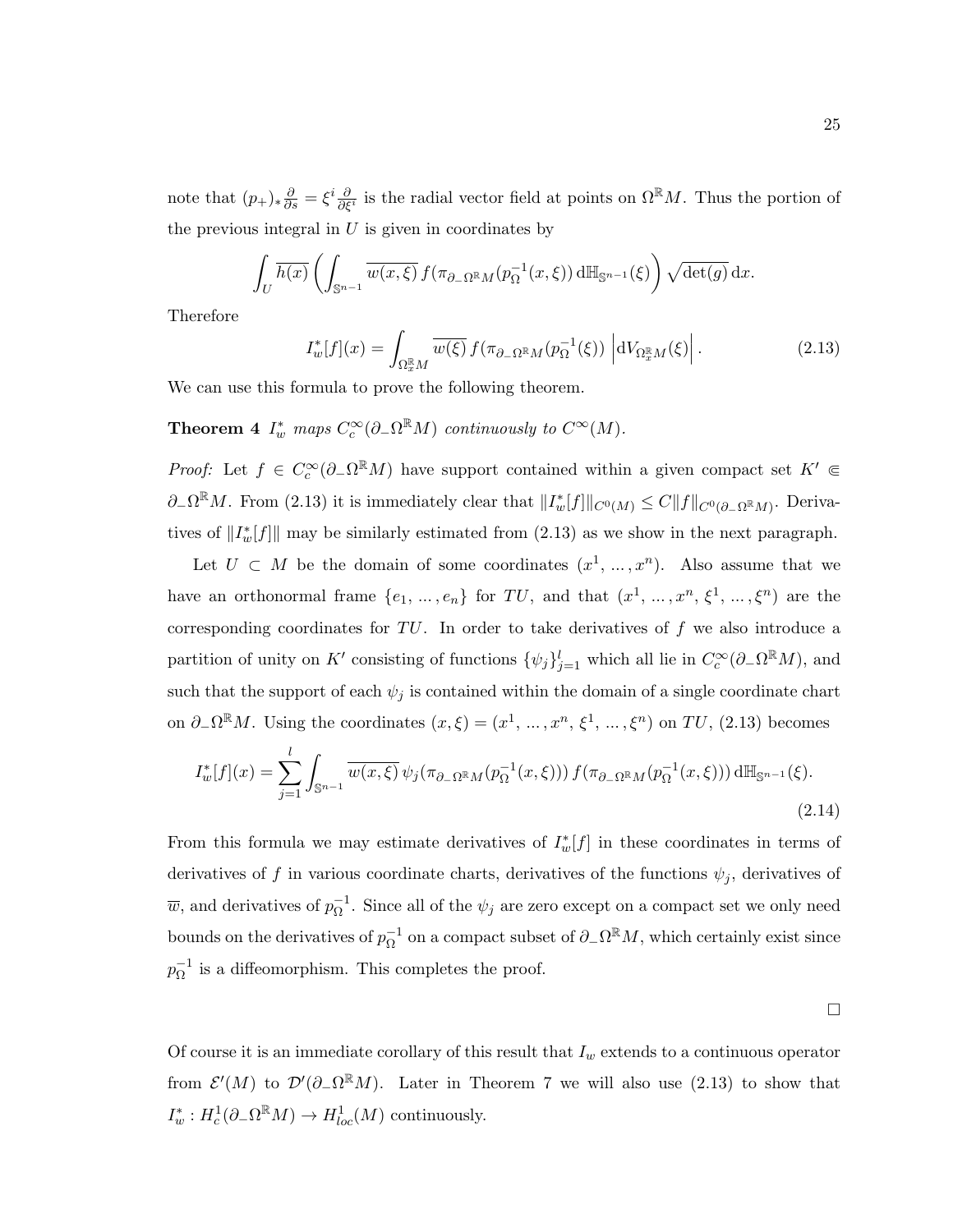note that $(p_+)_* \frac{\partial}{\partial s} = \xi^i \frac{\partial}{\partial \xi^i}$ is the radial vector field at points on $\Omega^{\mathbb{R}} M$. Thus the portion of the previous integral in $U$ is given in coordinates by

$$\int_U \overline{h(x)} \left( \int_{\mathbb{S}^{n-1}} \overline{w(x,\xi)}\, f(\pi_{\partial_- \Omega^{\mathbb{R}} M}(p_\Omega^{-1}(x,\xi))\, \mathrm{d}\mathbb{H}_{\mathbb{S}^{n-1}}(\xi) \right) \sqrt{\det(g)}\, \mathrm{d}x.$$

Therefore

$$I_w^*[f](x) = \int_{\Omega_x^{\mathbb{R}} M} \overline{w(\xi)}\, f(\pi_{\partial_- \Omega^{\mathbb{R}} M}(p_\Omega^{-1}(\xi)) \left| \mathrm{d}V_{\Omega_x^{\mathbb{R}} M}(\xi) \right|. \tag{2.13}$$

We can use this formula to prove the following theorem.

**Theorem 4** *$I_w^*$ maps $C_c^\infty(\partial_- \Omega^{\mathbb{R}} M)$ continuously to $C^\infty(M)$.*

*Proof:* Let $f \in C_c^\infty(\partial_- \Omega^{\mathbb{R}} M)$ have support contained within a given compact set $K' \Subset \partial_- \Omega^{\mathbb{R}} M$. From (2.13) it is immediately clear that $\|I_w^*[f]\|_{C^0(M)} \leq C \|f\|_{C^0(\partial_- \Omega^{\mathbb{R}} M)}$. Derivatives of $\|I_w^*[f]\|$ may be similarly estimated from (2.13) as we show in the next paragraph.

Let $U \subset M$ be the domain of some coordinates $(x^1, \ldots, x^n)$. Also assume that we have an orthonormal frame $\{e_1, \ldots, e_n\}$ for $TU$, and that $(x^1, \ldots, x^n, \xi^1, \ldots, \xi^n)$ are the corresponding coordinates for $TU$. In order to take derivatives of $f$ we also introduce a partition of unity on $K'$ consisting of functions $\{\psi_j\}_{j=1}^l$ which all lie in $C_c^\infty(\partial_- \Omega^{\mathbb{R}} M)$, and such that the support of each $\psi_j$ is contained within the domain of a single coordinate chart on $\partial_- \Omega^{\mathbb{R}} M$. Using the coordinates $(x, \xi) = (x^1, \ldots, x^n, \xi^1, \ldots, \xi^n)$ on $TU$, (2.13) becomes

$$I_w^*[f](x) = \sum_{j=1}^l \int_{\mathbb{S}^{n-1}} \overline{w(x,\xi)}\, \psi_j(\pi_{\partial_- \Omega^{\mathbb{R}} M}(p_\Omega^{-1}(x,\xi)))\, f(\pi_{\partial_- \Omega^{\mathbb{R}} M}(p_\Omega^{-1}(x,\xi)))\, \mathrm{d}\mathbb{H}_{\mathbb{S}^{n-1}}(\xi). \tag{2.14}$$

From this formula we may estimate derivatives of $I_w^*[f]$ in these coordinates in terms of derivatives of $f$ in various coordinate charts, derivatives of the functions $\psi_j$, derivatives of $\overline{w}$, and derivatives of $p_\Omega^{-1}$. Since all of the $\psi_j$ are zero except on a compact set we only need bounds on the derivatives of $p_\Omega^{-1}$ on a compact subset of $\partial_- \Omega^{\mathbb{R}} M$, which certainly exist since $p_\Omega^{-1}$ is a diffeomorphism. This completes the proof.

□

Of course it is an immediate corollary of this result that $I_w$ extends to a continuous operator from $\mathcal{E}'(M)$ to $\mathcal{D}'(\partial_- \Omega^{\mathbb{R}} M)$. Later in Theorem 7 we will also use (2.13) to show that $I_w^* : H_c^1(\partial_- \Omega^{\mathbb{R}} M) \to H_{loc}^1(M)$ continuously.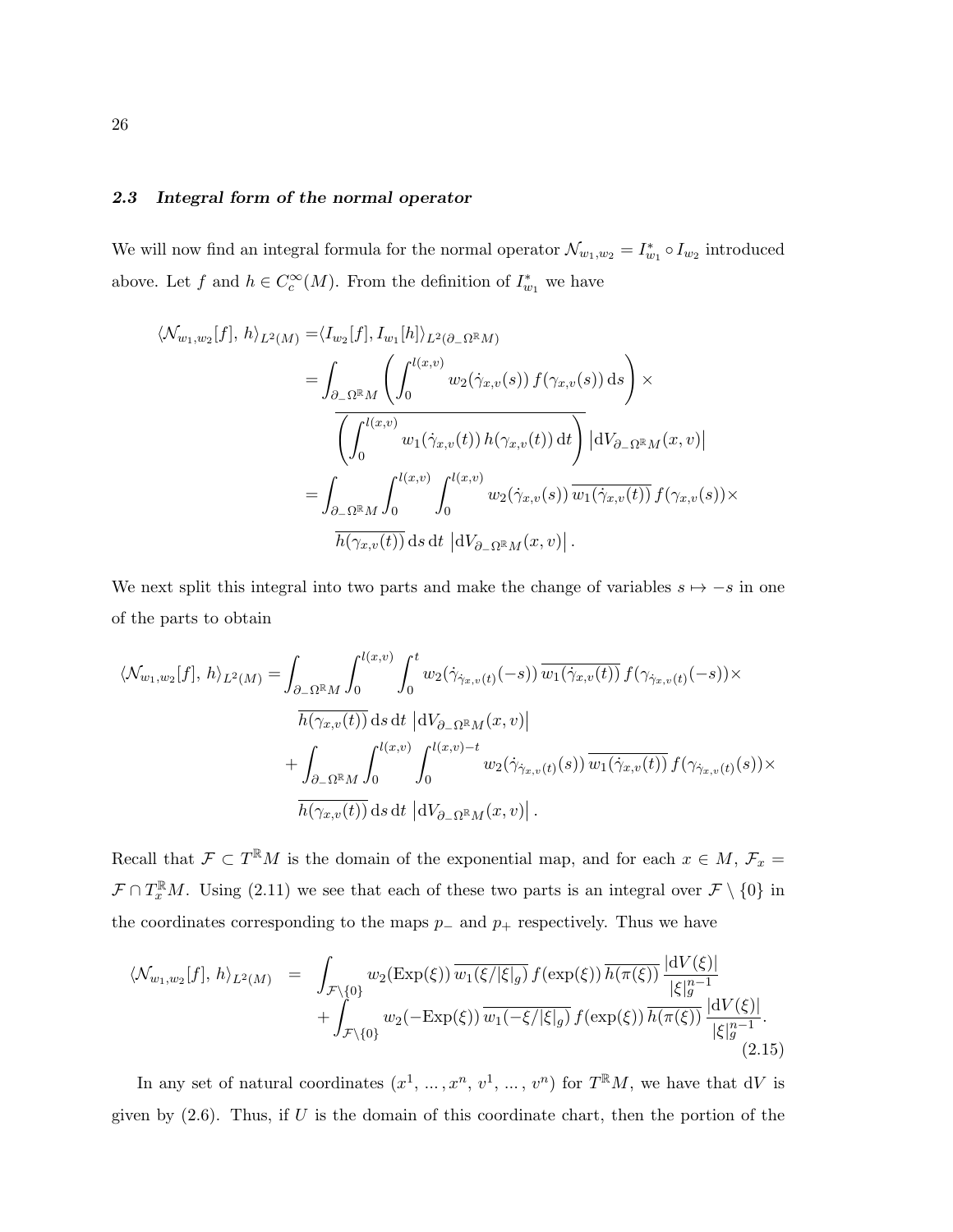### 2.3 Integral form of the normal operator

We will now find an integral formula for the normal operator $\mathcal{N}_{w_1,w_2} = I_{w_1}^* \circ I_{w_2}$ introduced above. Let $f$ and $h \in C_c^\infty(M)$. From the definition of $I_{w_1}^*$ we have

$$
\begin{aligned}
\langle \mathcal{N}_{w_1,w_2}[f],\, h\rangle_{L^2(M)} =& \langle I_{w_2}[f], I_{w_1}[h]\rangle_{L^2(\partial_-\Omega^{\mathbb{R}}M)} \\
=& \int_{\partial_-\Omega^{\mathbb{R}}M} \left( \int_0^{l(x,v)} w_2(\dot\gamma_{x,v}(s))\, f(\gamma_{x,v}(s))\,\mathrm{d}s \right) \times \\
& \overline{\left( \int_0^{l(x,v)} w_1(\dot\gamma_{x,v}(t))\, h(\gamma_{x,v}(t))\,\mathrm{d}t \right)} \left|\mathrm{d}V_{\partial_-\Omega^{\mathbb{R}}M}(x,v)\right| \\
=& \int_{\partial_-\Omega^{\mathbb{R}}M} \int_0^{l(x,v)} \int_0^{l(x,v)} w_2(\dot\gamma_{x,v}(s))\, \overline{w_1(\dot\gamma_{x,v}(t))}\, f(\gamma_{x,v}(s)) \times \\
& \overline{h(\gamma_{x,v}(t))}\,\mathrm{d}s\,\mathrm{d}t\, \left|\mathrm{d}V_{\partial_-\Omega^{\mathbb{R}}M}(x,v)\right|.
\end{aligned}
$$

We next split this integral into two parts and make the change of variables $s \mapsto -s$ in one of the parts to obtain

$$
\begin{aligned}
\langle \mathcal{N}_{w_1,w_2}[f],\, h\rangle_{L^2(M)} =& \int_{\partial_-\Omega^{\mathbb{R}}M} \int_0^{l(x,v)} \int_0^{t} w_2(\dot\gamma_{\dot\gamma_{x,v}(t)}(-s))\, \overline{w_1(\dot\gamma_{x,v}(t))}\, f(\gamma_{\dot\gamma_{x,v}(t)}(-s)) \times \\
& \overline{h(\gamma_{x,v}(t))}\,\mathrm{d}s\,\mathrm{d}t\, \left|\mathrm{d}V_{\partial_-\Omega^{\mathbb{R}}M}(x,v)\right| \\
&+ \int_{\partial_-\Omega^{\mathbb{R}}M} \int_0^{l(x,v)} \int_0^{l(x,v)-t} w_2(\dot\gamma_{\dot\gamma_{x,v}(t)}(s))\, \overline{w_1(\dot\gamma_{x,v}(t))}\, f(\gamma_{\dot\gamma_{x,v}(t)}(s)) \times \\
& \overline{h(\gamma_{x,v}(t))}\,\mathrm{d}s\,\mathrm{d}t\, \left|\mathrm{d}V_{\partial_-\Omega^{\mathbb{R}}M}(x,v)\right|.
\end{aligned}
$$

Recall that $\mathcal{F} \subset T^{\mathbb{R}}M$ is the domain of the exponential map, and for each $x \in M$, $\mathcal{F}_x = \mathcal{F} \cap T_x^{\mathbb{R}}M$. Using (2.11) we see that each of these two parts is an integral over $\mathcal{F} \setminus \{0\}$ in the coordinates corresponding to the maps $p_-$ and $p_+$ respectively. Thus we have

$$
\begin{aligned}
\langle \mathcal{N}_{w_1,w_2}[f],\, h\rangle_{L^2(M)} \;=\; & \int_{\mathcal{F}\setminus\{0\}} w_2(\mathrm{Exp}(\xi))\, \overline{w_1(\xi/|\xi|_g)}\, f(\exp(\xi))\, \overline{h(\pi(\xi))}\, \frac{|\mathrm{d}V(\xi)|}{|\xi|_g^{n-1}} \\
&+ \int_{\mathcal{F}\setminus\{0\}} w_2(-\mathrm{Exp}(\xi))\, \overline{w_1(-\xi/|\xi|_g)}\, f(\exp(\xi))\, \overline{h(\pi(\xi))}\, \frac{|\mathrm{d}V(\xi)|}{|\xi|_g^{n-1}}.
\end{aligned}
\tag{2.15}
$$

In any set of natural coordinates $(x^1, \dots, x^n, v^1, \dots, v^n)$ for $T^{\mathbb{R}}M$, we have that $\mathrm{d}V$ is given by (2.6). Thus, if $U$ is the domain of this coordinate chart, then the portion of the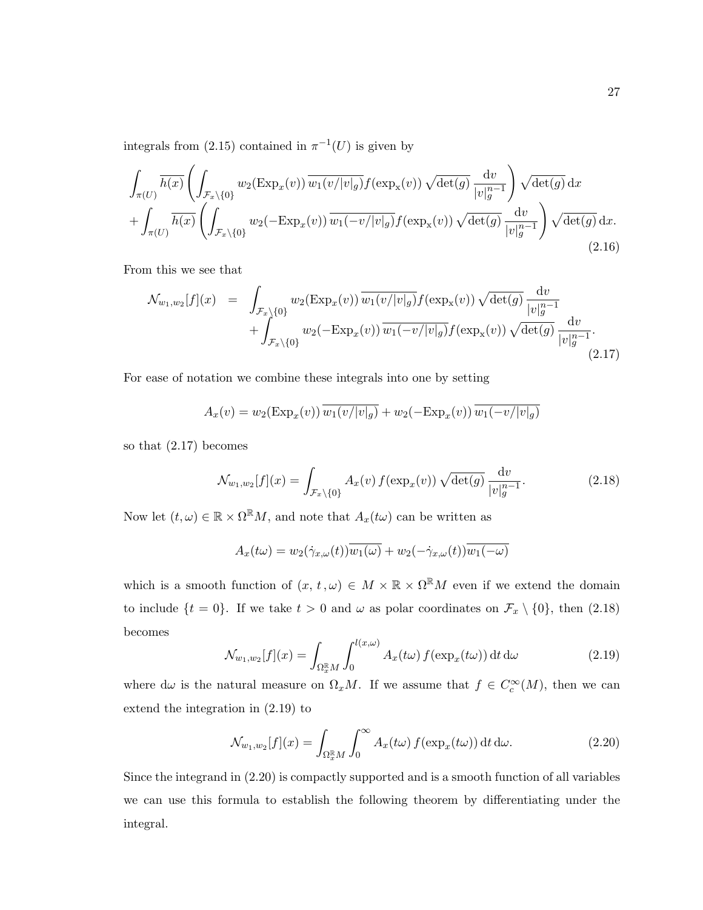integrals from (2.15) contained in $\pi^{-1}(U)$ is given by

$$
\begin{aligned}
&\int_{\pi(U)} \overline{h(x)} \left( \int_{\mathcal{F}_x \setminus \{0\}} w_2(\mathrm{Exp}_x(v))\, \overline{w_1(v/|v|_g)} f(\exp_x(v))\, \sqrt{\det(g)}\, \frac{\mathrm{d}v}{|v|_g^{n-1}} \right) \sqrt{\det(g)}\, \mathrm{d}x \\
&+ \int_{\pi(U)} \overline{h(x)} \left( \int_{\mathcal{F}_x \setminus \{0\}} w_2(-\mathrm{Exp}_x(v))\, \overline{w_1(-v/|v|_g)} f(\exp_x(v))\, \sqrt{\det(g)}\, \frac{\mathrm{d}v}{|v|_g^{n-1}} \right) \sqrt{\det(g)}\, \mathrm{d}x.
\end{aligned}
\tag{2.16}
$$

From this we see that

$$
\begin{aligned}
\mathcal{N}_{w_1,w_2}[f](x) \;=\; &\int_{\mathcal{F}_x \setminus \{0\}} w_2(\mathrm{Exp}_x(v))\, \overline{w_1(v/|v|_g)} f(\exp_x(v))\, \sqrt{\det(g)}\, \frac{\mathrm{d}v}{|v|_g^{n-1}} \\
&+ \int_{\mathcal{F}_x \setminus \{0\}} w_2(-\mathrm{Exp}_x(v))\, \overline{w_1(-v/|v|_g)} f(\exp_x(v))\, \sqrt{\det(g)}\, \frac{\mathrm{d}v}{|v|_g^{n-1}}.
\end{aligned}
\tag{2.17}
$$

For ease of notation we combine these integrals into one by setting

$$
A_x(v) = w_2(\mathrm{Exp}_x(v))\, \overline{w_1(v/|v|_g)} + w_2(-\mathrm{Exp}_x(v))\, \overline{w_1(-v/|v|_g)}
$$

so that (2.17) becomes

$$
\mathcal{N}_{w_1,w_2}[f](x) = \int_{\mathcal{F}_x \setminus \{0\}} A_x(v)\, f(\exp_x(v))\, \sqrt{\det(g)}\, \frac{\mathrm{d}v}{|v|_g^{n-1}}. \tag{2.18}
$$

Now let $(t, \omega) \in \mathbb{R} \times \Omega^{\mathbb{R}} M$, and note that $A_x(t\omega)$ can be written as

$$
A_x(t\omega) = w_2(\dot\gamma_{x,\omega}(t))\overline{w_1(\omega)} + w_2(-\dot\gamma_{x,\omega}(t))\overline{w_1(-\omega)}
$$

which is a smooth function of $(x, t, \omega) \in M \times \mathbb{R} \times \Omega^{\mathbb{R}} M$ even if we extend the domain to include $\{t = 0\}$. If we take $t > 0$ and $\omega$ as polar coordinates on $\mathcal{F}_x \setminus \{0\}$, then (2.18) becomes

$$
\mathcal{N}_{w_1,w_2}[f](x) = \int_{\Omega_x^{\mathbb{R}} M} \int_0^{l(x,\omega)} A_x(t\omega)\, f(\exp_x(t\omega))\, \mathrm{d}t\, \mathrm{d}\omega \tag{2.19}
$$

where $\mathrm{d}\omega$ is the natural measure on $\Omega_x M$. If we assume that $f \in C_c^\infty(M)$, then we can extend the integration in (2.19) to

$$
\mathcal{N}_{w_1,w_2}[f](x) = \int_{\Omega_x^{\mathbb{R}} M} \int_0^{\infty} A_x(t\omega)\, f(\exp_x(t\omega))\, \mathrm{d}t\, \mathrm{d}\omega. \tag{2.20}
$$

Since the integrand in (2.20) is compactly supported and is a smooth function of all variables we can use this formula to establish the following theorem by differentiating under the integral.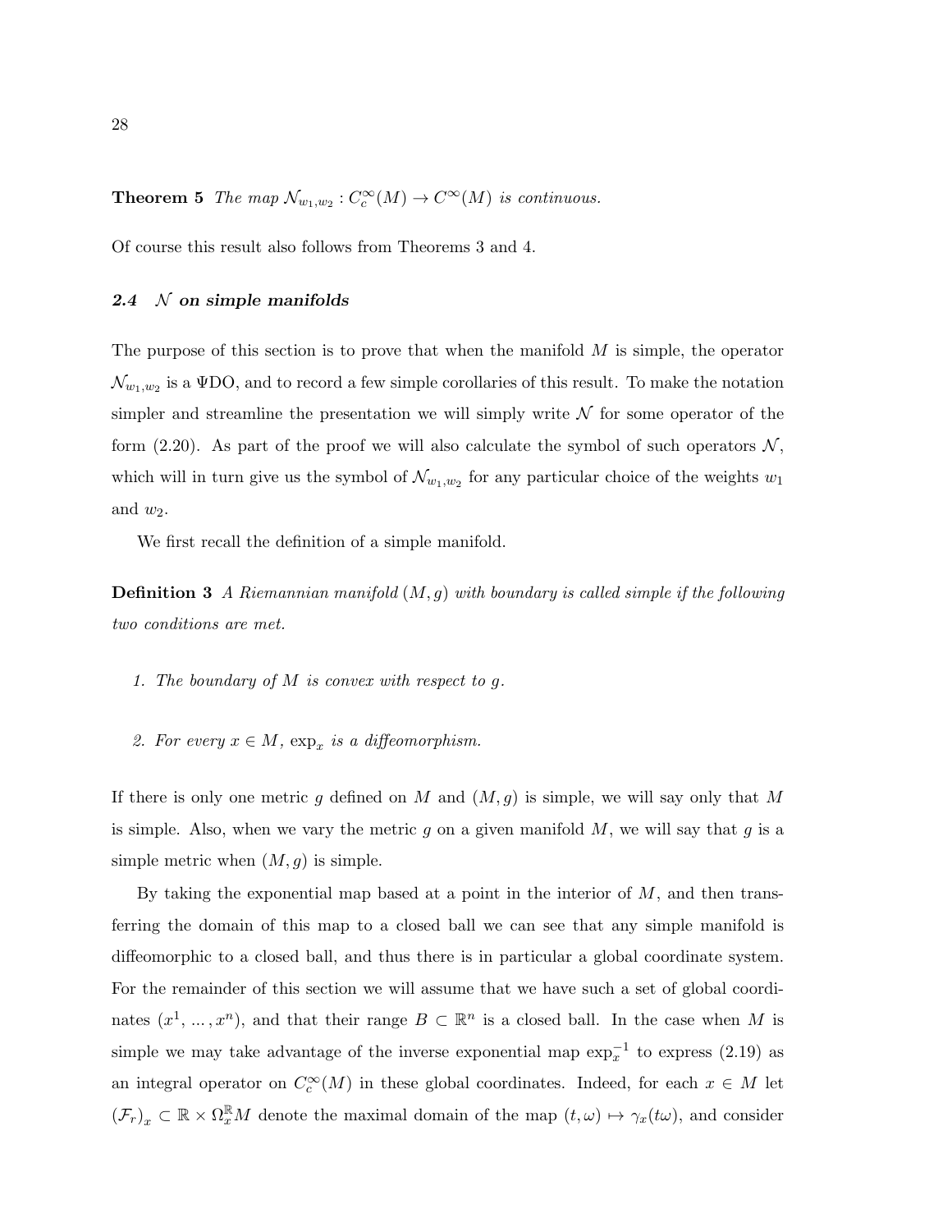**Theorem 5** *The map $\mathcal{N}_{w_1,w_2} : C_c^\infty(M) \to C^\infty(M)$ is continuous.*

Of course this result also follows from Theorems 3 and 4.

### *2.4 $\mathcal{N}$ on simple manifolds*

The purpose of this section is to prove that when the manifold $M$ is simple, the operator $\mathcal{N}_{w_1,w_2}$ is a ΨDO, and to record a few simple corollaries of this result. To make the notation simpler and streamline the presentation we will simply write $\mathcal{N}$ for some operator of the form (2.20). As part of the proof we will also calculate the symbol of such operators $\mathcal{N}$, which will in turn give us the symbol of $\mathcal{N}_{w_1,w_2}$ for any particular choice of the weights $w_1$ and $w_2$.

We first recall the definition of a simple manifold.

**Definition 3** *A Riemannian manifold $(M, g)$ with boundary is called simple if the following two conditions are met.*

1. *The boundary of $M$ is convex with respect to $g$.*
2. *For every $x \in M$, $\exp_x$ is a diffeomorphism.*

If there is only one metric $g$ defined on $M$ and $(M, g)$ is simple, we will say only that $M$ is simple. Also, when we vary the metric $g$ on a given manifold $M$, we will say that $g$ is a simple metric when $(M, g)$ is simple.

By taking the exponential map based at a point in the interior of $M$, and then transferring the domain of this map to a closed ball we can see that any simple manifold is diffeomorphic to a closed ball, and thus there is in particular a global coordinate system. For the remainder of this section we will assume that we have such a set of global coordinates $(x^1, \ldots, x^n)$, and that their range $B \subset \mathbb{R}^n$ is a closed ball. In the case when $M$ is simple we may take advantage of the inverse exponential map $\exp_x^{-1}$ to express (2.19) as an integral operator on $C_c^\infty(M)$ in these global coordinates. Indeed, for each $x \in M$ let $(\mathcal{F}_r)_x \subset \mathbb{R} \times \Omega_x^{\mathbb{R}} M$ denote the maximal domain of the map $(t, \omega) \mapsto \gamma_x(t\omega)$, and consider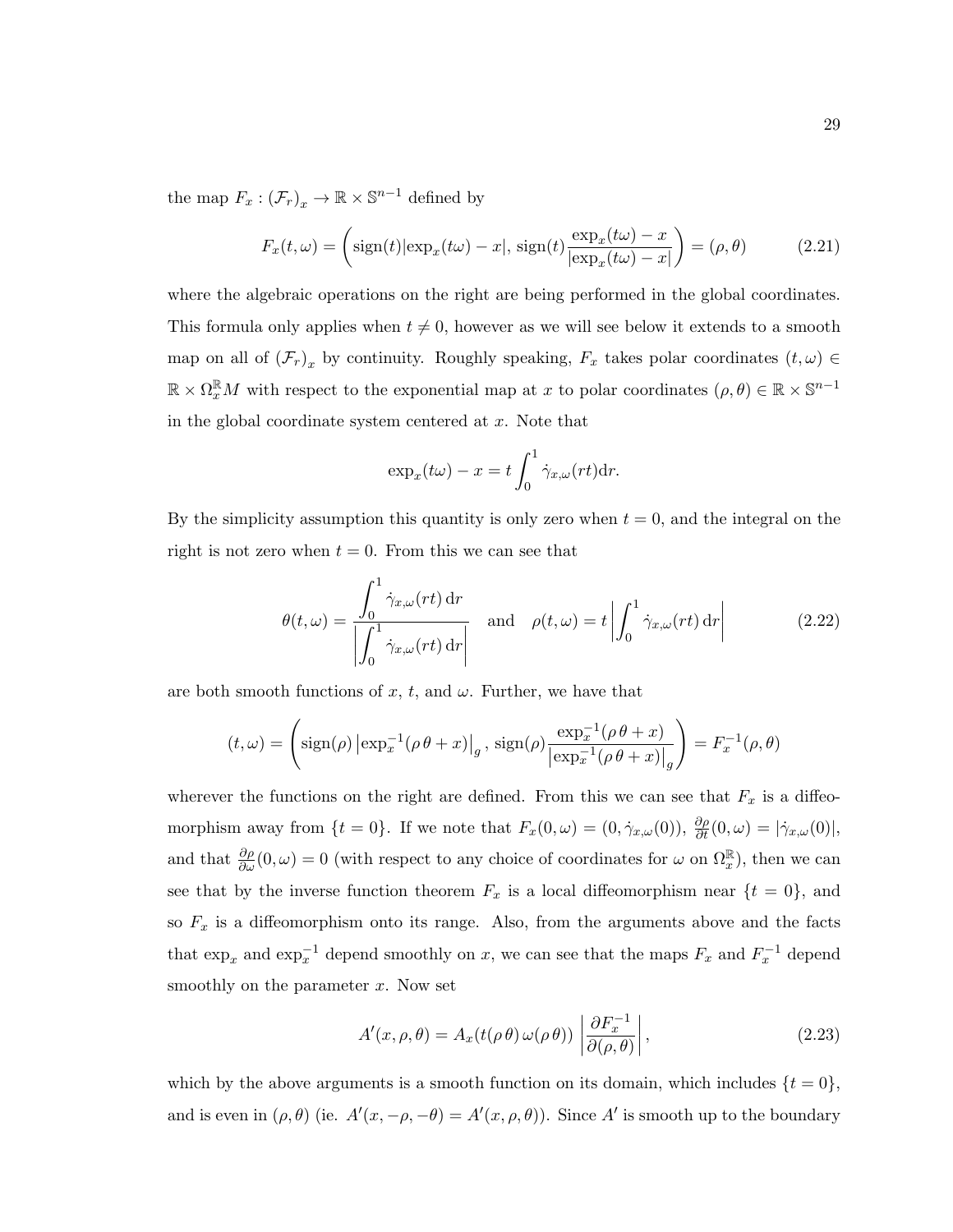the map $F_x : (\mathcal{F}_r)_x \to \mathbb{R} \times \mathbb{S}^{n-1}$ defined by

$$F_x(t,\omega) = \left( \operatorname{sign}(t)|\exp_x(t\omega) - x|,\, \operatorname{sign}(t)\frac{\exp_x(t\omega) - x}{|\exp_x(t\omega) - x|} \right) = (\rho, \theta) \tag{2.21}$$

where the algebraic operations on the right are being performed in the global coordinates. This formula only applies when $t \neq 0$, however as we will see below it extends to a smooth map on all of $(\mathcal{F}_r)_x$ by continuity. Roughly speaking, $F_x$ takes polar coordinates $(t, \omega) \in \mathbb{R} \times \Omega_x^{\mathbb{R}} M$ with respect to the exponential map at $x$ to polar coordinates $(\rho, \theta) \in \mathbb{R} \times \mathbb{S}^{n-1}$ in the global coordinate system centered at $x$. Note that

$$\exp_x(t\omega) - x = t \int_0^1 \dot{\gamma}_{x,\omega}(rt)\mathrm{d}r.$$

By the simplicity assumption this quantity is only zero when $t = 0$, and the integral on the right is not zero when $t = 0$. From this we can see that

$$\theta(t,\omega) = \frac{\displaystyle\int_0^1 \dot{\gamma}_{x,\omega}(rt)\,\mathrm{d}r}{\left|\displaystyle\int_0^1 \dot{\gamma}_{x,\omega}(rt)\,\mathrm{d}r\right|} \quad \text{and} \quad \rho(t,\omega) = t\left|\int_0^1 \dot{\gamma}_{x,\omega}(rt)\,\mathrm{d}r\right| \tag{2.22}$$

are both smooth functions of $x$, $t$, and $\omega$. Further, we have that

$$(t,\omega) = \left( \operatorname{sign}(\rho)\left|\exp_x^{-1}(\rho\,\theta + x)\right|_g,\, \operatorname{sign}(\rho)\frac{\exp_x^{-1}(\rho\,\theta + x)}{\left|\exp_x^{-1}(\rho\,\theta + x)\right|_g} \right) = F_x^{-1}(\rho,\theta)$$

wherever the functions on the right are defined. From this we can see that $F_x$ is a diffeomorphism away from $\{t = 0\}$. If we note that $F_x(0,\omega) = (0, \dot{\gamma}_{x,\omega}(0))$, $\frac{\partial \rho}{\partial t}(0,\omega) = |\dot{\gamma}_{x,\omega}(0)|$, and that $\frac{\partial \rho}{\partial \omega}(0,\omega) = 0$ (with respect to any choice of coordinates for $\omega$ on $\Omega_x^{\mathbb{R}}$), then we can see that by the inverse function theorem $F_x$ is a local diffeomorphism near $\{t = 0\}$, and so $F_x$ is a diffeomorphism onto its range. Also, from the arguments above and the facts that $\exp_x$ and $\exp_x^{-1}$ depend smoothly on $x$, we can see that the maps $F_x$ and $F_x^{-1}$ depend smoothly on the parameter $x$. Now set

$$A'(x,\rho,\theta) = A_x(t(\rho\,\theta)\,\omega(\rho\,\theta)) \left|\frac{\partial F_x^{-1}}{\partial(\rho,\theta)}\right|, \tag{2.23}$$

which by the above arguments is a smooth function on its domain, which includes $\{t = 0\}$, and is even in $(\rho, \theta)$ (ie. $A'(x, -\rho, -\theta) = A'(x, \rho, \theta)$). Since $A'$ is smooth up to the boundary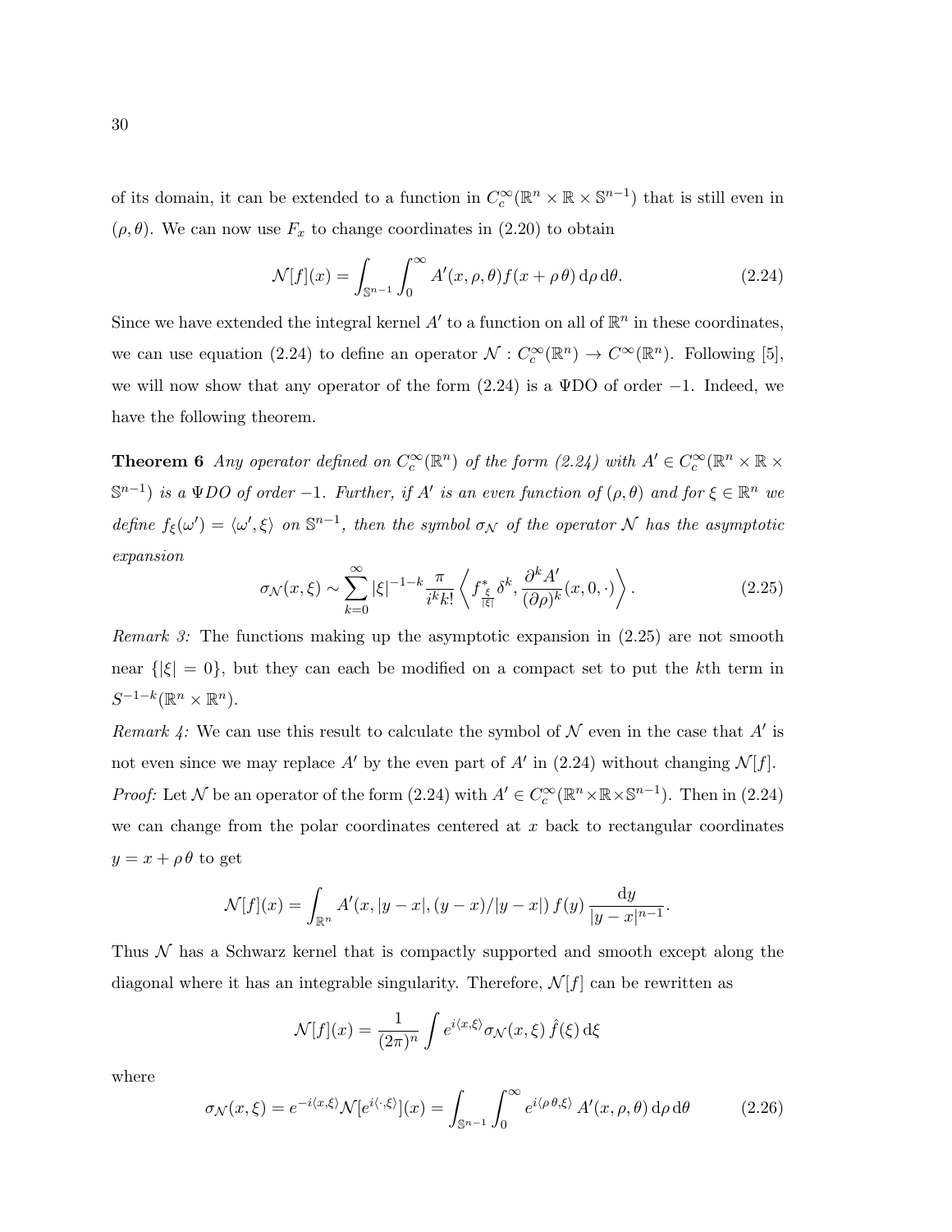of its domain, it can be extended to a function in $C_c^\infty(\mathbb{R}^n \times \mathbb{R} \times \mathbb{S}^{n-1})$ that is still even in $(\rho, \theta)$. We can now use $F_x$ to change coordinates in (2.20) to obtain

$$\mathcal{N}[f](x) = \int_{\mathbb{S}^{n-1}} \int_0^\infty A'(x, \rho, \theta) f(x + \rho\,\theta)\, \mathrm{d}\rho\, \mathrm{d}\theta. \tag{2.24}$$

Since we have extended the integral kernel $A'$ to a function on all of $\mathbb{R}^n$ in these coordinates, we can use equation (2.24) to define an operator $\mathcal{N} : C_c^\infty(\mathbb{R}^n) \to C^\infty(\mathbb{R}^n)$. Following [5], we will now show that any operator of the form (2.24) is a ΨDO of order $-1$. Indeed, we have the following theorem.

**Theorem 6** *Any operator defined on $C_c^\infty(\mathbb{R}^n)$ of the form (2.24) with $A' \in C_c^\infty(\mathbb{R}^n \times \mathbb{R} \times \mathbb{S}^{n-1})$ is a ΨDO of order $-1$. Further, if $A'$ is an even function of $(\rho, \theta)$ and for $\xi \in \mathbb{R}^n$ we define $f_\xi(\omega') = \langle \omega', \xi \rangle$ on $\mathbb{S}^{n-1}$, then the symbol $\sigma_\mathcal{N}$ of the operator $\mathcal{N}$ has the asymptotic expansion*

$$\sigma_\mathcal{N}(x, \xi) \sim \sum_{k=0}^\infty |\xi|^{-1-k} \frac{\pi}{i^k k!} \left\langle f^*_{\frac{\xi}{|\xi|}}\, \delta^k, \frac{\partial^k A'}{(\partial \rho)^k}(x, 0, \cdot) \right\rangle. \tag{2.25}$$

*Remark 3:* The functions making up the asymptotic expansion in (2.25) are not smooth near $\{|\xi| = 0\}$, but they can each be modified on a compact set to put the $k$th term in $S^{-1-k}(\mathbb{R}^n \times \mathbb{R}^n)$.

*Remark 4:* We can use this result to calculate the symbol of $\mathcal{N}$ even in the case that $A'$ is not even since we may replace $A'$ by the even part of $A'$ in (2.24) without changing $\mathcal{N}[f]$.

*Proof:* Let $\mathcal{N}$ be an operator of the form (2.24) with $A' \in C_c^\infty(\mathbb{R}^n \times \mathbb{R} \times \mathbb{S}^{n-1})$. Then in (2.24) we can change from the polar coordinates centered at $x$ back to rectangular coordinates $y = x + \rho\,\theta$ to get

$$\mathcal{N}[f](x) = \int_{\mathbb{R}^n} A'(x, |y - x|, (y - x)/|y - x|)\, f(y)\, \frac{\mathrm{d}y}{|y - x|^{n-1}}.$$

Thus $\mathcal{N}$ has a Schwarz kernel that is compactly supported and smooth except along the diagonal where it has an integrable singularity. Therefore, $\mathcal{N}[f]$ can be rewritten as

$$\mathcal{N}[f](x) = \frac{1}{(2\pi)^n} \int e^{i\langle x, \xi \rangle} \sigma_\mathcal{N}(x, \xi)\, \hat{f}(\xi)\, \mathrm{d}\xi$$

where

$$\sigma_\mathcal{N}(x, \xi) = e^{-i\langle x, \xi \rangle} \mathcal{N}[e^{i\langle \cdot, \xi \rangle}](x) = \int_{\mathbb{S}^{n-1}} \int_0^\infty e^{i\langle \rho\,\theta, \xi \rangle}\, A'(x, \rho, \theta)\, \mathrm{d}\rho\, \mathrm{d}\theta \tag{2.26}$$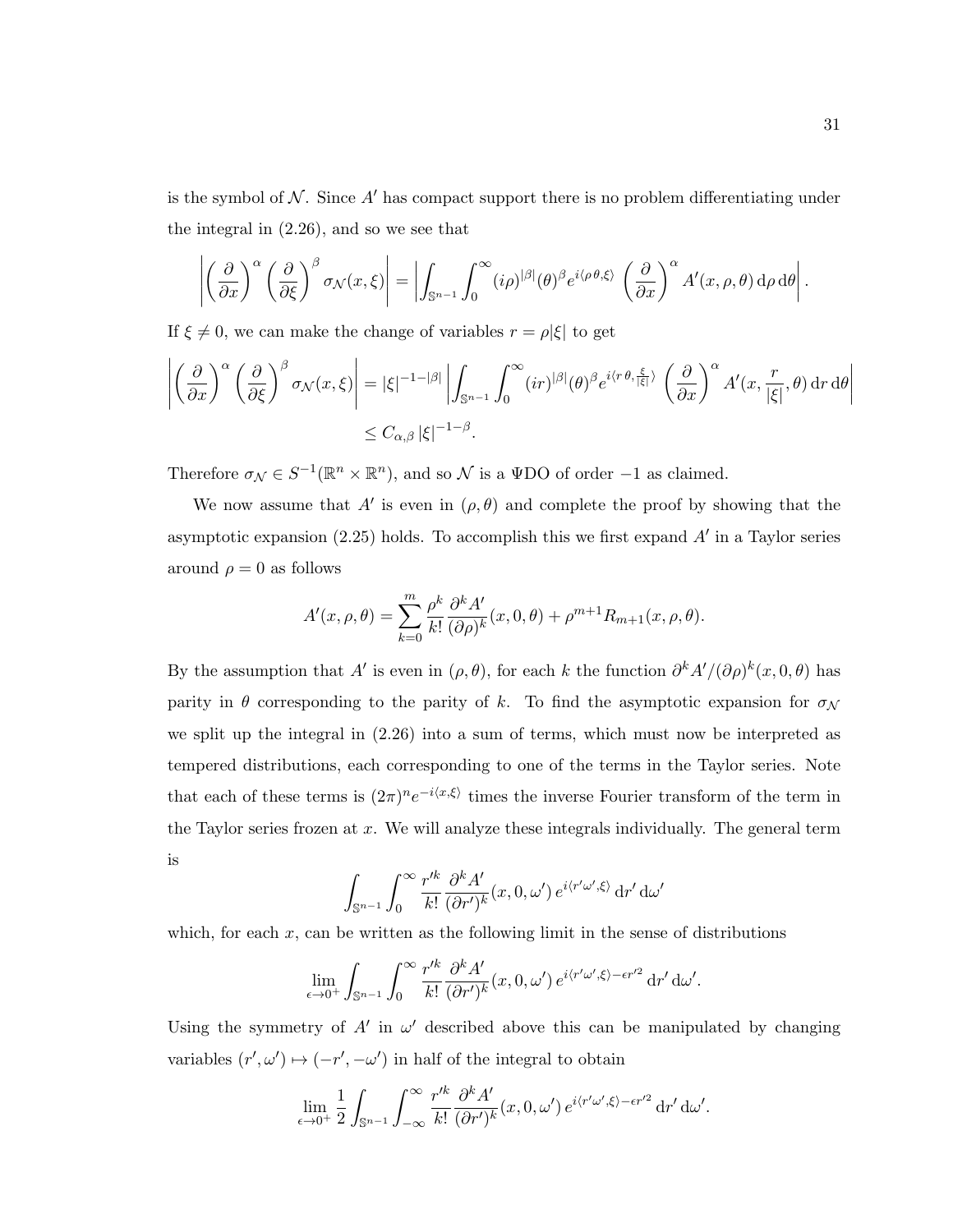is the symbol of $\mathcal{N}$. Since $A'$ has compact support there is no problem differentiating under the integral in (2.26), and so we see that

$$\left| \left(\frac{\partial}{\partial x}\right)^{\alpha} \left(\frac{\partial}{\partial \xi}\right)^{\beta} \sigma_{\mathcal{N}}(x,\xi) \right| = \left| \int_{\mathbb{S}^{n-1}} \int_0^\infty (i\rho)^{|\beta|} (\theta)^{\beta} e^{i\langle \rho\, \theta, \xi\rangle} \left(\frac{\partial}{\partial x}\right)^{\alpha} A'(x,\rho,\theta)\, \mathrm{d}\rho\, \mathrm{d}\theta \right|.$$

If $\xi \neq 0$, we can make the change of variables $r = \rho|\xi|$ to get

$$\begin{aligned}\left| \left(\frac{\partial}{\partial x}\right)^{\alpha} \left(\frac{\partial}{\partial \xi}\right)^{\beta} \sigma_{\mathcal{N}}(x,\xi) \right| &= |\xi|^{-1-|\beta|} \left| \int_{\mathbb{S}^{n-1}} \int_0^\infty (ir)^{|\beta|} (\theta)^{\beta} e^{i\langle r\, \theta, \frac{\xi}{|\xi|}\rangle} \left(\frac{\partial}{\partial x}\right)^{\alpha} A'(x,\frac{r}{|\xi|},\theta)\, \mathrm{d}r\, \mathrm{d}\theta \right| \\ &\leq C_{\alpha,\beta}\, |\xi|^{-1-\beta}.\end{aligned}$$

Therefore $\sigma_{\mathcal{N}} \in S^{-1}(\mathbb{R}^n \times \mathbb{R}^n)$, and so $\mathcal{N}$ is a ΨDO of order $-1$ as claimed.

We now assume that $A'$ is even in $(\rho,\theta)$ and complete the proof by showing that the asymptotic expansion (2.25) holds. To accomplish this we first expand $A'$ in a Taylor series around $\rho = 0$ as follows

$$A'(x,\rho,\theta) = \sum_{k=0}^{m} \frac{\rho^k}{k!} \frac{\partial^k A'}{(\partial \rho)^k}(x,0,\theta) + \rho^{m+1} R_{m+1}(x,\rho,\theta).$$

By the assumption that $A'$ is even in $(\rho,\theta)$, for each $k$ the function $\partial^k A'/(\partial\rho)^k(x,0,\theta)$ has parity in $\theta$ corresponding to the parity of $k$. To find the asymptotic expansion for $\sigma_{\mathcal{N}}$ we split up the integral in (2.26) into a sum of terms, which must now be interpreted as tempered distributions, each corresponding to one of the terms in the Taylor series. Note that each of these terms is $(2\pi)^n e^{-i\langle x,\xi\rangle}$ times the inverse Fourier transform of the term in the Taylor series frozen at $x$. We will analyze these integrals individually. The general term is

$$\int_{\mathbb{S}^{n-1}} \int_0^\infty \frac{r'^k}{k!} \frac{\partial^k A'}{(\partial r')^k}(x,0,\omega')\, e^{i\langle r'\omega',\xi\rangle}\, \mathrm{d}r'\, \mathrm{d}\omega'$$

which, for each $x$, can be written as the following limit in the sense of distributions

$$\lim_{\epsilon\to 0^+} \int_{\mathbb{S}^{n-1}} \int_0^\infty \frac{r'^k}{k!} \frac{\partial^k A'}{(\partial r')^k}(x,0,\omega')\, e^{i\langle r'\omega',\xi\rangle - \epsilon r'^2}\, \mathrm{d}r'\, \mathrm{d}\omega'.$$

Using the symmetry of $A'$ in $\omega'$ described above this can be manipulated by changing variables $(r',\omega') \mapsto (-r',-\omega')$ in half of the integral to obtain

$$\lim_{\epsilon\to 0^+} \frac{1}{2} \int_{\mathbb{S}^{n-1}} \int_{-\infty}^\infty \frac{r'^k}{k!} \frac{\partial^k A'}{(\partial r')^k}(x,0,\omega')\, e^{i\langle r'\omega',\xi\rangle - \epsilon r'^2}\, \mathrm{d}r'\, \mathrm{d}\omega'.$$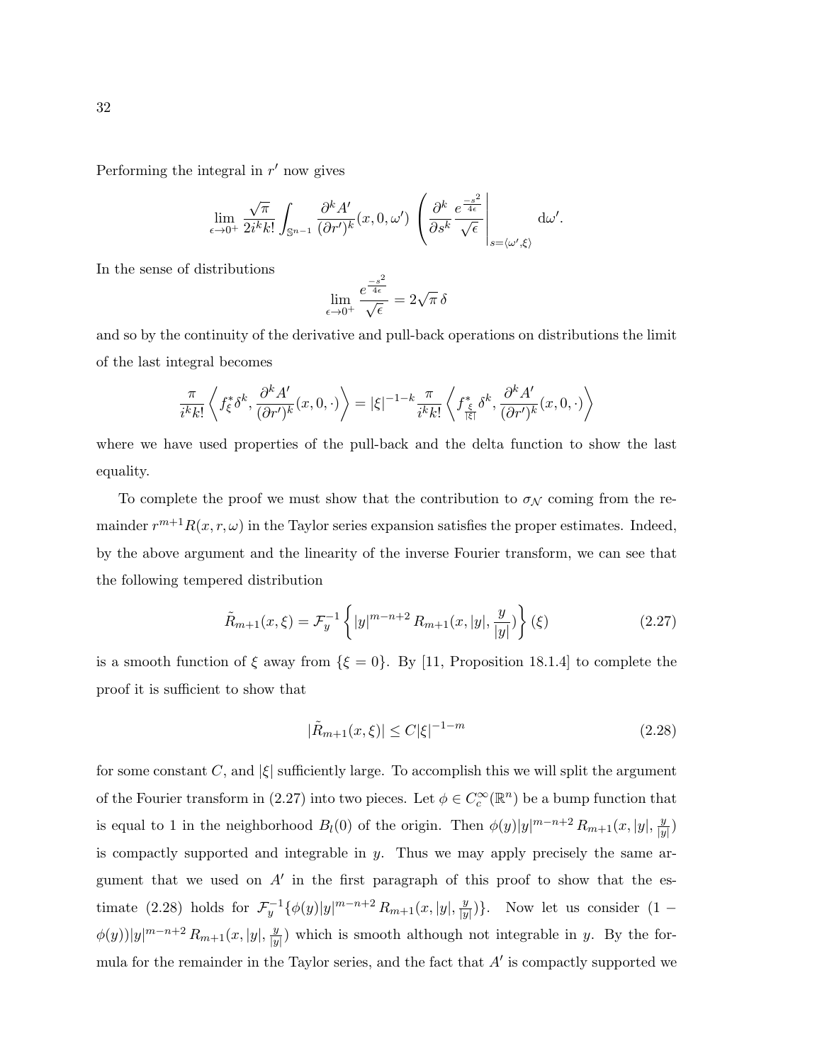Performing the integral in $r'$ now gives

$$\lim_{\epsilon\to 0^+} \frac{\sqrt{\pi}}{2i^k k!} \int_{\mathbb{S}^{n-1}} \frac{\partial^k A'}{(\partial r')^k}(x,0,\omega') \left( \frac{\partial^k}{\partial s^k} \frac{e^{\frac{-s^2}{4\epsilon}}}{\sqrt{\epsilon}} \right|_{s=\langle \omega', \xi\rangle} \mathrm{d}\omega'.$$

In the sense of distributions

$$\lim_{\epsilon\to 0^+} \frac{e^{\frac{-s^2}{4\epsilon}}}{\sqrt{\epsilon}} = 2\sqrt{\pi}\,\delta$$

and so by the continuity of the derivative and pull-back operations on distributions the limit of the last integral becomes

$$\frac{\pi}{i^k k!} \left\langle f_\xi^* \delta^k, \frac{\partial^k A'}{(\partial r')^k}(x,0,\cdot) \right\rangle = |\xi|^{-1-k} \frac{\pi}{i^k k!} \left\langle f_{\frac{\xi}{|\xi|}}^* \delta^k, \frac{\partial^k A'}{(\partial r')^k}(x,0,\cdot) \right\rangle$$

where we have used properties of the pull-back and the delta function to show the last equality.

To complete the proof we must show that the contribution to $\sigma_{\mathcal{N}}$ coming from the remainder $r^{m+1}R(x,r,\omega)$ in the Taylor series expansion satisfies the proper estimates. Indeed, by the above argument and the linearity of the inverse Fourier transform, we can see that the following tempered distribution

$$\tilde{R}_{m+1}(x,\xi) = \mathcal{F}_y^{-1}\left\{ |y|^{m-n+2} R_{m+1}(x,|y|,\frac{y}{|y|}) \right\}(\xi) \tag{2.27}$$

is a smooth function of $\xi$ away from $\{\xi = 0\}$. By [11, Proposition 18.1.4] to complete the proof it is sufficient to show that

$$|\tilde{R}_{m+1}(x,\xi)| \leq C|\xi|^{-1-m} \tag{2.28}$$

for some constant $C$, and $|\xi|$ sufficiently large. To accomplish this we will split the argument of the Fourier transform in (2.27) into two pieces. Let $\phi \in C_c^\infty(\mathbb{R}^n)$ be a bump function that is equal to 1 in the neighborhood $B_l(0)$ of the origin. Then $\phi(y)|y|^{m-n+2} R_{m+1}(x,|y|,\frac{y}{|y|})$ is compactly supported and integrable in $y$. Thus we may apply precisely the same argument that we used on $A'$ in the first paragraph of this proof to show that the estimate (2.28) holds for $\mathcal{F}_y^{-1}\{\phi(y)|y|^{m-n+2} R_{m+1}(x,|y|,\frac{y}{|y|})\}$. Now let us consider $(1-\phi(y))|y|^{m-n+2} R_{m+1}(x,|y|,\frac{y}{|y|})$ which is smooth although not integrable in $y$. By the formula for the remainder in the Taylor series, and the fact that $A'$ is compactly supported we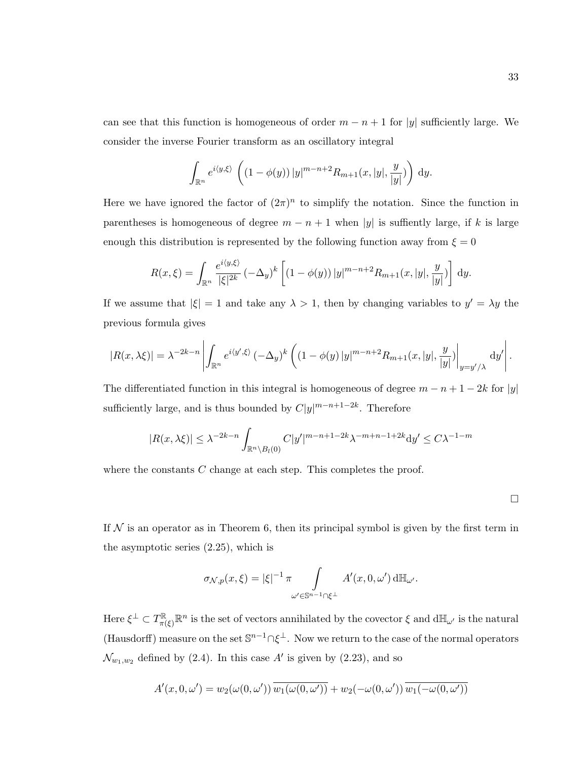can see that this function is homogeneous of order $m-n+1$ for $|y|$ sufficiently large. We consider the inverse Fourier transform as an oscillatory integral

$$\int_{\mathbb{R}^n} e^{i\langle y,\xi\rangle} \left( (1-\phi(y)) \, |y|^{m-n+2} R_{m+1}(x,|y|,\frac{y}{|y|}) \right) \, \mathrm{d}y.$$

Here we have ignored the factor of $(2\pi)^n$ to simplify the notation. Since the function in parentheses is homogeneous of degree $m-n+1$ when $|y|$ is suffiently large, if $k$ is large enough this distribution is represented by the following function away from $\xi = 0$

$$R(x,\xi) = \int_{\mathbb{R}^n} \frac{e^{i\langle y,\xi\rangle}}{|\xi|^{2k}} \left(-\Delta_y\right)^k \left[ (1-\phi(y)) \, |y|^{m-n+2} R_{m+1}(x,|y|,\frac{y}{|y|}) \right] \, \mathrm{d}y.$$

If we assume that $|\xi| = 1$ and take any $\lambda > 1$, then by changing variables to $y' = \lambda y$ the previous formula gives

$$|R(x,\lambda\xi)| = \lambda^{-2k-n} \left| \int_{\mathbb{R}^n} e^{i\langle y',\xi\rangle} \left(-\Delta_y\right)^k \left( (1-\phi(y) \, |y|^{m-n+2} R_{m+1}(x,|y|,\frac{y}{|y|}) \right|_{y=y'/\lambda} \mathrm{d}y' \right|.$$

The differentiated function in this integral is homogeneous of degree $m-n+1-2k$ for $|y|$ sufficiently large, and is thus bounded by $C|y|^{m-n+1-2k}$. Therefore

$$|R(x,\lambda\xi)| \leq \lambda^{-2k-n} \int_{\mathbb{R}^n \setminus B_l(0)} C|y'|^{m-n+1-2k} \lambda^{-m+n-1+2k} \mathrm{d}y' \leq C\lambda^{-1-m}$$

where the constants $C$ change at each step. This completes the proof.

□

If $\mathcal{N}$ is an operator as in Theorem 6, then its principal symbol is given by the first term in the asymptotic series (2.25), which is

$$\sigma_{\mathcal{N},p}(x,\xi) = |\xi|^{-1} \pi \int_{\omega' \in \mathbb{S}^{n-1} \cap \xi^\perp} A'(x,0,\omega') \, \mathrm{d}\mathbb{H}_{\omega'}.$$

Here $\xi^\perp \subset T^{\mathbb{R}}_{\pi(\xi)} \mathbb{R}^n$ is the set of vectors annihilated by the covector $\xi$ and $\mathrm{d}\mathbb{H}_{\omega'}$ is the natural (Hausdorff) measure on the set $\mathbb{S}^{n-1} \cap \xi^\perp$. Now we return to the case of the normal operators $\mathcal{N}_{w_1,w_2}$ defined by (2.4). In this case $A'$ is given by (2.23), and so

$$A'(x,0,\omega') = w_2(\omega(0,\omega')) \, \overline{w_1(\omega(0,\omega'))} + w_2(-\omega(0,\omega')) \, \overline{w_1(-\omega(0,\omega'))}$$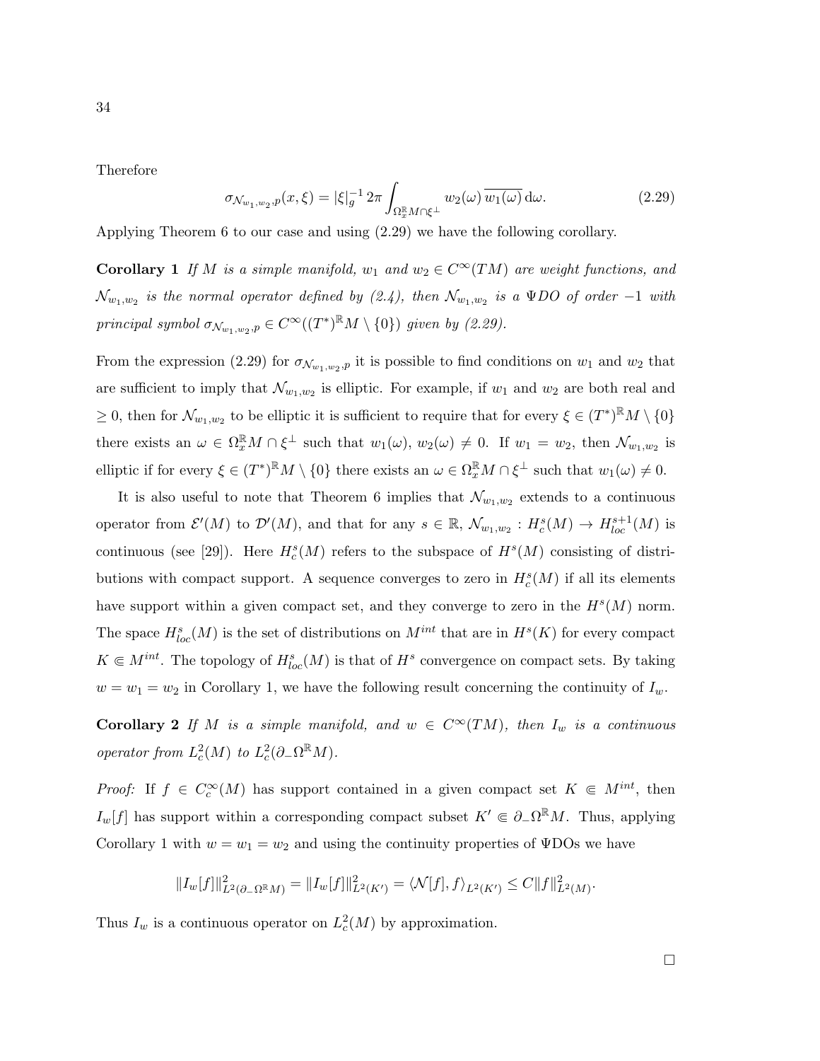Therefore

$$\sigma_{\mathcal{N}_{w_1,w_2},p}(x,\xi) = |\xi|_g^{-1}\, 2\pi \int_{\Omega_x^{\mathbb{R}} M \cap \xi^{\perp}} w_2(\omega)\, \overline{w_1(\omega)}\, \mathrm{d}\omega. \tag{2.29}$$

Applying Theorem 6 to our case and using (2.29) we have the following corollary.

**Corollary 1** *If $M$ is a simple manifold, $w_1$ and $w_2 \in C^\infty(TM)$ are weight functions, and $\mathcal{N}_{w_1,w_2}$ is the normal operator defined by (2.4), then $\mathcal{N}_{w_1,w_2}$ is a $\Psi DO$ of order $-1$ with principal symbol $\sigma_{\mathcal{N}_{w_1,w_2},p} \in C^\infty((T^*)^{\mathbb{R}}M \setminus \{0\})$ given by (2.29).*

From the expression (2.29) for $\sigma_{\mathcal{N}_{w_1,w_2},p}$ it is possible to find conditions on $w_1$ and $w_2$ that are sufficient to imply that $\mathcal{N}_{w_1,w_2}$ is elliptic. For example, if $w_1$ and $w_2$ are both real and $\geq 0$, then for $\mathcal{N}_{w_1,w_2}$ to be elliptic it is sufficient to require that for every $\xi \in (T^*)^{\mathbb{R}}M \setminus \{0\}$ there exists an $\omega \in \Omega_x^{\mathbb{R}} M \cap \xi^{\perp}$ such that $w_1(\omega)$, $w_2(\omega) \neq 0$. If $w_1 = w_2$, then $\mathcal{N}_{w_1,w_2}$ is elliptic if for every $\xi \in (T^*)^{\mathbb{R}}M \setminus \{0\}$ there exists an $\omega \in \Omega_x^{\mathbb{R}} M \cap \xi^{\perp}$ such that $w_1(\omega) \neq 0$.

It is also useful to note that Theorem 6 implies that $\mathcal{N}_{w_1,w_2}$ extends to a continuous operator from $\mathcal{E}'(M)$ to $\mathcal{D}'(M)$, and that for any $s \in \mathbb{R}$, $\mathcal{N}_{w_1,w_2} : H_c^s(M) \to H_{loc}^{s+1}(M)$ is continuous (see [29]). Here $H_c^s(M)$ refers to the subspace of $H^s(M)$ consisting of distributions with compact support. A sequence converges to zero in $H_c^s(M)$ if all its elements have support within a given compact set, and they converge to zero in the $H^s(M)$ norm. The space $H_{loc}^s(M)$ is the set of distributions on $M^{int}$ that are in $H^s(K)$ for every compact $K \Subset M^{int}$. The topology of $H_{loc}^s(M)$ is that of $H^s$ convergence on compact sets. By taking $w = w_1 = w_2$ in Corollary 1, we have the following result concerning the continuity of $I_w$.

**Corollary 2** *If $M$ is a simple manifold, and $w \in C^\infty(TM)$, then $I_w$ is a continuous operator from $L_c^2(M)$ to $L_c^2(\partial_-\Omega^{\mathbb{R}}M)$.*

*Proof:* If $f \in C_c^\infty(M)$ has support contained in a given compact set $K \Subset M^{int}$, then $I_w[f]$ has support within a corresponding compact subset $K' \Subset \partial_-\Omega^{\mathbb{R}}M$. Thus, applying Corollary 1 with $w = w_1 = w_2$ and using the continuity properties of ΨDOs we have

$$\|I_w[f]\|^2_{L^2(\partial_-\Omega^{\mathbb{R}}M)} = \|I_w[f]\|^2_{L^2(K')} = \langle \mathcal{N}[f], f \rangle_{L^2(K')} \leq C\|f\|^2_{L^2(M)}.$$

Thus $I_w$ is a continuous operator on $L_c^2(M)$ by approximation.

□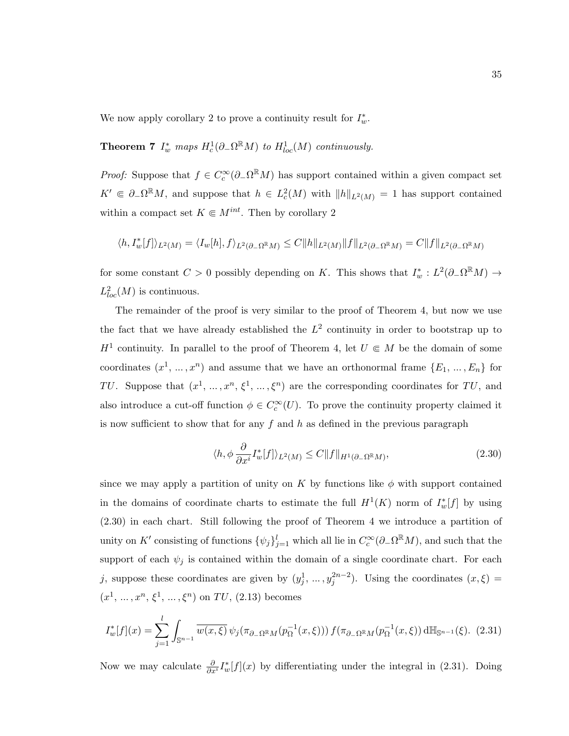We now apply corollary 2 to prove a continuity result for $I_w^*$.

**Theorem 7** *$I_w^*$ maps $H_c^1(\partial_-\Omega^{\mathbb{R}}M)$ to $H_{loc}^1(M)$ continuously.*

*Proof:* Suppose that $f \in C_c^\infty(\partial_-\Omega^{\mathbb{R}}M)$ has support contained within a given compact set $K' \Subset \partial_-\Omega^{\mathbb{R}}M$, and suppose that $h \in L_c^2(M)$ with $\|h\|_{L^2(M)} = 1$ has support contained within a compact set $K \Subset M^{int}$. Then by corollary 2

$$\langle h, I_w^*[f]\rangle_{L^2(M)} = \langle I_w[h], f\rangle_{L^2(\partial_-\Omega^{\mathbb{R}}M)} \leq C\|h\|_{L^2(M)}\|f\|_{L^2(\partial_-\Omega^{\mathbb{R}}M)} = C\|f\|_{L^2(\partial_-\Omega^{\mathbb{R}}M)}$$

for some constant $C > 0$ possibly depending on $K$. This shows that $I_w^* : L^2(\partial_-\Omega^{\mathbb{R}}M) \to L_{loc}^2(M)$ is continuous.

The remainder of the proof is very similar to the proof of Theorem 4, but now we use the fact that we have already established the $L^2$ continuity in order to bootstrap up to $H^1$ continuity. In parallel to the proof of Theorem 4, let $U \Subset M$ be the domain of some coordinates $(x^1, \dots, x^n)$ and assume that we have an orthonormal frame $\{E_1, \dots, E_n\}$ for $TU$. Suppose that $(x^1, \dots, x^n, \xi^1, \dots, \xi^n)$ are the corresponding coordinates for $TU$, and also introduce a cut-off function $\phi \in C_c^\infty(U)$. To prove the continuity property claimed it is now sufficient to show that for any $f$ and $h$ as defined in the previous paragraph

$$\langle h, \phi \frac{\partial}{\partial x^i} I_w^*[f]\rangle_{L^2(M)} \leq C\|f\|_{H^1(\partial_-\Omega^{\mathbb{R}}M)}, \tag{2.30}$$

since we may apply a partition of unity on $K$ by functions like $\phi$ with support contained in the domains of coordinate charts to estimate the full $H^1(K)$ norm of $I_w^*[f]$ by using (2.30) in each chart. Still following the proof of Theorem 4 we introduce a partition of unity on $K'$ consisting of functions $\{\psi_j\}_{j=1}^l$ which all lie in $C_c^\infty(\partial_-\Omega^{\mathbb{R}}M)$, and such that the support of each $\psi_j$ is contained within the domain of a single coordinate chart. For each $j$, suppose these coordinates are given by $(y_j^1, \dots, y_j^{2n-2})$. Using the coordinates $(x, \xi) = (x^1, \dots, x^n, \xi^1, \dots, \xi^n)$ on $TU$, (2.13) becomes

$$I_w^*[f](x) = \sum_{j=1}^{l} \int_{\mathbb{S}^{n-1}} \overline{w(x,\xi)}\, \psi_j(\pi_{\partial_-\Omega^{\mathbb{R}}M}(p_\Omega^{-1}(x,\xi)))\, f(\pi_{\partial_-\Omega^{\mathbb{R}}M}(p_\Omega^{-1}(x,\xi))\, \mathrm{d}\mathbb{H}_{\mathbb{S}^{n-1}}(\xi). \tag{2.31}$$

Now we may calculate $\frac{\partial}{\partial x^i} I_w^*[f](x)$ by differentiating under the integral in (2.31). Doing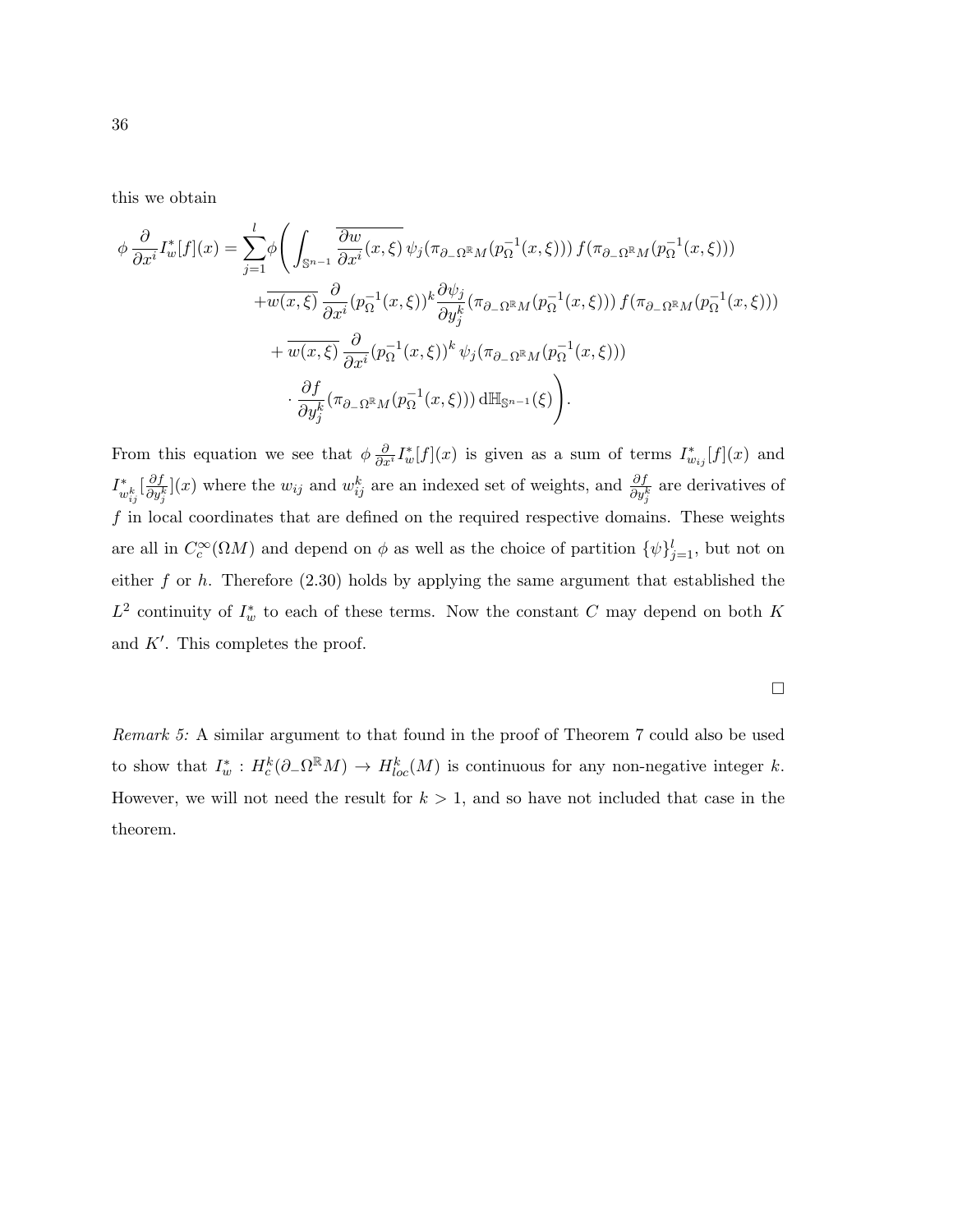this we obtain

$$
\begin{aligned}
\phi \frac{\partial}{\partial x^i} I_w^*[f](x) = \sum_{j=1}^{l} \phi \Bigg( \int_{\mathbb{S}^{n-1}} & \overline{\frac{\partial w}{\partial x^i}(x,\xi)}\, \psi_j(\pi_{\partial_-\Omega^{\mathbb{R}}M}(p_\Omega^{-1}(x,\xi)))\, f(\pi_{\partial_-\Omega^{\mathbb{R}}M}(p_\Omega^{-1}(x,\xi))) \\
& + \overline{w(x,\xi)}\, \frac{\partial}{\partial x^i}(p_\Omega^{-1}(x,\xi))^k \frac{\partial \psi_j}{\partial y_j^k}(\pi_{\partial_-\Omega^{\mathbb{R}}M}(p_\Omega^{-1}(x,\xi)))\, f(\pi_{\partial_-\Omega^{\mathbb{R}}M}(p_\Omega^{-1}(x,\xi))) \\
& + \overline{w(x,\xi)}\, \frac{\partial}{\partial x^i}(p_\Omega^{-1}(x,\xi))^k\, \psi_j(\pi_{\partial_-\Omega^{\mathbb{R}}M}(p_\Omega^{-1}(x,\xi))) \\
& \cdot \frac{\partial f}{\partial y_j^k}(\pi_{\partial_-\Omega^{\mathbb{R}}M}(p_\Omega^{-1}(x,\xi)))\, \mathrm{d}\mathbb{H}_{\mathbb{S}^{n-1}}(\xi) \Bigg).
\end{aligned}
$$

From this equation we see that $\phi \frac{\partial}{\partial x^i} I_w^*[f](x)$ is given as a sum of terms $I_{w_{ij}}^*[f](x)$ and $I_{w_{ij}^k}^*[\frac{\partial f}{\partial y_j^k}](x)$ where the $w_{ij}$ and $w_{ij}^k$ are an indexed set of weights, and $\frac{\partial f}{\partial y_j^k}$ are derivatives of $f$ in local coordinates that are defined on the required respective domains. These weights are all in $C_c^\infty(\Omega M)$ and depend on $\phi$ as well as the choice of partition $\{\psi\}_{j=1}^l$, but not on either $f$ or $h$. Therefore (2.30) holds by applying the same argument that established the $L^2$ continuity of $I_w^*$ to each of these terms. Now the constant $C$ may depend on both $K$ and $K'$. This completes the proof.

□

*Remark 5:* A similar argument to that found in the proof of Theorem 7 could also be used to show that $I_w^* : H_c^k(\partial_-\Omega^{\mathbb{R}}M) \to H_{loc}^k(M)$ is continuous for any non-negative integer $k$. However, we will not need the result for $k > 1$, and so have not included that case in the theorem.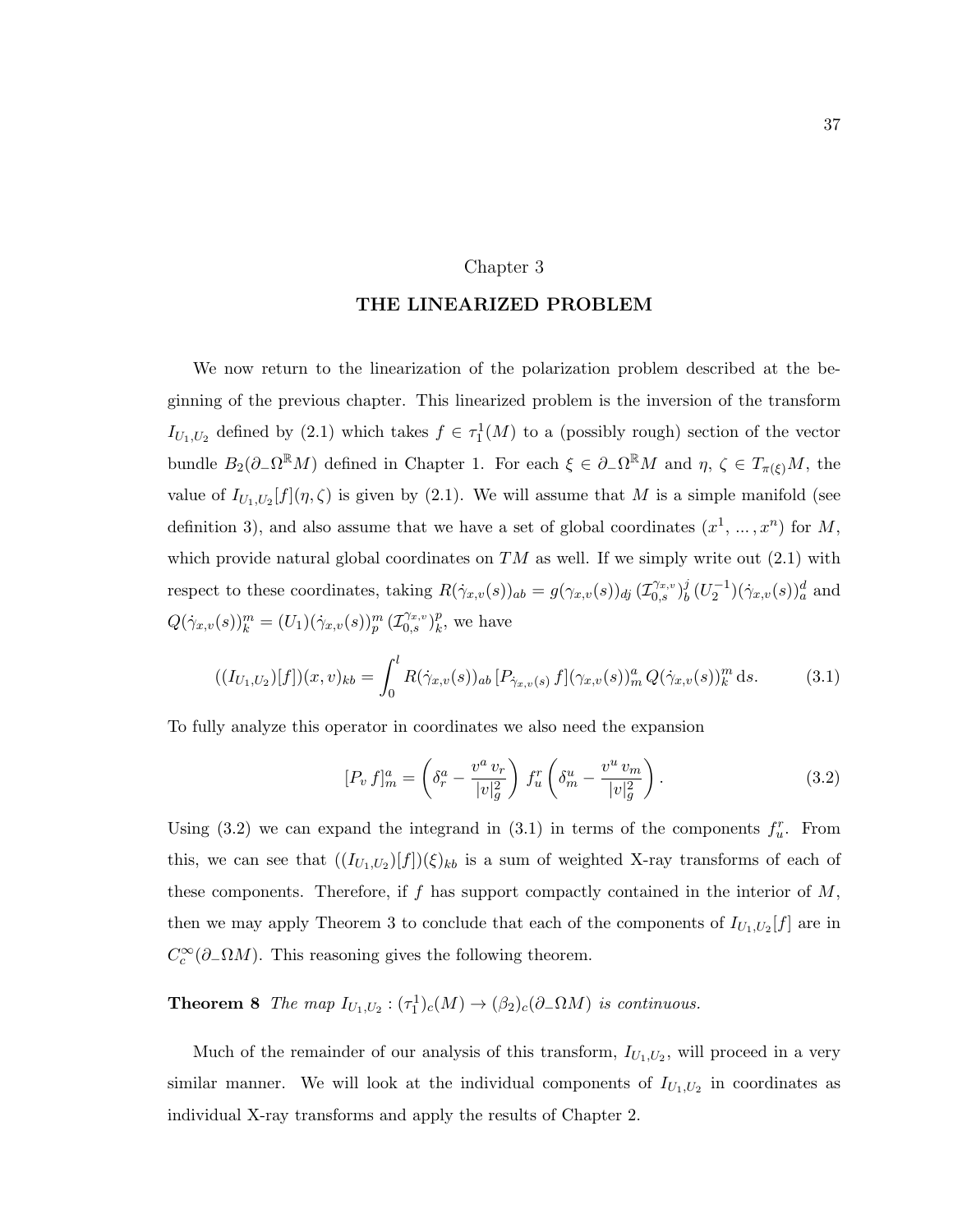# Chapter 3

# THE LINEARIZED PROBLEM

We now return to the linearization of the polarization problem described at the beginning of the previous chapter. This linearized problem is the inversion of the transform $I_{U_1,U_2}$ defined by (2.1) which takes $f \in \tau_1^1(M)$ to a (possibly rough) section of the vector bundle $B_2(\partial_-\Omega^{\mathbb{R}}M)$ defined in Chapter 1. For each $\xi \in \partial_-\Omega^{\mathbb{R}}M$ and $\eta, \zeta \in T_{\pi(\xi)}M$, the value of $I_{U_1,U_2}[f](\eta,\zeta)$ is given by (2.1). We will assume that $M$ is a simple manifold (see definition 3), and also assume that we have a set of global coordinates $(x^1, \dots, x^n)$ for $M$, which provide natural global coordinates on $TM$ as well. If we simply write out (2.1) with respect to these coordinates, taking $R(\dot\gamma_{x,v}(s))_{ab} = g(\gamma_{x,v}(s))_{dj}\,(\mathcal{I}_{0,s}^{\gamma_{x,v}})^j_b\,(U_2^{-1})(\dot\gamma_{x,v}(s))^d_a$ and $Q(\dot\gamma_{x,v}(s))^m_k = (U_1)(\dot\gamma_{x,v}(s))^m_p\,(\mathcal{I}_{0,s}^{\gamma_{x,v}})^p_k$, we have

$$((I_{U_1,U_2})[f])(x,v)_{kb} = \int_0^l R(\dot\gamma_{x,v}(s))_{ab}\,[P_{\dot\gamma_{x,v}(s)}\,f](\gamma_{x,v}(s))^a_m\,Q(\dot\gamma_{x,v}(s))^m_k\,\mathrm{d}s. \tag{3.1}$$

To fully analyze this operator in coordinates we also need the expansion

$$[P_v\,f]^a_m = \left(\delta^a_r - \frac{v^a\,v_r}{|v|_g^2}\right)\,f^r_u\,\left(\delta^u_m - \frac{v^u\,v_m}{|v|_g^2}\right). \tag{3.2}$$

Using (3.2) we can expand the integrand in (3.1) in terms of the components $f^r_u$. From this, we can see that $((I_{U_1,U_2})[f])(\xi)_{kb}$ is a sum of weighted X-ray transforms of each of these components. Therefore, if $f$ has support compactly contained in the interior of $M$, then we may apply Theorem 3 to conclude that each of the components of $I_{U_1,U_2}[f]$ are in $C_c^\infty(\partial_-\Omega M)$. This reasoning gives the following theorem.

**Theorem 8** *The map $I_{U_1,U_2} : (\tau_1^1)_c(M) \to (\beta_2)_c(\partial_-\Omega M)$ is continuous.*

Much of the remainder of our analysis of this transform, $I_{U_1,U_2}$, will proceed in a very similar manner. We will look at the individual components of $I_{U_1,U_2}$ in coordinates as individual X-ray transforms and apply the results of Chapter 2.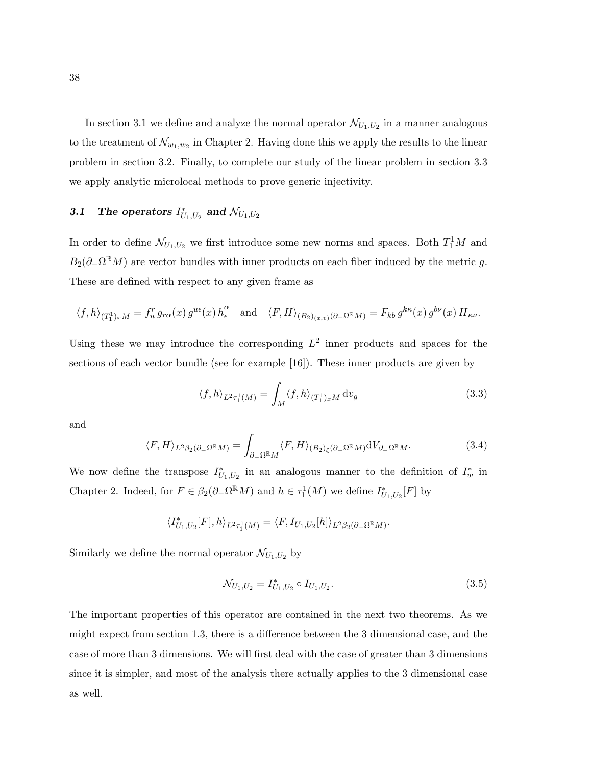In section 3.1 we define and analyze the normal operator $\mathcal{N}_{U_1,U_2}$ in a manner analogous to the treatment of $\mathcal{N}_{w_1,w_2}$ in Chapter 2. Having done this we apply the results to the linear problem in section 3.2. Finally, to complete our study of the linear problem in section 3.3 we apply analytic microlocal methods to prove generic injectivity.

### 3.1 The operators $I^*_{U_1,U_2}$ and $\mathcal{N}_{U_1,U_2}$

In order to define $\mathcal{N}_{U_1,U_2}$ we first introduce some new norms and spaces. Both $T^1_1 M$ and $B_2(\partial_-\Omega^{\mathbb{R}}M)$ are vector bundles with inner products on each fiber induced by the metric $g$. These are defined with respect to any given frame as

$$\langle f, h\rangle_{(T^1_1)_x M} = f^r_u\, g_{r\alpha}(x)\, g^{u\epsilon}(x)\, \overline{h}^\alpha_\epsilon \quad \text{and} \quad \langle F, H\rangle_{(B_2)_{(x,v)}(\partial_-\Omega^{\mathbb{R}}M)} = F_{kb}\, g^{k\kappa}(x)\, g^{b\nu}(x)\, \overline{H}_{\kappa\nu}.$$

Using these we may introduce the corresponding $L^2$ inner products and spaces for the sections of each vector bundle (see for example [16]). These inner products are given by

$$\langle f, h\rangle_{L^2\tau^1_1(M)} = \int_M \langle f, h\rangle_{(T^1_1)_x M}\, \mathrm{d}v_g \tag{3.3}$$

and

$$\langle F, H\rangle_{L^2\beta_2(\partial_-\Omega^{\mathbb{R}}M)} = \int_{\partial_-\Omega^{\mathbb{R}}M} \langle F, H\rangle_{(B_2)_\xi(\partial_-\Omega^{\mathbb{R}}M)} \mathrm{d}V_{\partial_-\Omega^{\mathbb{R}}M}. \tag{3.4}$$

We now define the transpose $I^*_{U_1,U_2}$ in an analogous manner to the definition of $I^*_w$ in Chapter 2. Indeed, for $F \in \beta_2(\partial_-\Omega^{\mathbb{R}}M)$ and $h \in \tau^1_1(M)$ we define $I^*_{U_1,U_2}[F]$ by

$$\langle I^*_{U_1,U_2}[F], h\rangle_{L^2\tau^1_1(M)} = \langle F, I_{U_1,U_2}[h]\rangle_{L^2\beta_2(\partial_-\Omega^{\mathbb{R}}M)}.$$

Similarly we define the normal operator $\mathcal{N}_{U_1,U_2}$ by

$$\mathcal{N}_{U_1,U_2} = I^*_{U_1,U_2} \circ I_{U_1,U_2}. \tag{3.5}$$

The important properties of this operator are contained in the next two theorems. As we might expect from section 1.3, there is a difference between the 3 dimensional case, and the case of more than 3 dimensions. We will first deal with the case of greater than 3 dimensions since it is simpler, and most of the analysis there actually applies to the 3 dimensional case as well.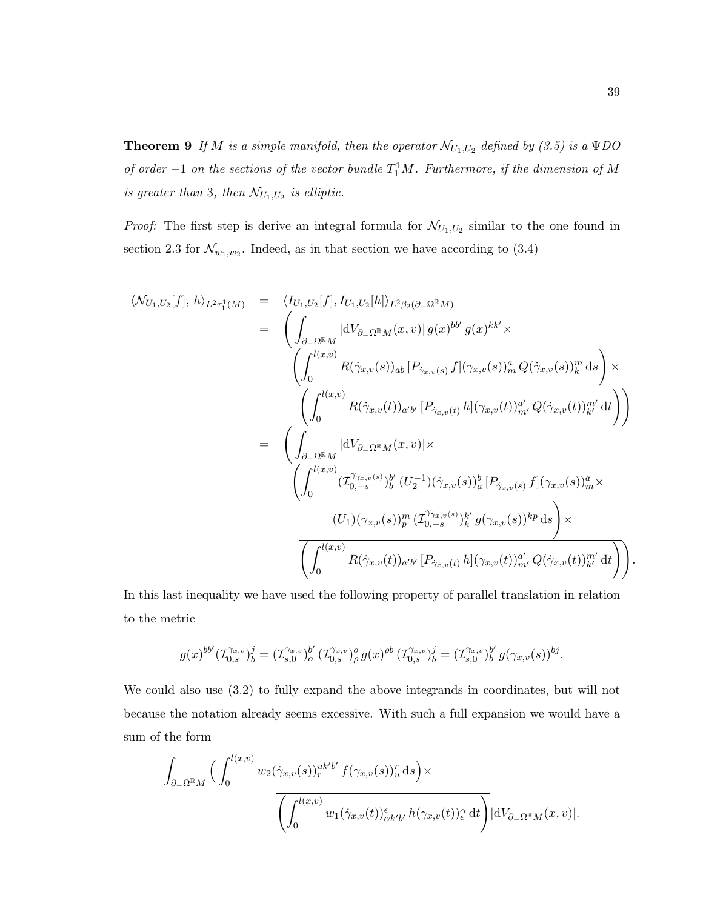**Theorem 9** *If $M$ is a simple manifold, then the operator $\mathcal{N}_{U_1,U_2}$ defined by (3.5) is a $\Psi DO$ of order $-1$ on the sections of the vector bundle $T_1^1 M$. Furthermore, if the dimension of $M$ is greater than 3, then $\mathcal{N}_{U_1,U_2}$ is elliptic.*

*Proof:* The first step is derive an integral formula for $\mathcal{N}_{U_1,U_2}$ similar to the one found in section 2.3 for $\mathcal{N}_{w_1,w_2}$. Indeed, as in that section we have according to (3.4)

$$
\begin{aligned}
\langle \mathcal{N}_{U_1,U_2}[f],\, h\rangle_{L^2\tau_1^1(M)} &= \langle I_{U_1,U_2}[f], I_{U_1,U_2}[h]\rangle_{L^2\beta_2(\partial_-\Omega^{\mathbb{R}}M)} \\
&= \Bigg( \int_{\partial_-\Omega^{\mathbb{R}}M} |\mathrm{d}V_{\partial_-\Omega^{\mathbb{R}}M}(x,v)|\, g(x)^{bb'}\, g(x)^{kk'} \times \\
&\quad \left( \int_0^{l(x,v)} R(\dot\gamma_{x,v}(s))_{ab}\, [P_{\dot\gamma_{x,v}(s)}\, f](\gamma_{x,v}(s))^a_m\, Q(\dot\gamma_{x,v}(s))^m_k \,\mathrm{d}s \right) \times \\
&\quad \overline{\left( \int_0^{l(x,v)} R(\dot\gamma_{x,v}(t))_{a'b'}\, [P_{\dot\gamma_{x,v}(t)}\, h](\gamma_{x,v}(t))^{a'}_{m'}\, Q(\dot\gamma_{x,v}(t))^{m'}_{k'} \,\mathrm{d}t \right)} \Bigg) \\
&= \Bigg( \int_{\partial_-\Omega^{\mathbb{R}}M} |\mathrm{d}V_{\partial_-\Omega^{\mathbb{R}}M}(x,v)| \times \\
&\quad \Bigg( \int_0^{l(x,v)} (\mathcal{I}_{0,-s}^{\gamma_{\dot\gamma_{x,v}(s)}})^{b'}_b\, (U_2^{-1})(\dot\gamma_{x,v}(s))^b_a\, [P_{\dot\gamma_{x,v}(s)}\, f](\gamma_{x,v}(s))^a_m \times \\
&\quad\quad (U_1)(\gamma_{x,v}(s))^m_p\, (\mathcal{I}_{0,-s}^{\gamma_{\dot\gamma_{x,v}(s)}})^{k'}_k\, g(\gamma_{x,v}(s))^{kp} \,\mathrm{d}s \Bigg) \times \\
&\quad \overline{\left( \int_0^{l(x,v)} R(\dot\gamma_{x,v}(t))_{a'b'}\, [P_{\dot\gamma_{x,v}(t)}\, h](\gamma_{x,v}(t))^{a'}_{m'}\, Q(\dot\gamma_{x,v}(t))^{m'}_{k'} \,\mathrm{d}t \right)} \Bigg).
\end{aligned}
$$

In this last inequality we have used the following property of parallel translation in relation to the metric

$$
g(x)^{bb'} (\mathcal{I}_{0,s}^{\gamma_{x,v}})^j_b = (\mathcal{I}_{s,0}^{\gamma_{x,v}})^{b'}_o\, (\mathcal{I}_{0,s}^{\gamma_{x,v}})^o_\rho\, g(x)^{\rho b}\, (\mathcal{I}_{0,s}^{\gamma_{x,v}})^j_b = (\mathcal{I}_{s,0}^{\gamma_{x,v}})^{b'}_b\, g(\gamma_{x,v}(s))^{bj}.
$$

We could also use (3.2) to fully expand the above integrands in coordinates, but will not because the notation already seems excessive. With such a full expansion we would have a sum of the form

$$
\int_{\partial_-\Omega^{\mathbb{R}}M} \Big( \int_0^{l(x,v)} w_2(\dot\gamma_{x,v}(s))^{uk'b'}_r\, f(\gamma_{x,v}(s))^r_u \,\mathrm{d}s \Big) \times
\overline{\left( \int_0^{l(x,v)} w_1(\dot\gamma_{x,v}(t))^\epsilon_{\alpha k' b'}\, h(\gamma_{x,v}(t))^\alpha_\epsilon \,\mathrm{d}t \right)} |\mathrm{d}V_{\partial_-\Omega^{\mathbb{R}}M}(x,v)|.
$$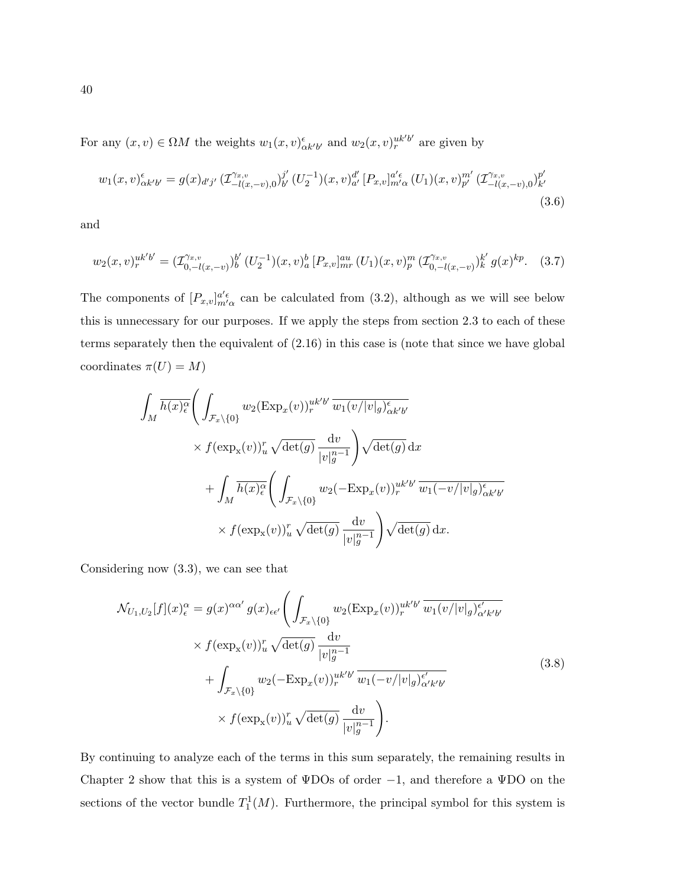For any $(x, v) \in \Omega M$ the weights $w_1(x,v)^{\epsilon}_{\alpha k' b'}$ and $w_2(x,v)^{uk'b'}_{r}$ are given by

$$w_1(x,v)^{\epsilon}_{\alpha k' b'} = g(x)_{d'j'}\,(\mathcal{I}^{\gamma_{x,v}}_{-l(x,-v),0})^{j'}_{b'}\,(U_2^{-1})(x,v)^{d'}_{a'}\,[P_{x,v}]^{a'\epsilon}_{m'\alpha}\,(U_1)(x,v)^{m'}_{p'}\,(\mathcal{I}^{\gamma_{x,v}}_{-l(x,-v),0})^{p'}_{k'} \tag{3.6}$$

and

$$w_2(x,v)^{uk'b'}_{r} = (\mathcal{I}^{\gamma_{x,v}}_{0,-l(x,-v)})^{b'}_{b}\,(U_2^{-1})(x,v)^{b}_{a}\,[P_{x,v}]^{au}_{mr}\,(U_1)(x,v)^{m}_{p}\,(\mathcal{I}^{\gamma_{x,v}}_{0,-l(x,-v)})^{k'}_{k}\,g(x)^{kp}. \tag{3.7}$$

The components of $[P_{x,v}]^{a'\epsilon}_{m'\alpha}$ can be calculated from (3.2), although as we will see below this is unnecessary for our purposes. If we apply the steps from section 2.3 to each of these terms separately then the equivalent of (2.16) in this case is (note that since we have global coordinates $\pi(U) = M$)

$$\begin{aligned}
&\int_M \overline{h(x)^{\alpha}_{\epsilon}} \Bigg( \int_{\mathcal{F}_x \setminus \{0\}} w_2(\mathrm{Exp}_x(v))^{uk'b'}_{r}\, \overline{w_1(v/|v|_g)^{\epsilon}_{\alpha k' b'}} \\
&\qquad \times f(\exp_{\mathrm{x}}(v))^{r}_{u} \sqrt{\det(g)}\, \frac{\mathrm{d}v}{|v|_g^{n-1}} \Bigg) \sqrt{\det(g)}\, \mathrm{d}x \\
&\quad + \int_M \overline{h(x)^{\alpha}_{\epsilon}} \Bigg( \int_{\mathcal{F}_x \setminus \{0\}} w_2(-\mathrm{Exp}_x(v))^{uk'b'}_{r}\, \overline{w_1(-v/|v|_g)^{\epsilon}_{\alpha k' b'}} \\
&\qquad \times f(\exp_{\mathrm{x}}(v))^{r}_{u} \sqrt{\det(g)}\, \frac{\mathrm{d}v}{|v|_g^{n-1}} \Bigg) \sqrt{\det(g)}\, \mathrm{d}x.
\end{aligned}$$

Considering now (3.3), we can see that

$$\begin{aligned}
\mathcal{N}_{U_1,U_2}[f](x)^{\alpha}_{\epsilon} = g(x)^{\alpha\alpha'}\, g(x)_{\epsilon\epsilon'} \Bigg( &\int_{\mathcal{F}_x \setminus \{0\}} w_2(\mathrm{Exp}_x(v))^{uk'b'}_{r}\, \overline{w_1(v/|v|_g)^{\epsilon'}_{\alpha' k' b'}} \\
&\times f(\exp_{\mathrm{x}}(v))^{r}_{u} \sqrt{\det(g)}\, \frac{\mathrm{d}v}{|v|_g^{n-1}} \\
&+ \int_{\mathcal{F}_x \setminus \{0\}} w_2(-\mathrm{Exp}_x(v))^{uk'b'}_{r}\, \overline{w_1(-v/|v|_g)^{\epsilon'}_{\alpha' k' b'}} \\
&\times f(\exp_{\mathrm{x}}(v))^{r}_{u} \sqrt{\det(g)}\, \frac{\mathrm{d}v}{|v|_g^{n-1}} \Bigg).
\end{aligned} \tag{3.8}$$

By continuing to analyze each of the terms in this sum separately, the remaining results in Chapter 2 show that this is a system of ΨDOs of order $-1$, and therefore a ΨDO on the sections of the vector bundle $T^1_1(M)$. Furthermore, the principal symbol for this system is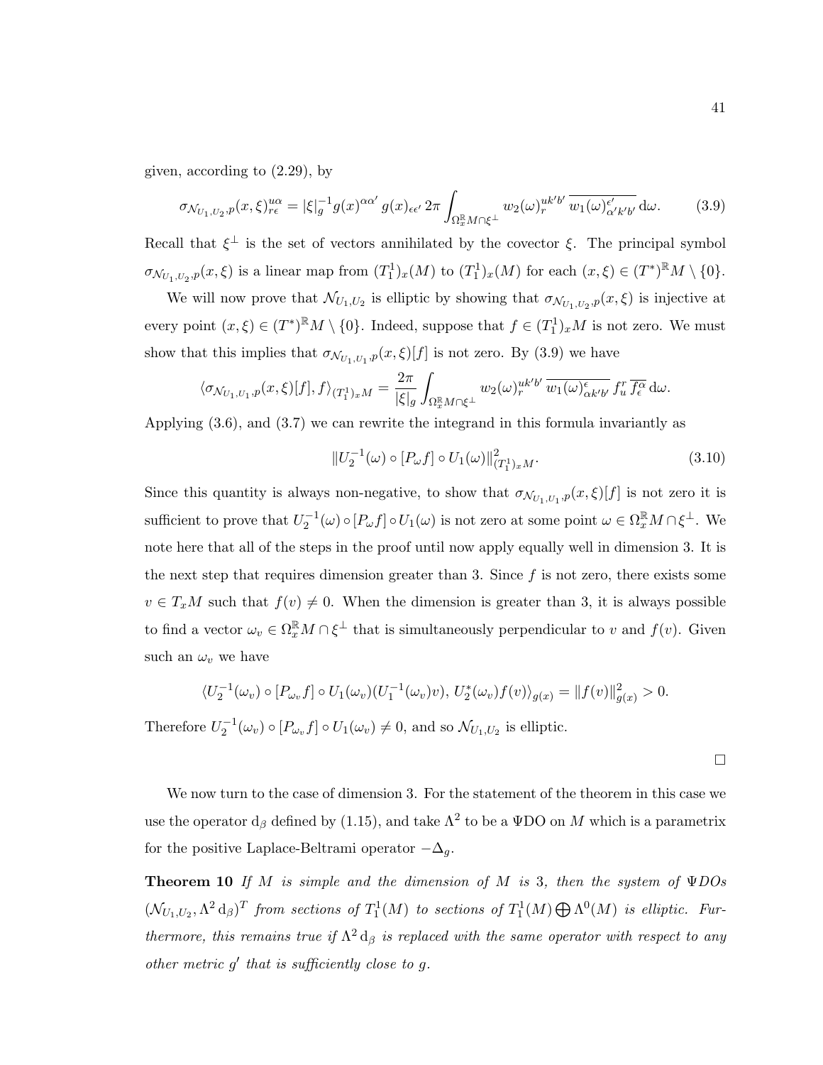given, according to (2.29), by

$$\sigma_{\mathcal{N}_{U_1,U_2},p}(x,\xi)^{u\alpha}_{r\epsilon} = |\xi|_g^{-1} g(x)^{\alpha\alpha'}\, g(x)_{\epsilon\epsilon'}\, 2\pi \int_{\Omega^{\mathbb{R}}_x M\cap\xi^\perp} w_2(\omega)^{uk'b'}_r\, \overline{w_1(\omega)^{\epsilon'}_{\alpha'k'b'}}\, \mathrm{d}\omega. \tag{3.9}$$

Recall that $\xi^\perp$ is the set of vectors annihilated by the covector $\xi$. The principal symbol $\sigma_{\mathcal{N}_{U_1,U_2},p}(x,\xi)$ is a linear map from $(T^1_1)_x(M)$ to $(T^1_1)_x(M)$ for each $(x,\xi) \in (T^*)^{\mathbb{R}}M \setminus \{0\}$.

We will now prove that $\mathcal{N}_{U_1,U_2}$ is elliptic by showing that $\sigma_{\mathcal{N}_{U_1,U_2},p}(x,\xi)$ is injective at every point $(x,\xi) \in (T^*)^{\mathbb{R}}M \setminus \{0\}$. Indeed, suppose that $f \in (T^1_1)_x M$ is not zero. We must show that this implies that $\sigma_{\mathcal{N}_{U_1,U_1},p}(x,\xi)[f]$ is not zero. By (3.9) we have

$$\langle \sigma_{\mathcal{N}_{U_1,U_1},p}(x,\xi)[f], f\rangle_{(T^1_1)_x M} = \frac{2\pi}{|\xi|_g} \int_{\Omega^{\mathbb{R}}_x M\cap\xi^\perp} w_2(\omega)^{uk'b'}_r\, \overline{w_1(\omega)^{\epsilon}_{\alpha k'b'}}\, f^r_u\, \overline{f^\alpha_\epsilon}\, \mathrm{d}\omega.$$

Applying (3.6), and (3.7) we can rewrite the integrand in this formula invariantly as

$$\|U_2^{-1}(\omega)\circ[P_\omega f]\circ U_1(\omega)\|^2_{(T^1_1)_x M}. \tag{3.10}$$

Since this quantity is always non-negative, to show that $\sigma_{\mathcal{N}_{U_1,U_1},p}(x,\xi)[f]$ is not zero it is sufficient to prove that $U_2^{-1}(\omega)\circ[P_\omega f]\circ U_1(\omega)$ is not zero at some point $\omega \in \Omega^{\mathbb{R}}_x M \cap \xi^\perp$. We note here that all of the steps in the proof until now apply equally well in dimension 3. It is the next step that requires dimension greater than 3. Since $f$ is not zero, there exists some $v \in T_x M$ such that $f(v) \neq 0$. When the dimension is greater than 3, it is always possible to find a vector $\omega_v \in \Omega^{\mathbb{R}}_x M \cap \xi^\perp$ that is simultaneously perpendicular to $v$ and $f(v)$. Given such an $\omega_v$ we have

$$\langle U_2^{-1}(\omega_v)\circ[P_{\omega_v} f]\circ U_1(\omega_v)(U_1^{-1}(\omega_v)v),\, U_2^*(\omega_v)f(v)\rangle_{g(x)} = \|f(v)\|^2_{g(x)} > 0.$$

Therefore $U_2^{-1}(\omega_v)\circ[P_{\omega_v} f]\circ U_1(\omega_v) \neq 0$, and so $\mathcal{N}_{U_1,U_2}$ is elliptic.

□

We now turn to the case of dimension 3. For the statement of the theorem in this case we use the operator $\mathrm{d}_\beta$ defined by (1.15), and take $\Lambda^2$ to be a ΨDO on $M$ which is a parametrix for the positive Laplace-Beltrami operator $-\Delta_g$.

**Theorem 10** *If $M$ is simple and the dimension of $M$ is 3, then the system of ΨDOs $(\mathcal{N}_{U_1,U_2}, \Lambda^2\,\mathrm{d}_\beta)^T$ from sections of $T^1_1(M)$ to sections of $T^1_1(M)\bigoplus\Lambda^0(M)$ is elliptic. Furthermore, this remains true if $\Lambda^2\,\mathrm{d}_\beta$ is replaced with the same operator with respect to any other metric $g'$ that is sufficiently close to $g$.*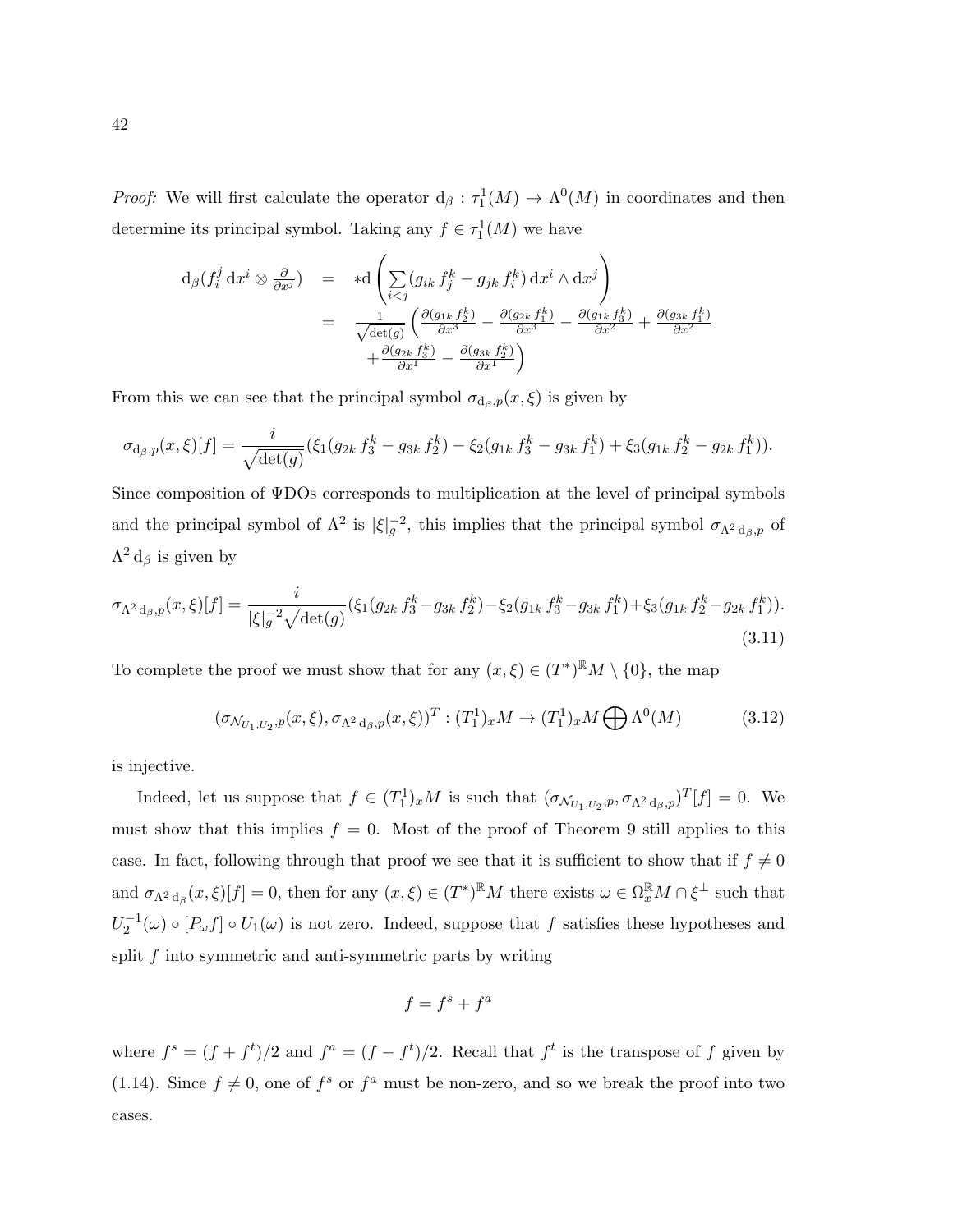*Proof:* We will first calculate the operator $\mathrm{d}_\beta : \tau_1^1(M) \to \Lambda^0(M)$ in coordinates and then determine its principal symbol. Taking any $f \in \tau_1^1(M)$ we have

$$
\begin{aligned}
\mathrm{d}_\beta(f_i^j \, \mathrm{d}x^i \otimes \tfrac{\partial}{\partial x^j}) &= *\mathrm{d}\left(\sum_{i<j} (g_{ik}\, f_j^k - g_{jk}\, f_i^k)\, \mathrm{d}x^i \wedge \mathrm{d}x^j\right) \\
&= \tfrac{1}{\sqrt{\det(g)}} \Big( \tfrac{\partial(g_{1k}\, f_2^k)}{\partial x^3} - \tfrac{\partial(g_{2k}\, f_1^k)}{\partial x^3} - \tfrac{\partial(g_{1k}\, f_3^k)}{\partial x^2} + \tfrac{\partial(g_{3k}\, f_1^k)}{\partial x^2} \\
&\qquad + \tfrac{\partial(g_{2k}\, f_3^k)}{\partial x^1} - \tfrac{\partial(g_{3k}\, f_2^k)}{\partial x^1} \Big)
\end{aligned}
$$

From this we can see that the principal symbol $\sigma_{\mathrm{d}_\beta,p}(x,\xi)$ is given by

$$
\sigma_{\mathrm{d}_\beta,p}(x,\xi)[f] = \frac{i}{\sqrt{\det(g)}} (\xi_1(g_{2k}\, f_3^k - g_{3k}\, f_2^k) - \xi_2(g_{1k}\, f_3^k - g_{3k}\, f_1^k) + \xi_3(g_{1k}\, f_2^k - g_{2k}\, f_1^k)).
$$

Since composition of ΨDOs corresponds to multiplication at the level of principal symbols and the principal symbol of $\Lambda^2$ is $|\xi|_g^{-2}$, this implies that the principal symbol $\sigma_{\Lambda^2\,\mathrm{d}_\beta,p}$ of $\Lambda^2\,\mathrm{d}_\beta$ is given by

$$
\sigma_{\Lambda^2\,\mathrm{d}_\beta,p}(x,\xi)[f] = \frac{i}{|\xi|_g^{-2}\sqrt{\det(g)}} (\xi_1(g_{2k}\, f_3^k - g_{3k}\, f_2^k) - \xi_2(g_{1k}\, f_3^k - g_{3k}\, f_1^k) + \xi_3(g_{1k}\, f_2^k - g_{2k}\, f_1^k)). \tag{3.11}
$$

To complete the proof we must show that for any $(x,\xi) \in (T^*)^{\mathbb{R}}M \setminus \{0\}$, the map

$$
(\sigma_{\mathcal{N}_{U_1,U_2},p}(x,\xi), \sigma_{\Lambda^2\,\mathrm{d}_\beta,p}(x,\xi))^T : (T_1^1)_x M \to (T_1^1)_x M \bigoplus \Lambda^0(M) \tag{3.12}
$$

is injective.

Indeed, let us suppose that $f \in (T_1^1)_x M$ is such that $(\sigma_{\mathcal{N}_{U_1,U_2},p}, \sigma_{\Lambda^2\,\mathrm{d}_\beta,p})^T[f] = 0$. We must show that this implies $f = 0$. Most of the proof of Theorem 9 still applies to this case. In fact, following through that proof we see that it is sufficient to show that if $f \neq 0$ and $\sigma_{\Lambda^2\,\mathrm{d}_\beta}(x,\xi)[f] = 0$, then for any $(x,\xi) \in (T^*)^{\mathbb{R}}M$ there exists $\omega \in \Omega_x^{\mathbb{R}} M \cap \xi^\perp$ such that $U_2^{-1}(\omega) \circ [P_\omega f] \circ U_1(\omega)$ is not zero. Indeed, suppose that $f$ satisfies these hypotheses and split $f$ into symmetric and anti-symmetric parts by writing

$$
f = f^s + f^a
$$

where $f^s = (f + f^t)/2$ and $f^a = (f - f^t)/2$. Recall that $f^t$ is the transpose of $f$ given by (1.14). Since $f \neq 0$, one of $f^s$ or $f^a$ must be non-zero, and so we break the proof into two cases.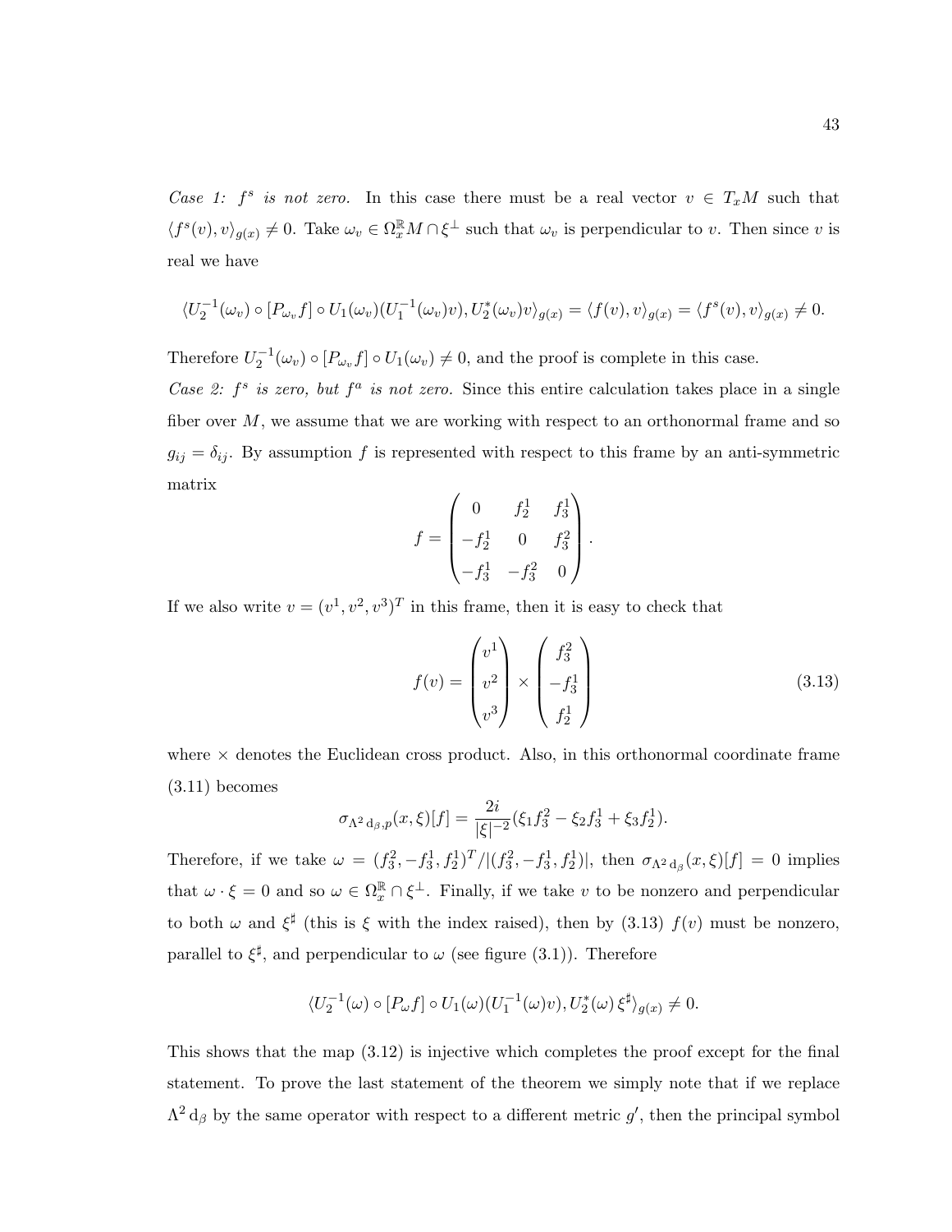*Case 1: $f^s$ is not zero.* In this case there must be a real vector $v \in T_xM$ such that $\langle f^s(v), v\rangle_{g(x)} \neq 0$. Take $\omega_v \in \Omega_x^{\mathbb{R}} M \cap \xi^\perp$ such that $\omega_v$ is perpendicular to $v$. Then since $v$ is real we have

$$\langle U_2^{-1}(\omega_v) \circ [P_{\omega_v} f] \circ U_1(\omega_v)(U_1^{-1}(\omega_v)v), U_2^*(\omega_v)v\rangle_{g(x)} = \langle f(v), v\rangle_{g(x)} = \langle f^s(v), v\rangle_{g(x)} \neq 0.$$

Therefore $U_2^{-1}(\omega_v) \circ [P_{\omega_v} f] \circ U_1(\omega_v) \neq 0$, and the proof is complete in this case.

*Case 2: $f^s$ is zero, but $f^a$ is not zero.* Since this entire calculation takes place in a single fiber over $M$, we assume that we are working with respect to an orthonormal frame and so $g_{ij} = \delta_{ij}$. By assumption $f$ is represented with respect to this frame by an anti-symmetric matrix

$$f = \begin{pmatrix} 0 & f_2^1 & f_3^1 \\ -f_2^1 & 0 & f_3^2 \\ -f_3^1 & -f_3^2 & 0 \end{pmatrix}.$$

If we also write $v = (v^1, v^2, v^3)^T$ in this frame, then it is easy to check that

$$f(v) = \begin{pmatrix} v^1 \\ v^2 \\ v^3 \end{pmatrix} \times \begin{pmatrix} f_3^2 \\ -f_3^1 \\ f_2^1 \end{pmatrix} \tag{3.13}$$

where $\times$ denotes the Euclidean cross product. Also, in this orthonormal coordinate frame (3.11) becomes

$$\sigma_{\Lambda^2 \mathrm{d}_\beta, p}(x, \xi)[f] = \frac{2i}{|\xi|^{-2}}(\xi_1 f_3^2 - \xi_2 f_3^1 + \xi_3 f_2^1).$$

Therefore, if we take $\omega = (f_3^2, -f_3^1, f_2^1)^T / |(f_3^2, -f_3^1, f_2^1)|$, then $\sigma_{\Lambda^2 \mathrm{d}_\beta}(x, \xi)[f] = 0$ implies that $\omega \cdot \xi = 0$ and so $\omega \in \Omega_x^{\mathbb{R}} \cap \xi^\perp$. Finally, if we take $v$ to be nonzero and perpendicular to both $\omega$ and $\xi^\sharp$ (this is $\xi$ with the index raised), then by (3.13) $f(v)$ must be nonzero, parallel to $\xi^\sharp$, and perpendicular to $\omega$ (see figure (3.1)). Therefore

$$\langle U_2^{-1}(\omega) \circ [P_\omega f] \circ U_1(\omega)(U_1^{-1}(\omega)v), U_2^*(\omega)\, \xi^\sharp\rangle_{g(x)} \neq 0.$$

This shows that the map (3.12) is injective which completes the proof except for the final statement. To prove the last statement of the theorem we simply note that if we replace $\Lambda^2 \mathrm{d}_\beta$ by the same operator with respect to a different metric $g'$, then the principal symbol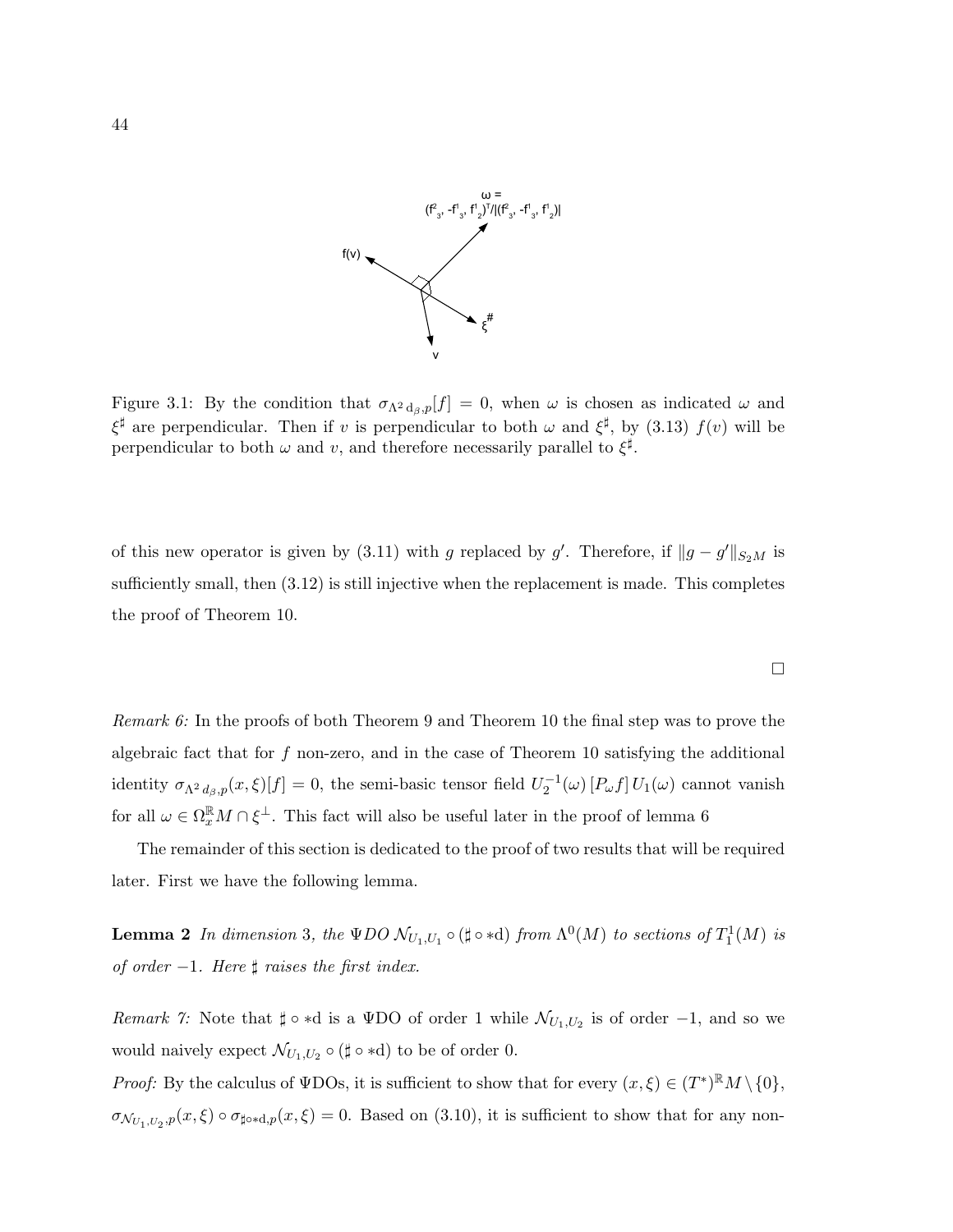Figure 3.1: By the condition that $\sigma_{\Lambda^2\,\mathrm{d}_\beta,p}[f] = 0$, when $\omega$ is chosen as indicated $\omega$ and $\xi^\sharp$ are perpendicular. Then if $v$ is perpendicular to both $\omega$ and $\xi^\sharp$, by (3.13) $f(v)$ will be perpendicular to both $\omega$ and $v$, and therefore necessarily parallel to $\xi^\sharp$.

of this new operator is given by (3.11) with $g$ replaced by $g'$. Therefore, if $\|g - g'\|_{S_2M}$ is sufficiently small, then (3.12) is still injective when the replacement is made. This completes the proof of Theorem 10.

$\square$

*Remark 6:* In the proofs of both Theorem 9 and Theorem 10 the final step was to prove the algebraic fact that for $f$ non-zero, and in the case of Theorem 10 satisfying the additional identity $\sigma_{\Lambda^2\,d_\beta,p}(x,\xi)[f] = 0$, the semi-basic tensor field $U_2^{-1}(\omega)\,[P_\omega f]\,U_1(\omega)$ cannot vanish for all $\omega \in \Omega_x^{\mathbb{R}}M \cap \xi^\perp$. This fact will also be useful later in the proof of lemma 6

The remainder of this section is dedicated to the proof of two results that will be required later. First we have the following lemma.

**Lemma 2** *In dimension* 3*, the* $\Psi DO$ $\mathcal{N}_{U_1,U_1} \circ (\sharp \circ *\mathrm{d})$ *from* $\Lambda^0(M)$ *to sections of* $T_1^1(M)$ *is of order* $-1$*. Here* $\sharp$ *raises the first index.*

*Remark 7:* Note that $\sharp \circ *\mathrm{d}$ is a $\Psi$DO of order 1 while $\mathcal{N}_{U_1,U_2}$ is of order $-1$, and so we would naively expect $\mathcal{N}_{U_1,U_2} \circ (\sharp \circ *\mathrm{d})$ to be of order 0.

*Proof:* By the calculus of $\Psi$DOs, it is sufficient to show that for every $(x,\xi) \in (T^*)^{\mathbb{R}}M \setminus \{0\}$, $\sigma_{\mathcal{N}_{U_1,U_2},p}(x,\xi) \circ \sigma_{\sharp\circ*\mathrm{d},p}(x,\xi) = 0$. Based on (3.10), it is sufficient to show that for any non-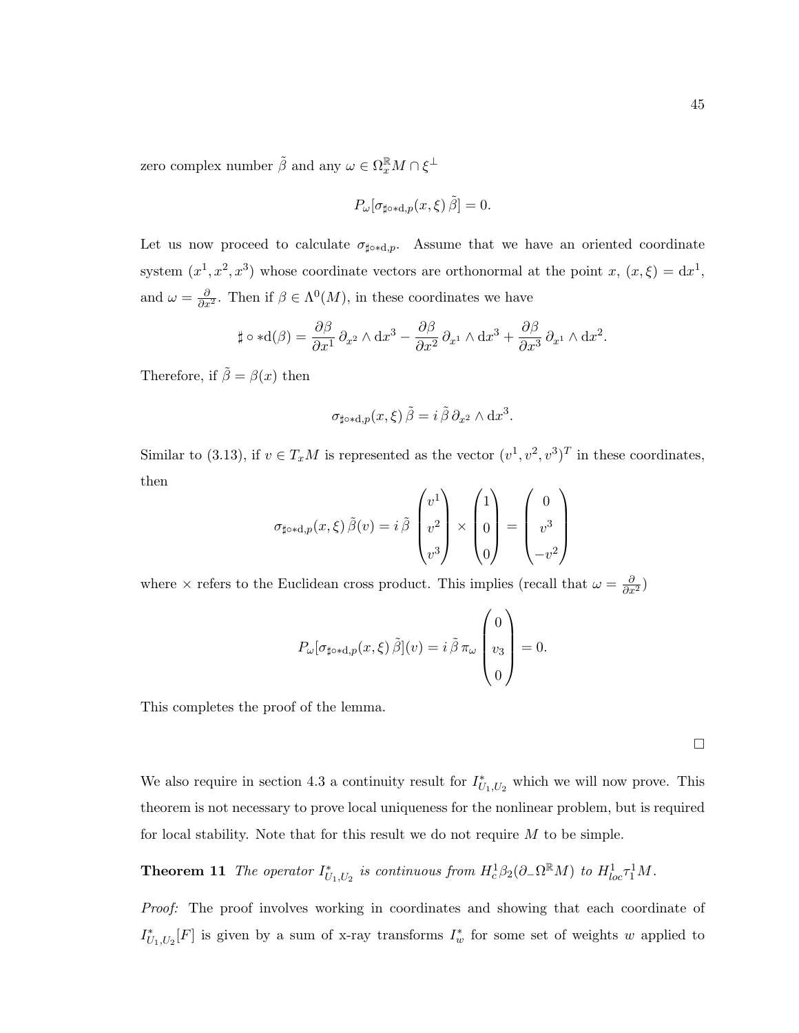zero complex number $\tilde{\beta}$ and any $\omega \in \Omega_x^{\mathbb{R}} M \cap \xi^{\perp}$

$$P_\omega[\sigma_{\sharp\circ *\mathrm{d},p}(x,\xi)\,\tilde{\beta}] = 0.$$

Let us now proceed to calculate $\sigma_{\sharp\circ*\mathrm{d},p}$. Assume that we have an oriented coordinate system $(x^1, x^2, x^3)$ whose coordinate vectors are orthonormal at the point $x$, $(x,\xi) = \mathrm{d}x^1$, and $\omega = \frac{\partial}{\partial x^2}$. Then if $\beta \in \Lambda^0(M)$, in these coordinates we have

$$\sharp \circ *\mathrm{d}(\beta) = \frac{\partial \beta}{\partial x^1}\,\partial_{x^2} \wedge \mathrm{d}x^3 - \frac{\partial \beta}{\partial x^2}\,\partial_{x^1} \wedge \mathrm{d}x^3 + \frac{\partial \beta}{\partial x^3}\,\partial_{x^1} \wedge \mathrm{d}x^2.$$

Therefore, if $\tilde{\beta} = \beta(x)$ then

$$\sigma_{\sharp\circ*\mathrm{d},p}(x,\xi)\,\tilde{\beta} = i\,\tilde{\beta}\,\partial_{x^2} \wedge \mathrm{d}x^3.$$

Similar to (3.13), if $v \in T_xM$ is represented as the vector $(v^1, v^2, v^3)^T$ in these coordinates, then

$$\sigma_{\sharp\circ*\mathrm{d},p}(x,\xi)\,\tilde{\beta}(v) = i\,\tilde{\beta}\begin{pmatrix} v^1 \\ v^2 \\ v^3 \end{pmatrix} \times \begin{pmatrix} 1 \\ 0 \\ 0 \end{pmatrix} = \begin{pmatrix} 0 \\ v^3 \\ -v^2 \end{pmatrix}$$

where $\times$ refers to the Euclidean cross product. This implies (recall that $\omega = \frac{\partial}{\partial x^2}$)

$$P_\omega[\sigma_{\sharp\circ*\mathrm{d},p}(x,\xi)\,\tilde{\beta}](v) = i\,\tilde{\beta}\,\pi_\omega\begin{pmatrix} 0 \\ v_3 \\ 0 \end{pmatrix} = 0.$$

This completes the proof of the lemma.

$\square$

We also require in section 4.3 a continuity result for $I^*_{U_1,U_2}$ which we will now prove. This theorem is not necessary to prove local uniqueness for the nonlinear problem, but is required for local stability. Note that for this result we do not require $M$ to be simple.

**Theorem 11** *The operator $I^*_{U_1,U_2}$ is continuous from $H^1_c\beta_2(\partial_-\Omega^{\mathbb{R}}M)$ to $H^1_{loc}\tau^1_1 M$.*

*Proof:* The proof involves working in coordinates and showing that each coordinate of $I^*_{U_1,U_2}[F]$ is given by a sum of x-ray transforms $I^*_w$ for some set of weights $w$ applied to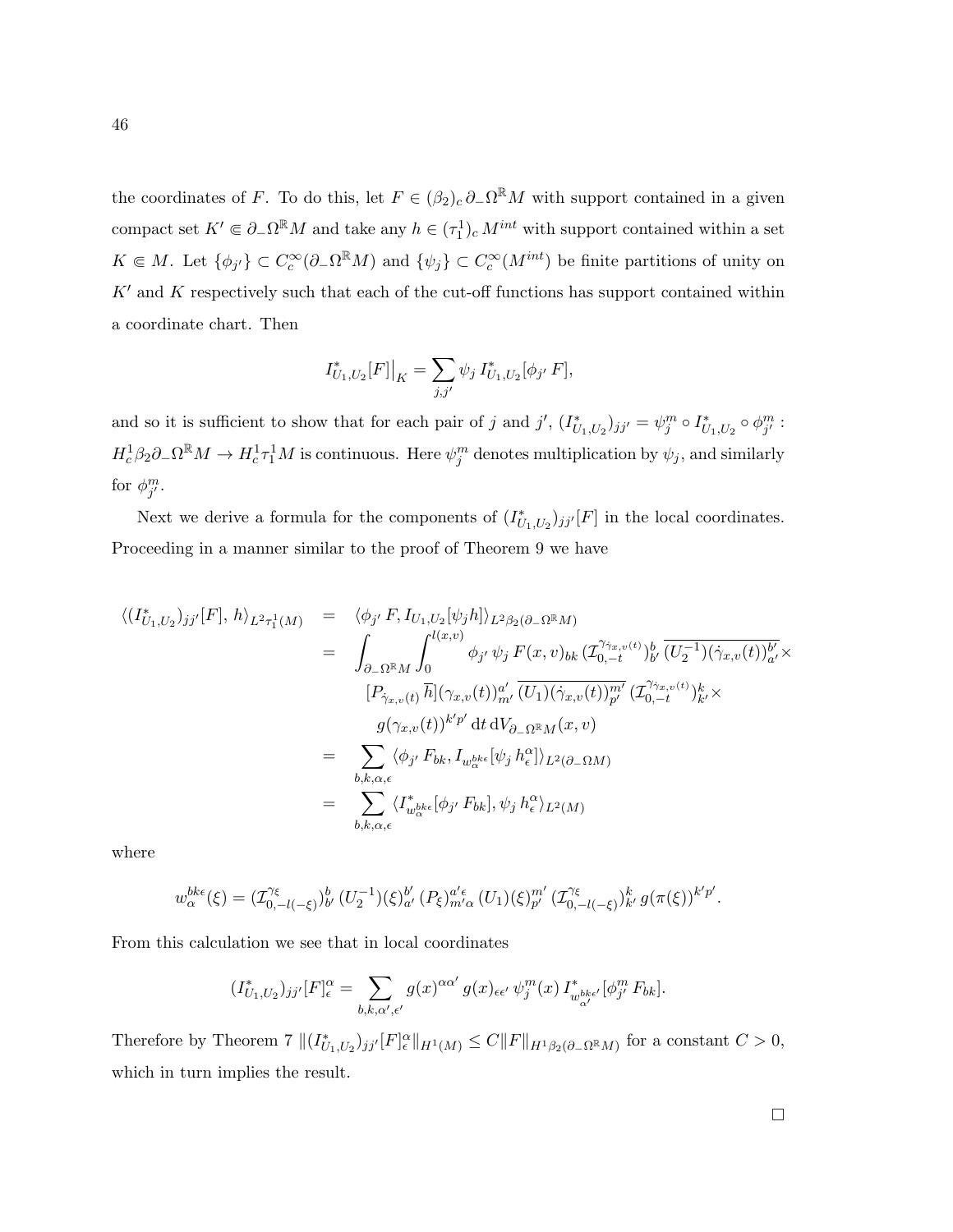the coordinates of $F$. To do this, let $F \in (\beta_2)_c\, \partial_-\Omega^{\mathbb{R}} M$ with support contained in a given compact set $K' \Subset \partial_-\Omega^{\mathbb{R}} M$ and take any $h \in (\tau_1^1)_c\, M^{int}$ with support contained within a set $K \Subset M$. Let $\{\phi_{j'}\} \subset C_c^\infty(\partial_-\Omega^{\mathbb{R}} M)$ and $\{\psi_j\} \subset C_c^\infty(M^{int})$ be finite partitions of unity on $K'$ and $K$ respectively such that each of the cut-off functions has support contained within a coordinate chart. Then

$$I^*_{U_1,U_2}[F]\big|_K = \sum_{j,j'} \psi_j\, I^*_{U_1,U_2}[\phi_{j'}\, F],$$

and so it is sufficient to show that for each pair of $j$ and $j'$, $(I^*_{U_1,U_2})_{jj'} = \psi_j^m \circ I^*_{U_1,U_2} \circ \phi_{j'}^m : H_c^1 \beta_2 \partial_- \Omega^{\mathbb{R}} M \to H_c^1 \tau_1^1 M$ is continuous. Here $\psi_j^m$ denotes multiplication by $\psi_j$, and similarly for $\phi_{j'}^m$.

Next we derive a formula for the components of $(I^*_{U_1,U_2})_{jj'}[F]$ in the local coordinates. Proceeding in a manner similar to the proof of Theorem 9 we have

$$\begin{aligned}
\langle (I^*_{U_1,U_2})_{jj'}[F],\, h\rangle_{L^2\tau_1^1(M)} &= \langle \phi_{j'}\, F, I_{U_1,U_2}[\psi_j h]\rangle_{L^2\beta_2(\partial_-\Omega^{\mathbb{R}}M)} \\
&= \int_{\partial_-\Omega^{\mathbb{R}}M} \int_0^{l(x,v)} \phi_{j'}\, \psi_j\, F(x,v)_{bk}\, (\mathcal{I}_{0,-t}^{\gamma_{\gamma_{x,v}(t)}})^b_{b'}\, \overline{(U_2^{-1})(\dot\gamma_{x,v}(t))^{b'}_{a'}} \times \\
&\qquad [P_{\dot\gamma_{x,v}(t)}\, \overline{h}](\gamma_{x,v}(t))^{a'}_{m'}\, \overline{(U_1)(\dot\gamma_{x,v}(t))^{m'}_{p'}}\, (\mathcal{I}_{0,-t}^{\gamma_{\gamma_{x,v}(t)}})^k_{k'} \times \\
&\qquad g(\gamma_{x,v}(t))^{k'p'}\, \mathrm{d}t\, \mathrm{d}V_{\partial_-\Omega^{\mathbb{R}}M}(x,v) \\
&= \sum_{b,k,\alpha,\epsilon} \langle \phi_{j'}\, F_{bk}, I_{w_\alpha^{bk\epsilon}}[\psi_j\, h^\alpha_\epsilon]\rangle_{L^2(\partial_-\Omega M)} \\
&= \sum_{b,k,\alpha,\epsilon} \langle I^*_{w_\alpha^{bk\epsilon}}[\phi_{j'}\, F_{bk}], \psi_j\, h^\alpha_\epsilon\rangle_{L^2(M)}
\end{aligned}$$

where

$$w_\alpha^{bk\epsilon}(\xi) = (\mathcal{I}^{\gamma_\xi}_{0,-l(-\xi)})^b_{b'}\, (U_2^{-1})(\xi)^{b'}_{a'}\, (P_\xi)^{a'\epsilon}_{m'\alpha}\, (U_1)(\xi)^{m'}_{p'}\, (\mathcal{I}^{\gamma_\xi}_{0,-l(-\xi)})^k_{k'}\, g(\pi(\xi))^{k'p'}.$$

From this calculation we see that in local coordinates

$$(I^*_{U_1,U_2})_{jj'}[F]^\alpha_\epsilon = \sum_{b,k,\alpha',\epsilon'} g(x)^{\alpha\alpha'}\, g(x)_{\epsilon\epsilon'}\, \psi_j^m(x)\, I^*_{w^{bk\epsilon'}_{\alpha'}}[\phi^m_{j'}\, F_{bk}].$$

Therefore by Theorem 7 $\|(I^*_{U_1,U_2})_{jj'}[F]^\alpha_\epsilon\|_{H^1(M)} \le C\|F\|_{H^1\beta_2(\partial_-\Omega^{\mathbb{R}}M)}$ for a constant $C > 0$, which in turn implies the result.

□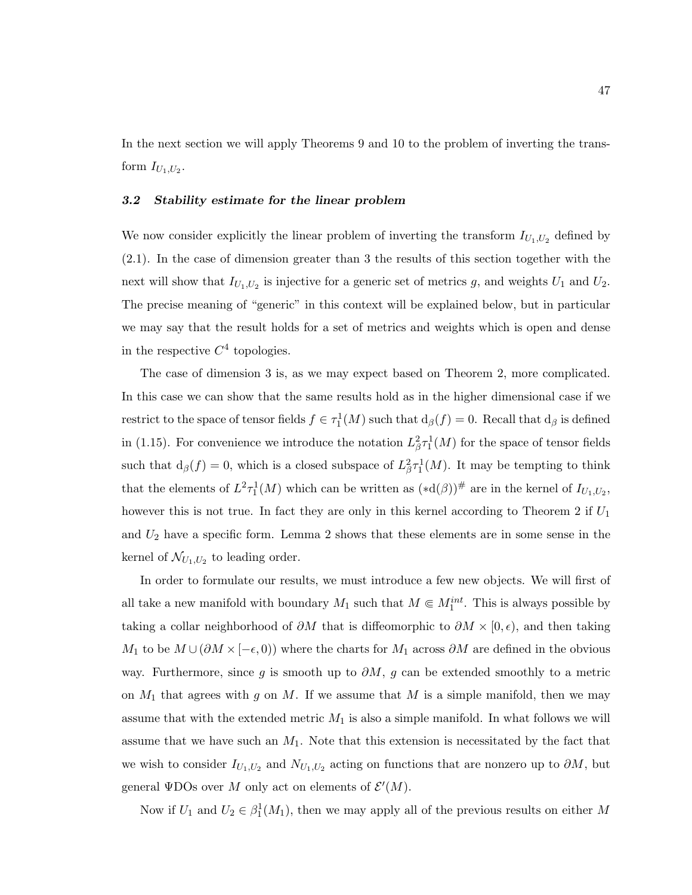In the next section we will apply Theorems 9 and 10 to the problem of inverting the transform $I_{U_1,U_2}$.

### *3.2 Stability estimate for the linear problem*

We now consider explicitly the linear problem of inverting the transform $I_{U_1,U_2}$ defined by (2.1). In the case of dimension greater than 3 the results of this section together with the next will show that $I_{U_1,U_2}$ is injective for a generic set of metrics $g$, and weights $U_1$ and $U_2$. The precise meaning of "generic" in this context will be explained below, but in particular we may say that the result holds for a set of metrics and weights which is open and dense in the respective $C^4$ topologies.

The case of dimension 3 is, as we may expect based on Theorem 2, more complicated. In this case we can show that the same results hold as in the higher dimensional case if we restrict to the space of tensor fields $f \in \tau_1^1(M)$ such that $\mathrm{d}_\beta(f) = 0$. Recall that $\mathrm{d}_\beta$ is defined in (1.15). For convenience we introduce the notation $L^2_\beta\tau_1^1(M)$ for the space of tensor fields such that $\mathrm{d}_\beta(f) = 0$, which is a closed subspace of $L^2_\beta\tau_1^1(M)$. It may be tempting to think that the elements of $L^2\tau_1^1(M)$ which can be written as $(*\mathrm{d}(\beta))^\#$ are in the kernel of $I_{U_1,U_2}$, however this is not true. In fact they are only in this kernel according to Theorem 2 if $U_1$ and $U_2$ have a specific form. Lemma 2 shows that these elements are in some sense in the kernel of $\mathcal{N}_{U_1,U_2}$ to leading order.

In order to formulate our results, we must introduce a few new objects. We will first of all take a new manifold with boundary $M_1$ such that $M \Subset M_1^{int}$. This is always possible by taking a collar neighborhood of $\partial M$ that is diffeomorphic to $\partial M \times [0, \epsilon)$, and then taking $M_1$ to be $M \cup (\partial M \times [-\epsilon, 0))$ where the charts for $M_1$ across $\partial M$ are defined in the obvious way. Furthermore, since $g$ is smooth up to $\partial M$, $g$ can be extended smoothly to a metric on $M_1$ that agrees with $g$ on $M$. If we assume that $M$ is a simple manifold, then we may assume that with the extended metric $M_1$ is also a simple manifold. In what follows we will assume that we have such an $M_1$. Note that this extension is necessitated by the fact that we wish to consider $I_{U_1,U_2}$ and $N_{U_1,U_2}$ acting on functions that are nonzero up to $\partial M$, but general $\Psi$DOs over $M$ only act on elements of $\mathcal{E}'(M)$.

Now if $U_1$ and $U_2 \in \beta_1^1(M_1)$, then we may apply all of the previous results on either $M$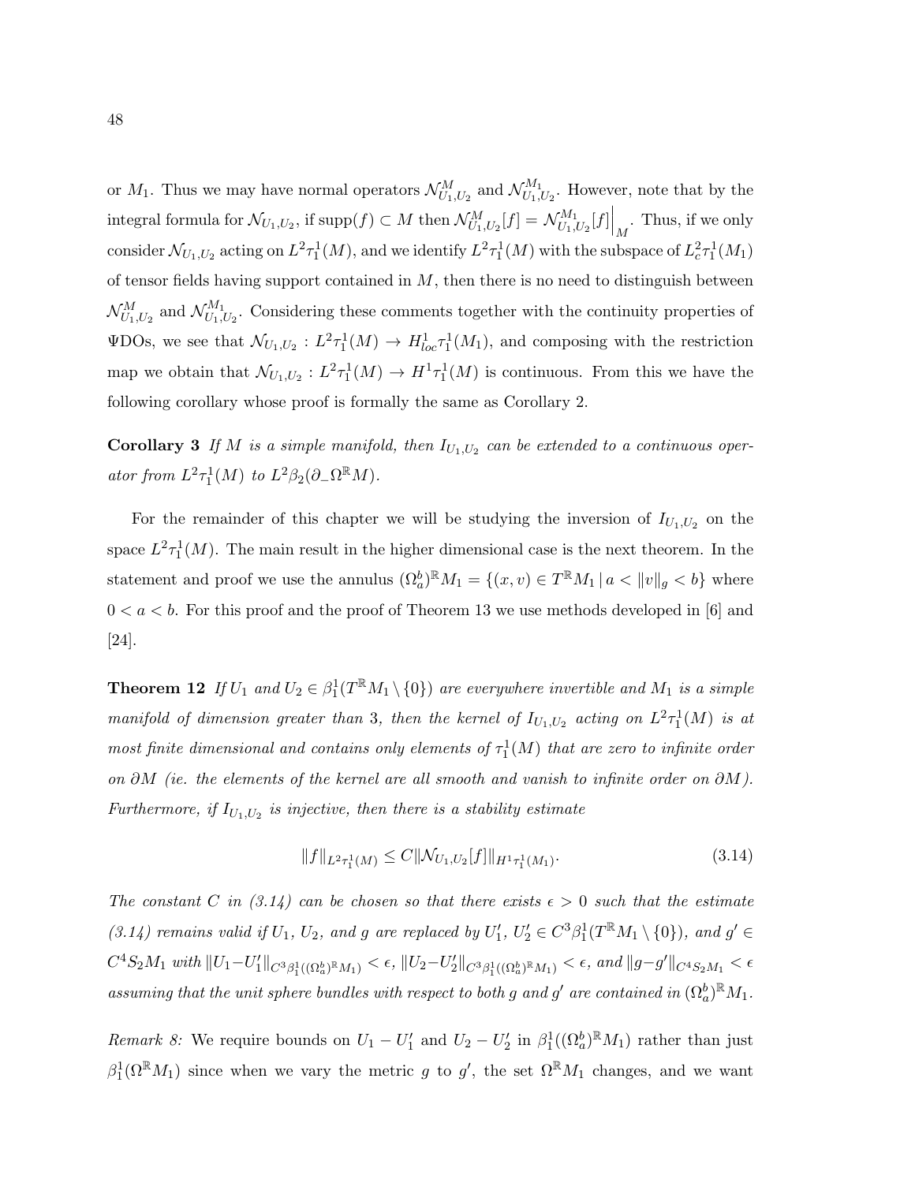or $M_1$. Thus we may have normal operators $\mathcal{N}^M_{U_1,U_2}$ and $\mathcal{N}^{M_1}_{U_1,U_2}$. However, note that by the integral formula for $\mathcal{N}_{U_1,U_2}$, if $\text{supp}(f) \subset M$ then $\mathcal{N}^M_{U_1,U_2}[f] = \mathcal{N}^{M_1}_{U_1,U_2}[f]\Big|_M$. Thus, if we only consider $\mathcal{N}_{U_1,U_2}$ acting on $L^2\tau^1_1(M)$, and we identify $L^2\tau^1_1(M)$ with the subspace of $L^2_c\tau^1_1(M_1)$ of tensor fields having support contained in $M$, then there is no need to distinguish between $\mathcal{N}^M_{U_1,U_2}$ and $\mathcal{N}^{M_1}_{U_1,U_2}$. Considering these comments together with the continuity properties of ΨDOs, we see that $\mathcal{N}_{U_1,U_2} : L^2\tau^1_1(M) \to H^1_{loc}\tau^1_1(M_1)$, and composing with the restriction map we obtain that $\mathcal{N}_{U_1,U_2} : L^2\tau^1_1(M) \to H^1\tau^1_1(M)$ is continuous. From this we have the following corollary whose proof is formally the same as Corollary 2.

**Corollary 3** *If $M$ is a simple manifold, then $I_{U_1,U_2}$ can be extended to a continuous operator from $L^2\tau^1_1(M)$ to $L^2\beta_2(\partial_-\Omega^{\mathbb{R}}M)$.*

For the remainder of this chapter we will be studying the inversion of $I_{U_1,U_2}$ on the space $L^2\tau^1_1(M)$. The main result in the higher dimensional case is the next theorem. In the statement and proof we use the annulus $(\Omega^b_a)^{\mathbb{R}}M_1 = \{(x,v) \in T^{\mathbb{R}}M_1 \,|\, a < \|v\|_g < b\}$ where $0 < a < b$. For this proof and the proof of Theorem 13 we use methods developed in [6] and [24].

**Theorem 12** *If $U_1$ and $U_2 \in \beta^1_1(T^{\mathbb{R}}M_1 \setminus \{0\})$ are everywhere invertible and $M_1$ is a simple manifold of dimension greater than 3, then the kernel of $I_{U_1,U_2}$ acting on $L^2\tau^1_1(M)$ is at most finite dimensional and contains only elements of $\tau^1_1(M)$ that are zero to infinite order on $\partial M$ (ie. the elements of the kernel are all smooth and vanish to infinite order on $\partial M$). Furthermore, if $I_{U_1,U_2}$ is injective, then there is a stability estimate*

$$\|f\|_{L^2\tau^1_1(M)} \leq C\|\mathcal{N}_{U_1,U_2}[f]\|_{H^1\tau^1_1(M_1)}. \tag{3.14}$$

*The constant $C$ in (3.14) can be chosen so that there exists $\epsilon > 0$ such that the estimate (3.14) remains valid if $U_1$, $U_2$, and $g$ are replaced by $U'_1$, $U'_2 \in C^3\beta^1_1(T^{\mathbb{R}}M_1 \setminus \{0\})$, and $g' \in C^4S_2M_1$ with $\|U_1 - U'_1\|_{C^3\beta^1_1((\Omega^b_a)^{\mathbb{R}}M_1)} < \epsilon$, $\|U_2 - U'_2\|_{C^3\beta^1_1((\Omega^b_a)^{\mathbb{R}}M_1)} < \epsilon$, and $\|g - g'\|_{C^4S_2M_1} < \epsilon$ assuming that the unit sphere bundles with respect to both $g$ and $g'$ are contained in $(\Omega^b_a)^{\mathbb{R}}M_1$.*

*Remark 8:* We require bounds on $U_1 - U'_1$ and $U_2 - U'_2$ in $\beta^1_1((\Omega^b_a)^{\mathbb{R}}M_1)$ rather than just $\beta^1_1(\Omega^{\mathbb{R}}M_1)$ since when we vary the metric $g$ to $g'$, the set $\Omega^{\mathbb{R}}M_1$ changes, and we want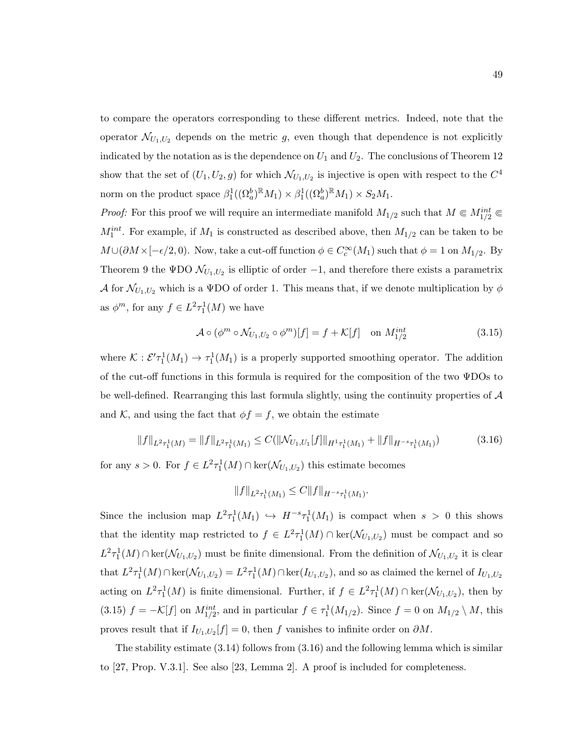to compare the operators corresponding to these different metrics. Indeed, note that the operator $\mathcal{N}_{U_1,U_2}$ depends on the metric $g$, even though that dependence is not explicitly indicated by the notation as is the dependence on $U_1$ and $U_2$. The conclusions of Theorem 12 show that the set of $(U_1, U_2, g)$ for which $\mathcal{N}_{U_1,U_2}$ is injective is open with respect to the $C^4$ norm on the product space $\beta_1^1((\Omega_a^b)^{\mathbb{R}} M_1) \times \beta_1^1((\Omega_a^b)^{\mathbb{R}} M_1) \times S_2 M_1$.

*Proof:* For this proof we will require an intermediate manifold $M_{1/2}$ such that $M \Subset M_{1/2}^{int} \Subset M_1^{int}$. For example, if $M_1$ is constructed as described above, then $M_{1/2}$ can be taken to be $M \cup (\partial M \times [-\epsilon/2, 0)$. Now, take a cut-off function $\phi \in C_c^\infty(M_1)$ such that $\phi = 1$ on $M_{1/2}$. By Theorem 9 the ΨDO $\mathcal{N}_{U_1,U_2}$ is elliptic of order $-1$, and therefore there exists a parametrix $\mathcal{A}$ for $\mathcal{N}_{U_1,U_2}$ which is a ΨDO of order 1. This means that, if we denote multiplication by $\phi$ as $\phi^m$, for any $f \in L^2\tau_1^1(M)$ we have

$$\mathcal{A} \circ (\phi^m \circ \mathcal{N}_{U_1,U_2} \circ \phi^m)[f] = f + \mathcal{K}[f] \quad \text{on } M_{1/2}^{int} \tag{3.15}$$

where $\mathcal{K} : \mathcal{E}'\tau_1^1(M_1) \to \tau_1^1(M_1)$ is a properly supported smoothing operator. The addition of the cut-off functions in this formula is required for the composition of the two ΨDOs to be well-defined. Rearranging this last formula slightly, using the continuity properties of $\mathcal{A}$ and $\mathcal{K}$, and using the fact that $\phi f = f$, we obtain the estimate

$$\|f\|_{L^2\tau_1^1(M)} = \|f\|_{L^2\tau_1^1(M_1)} \leq C(\|\mathcal{N}_{U_1,U_1}[f]\|_{H^1\tau_1^1(M_1)} + \|f\|_{H^{-s}\tau_1^1(M_1)}) \tag{3.16}$$

for any $s > 0$. For $f \in L^2\tau_1^1(M) \cap \ker(\mathcal{N}_{U_1,U_2})$ this estimate becomes

$$\|f\|_{L^2\tau_1^1(M_1)} \leq C\|f\|_{H^{-s}\tau_1^1(M_1)}.$$

Since the inclusion map $L^2\tau_1^1(M_1) \hookrightarrow H^{-s}\tau_1^1(M_1)$ is compact when $s > 0$ this shows that the identity map restricted to $f \in L^2\tau_1^1(M) \cap \ker(\mathcal{N}_{U_1,U_2})$ must be compact and so $L^2\tau_1^1(M) \cap \ker(\mathcal{N}_{U_1,U_2})$ must be finite dimensional. From the definition of $\mathcal{N}_{U_1,U_2}$ it is clear that $L^2\tau_1^1(M) \cap \ker(\mathcal{N}_{U_1,U_2}) = L^2\tau_1^1(M) \cap \ker(I_{U_1,U_2})$, and so as claimed the kernel of $I_{U_1,U_2}$ acting on $L^2\tau_1^1(M)$ is finite dimensional. Further, if $f \in L^2\tau_1^1(M) \cap \ker(\mathcal{N}_{U_1,U_2})$, then by (3.15) $f = -\mathcal{K}[f]$ on $M_{1/2}^{int}$, and in particular $f \in \tau_1^1(M_{1/2})$. Since $f = 0$ on $M_{1/2} \setminus M$, this proves result that if $I_{U_1,U_2}[f] = 0$, then $f$ vanishes to infinite order on $\partial M$.

The stability estimate (3.14) follows from (3.16) and the following lemma which is similar to [27, Prop. V.3.1]. See also [23, Lemma 2]. A proof is included for completeness.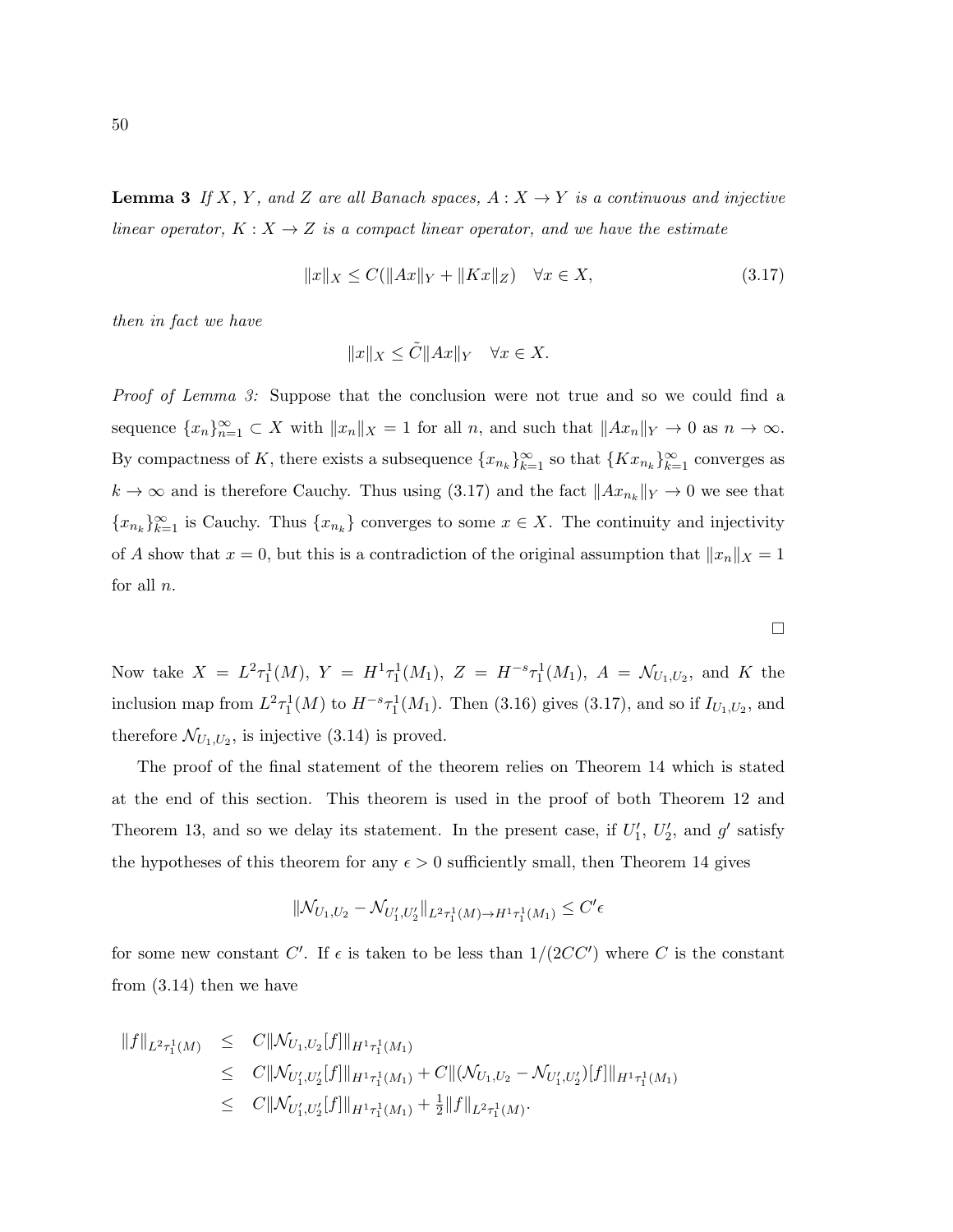**Lemma 3** *If $X$, $Y$, and $Z$ are all Banach spaces, $A : X \to Y$ is a continuous and injective linear operator, $K : X \to Z$ is a compact linear operator, and we have the estimate*

$$\|x\|_X \le C(\|Ax\|_Y + \|Kx\|_Z) \quad \forall x \in X, \tag{3.17}$$

*then in fact we have*

$$\|x\|_X \le \tilde{C}\|Ax\|_Y \quad \forall x \in X.$$

*Proof of Lemma 3:* Suppose that the conclusion were not true and so we could find a sequence $\{x_n\}_{n=1}^{\infty} \subset X$ with $\|x_n\|_X = 1$ for all $n$, and such that $\|Ax_n\|_Y \to 0$ as $n \to \infty$. By compactness of $K$, there exists a subsequence $\{x_{n_k}\}_{k=1}^{\infty}$ so that $\{Kx_{n_k}\}_{k=1}^{\infty}$ converges as $k \to \infty$ and is therefore Cauchy. Thus using (3.17) and the fact $\|Ax_{n_k}\|_Y \to 0$ we see that $\{x_{n_k}\}_{k=1}^{\infty}$ is Cauchy. Thus $\{x_{n_k}\}$ converges to some $x \in X$. The continuity and injectivity of $A$ show that $x = 0$, but this is a contradiction of the original assumption that $\|x_n\|_X = 1$ for all $n$.

$\square$

Now take $X = L^2\tau_1^1(M)$, $Y = H^1\tau_1^1(M_1)$, $Z = H^{-s}\tau_1^1(M_1)$, $A = \mathcal{N}_{U_1,U_2}$, and $K$ the inclusion map from $L^2\tau_1^1(M)$ to $H^{-s}\tau_1^1(M_1)$. Then (3.16) gives (3.17), and so if $I_{U_1,U_2}$, and therefore $\mathcal{N}_{U_1,U_2}$, is injective (3.14) is proved.

The proof of the final statement of the theorem relies on Theorem 14 which is stated at the end of this section. This theorem is used in the proof of both Theorem 12 and Theorem 13, and so we delay its statement. In the present case, if $U_1'$, $U_2'$, and $g'$ satisfy the hypotheses of this theorem for any $\epsilon > 0$ sufficiently small, then Theorem 14 gives

$$\|\mathcal{N}_{U_1,U_2} - \mathcal{N}_{U_1',U_2'}\|_{L^2\tau_1^1(M) \to H^1\tau_1^1(M_1)} \le C'\epsilon$$

for some new constant $C'$. If $\epsilon$ is taken to be less than $1/(2CC')$ where $C$ is the constant from (3.14) then we have

$$\begin{aligned}
\|f\|_{L^2\tau_1^1(M)} &\le C\|\mathcal{N}_{U_1,U_2}[f]\|_{H^1\tau_1^1(M_1)} \\
&\le C\|\mathcal{N}_{U_1',U_2'}[f]\|_{H^1\tau_1^1(M_1)} + C\|(\mathcal{N}_{U_1,U_2} - \mathcal{N}_{U_1',U_2'})[f]\|_{H^1\tau_1^1(M_1)} \\
&\le C\|\mathcal{N}_{U_1',U_2'}[f]\|_{H^1\tau_1^1(M_1)} + \tfrac{1}{2}\|f\|_{L^2\tau_1^1(M)}.
\end{aligned}$$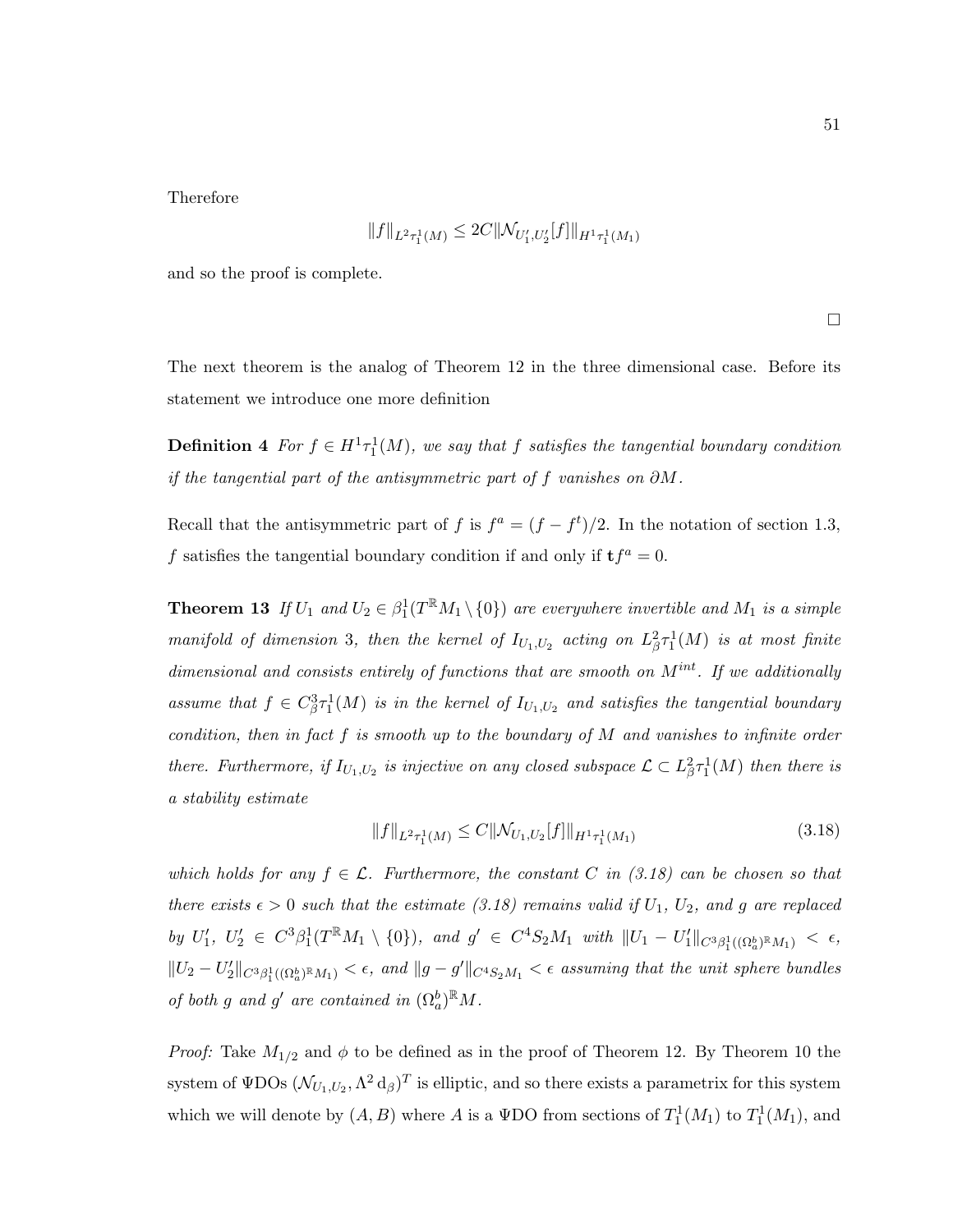Therefore

$$\|f\|_{L^2\tau_1^1(M)} \leq 2C\|\mathcal{N}_{U_1',U_2'}[f]\|_{H^1\tau_1^1(M_1)}$$

and so the proof is complete.

□

The next theorem is the analog of Theorem 12 in the three dimensional case. Before its statement we introduce one more definition

**Definition 4** *For $f \in H^1\tau_1^1(M)$, we say that $f$ satisfies the tangential boundary condition if the tangential part of the antisymmetric part of $f$ vanishes on $\partial M$.*

Recall that the antisymmetric part of $f$ is $f^a = (f - f^t)/2$. In the notation of section 1.3, $f$ satisfies the tangential boundary condition if and only if $\mathbf{t}f^a = 0$.

**Theorem 13** *If $U_1$ and $U_2 \in \beta_1^1(T^{\mathbb{R}}M_1 \setminus \{0\})$ are everywhere invertible and $M_1$ is a simple manifold of dimension 3, then the kernel of $I_{U_1,U_2}$ acting on $L^2_\beta\tau_1^1(M)$ is at most finite dimensional and consists entirely of functions that are smooth on $M^{int}$. If we additionally assume that $f \in C^3_\beta\tau_1^1(M)$ is in the kernel of $I_{U_1,U_2}$ and satisfies the tangential boundary condition, then in fact $f$ is smooth up to the boundary of $M$ and vanishes to infinite order there. Furthermore, if $I_{U_1,U_2}$ is injective on any closed subspace $\mathcal{L} \subset L^2_\beta\tau_1^1(M)$ then there is a stability estimate*

$$\|f\|_{L^2\tau_1^1(M)} \leq C\|\mathcal{N}_{U_1,U_2}[f]\|_{H^1\tau_1^1(M_1)} \tag{3.18}$$

*which holds for any $f \in \mathcal{L}$. Furthermore, the constant $C$ in (3.18) can be chosen so that there exists $\epsilon > 0$ such that the estimate (3.18) remains valid if $U_1$, $U_2$, and $g$ are replaced by $U_1'$, $U_2' \in C^3\beta_1^1(T^{\mathbb{R}}M_1 \setminus \{0\})$, and $g' \in C^4S_2M_1$ with $\|U_1 - U_1'\|_{C^3\beta_1^1((\Omega_a^b)^{\mathbb{R}}M_1)} < \epsilon$, $\|U_2 - U_2'\|_{C^3\beta_1^1((\Omega_a^b)^{\mathbb{R}}M_1)} < \epsilon$, and $\|g - g'\|_{C^4S_2M_1} < \epsilon$ assuming that the unit sphere bundles of both $g$ and $g'$ are contained in $(\Omega_a^b)^{\mathbb{R}}M$.*

*Proof:* Take $M_{1/2}$ and $\phi$ to be defined as in the proof of Theorem 12. By Theorem 10 the system of ΨDOs $(\mathcal{N}_{U_1,U_2}, \Lambda^2\, \mathrm{d}_\beta)^T$ is elliptic, and so there exists a parametrix for this system which we will denote by $(A, B)$ where $A$ is a ΨDO from sections of $T_1^1(M_1)$ to $T_1^1(M_1)$, and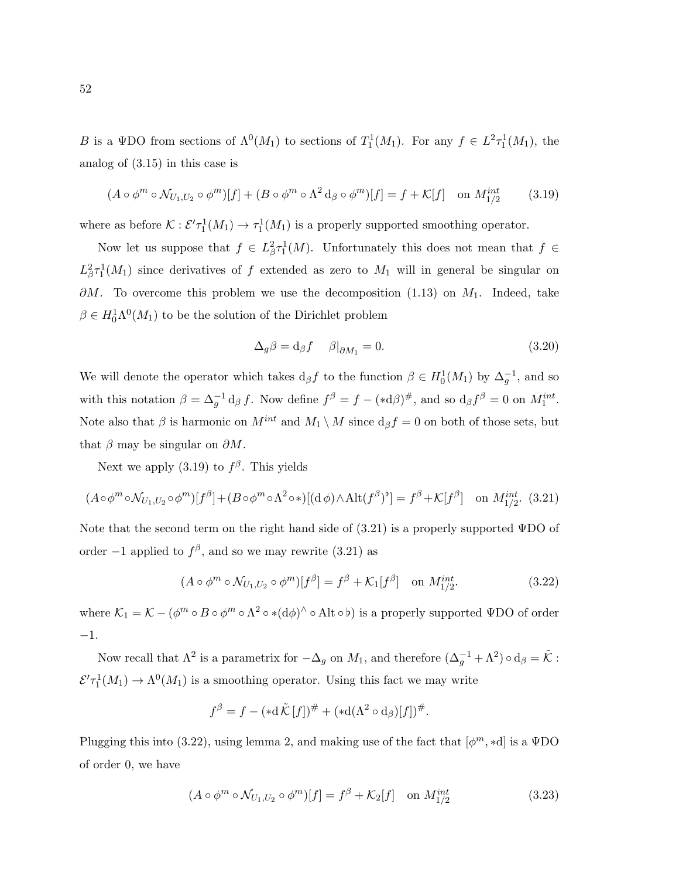$B$ is a ΨDO from sections of $\Lambda^0(M_1)$ to sections of $T^1_1(M_1)$. For any $f \in L^2\tau^1_1(M_1)$, the analog of (3.15) in this case is

$$(A \circ \phi^m \circ \mathcal{N}_{U_1,U_2} \circ \phi^m)[f] + (B \circ \phi^m \circ \Lambda^2 \,\mathrm{d}_\beta \circ \phi^m)[f] = f + \mathcal{K}[f] \quad \text{on } M^{int}_{1/2} \tag{3.19}$$

where as before $\mathcal{K} : \mathcal{E}'\tau^1_1(M_1) \to \tau^1_1(M_1)$ is a properly supported smoothing operator.

Now let us suppose that $f \in L^2_\beta \tau^1_1(M)$. Unfortunately this does not mean that $f \in L^2_\beta \tau^1_1(M_1)$ since derivatives of $f$ extended as zero to $M_1$ will in general be singular on $\partial M$. To overcome this problem we use the decomposition (1.13) on $M_1$. Indeed, take $\beta \in H^1_0 \Lambda^0(M_1)$ to be the solution of the Dirichlet problem

$$\Delta_g \beta = \mathrm{d}_\beta f \quad \beta|_{\partial M_1} = 0. \tag{3.20}$$

We will denote the operator which takes $\mathrm{d}_\beta f$ to the function $\beta \in H^1_0(M_1)$ by $\Delta_g^{-1}$, and so with this notation $\beta = \Delta_g^{-1} \mathrm{d}_\beta f$. Now define $f^\beta = f - (*\mathrm{d}\beta)^\#$, and so $\mathrm{d}_\beta f^\beta = 0$ on $M^{int}_1$. Note also that $\beta$ is harmonic on $M^{int}$ and $M_1 \setminus M$ since $\mathrm{d}_\beta f = 0$ on both of those sets, but that $\beta$ may be singular on $\partial M$.

Next we apply (3.19) to $f^\beta$. This yields

$$(A \circ \phi^m \circ \mathcal{N}_{U_1,U_2} \circ \phi^m)[f^\beta] + (B \circ \phi^m \circ \Lambda^2 \circ *)[(\mathrm{d}\,\phi) \wedge \mathrm{Alt}(f^\beta)^\flat] = f^\beta + \mathcal{K}[f^\beta] \quad \text{on } M^{int}_{1/2}. \tag{3.21}$$

Note that the second term on the right hand side of (3.21) is a properly supported ΨDO of order $-1$ applied to $f^\beta$, and so we may rewrite (3.21) as

$$(A \circ \phi^m \circ \mathcal{N}_{U_1,U_2} \circ \phi^m)[f^\beta] = f^\beta + \mathcal{K}_1[f^\beta] \quad \text{on } M^{int}_{1/2}. \tag{3.22}$$

where $\mathcal{K}_1 = \mathcal{K} - (\phi^m \circ B \circ \phi^m \circ \Lambda^2 \circ *(\mathrm{d}\phi)^\wedge \circ \mathrm{Alt} \circ \flat)$ is a properly supported ΨDO of order $-1$.

Now recall that $\Lambda^2$ is a parametrix for $-\Delta_g$ on $M_1$, and therefore $(\Delta_g^{-1} + \Lambda^2) \circ \mathrm{d}_\beta = \tilde{\mathcal{K}} : \mathcal{E}'\tau^1_1(M_1) \to \Lambda^0(M_1)$ is a smoothing operator. Using this fact we may write

$$f^\beta = f - (*\mathrm{d}\,\tilde{\mathcal{K}}\,[f])^\# + (*\mathrm{d}(\Lambda^2 \circ \mathrm{d}_\beta)[f])^\#.$$

Plugging this into (3.22), using lemma 2, and making use of the fact that $[\phi^m, *\mathrm{d}]$ is a ΨDO of order 0, we have

$$(A \circ \phi^m \circ \mathcal{N}_{U_1,U_2} \circ \phi^m)[f] = f^\beta + \mathcal{K}_2[f] \quad \text{on } M^{int}_{1/2} \tag{3.23}$$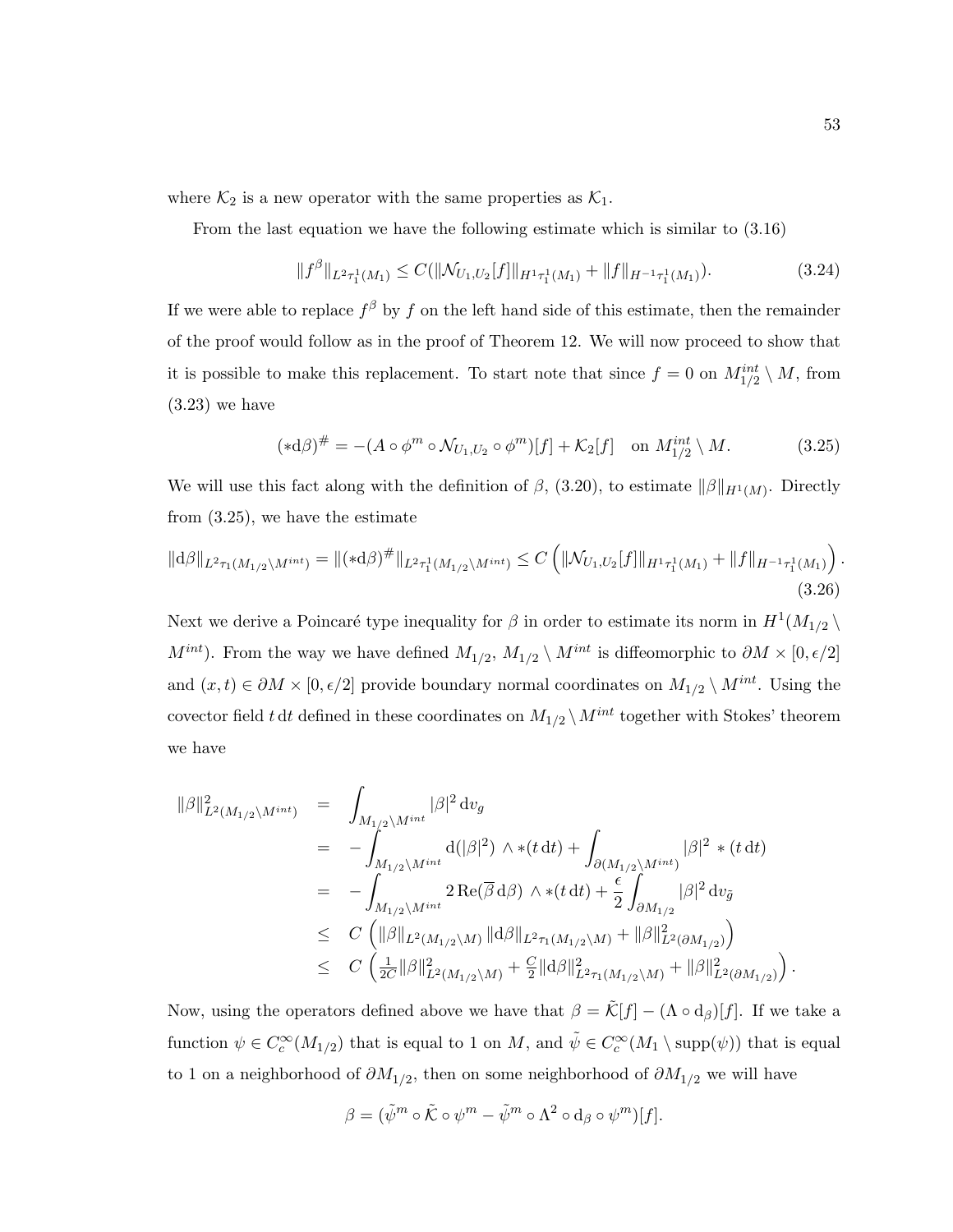where $\mathcal{K}_2$ is a new operator with the same properties as $\mathcal{K}_1$.

From the last equation we have the following estimate which is similar to (3.16)

$$\|f^\beta\|_{L^2\tau_1^1(M_1)} \leq C(\|\mathcal{N}_{U_1,U_2}[f]\|_{H^1\tau_1^1(M_1)} + \|f\|_{H^{-1}\tau_1^1(M_1)}). \tag{3.24}$$

If we were able to replace $f^\beta$ by $f$ on the left hand side of this estimate, then the remainder of the proof would follow as in the proof of Theorem 12. We will now proceed to show that it is possible to make this replacement. To start note that since $f = 0$ on $M_{1/2}^{int} \setminus M$, from (3.23) we have

$$(*\mathrm{d}\beta)^\# = -(A \circ \phi^m \circ \mathcal{N}_{U_1,U_2} \circ \phi^m)[f] + \mathcal{K}_2[f] \quad \text{on } M_{1/2}^{int} \setminus M. \tag{3.25}$$

We will use this fact along with the definition of $\beta$, (3.20), to estimate $\|\beta\|_{H^1(M)}$. Directly from (3.25), we have the estimate

$$\|\mathrm{d}\beta\|_{L^2\tau_1(M_{1/2}\setminus M^{int})} = \|(*\mathrm{d}\beta)^\#\|_{L^2\tau_1^1(M_{1/2}\setminus M^{int})} \leq C\left(\|\mathcal{N}_{U_1,U_2}[f]\|_{H^1\tau_1^1(M_1)} + \|f\|_{H^{-1}\tau_1^1(M_1)}\right). \tag{3.26}$$

Next we derive a Poincaré type inequality for $\beta$ in order to estimate its norm in $H^1(M_{1/2} \setminus M^{int})$. From the way we have defined $M_{1/2}$, $M_{1/2} \setminus M^{int}$ is diffeomorphic to $\partial M \times [0, \epsilon/2]$ and $(x,t) \in \partial M \times [0, \epsilon/2]$ provide boundary normal coordinates on $M_{1/2} \setminus M^{int}$. Using the covector field $t\,\mathrm{d}t$ defined in these coordinates on $M_{1/2} \setminus M^{int}$ together with Stokes' theorem we have

$$\begin{aligned}
\|\beta\|^2_{L^2(M_{1/2}\setminus M^{int})} &= \int_{M_{1/2}\setminus M^{int}} |\beta|^2 \,\mathrm{d}v_g \\
&= -\int_{M_{1/2}\setminus M^{int}} \mathrm{d}(|\beta|^2) \wedge *(t\,\mathrm{d}t) + \int_{\partial(M_{1/2}\setminus M^{int})} |\beta|^2 \, *(t\,\mathrm{d}t) \\
&= -\int_{M_{1/2}\setminus M^{int}} 2\,\mathrm{Re}(\overline{\beta}\,\mathrm{d}\beta) \wedge *(t\,\mathrm{d}t) + \frac{\epsilon}{2}\int_{\partial M_{1/2}} |\beta|^2 \,\mathrm{d}v_{\tilde{g}} \\
&\leq C\left(\|\beta\|_{L^2(M_{1/2}\setminus M)} \|\mathrm{d}\beta\|_{L^2\tau_1(M_{1/2}\setminus M)} + \|\beta\|^2_{L^2(\partial M_{1/2})}\right) \\
&\leq C\left(\tfrac{1}{2C}\|\beta\|^2_{L^2(M_{1/2}\setminus M)} + \tfrac{C}{2}\|\mathrm{d}\beta\|^2_{L^2\tau_1(M_{1/2}\setminus M)} + \|\beta\|^2_{L^2(\partial M_{1/2})}\right).
\end{aligned}$$

Now, using the operators defined above we have that $\beta = \tilde{\mathcal{K}}[f] - (\Lambda \circ \mathrm{d}_\beta)[f]$. If we take a function $\psi \in C_c^\infty(M_{1/2})$ that is equal to 1 on $M$, and $\tilde{\psi} \in C_c^\infty(M_1 \setminus \mathrm{supp}(\psi))$ that is equal to 1 on a neighborhood of $\partial M_{1/2}$, then on some neighborhood of $\partial M_{1/2}$ we will have

$$\beta = (\tilde{\psi}^m \circ \tilde{\mathcal{K}} \circ \psi^m - \tilde{\psi}^m \circ \Lambda^2 \circ \mathrm{d}_\beta \circ \psi^m)[f].$$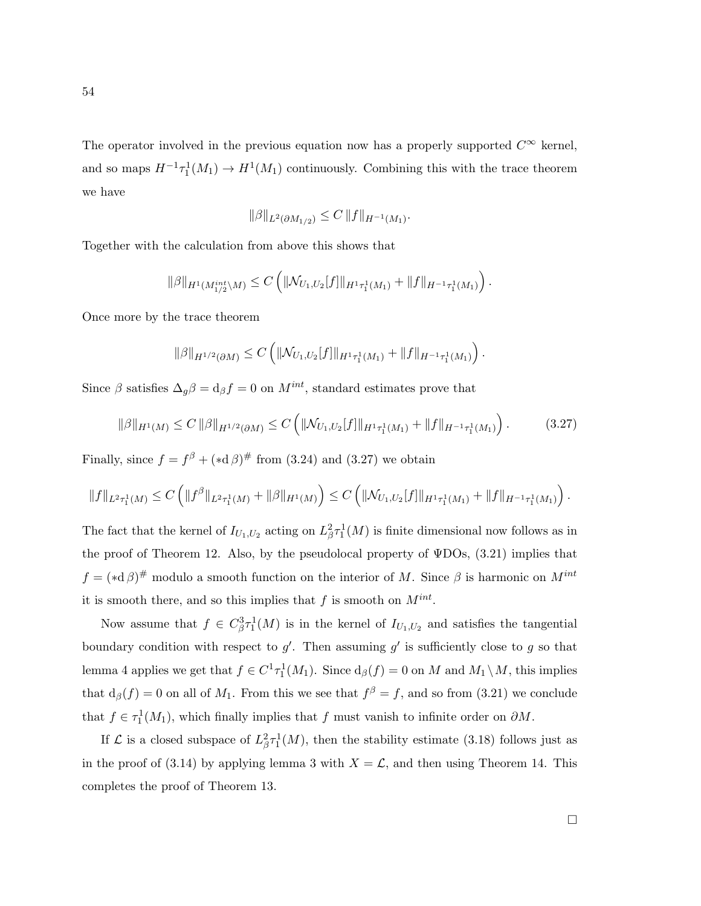The operator involved in the previous equation now has a properly supported $C^\infty$ kernel, and so maps $H^{-1}\tau_1^1(M_1) \to H^1(M_1)$ continuously. Combining this with the trace theorem we have

$$\|\beta\|_{L^2(\partial M_{1/2})} \leq C \, \|f\|_{H^{-1}(M_1)}.$$

Together with the calculation from above this shows that

$$\|\beta\|_{H^1(M_{1/2}^{int} \setminus M)} \leq C \left( \|\mathcal{N}_{U_1,U_2}[f]\|_{H^1\tau_1^1(M_1)} + \|f\|_{H^{-1}\tau_1^1(M_1)} \right).$$

Once more by the trace theorem

$$\|\beta\|_{H^{1/2}(\partial M)} \leq C \left( \|\mathcal{N}_{U_1,U_2}[f]\|_{H^1\tau_1^1(M_1)} + \|f\|_{H^{-1}\tau_1^1(M_1)} \right).$$

Since $\beta$ satisfies $\Delta_g \beta = \mathrm{d}_\beta f = 0$ on $M^{int}$, standard estimates prove that

$$\|\beta\|_{H^1(M)} \leq C \, \|\beta\|_{H^{1/2}(\partial M)} \leq C \left( \|\mathcal{N}_{U_1,U_2}[f]\|_{H^1\tau_1^1(M_1)} + \|f\|_{H^{-1}\tau_1^1(M_1)} \right). \tag{3.27}$$

Finally, since $f = f^\beta + (*\mathrm{d}\,\beta)^\#$ from (3.24) and (3.27) we obtain

$$\|f\|_{L^2\tau_1^1(M)} \leq C \left( \|f^\beta\|_{L^2\tau_1^1(M)} + \|\beta\|_{H^1(M)} \right) \leq C \left( \|\mathcal{N}_{U_1,U_2}[f]\|_{H^1\tau_1^1(M_1)} + \|f\|_{H^{-1}\tau_1^1(M_1)} \right).$$

The fact that the kernel of $I_{U_1,U_2}$ acting on $L^2_\beta\tau_1^1(M)$ is finite dimensional now follows as in the proof of Theorem 12. Also, by the pseudolocal property of ΨDOs, (3.21) implies that $f = (*\mathrm{d}\,\beta)^\#$ modulo a smooth function on the interior of $M$. Since $\beta$ is harmonic on $M^{int}$ it is smooth there, and so this implies that $f$ is smooth on $M^{int}$.

Now assume that $f \in C^3_\beta\tau_1^1(M)$ is in the kernel of $I_{U_1,U_2}$ and satisfies the tangential boundary condition with respect to $g'$. Then assuming $g'$ is sufficiently close to $g$ so that lemma 4 applies we get that $f \in C^1\tau_1^1(M_1)$. Since $\mathrm{d}_\beta(f) = 0$ on $M$ and $M_1 \setminus M$, this implies that $\mathrm{d}_\beta(f) = 0$ on all of $M_1$. From this we see that $f^\beta = f$, and so from (3.21) we conclude that $f \in \tau_1^1(M_1)$, which finally implies that $f$ must vanish to infinite order on $\partial M$.

If $\mathcal{L}$ is a closed subspace of $L^2_\beta\tau_1^1(M)$, then the stability estimate (3.18) follows just as in the proof of (3.14) by applying lemma 3 with $X = \mathcal{L}$, and then using Theorem 14. This completes the proof of Theorem 13.

□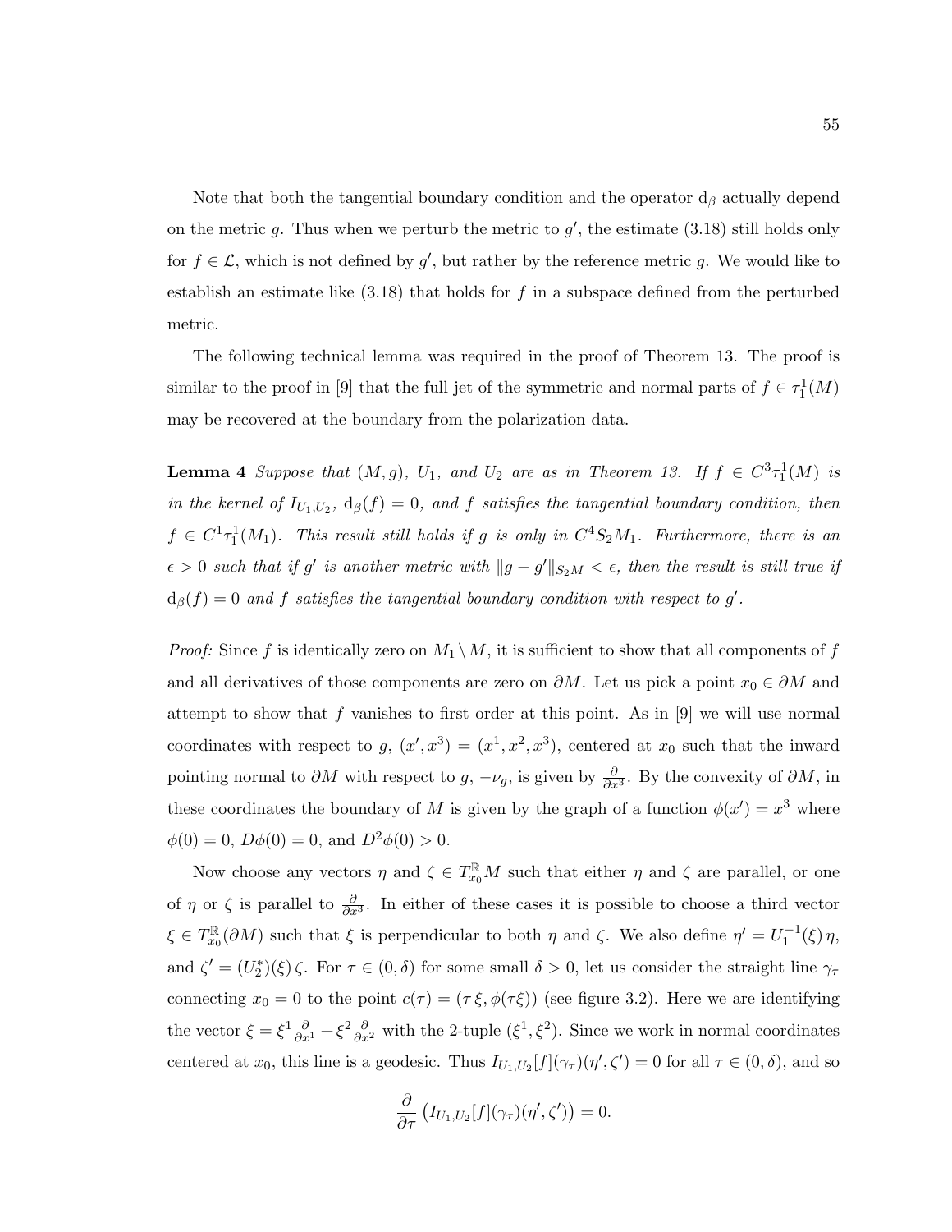Note that both the tangential boundary condition and the operator $\mathrm{d}_\beta$ actually depend on the metric $g$. Thus when we perturb the metric to $g'$, the estimate (3.18) still holds only for $f \in \mathcal{L}$, which is not defined by $g'$, but rather by the reference metric $g$. We would like to establish an estimate like (3.18) that holds for $f$ in a subspace defined from the perturbed metric.

The following technical lemma was required in the proof of Theorem 13. The proof is similar to the proof in [9] that the full jet of the symmetric and normal parts of $f \in \tau_1^1(M)$ may be recovered at the boundary from the polarization data.

**Lemma 4** *Suppose that $(M, g)$, $U_1$, and $U_2$ are as in Theorem 13. If $f \in C^3\tau_1^1(M)$ is in the kernel of $I_{U_1,U_2}$, $\mathrm{d}_\beta(f) = 0$, and $f$ satisfies the tangential boundary condition, then $f \in C^1\tau_1^1(M_1)$. This result still holds if $g$ is only in $C^4S_2M_1$. Furthermore, there is an $\epsilon > 0$ such that if $g'$ is another metric with $\|g - g'\|_{S_2M} < \epsilon$, then the result is still true if $\mathrm{d}_\beta(f) = 0$ and $f$ satisfies the tangential boundary condition with respect to $g'$.*

*Proof:* Since $f$ is identically zero on $M_1 \setminus M$, it is sufficient to show that all components of $f$ and all derivatives of those components are zero on $\partial M$. Let us pick a point $x_0 \in \partial M$ and attempt to show that $f$ vanishes to first order at this point. As in [9] we will use normal coordinates with respect to $g$, $(x', x^3) = (x^1, x^2, x^3)$, centered at $x_0$ such that the inward pointing normal to $\partial M$ with respect to $g$, $-\nu_g$, is given by $\frac{\partial}{\partial x^3}$. By the convexity of $\partial M$, in these coordinates the boundary of $M$ is given by the graph of a function $\phi(x') = x^3$ where $\phi(0) = 0$, $D\phi(0) = 0$, and $D^2\phi(0) > 0$.

Now choose any vectors $\eta$ and $\zeta \in T_{x_0}^{\mathbb{R}}M$ such that either $\eta$ and $\zeta$ are parallel, or one of $\eta$ or $\zeta$ is parallel to $\frac{\partial}{\partial x^3}$. In either of these cases it is possible to choose a third vector $\xi \in T_{x_0}^{\mathbb{R}}(\partial M)$ such that $\xi$ is perpendicular to both $\eta$ and $\zeta$. We also define $\eta' = U_1^{-1}(\xi)\,\eta$, and $\zeta' = (U_2^*)(\xi)\,\zeta$. For $\tau \in (0, \delta)$ for some small $\delta > 0$, let us consider the straight line $\gamma_\tau$ connecting $x_0 = 0$ to the point $c(\tau) = (\tau\,\xi, \phi(\tau\xi))$ (see figure 3.2). Here we are identifying the vector $\xi = \xi^1 \frac{\partial}{\partial x^1} + \xi^2 \frac{\partial}{\partial x^2}$ with the 2-tuple $(\xi^1, \xi^2)$. Since we work in normal coordinates centered at $x_0$, this line is a geodesic. Thus $I_{U_1,U_2}[f](\gamma_\tau)(\eta', \zeta') = 0$ for all $\tau \in (0, \delta)$, and so

$$\frac{\partial}{\partial \tau}\left(I_{U_1,U_2}[f](\gamma_\tau)(\eta', \zeta')\right) = 0.$$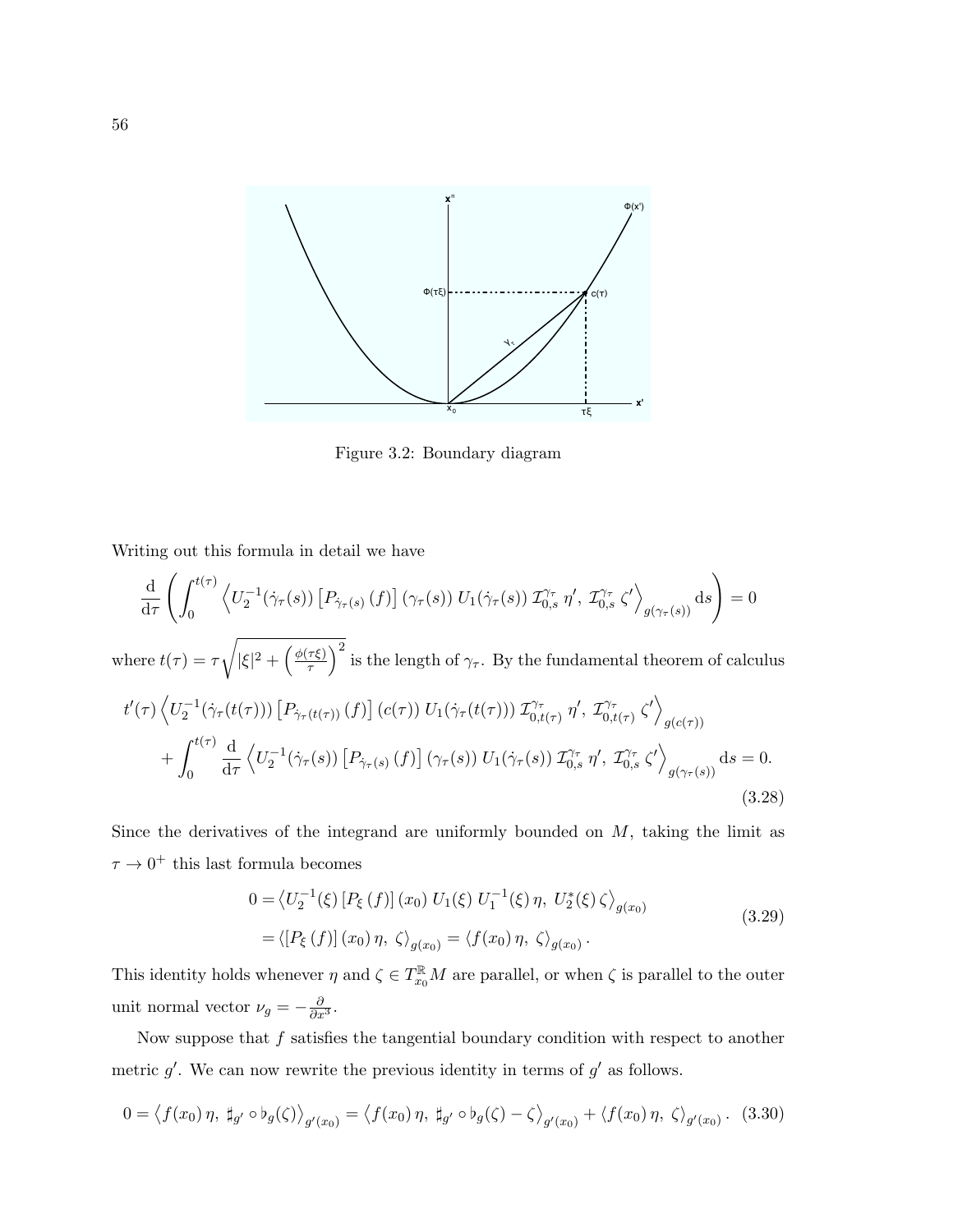Figure 3.2: Boundary diagram

Writing out this formula in detail we have

$$\frac{\mathrm{d}}{\mathrm{d}\tau}\left(\int_0^{t(\tau)}\left\langle U_2^{-1}(\dot\gamma_\tau(s))\left[P_{\dot\gamma_\tau(s)}\left(f\right)\right](\gamma_\tau(s))\;U_1(\dot\gamma_\tau(s))\;\mathcal{I}^{\gamma_\tau}_{0,s}\;\eta',\;\mathcal{I}^{\gamma_\tau}_{0,s}\;\zeta'\right\rangle_{g(\gamma_\tau(s))}\mathrm{d}s\right)=0$$

where $t(\tau)=\tau\sqrt{|\xi|^2+\left(\frac{\phi(\tau\xi)}{\tau}\right)^2}$ is the length of $\gamma_\tau$. By the fundamental theorem of calculus

$$\begin{aligned}
t'(\tau)&\left\langle U_2^{-1}(\dot\gamma_\tau(t(\tau)))\left[P_{\dot\gamma_\tau(t(\tau))}\left(f\right)\right](c(\tau))\;U_1(\dot\gamma_\tau(t(\tau)))\;\mathcal{I}^{\gamma_\tau}_{0,t(\tau)}\;\eta',\;\mathcal{I}^{\gamma_\tau}_{0,t(\tau)}\;\zeta'\right\rangle_{g(c(\tau))}\\
&+\int_0^{t(\tau)}\frac{\mathrm{d}}{\mathrm{d}\tau}\left\langle U_2^{-1}(\dot\gamma_\tau(s))\left[P_{\dot\gamma_\tau(s)}\left(f\right)\right](\gamma_\tau(s))\;U_1(\dot\gamma_\tau(s))\;\mathcal{I}^{\gamma_\tau}_{0,s}\;\eta',\;\mathcal{I}^{\gamma_\tau}_{0,s}\;\zeta'\right\rangle_{g(\gamma_\tau(s))}\mathrm{d}s=0.
\end{aligned}\tag{3.28}$$

Since the derivatives of the integrand are uniformly bounded on $M$, taking the limit as $\tau\to 0^+$ this last formula becomes

$$\begin{aligned}
0&=\left\langle U_2^{-1}(\xi)\left[P_\xi\left(f\right)\right](x_0)\;U_1(\xi)\;U_1^{-1}(\xi)\,\eta,\;U_2^*(\xi)\,\zeta\right\rangle_{g(x_0)}\\
&=\left\langle\left[P_\xi\left(f\right)\right](x_0)\,\eta,\;\zeta\right\rangle_{g(x_0)}=\left\langle f(x_0)\,\eta,\;\zeta\right\rangle_{g(x_0)}.
\end{aligned}\tag{3.29}$$

This identity holds whenever $\eta$ and $\zeta\in T^{\mathbb{R}}_{x_0}M$ are parallel, or when $\zeta$ is parallel to the outer unit normal vector $\nu_g=-\frac{\partial}{\partial x^3}$.

Now suppose that $f$ satisfies the tangential boundary condition with respect to another metric $g'$. We can now rewrite the previous identity in terms of $g'$ as follows.

$$0=\left\langle f(x_0)\,\eta,\;\sharp_{g'}\circ\flat_g(\zeta)\right\rangle_{g'(x_0)}=\left\langle f(x_0)\,\eta,\;\sharp_{g'}\circ\flat_g(\zeta)-\zeta\right\rangle_{g'(x_0)}+\left\langle f(x_0)\,\eta,\;\zeta\right\rangle_{g'(x_0)}.\tag{3.30}$$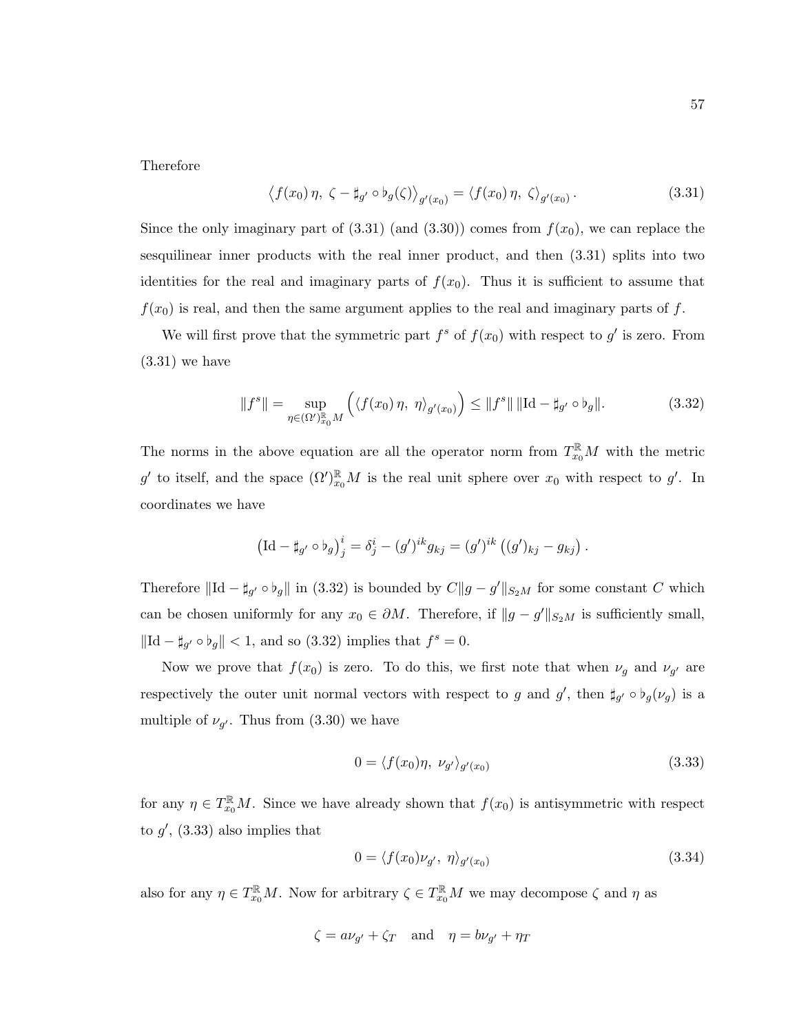Therefore

$$\left\langle f(x_0)\,\eta,\ \zeta - \sharp_{g'} \circ \flat_g(\zeta)\right\rangle_{g'(x_0)} = \left\langle f(x_0)\,\eta,\ \zeta\right\rangle_{g'(x_0)}. \tag{3.31}$$

Since the only imaginary part of (3.31) (and (3.30)) comes from $f(x_0)$, we can replace the sesquilinear inner products with the real inner product, and then (3.31) splits into two identities for the real and imaginary parts of $f(x_0)$. Thus it is sufficient to assume that $f(x_0)$ is real, and then the same argument applies to the real and imaginary parts of $f$.

We will first prove that the symmetric part $f^s$ of $f(x_0)$ with respect to $g'$ is zero. From (3.31) we have

$$\|f^s\| = \sup_{\eta \in (\Omega')^{\mathbb{R}}_{x_0} M} \Big(\left\langle f(x_0)\,\eta,\ \eta\right\rangle_{g'(x_0)}\Big) \leq \|f^s\|\,\|\mathrm{Id} - \sharp_{g'} \circ \flat_g\|. \tag{3.32}$$

The norms in the above equation are all the operator norm from $T^{\mathbb{R}}_{x_0} M$ with the metric $g'$ to itself, and the space $(\Omega')^{\mathbb{R}}_{x_0} M$ is the real unit sphere over $x_0$ with respect to $g'$. In coordinates we have

$$\left(\mathrm{Id} - \sharp_{g'} \circ \flat_g\right)^i_{\ j} = \delta^i_j - (g')^{ik} g_{kj} = (g')^{ik}\left((g')_{kj} - g_{kj}\right).$$

Therefore $\|\mathrm{Id} - \sharp_{g'} \circ \flat_g\|$ in (3.32) is bounded by $C\|g - g'\|_{S_2 M}$ for some constant $C$ which can be chosen uniformly for any $x_0 \in \partial M$. Therefore, if $\|g - g'\|_{S_2 M}$ is sufficiently small, $\|\mathrm{Id} - \sharp_{g'} \circ \flat_g\| < 1$, and so (3.32) implies that $f^s = 0$.

Now we prove that $f(x_0)$ is zero. To do this, we first note that when $\nu_g$ and $\nu_{g'}$ are respectively the outer unit normal vectors with respect to $g$ and $g'$, then $\sharp_{g'} \circ \flat_g(\nu_g)$ is a multiple of $\nu_{g'}$. Thus from (3.30) we have

$$0 = \left\langle f(x_0)\eta,\ \nu_{g'}\right\rangle_{g'(x_0)} \tag{3.33}$$

for any $\eta \in T^{\mathbb{R}}_{x_0} M$. Since we have already shown that $f(x_0)$ is antisymmetric with respect to $g'$, (3.33) also implies that

$$0 = \left\langle f(x_0)\nu_{g'},\ \eta\right\rangle_{g'(x_0)} \tag{3.34}$$

also for any $\eta \in T^{\mathbb{R}}_{x_0} M$. Now for arbitrary $\zeta \in T^{\mathbb{R}}_{x_0} M$ we may decompose $\zeta$ and $\eta$ as

$$\zeta = a\nu_{g'} + \zeta_T \quad \text{and} \quad \eta = b\nu_{g'} + \eta_T$$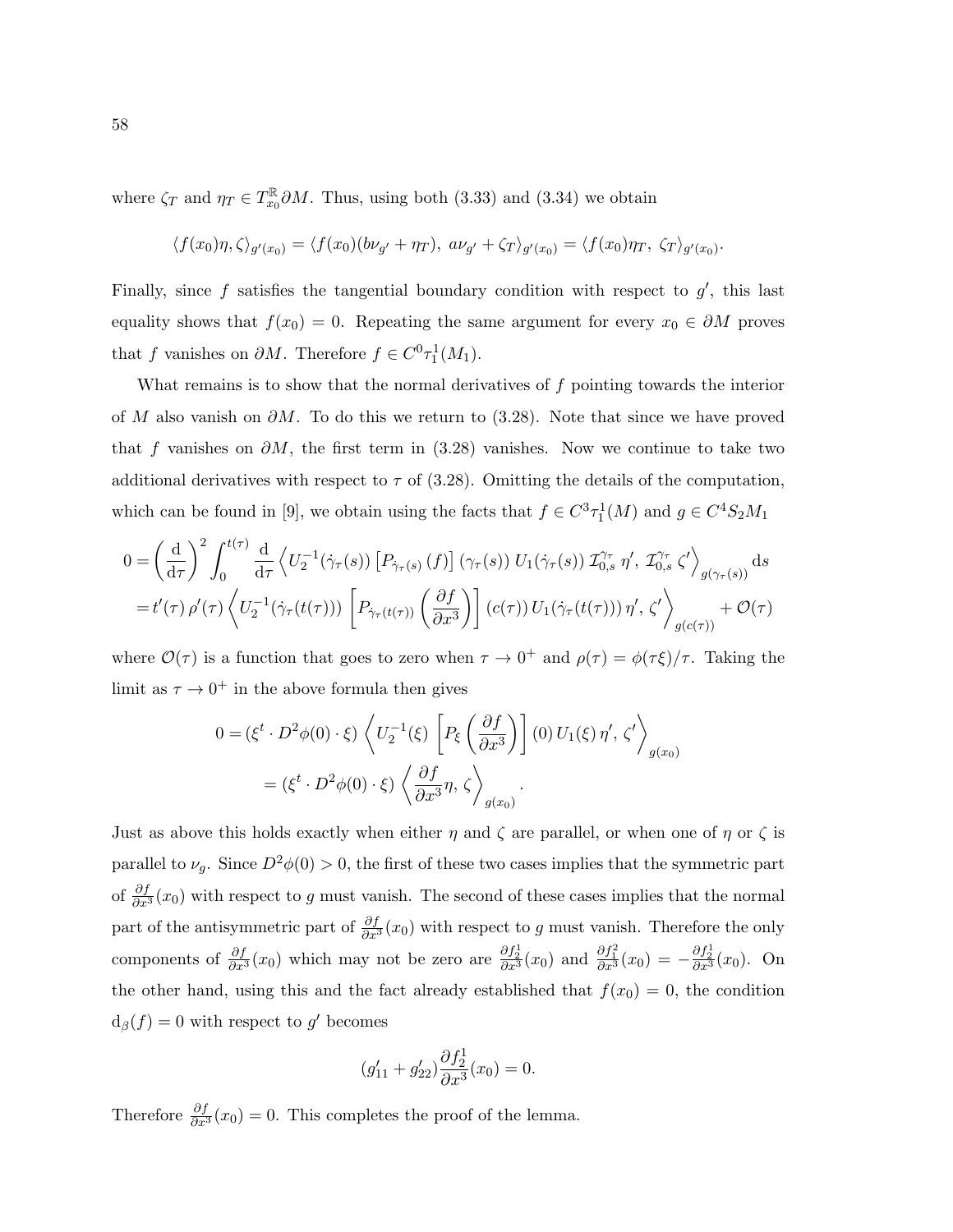where $\zeta_T$ and $\eta_T \in T^{\mathbb{R}}_{x_0}\partial M$. Thus, using both (3.33) and (3.34) we obtain

$$\langle f(x_0)\eta, \zeta\rangle_{g'(x_0)} = \langle f(x_0)(b\nu_{g'} + \eta_T),\ a\nu_{g'} + \zeta_T\rangle_{g'(x_0)} = \langle f(x_0)\eta_T,\ \zeta_T\rangle_{g'(x_0)}.$$

Finally, since $f$ satisfies the tangential boundary condition with respect to $g'$, this last equality shows that $f(x_0) = 0$. Repeating the same argument for every $x_0 \in \partial M$ proves that $f$ vanishes on $\partial M$. Therefore $f \in C^0\tau^1_1(M_1)$.

What remains is to show that the normal derivatives of $f$ pointing towards the interior of $M$ also vanish on $\partial M$. To do this we return to (3.28). Note that since we have proved that $f$ vanishes on $\partial M$, the first term in (3.28) vanishes. Now we continue to take two additional derivatives with respect to $\tau$ of (3.28). Omitting the details of the computation, which can be found in [9], we obtain using the facts that $f \in C^3\tau^1_1(M)$ and $g \in C^4S_2M_1$

$$\begin{aligned}
0 &= \left(\frac{\mathrm{d}}{\mathrm{d}\tau}\right)^2 \int_0^{t(\tau)} \frac{\mathrm{d}}{\mathrm{d}\tau} \left\langle U_2^{-1}(\dot\gamma_\tau(s)) \left[P_{\dot\gamma_\tau(s)}(f)\right](\gamma_\tau(s))\, U_1(\dot\gamma_\tau(s))\, \mathcal{I}^{\gamma_\tau}_{0,s}\,\eta',\ \mathcal{I}^{\gamma_\tau}_{0,s}\,\zeta'\right\rangle_{g(\gamma_\tau(s))} \mathrm{d}s \\
&= t'(\tau)\,\rho'(\tau)\left\langle U_2^{-1}(\dot\gamma_\tau(t(\tau)))\left[P_{\dot\gamma_\tau(t(\tau))}\left(\frac{\partial f}{\partial x^3}\right)\right](c(\tau))\, U_1(\dot\gamma_\tau(t(\tau)))\,\eta',\ \zeta'\right\rangle_{g(c(\tau))} + \mathcal{O}(\tau)
\end{aligned}$$

where $\mathcal{O}(\tau)$ is a function that goes to zero when $\tau \to 0^+$ and $\rho(\tau) = \phi(\tau\xi)/\tau$. Taking the limit as $\tau \to 0^+$ in the above formula then gives

$$\begin{aligned}
0 &= (\xi^t \cdot D^2\phi(0)\cdot\xi)\left\langle U_2^{-1}(\xi)\left[P_\xi\left(\frac{\partial f}{\partial x^3}\right)\right](0)\, U_1(\xi)\,\eta',\ \zeta'\right\rangle_{g(x_0)} \\
&= (\xi^t \cdot D^2\phi(0)\cdot\xi)\left\langle \frac{\partial f}{\partial x^3}\eta,\ \zeta\right\rangle_{g(x_0)}.
\end{aligned}$$

Just as above this holds exactly when either $\eta$ and $\zeta$ are parallel, or when one of $\eta$ or $\zeta$ is parallel to $\nu_g$. Since $D^2\phi(0) > 0$, the first of these two cases implies that the symmetric part of $\frac{\partial f}{\partial x^3}(x_0)$ with respect to $g$ must vanish. The second of these cases implies that the normal part of the antisymmetric part of $\frac{\partial f}{\partial x^3}(x_0)$ with respect to $g$ must vanish. Therefore the only components of $\frac{\partial f}{\partial x^3}(x_0)$ which may not be zero are $\frac{\partial f^1_2}{\partial x^3}(x_0)$ and $\frac{\partial f^2_1}{\partial x^3}(x_0) = -\frac{\partial f^1_2}{\partial x^3}(x_0)$. On the other hand, using this and the fact already established that $f(x_0) = 0$, the condition $\mathrm{d}_\beta(f) = 0$ with respect to $g'$ becomes

$$(g'_{11} + g'_{22})\frac{\partial f^1_2}{\partial x^3}(x_0) = 0.$$

Therefore $\frac{\partial f}{\partial x^3}(x_0) = 0$. This completes the proof of the lemma.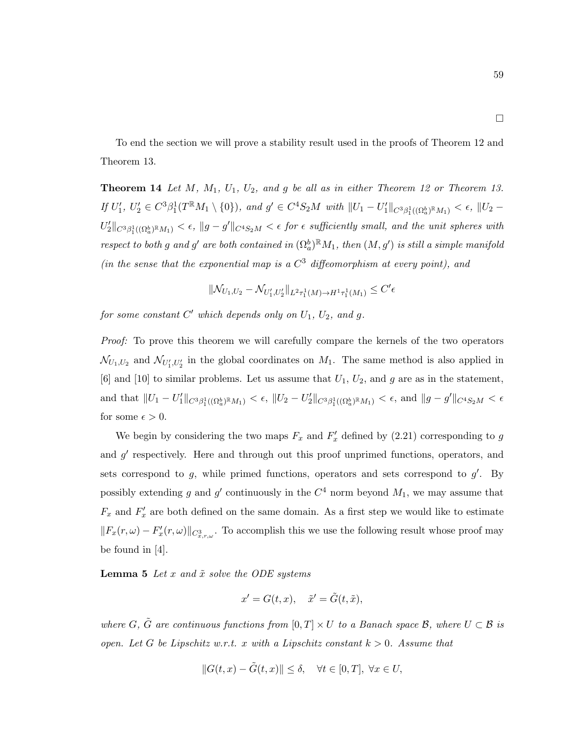□

To end the section we will prove a stability result used in the proofs of Theorem 12 and Theorem 13.

**Theorem 14** *Let $M$, $M_1$, $U_1$, $U_2$, and $g$ be all as in either Theorem 12 or Theorem 13. If $U_1'$, $U_2' \in C^3\beta_1^1(T^{\mathbb{R}}M_1 \setminus \{0\})$, and $g' \in C^4S_2M$ with $\|U_1 - U_1'\|_{C^3\beta_1^1((\Omega_a^b)^{\mathbb{R}}M_1)} < \epsilon$, $\|U_2 - U_2'\|_{C^3\beta_1^1((\Omega_a^b)^{\mathbb{R}}M_1)} < \epsilon$, $\|g - g'\|_{C^4S_2M} < \epsilon$ for $\epsilon$ sufficiently small, and the unit spheres with respect to both $g$ and $g'$ are both contained in $(\Omega_a^b)^{\mathbb{R}}M_1$, then $(M, g')$ is still a simple manifold (in the sense that the exponential map is a $C^3$ diffeomorphism at every point), and*

$$\|\mathcal{N}_{U_1,U_2} - \mathcal{N}_{U_1',U_2'}\|_{L^2\tau_1^1(M)\to H^1\tau_1^1(M_1)} \leq C'\epsilon$$

*for some constant $C'$ which depends only on $U_1$, $U_2$, and $g$.*

*Proof:* To prove this theorem we will carefully compare the kernels of the two operators $\mathcal{N}_{U_1,U_2}$ and $\mathcal{N}_{U_1',U_2'}$ in the global coordinates on $M_1$. The same method is also applied in [6] and [10] to similar problems. Let us assume that $U_1$, $U_2$, and $g$ are as in the statement, and that $\|U_1 - U_1'\|_{C^3\beta_1^1((\Omega_a^b)^{\mathbb{R}}M_1)} < \epsilon$, $\|U_2 - U_2'\|_{C^3\beta_1^1((\Omega_a^b)^{\mathbb{R}}M_1)} < \epsilon$, and $\|g - g'\|_{C^4S_2M} < \epsilon$ for some $\epsilon > 0$.

We begin by considering the two maps $F_x$ and $F_x'$ defined by (2.21) corresponding to $g$ and $g'$ respectively. Here and through out this proof unprimed functions, operators, and sets correspond to $g$, while primed functions, operators and sets correspond to $g'$. By possibly extending $g$ and $g'$ continuously in the $C^4$ norm beyond $M_1$, we may assume that $F_x$ and $F_x'$ are both defined on the same domain. As a first step we would like to estimate $\|F_x(r,\omega) - F_x'(r,\omega)\|_{C^3_{x,r,\omega}}$. To accomplish this we use the following result whose proof may be found in [4].

**Lemma 5** *Let $x$ and $\tilde{x}$ solve the ODE systems*

$$x' = G(t,x), \quad \tilde{x}' = \tilde{G}(t,\tilde{x}),$$

*where $G$, $\tilde{G}$ are continuous functions from $[0,T] \times U$ to a Banach space $\mathcal{B}$, where $U \subset \mathcal{B}$ is open. Let $G$ be Lipschitz w.r.t. $x$ with a Lipschitz constant $k > 0$. Assume that*

$$\|G(t,x) - \tilde{G}(t,x)\| \leq \delta, \quad \forall t \in [0,T],\ \forall x \in U,$$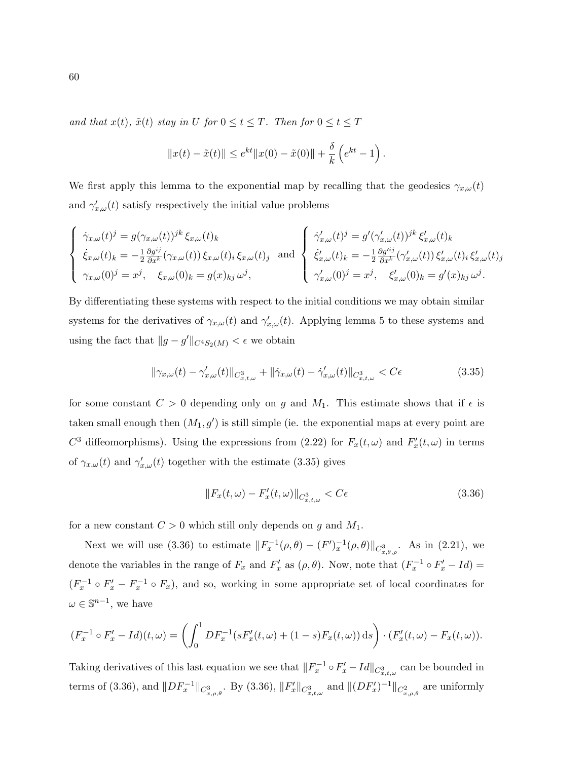*and that $x(t)$, $\tilde{x}(t)$ stay in $U$ for $0 \le t \le T$. Then for $0 \le t \le T$*

$$\|x(t) - \tilde{x}(t)\| \le e^{kt}\|x(0) - \tilde{x}(0)\| + \frac{\delta}{k}\left(e^{kt} - 1\right).$$

We first apply this lemma to the exponential map by recalling that the geodesics $\gamma_{x,\omega}(t)$ and $\gamma'_{x,\omega}(t)$ satisfy respectively the initial value problems

$$\left\{\begin{array}{l} \dot{\gamma}_{x,\omega}(t)^j = g(\gamma_{x,\omega}(t))^{jk}\,\xi_{x,\omega}(t)_k \\ \dot{\xi}_{x,\omega}(t)_k = -\frac{1}{2}\frac{\partial g^{ij}}{\partial x^k}(\gamma_{x,\omega}(t))\,\xi_{x,\omega}(t)_i\,\xi_{x,\omega}(t)_j \\ \gamma_{x,\omega}(0)^j = x^j, \quad \xi_{x,\omega}(0)_k = g(x)_{kj}\,\omega^j, \end{array}\right. \text{ and } \left\{\begin{array}{l} \dot{\gamma}'_{x,\omega}(t)^j = g'(\gamma'_{x,\omega}(t))^{jk}\,\xi'_{x,\omega}(t)_k \\ \dot{\xi}'_{x,\omega}(t)_k = -\frac{1}{2}\frac{\partial g'^{ij}}{\partial x^k}(\gamma'_{x,\omega}(t))\,\xi'_{x,\omega}(t)_i\,\xi'_{x,\omega}(t)_j \\ \gamma'_{x,\omega}(0)^j = x^j, \quad \xi'_{x,\omega}(0)_k = g'(x)_{kj}\,\omega^j. \end{array}\right.$$

By differentiating these systems with respect to the initial conditions we may obtain similar systems for the derivatives of $\gamma_{x,\omega}(t)$ and $\gamma'_{x,\omega}(t)$. Applying lemma 5 to these systems and using the fact that $\|g - g'\|_{C^4 S_2(M)} < \epsilon$ we obtain

$$\|\gamma_{x,\omega}(t) - \gamma'_{x,\omega}(t)\|_{C^3_{x,t,\omega}} + \|\dot{\gamma}_{x,\omega}(t) - \dot{\gamma}'_{x,\omega}(t)\|_{C^3_{x,t,\omega}} < C\epsilon \tag{3.35}$$

for some constant $C > 0$ depending only on $g$ and $M_1$. This estimate shows that if $\epsilon$ is taken small enough then $(M_1, g')$ is still simple (ie. the exponential maps at every point are $C^3$ diffeomorphisms). Using the expressions from (2.22) for $F_x(t,\omega)$ and $F'_x(t,\omega)$ in terms of $\gamma_{x,\omega}(t)$ and $\gamma'_{x,\omega}(t)$ together with the estimate (3.35) gives

$$\|F_x(t,\omega) - F'_x(t,\omega)\|_{C^3_{x,t,\omega}} < C\epsilon \tag{3.36}$$

for a new constant $C > 0$ which still only depends on $g$ and $M_1$.

Next we will use (3.36) to estimate $\|F_x^{-1}(\rho,\theta) - (F')_x^{-1}(\rho,\theta)\|_{C^3_{x,\theta,\rho}}$. As in (2.21), we denote the variables in the range of $F_x$ and $F'_x$ as $(\rho,\theta)$. Now, note that $(F_x^{-1} \circ F'_x - Id) = (F_x^{-1} \circ F'_x - F_x^{-1} \circ F_x)$, and so, working in some appropriate set of local coordinates for $\omega \in \mathbb{S}^{n-1}$, we have

$$(F_x^{-1} \circ F'_x - Id)(t,\omega) = \left(\int_0^1 DF_x^{-1}(sF'_x(t,\omega) + (1-s)F_x(t,\omega))\,\mathrm{d}s\right) \cdot (F'_x(t,\omega) - F_x(t,\omega)).$$

Taking derivatives of this last equation we see that $\|F_x^{-1} \circ F'_x - Id\|_{C^3_{x,t,\omega}}$ can be bounded in terms of (3.36), and $\|DF_x^{-1}\|_{C^3_{x,\rho,\theta}}$. By (3.36), $\|F'_x\|_{C^3_{x,t,\omega}}$ and $\|(DF'_x)^{-1}\|_{C^2_{x,\rho,\theta}}$ are uniformly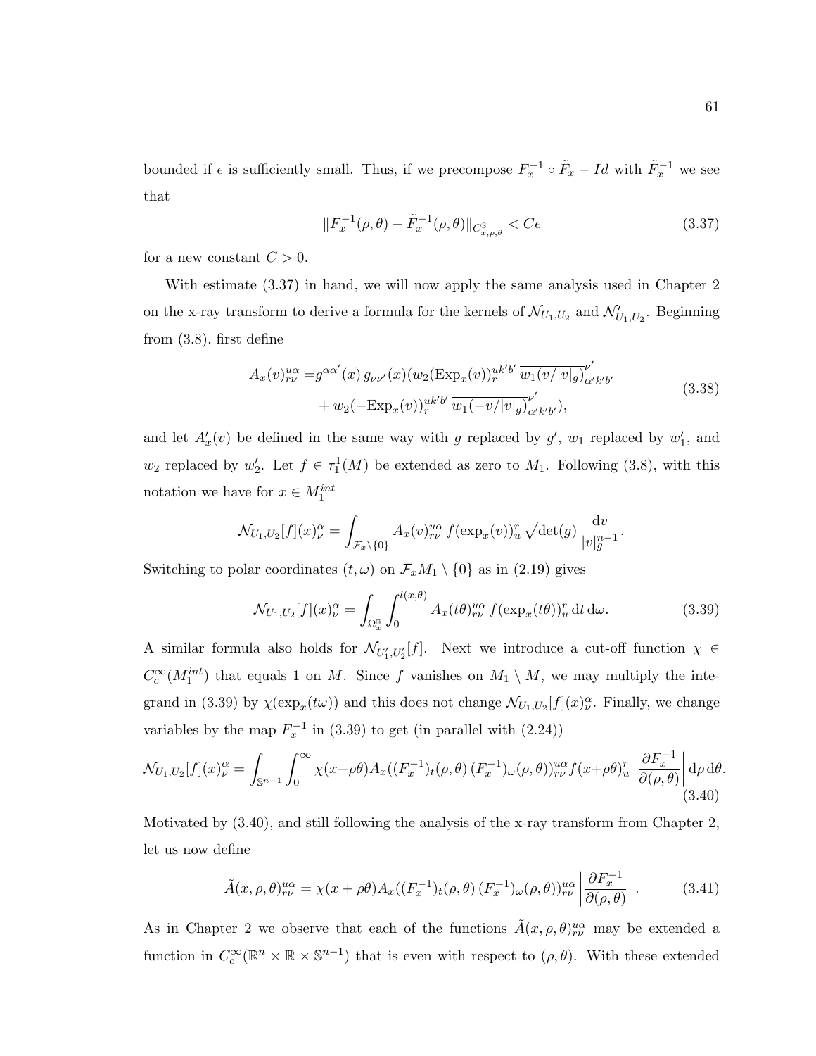bounded if $\epsilon$ is sufficiently small. Thus, if we precompose $F_x^{-1} \circ \tilde{F}_x - Id$ with $\tilde{F}_x^{-1}$ we see that

$$\|F_x^{-1}(\rho,\theta) - \tilde{F}_x^{-1}(\rho,\theta)\|_{C^3_{x,\rho,\theta}} < C\epsilon \tag{3.37}$$

for a new constant $C > 0$.

With estimate (3.37) in hand, we will now apply the same analysis used in Chapter 2 on the x-ray transform to derive a formula for the kernels of $\mathcal{N}_{U_1,U_2}$ and $\mathcal{N}'_{U_1,U_2}$. Beginning from (3.8), first define

$$\begin{aligned} A_x(v)^{u\alpha}_{r\nu} =& g^{\alpha\alpha'}(x)\, g_{\nu\nu'}(x)(w_2(\mathrm{Exp}_x(v))^{uk'b'}_r\, \overline{w_1(v/|v|_g)}^{\nu'}_{\alpha'k'b'} \\ &+ w_2(-\mathrm{Exp}_x(v))^{uk'b'}_r\, \overline{w_1(-v/|v|_g)}^{\nu'}_{\alpha'k'b'}), \end{aligned} \tag{3.38}$$

and let $A'_x(v)$ be defined in the same way with $g$ replaced by $g'$, $w_1$ replaced by $w'_1$, and $w_2$ replaced by $w'_2$. Let $f \in \tau^1_1(M)$ be extended as zero to $M_1$. Following (3.8), with this notation we have for $x \in M_1^{int}$

$$\mathcal{N}_{U_1,U_2}[f](x)^\alpha_\nu = \int_{\mathcal{F}_x\setminus\{0\}} A_x(v)^{u\alpha}_{r\nu}\, f(\exp_x(v))^r_u \sqrt{\det(g)}\, \frac{\mathrm{d}v}{|v|_g^{n-1}}.$$

Switching to polar coordinates $(t,\omega)$ on $\mathcal{F}_xM_1 \setminus \{0\}$ as in (2.19) gives

$$\mathcal{N}_{U_1,U_2}[f](x)^\alpha_\nu = \int_{\Omega^{\mathbb{R}}_x}\int_0^{l(x,\theta)} A_x(t\theta)^{u\alpha}_{r\nu}\, f(\exp_x(t\theta))^r_u\, \mathrm{d}t\, \mathrm{d}\omega. \tag{3.39}$$

A similar formula also holds for $\mathcal{N}_{U'_1,U'_2}[f]$. Next we introduce a cut-off function $\chi \in C_c^\infty(M_1^{int})$ that equals 1 on $M$. Since $f$ vanishes on $M_1 \setminus M$, we may multiply the integrand in (3.39) by $\chi(\exp_x(t\omega))$ and this does not change $\mathcal{N}_{U_1,U_2}[f](x)^\alpha_\nu$. Finally, we change variables by the map $F_x^{-1}$ in (3.39) to get (in parallel with (2.24))

$$\mathcal{N}_{U_1,U_2}[f](x)^\alpha_\nu = \int_{\mathbb{S}^{n-1}}\int_0^\infty \chi(x+\rho\theta) A_x((F_x^{-1})_t(\rho,\theta)\,(F_x^{-1})_\omega(\rho,\theta))^{u\alpha}_{r\nu} f(x+\rho\theta)^r_u \left|\frac{\partial F_x^{-1}}{\partial(\rho,\theta)}\right| \mathrm{d}\rho\, \mathrm{d}\theta. \tag{3.40}$$

Motivated by (3.40), and still following the analysis of the x-ray transform from Chapter 2, let us now define

$$\tilde{A}(x,\rho,\theta)^{u\alpha}_{r\nu} = \chi(x+\rho\theta) A_x((F_x^{-1})_t(\rho,\theta)\,(F_x^{-1})_\omega(\rho,\theta))^{u\alpha}_{r\nu} \left|\frac{\partial F_x^{-1}}{\partial(\rho,\theta)}\right|. \tag{3.41}$$

As in Chapter 2 we observe that each of the functions $\tilde{A}(x,\rho,\theta)^{u\alpha}_{r\nu}$ may be extended a function in $C_c^\infty(\mathbb{R}^n \times \mathbb{R} \times \mathbb{S}^{n-1})$ that is even with respect to $(\rho,\theta)$. With these extended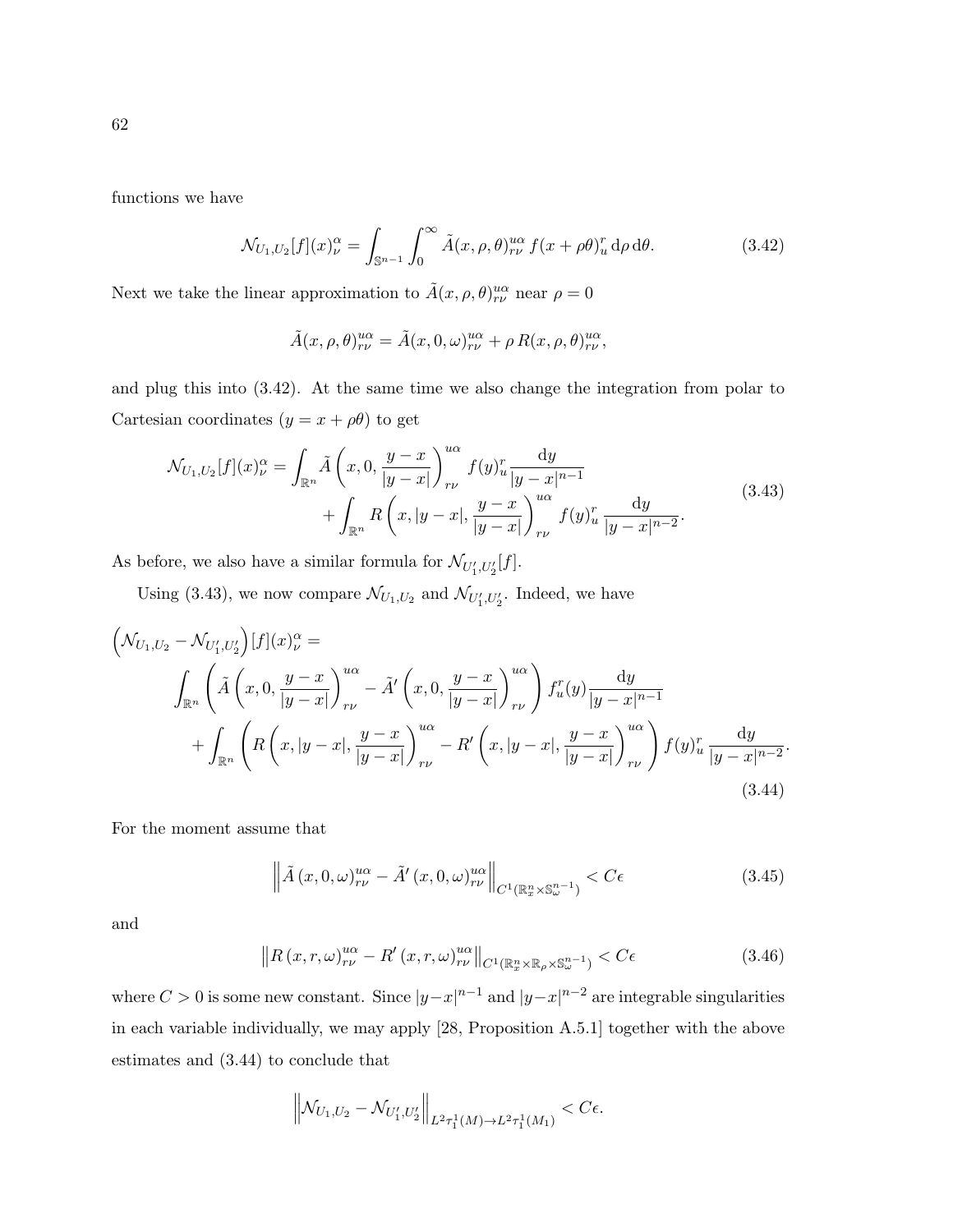functions we have

$$\mathcal{N}_{U_1,U_2}[f](x)^\alpha_\nu = \int_{\mathbb{S}^{n-1}} \int_0^\infty \tilde{A}(x,\rho,\theta)^{u\alpha}_{r\nu}\, f(x+\rho\theta)^r_u \,\mathrm{d}\rho\,\mathrm{d}\theta. \tag{3.42}$$

Next we take the linear approximation to $\tilde{A}(x,\rho,\theta)^{u\alpha}_{r\nu}$ near $\rho = 0$

$$\tilde{A}(x,\rho,\theta)^{u\alpha}_{r\nu} = \tilde{A}(x,0,\omega)^{u\alpha}_{r\nu} + \rho\, R(x,\rho,\theta)^{u\alpha}_{r\nu},$$

and plug this into (3.42). At the same time we also change the integration from polar to Cartesian coordinates ($y = x + \rho\theta$) to get

$$\begin{aligned}\mathcal{N}_{U_1,U_2}[f](x)^\alpha_\nu = \int_{\mathbb{R}^n} \tilde{A}\left(x,0,\frac{y-x}{|y-x|}\right)^{u\alpha}_{r\nu} f(y)^r_u \frac{\mathrm{d}y}{|y-x|^{n-1}} \\ + \int_{\mathbb{R}^n} R\left(x,|y-x|,\frac{y-x}{|y-x|}\right)^{u\alpha}_{r\nu} f(y)^r_u \frac{\mathrm{d}y}{|y-x|^{n-2}}.\end{aligned} \tag{3.43}$$

As before, we also have a similar formula for $\mathcal{N}_{U_1',U_2'}[f]$.

Using (3.43), we now compare $\mathcal{N}_{U_1,U_2}$ and $\mathcal{N}_{U_1',U_2'}$. Indeed, we have

$$\begin{aligned}&\left(\mathcal{N}_{U_1,U_2} - \mathcal{N}_{U_1',U_2'}\right)[f](x)^\alpha_\nu = \\ &\quad\int_{\mathbb{R}^n} \left(\tilde{A}\left(x,0,\frac{y-x}{|y-x|}\right)^{u\alpha}_{r\nu} - \tilde{A}'\left(x,0,\frac{y-x}{|y-x|}\right)^{u\alpha}_{r\nu}\right) f^r_u(y) \frac{\mathrm{d}y}{|y-x|^{n-1}} \\ &\quad+ \int_{\mathbb{R}^n} \left(R\left(x,|y-x|,\frac{y-x}{|y-x|}\right)^{u\alpha}_{r\nu} - R'\left(x,|y-x|,\frac{y-x}{|y-x|}\right)^{u\alpha}_{r\nu}\right) f(y)^r_u \frac{\mathrm{d}y}{|y-x|^{n-2}}.\end{aligned} \tag{3.44}$$

For the moment assume that

$$\left\|\tilde{A}\left(x,0,\omega\right)^{u\alpha}_{r\nu} - \tilde{A}'\left(x,0,\omega\right)^{u\alpha}_{r\nu}\right\|_{C^1(\mathbb{R}^n_x\times\mathbb{S}^{n-1}_\omega)} < C\epsilon \tag{3.45}$$

and

$$\left\|R\left(x,r,\omega\right)^{u\alpha}_{r\nu} - R'\left(x,r,\omega\right)^{u\alpha}_{r\nu}\right\|_{C^1(\mathbb{R}^n_x\times\mathbb{R}_\rho\times\mathbb{S}^{n-1}_\omega)} < C\epsilon \tag{3.46}$$

where $C > 0$ is some new constant. Since $|y-x|^{n-1}$ and $|y-x|^{n-2}$ are integrable singularities in each variable individually, we may apply [28, Proposition A.5.1] together with the above estimates and (3.44) to conclude that

$$\left\|\mathcal{N}_{U_1,U_2} - \mathcal{N}_{U_1',U_2'}\right\|_{L^2\tau^1_1(M)\to L^2\tau^1_1(M_1)} < C\epsilon.$$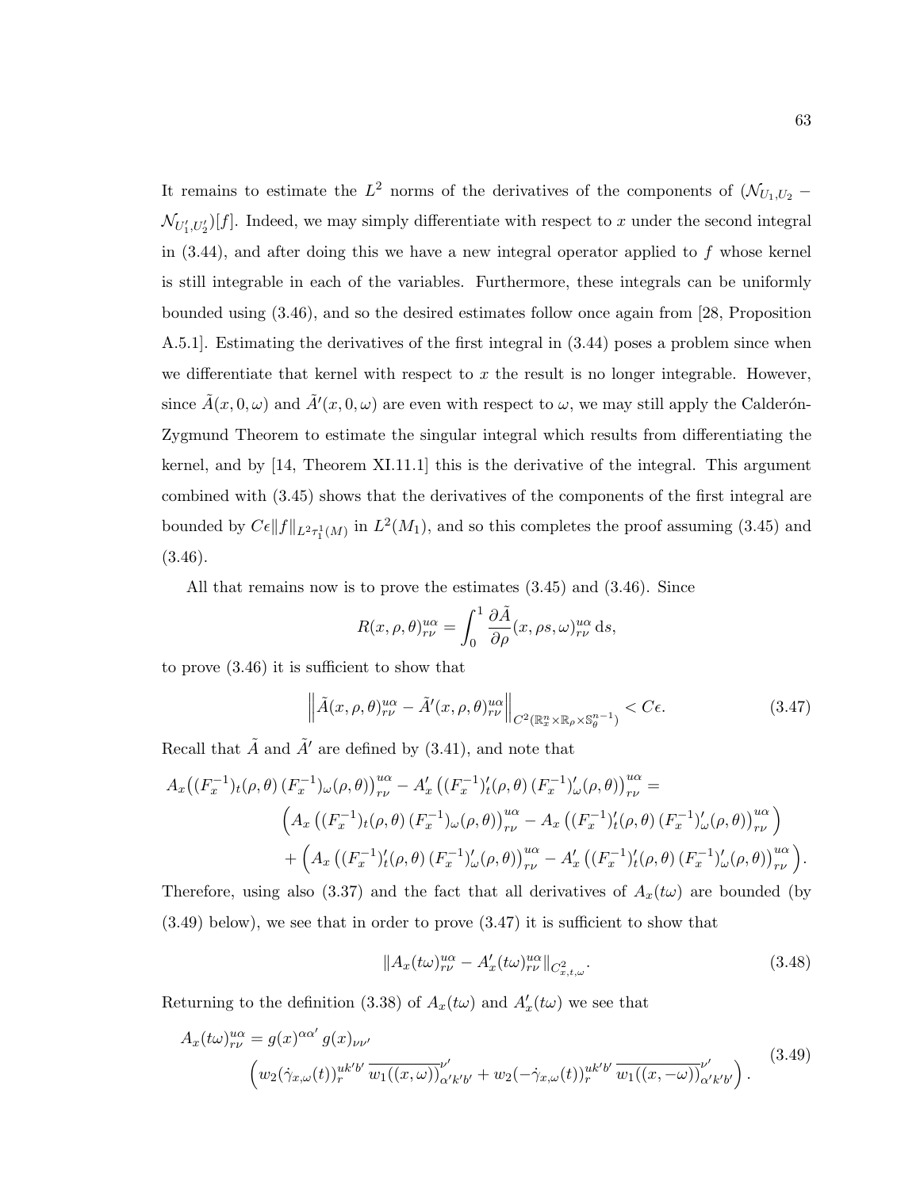It remains to estimate the $L^2$ norms of the derivatives of the components of $(\mathcal{N}_{U_1,U_2} - \mathcal{N}_{U_1',U_2'})[f]$. Indeed, we may simply differentiate with respect to $x$ under the second integral in (3.44), and after doing this we have a new integral operator applied to $f$ whose kernel is still integrable in each of the variables. Furthermore, these integrals can be uniformly bounded using (3.46), and so the desired estimates follow once again from [28, Proposition A.5.1]. Estimating the derivatives of the first integral in (3.44) poses a problem since when we differentiate that kernel with respect to $x$ the result is no longer integrable. However, since $\tilde{A}(x, 0, \omega)$ and $\tilde{A}'(x, 0, \omega)$ are even with respect to $\omega$, we may still apply the Calderón-Zygmund Theorem to estimate the singular integral which results from differentiating the kernel, and by [14, Theorem XI.11.1] this is the derivative of the integral. This argument combined with (3.45) shows that the derivatives of the components of the first integral are bounded by $C\epsilon \|f\|_{L^2\tau_1^1(M)}$ in $L^2(M_1)$, and so this completes the proof assuming (3.45) and (3.46).

All that remains now is to prove the estimates (3.45) and (3.46). Since

$$R(x, \rho, \theta)^{u\alpha}_{r\nu} = \int_0^1 \frac{\partial \tilde{A}}{\partial \rho}(x, \rho s, \omega)^{u\alpha}_{r\nu} \, \mathrm{d}s,$$

to prove (3.46) it is sufficient to show that

$$\left\| \tilde{A}(x, \rho, \theta)^{u\alpha}_{r\nu} - \tilde{A}'(x, \rho, \theta)^{u\alpha}_{r\nu} \right\|_{C^2(\mathbb{R}^n_x \times \mathbb{R}_\rho \times \mathbb{S}^{n-1}_\theta)} < C\epsilon. \tag{3.47}$$

Recall that $\tilde{A}$ and $\tilde{A}'$ are defined by (3.41), and note that

$$\begin{aligned}
A_x\big((F_x^{-1})_t(\rho,\theta)\,(F_x^{-1})_\omega(\rho,\theta)\big)^{u\alpha}_{r\nu} - A_x'\left((F_x^{-1})_t'(\rho,\theta)\,(F_x^{-1})_\omega'(\rho,\theta)\right)^{u\alpha}_{r\nu} = \\
\Big(A_x\left((F_x^{-1})_t(\rho,\theta)\,(F_x^{-1})_\omega(\rho,\theta)\right)^{u\alpha}_{r\nu} - A_x\left((F_x^{-1})_t'(\rho,\theta)\,(F_x^{-1})_\omega'(\rho,\theta)\right)^{u\alpha}_{r\nu}\Big) \\
+ \Big(A_x\left((F_x^{-1})_t'(\rho,\theta)\,(F_x^{-1})_\omega'(\rho,\theta)\right)^{u\alpha}_{r\nu} - A_x'\left((F_x^{-1})_t'(\rho,\theta)\,(F_x^{-1})_\omega'(\rho,\theta)\right)^{u\alpha}_{r\nu}\Big).
\end{aligned}$$

Therefore, using also (3.37) and the fact that all derivatives of $A_x(t\omega)$ are bounded (by (3.49) below), we see that in order to prove (3.47) it is sufficient to show that

$$\|A_x(t\omega)^{u\alpha}_{r\nu} - A_x'(t\omega)^{u\alpha}_{r\nu}\|_{C^2_{x,t,\omega}}. \tag{3.48}$$

Returning to the definition (3.38) of $A_x(t\omega)$ and $A_x'(t\omega)$ we see that

$$\begin{aligned}
A_x(t\omega)^{u\alpha}_{r\nu} &= g(x)^{\alpha\alpha'}\, g(x)_{\nu\nu'} \\
&\Big(w_2(\dot{\gamma}_{x,\omega}(t))^{uk'b'}_r\, \overline{w_1((x,\omega))}^{\nu'}_{\alpha'k'b'} + w_2(-\dot{\gamma}_{x,\omega}(t))^{uk'b'}_r\, \overline{w_1((x,-\omega))}^{\nu'}_{\alpha'k'b'}\Big).
\end{aligned} \tag{3.49}$$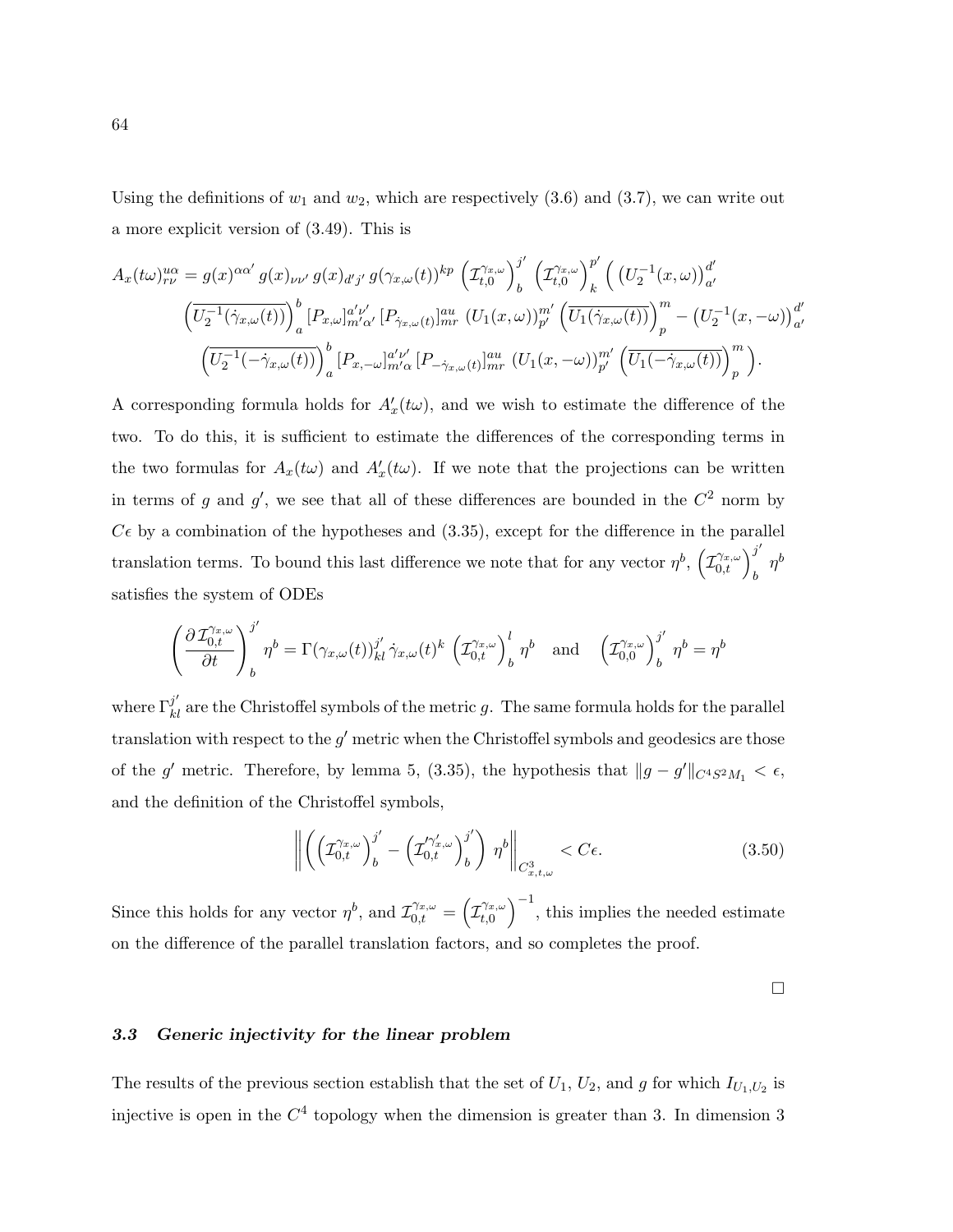Using the definitions of $w_1$ and $w_2$, which are respectively (3.6) and (3.7), we can write out a more explicit version of (3.49). This is

$$
\begin{aligned}
A_x(t\omega)^{u\alpha}_{r\nu} = g(x)^{\alpha\alpha'}\, g(x)_{\nu\nu'}\, g(x)_{d'j'}\, g(\gamma_{x,\omega}(t))^{kp} \left(\mathcal{I}^{\gamma_{x,\omega}}_{t,0}\right)^{j'}_{b} \left(\mathcal{I}^{\gamma_{x,\omega}}_{t,0}\right)^{p'}_{k} \Big( \left(U_2^{-1}(x,\omega)\right)^{d'}_{a'} \\
\left(\overline{U_2^{-1}(\dot\gamma_{x,\omega}(t))}\right)^{b}_{a} [P_{x,\omega}]^{a'\nu'}_{m'\alpha'}\, [P_{\dot\gamma_{x,\omega}(t)}]^{au}_{mr}\, \left(U_1(x,\omega)\right)^{m'}_{p'} \left(\overline{U_1(\dot\gamma_{x,\omega}(t))}\right)^{m}_{p} - \left(U_2^{-1}(x,-\omega)\right)^{d'}_{a'} \\
\left(\overline{U_2^{-1}(-\dot\gamma_{x,\omega}(t))}\right)^{b}_{a} [P_{x,-\omega}]^{a'\nu'}_{m'\alpha}\, [P_{-\dot\gamma_{x,\omega}(t)}]^{au}_{mr}\, \left(U_1(x,-\omega)\right)^{m'}_{p'} \left(\overline{U_1(-\dot\gamma_{x,\omega}(t))}\right)^{m}_{p} \Big).
\end{aligned}
$$

A corresponding formula holds for $A'_x(t\omega)$, and we wish to estimate the difference of the two. To do this, it is sufficient to estimate the differences of the corresponding terms in the two formulas for $A_x(t\omega)$ and $A'_x(t\omega)$. If we note that the projections can be written in terms of $g$ and $g'$, we see that all of these differences are bounded in the $C^2$ norm by $C\epsilon$ by a combination of the hypotheses and (3.35), except for the difference in the parallel translation terms. To bound this last difference we note that for any vector $\eta^b$, $\left(\mathcal{I}^{\gamma_{x,\omega}}_{0,t}\right)^{j'}_{b}\eta^b$ satisfies the system of ODEs

$$
\left(\frac{\partial\, \mathcal{I}^{\gamma_{x,\omega}}_{0,t}}{\partial t}\right)^{j'}_{b} \eta^b = \Gamma(\gamma_{x,\omega}(t))^{j'}_{kl}\, \dot\gamma_{x,\omega}(t)^k \left(\mathcal{I}^{\gamma_{x,\omega}}_{0,t}\right)^{l}_{b} \eta^b \quad \text{and} \quad \left(\mathcal{I}^{\gamma_{x,\omega}}_{0,0}\right)^{j'}_{b} \eta^b = \eta^b
$$

where $\Gamma^{j'}_{kl}$ are the Christoffel symbols of the metric $g$. The same formula holds for the parallel translation with respect to the $g'$ metric when the Christoffel symbols and geodesics are those of the $g'$ metric. Therefore, by lemma 5, (3.35), the hypothesis that $\|g - g'\|_{C^4 S^2 M_1} < \epsilon$, and the definition of the Christoffel symbols,

$$
\left\| \left( \left(\mathcal{I}^{\gamma_{x,\omega}}_{0,t}\right)^{j'}_{b} - \left(\mathcal{I}'^{\gamma'_{x,\omega}}_{0,t}\right)^{j'}_{b} \right) \eta^b \right\|_{C^3_{x,t,\omega}} < C\epsilon. \tag{3.50}
$$

Since this holds for any vector $\eta^b$, and $\mathcal{I}^{\gamma_{x,\omega}}_{0,t} = \left(\mathcal{I}^{\gamma_{x,\omega}}_{t,0}\right)^{-1}$, this implies the needed estimate on the difference of the parallel translation factors, and so completes the proof.

□

### *3.3 Generic injectivity for the linear problem*

The results of the previous section establish that the set of $U_1$, $U_2$, and $g$ for which $I_{U_1,U_2}$ is injective is open in the $C^4$ topology when the dimension is greater than 3. In dimension 3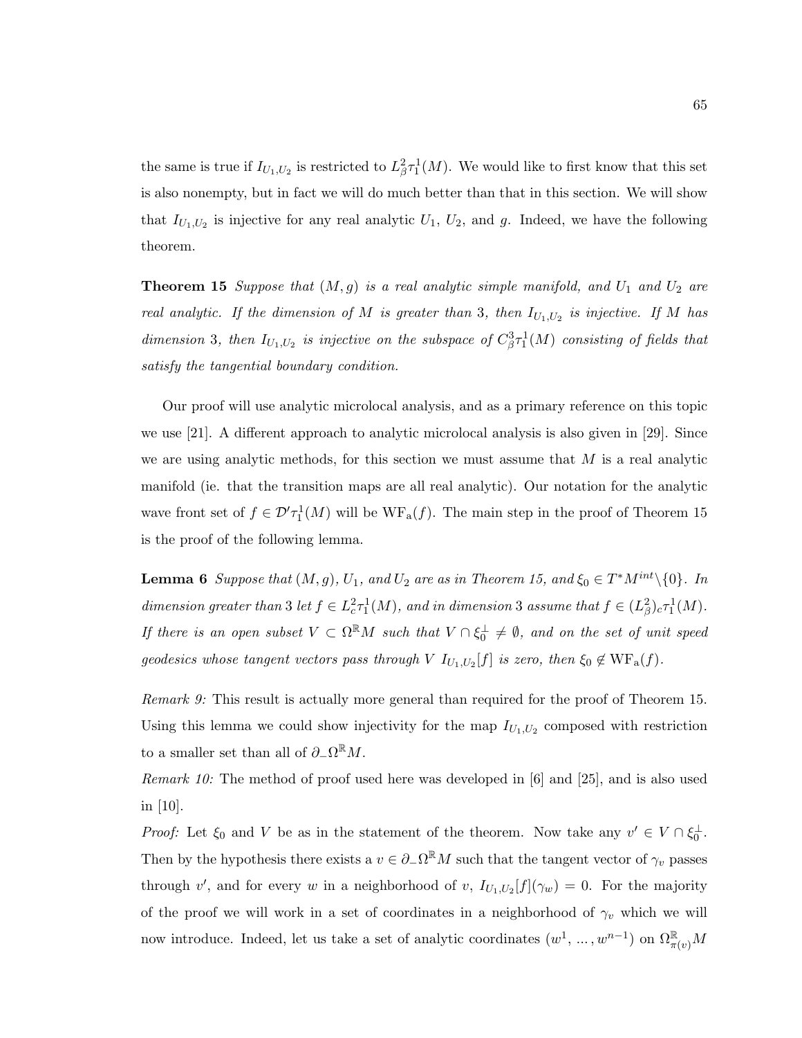the same is true if $I_{U_1,U_2}$ is restricted to $L^2_\beta \tau^1_1(M)$. We would like to first know that this set is also nonempty, but in fact we will do much better than that in this section. We will show that $I_{U_1,U_2}$ is injective for any real analytic $U_1$, $U_2$, and $g$. Indeed, we have the following theorem.

**Theorem 15** *Suppose that $(M, g)$ is a real analytic simple manifold, and $U_1$ and $U_2$ are real analytic. If the dimension of $M$ is greater than 3, then $I_{U_1,U_2}$ is injective. If $M$ has dimension 3, then $I_{U_1,U_2}$ is injective on the subspace of $C^3_\beta \tau^1_1(M)$ consisting of fields that satisfy the tangential boundary condition.*

Our proof will use analytic microlocal analysis, and as a primary reference on this topic we use [21]. A different approach to analytic microlocal analysis is also given in [29]. Since we are using analytic methods, for this section we must assume that $M$ is a real analytic manifold (ie. that the transition maps are all real analytic). Our notation for the analytic wave front set of $f \in \mathcal{D}'\tau^1_1(M)$ will be $\mathrm{WF}_\mathrm{a}(f)$. The main step in the proof of Theorem 15 is the proof of the following lemma.

**Lemma 6** *Suppose that $(M, g)$, $U_1$, and $U_2$ are as in Theorem 15, and $\xi_0 \in T^*M^{int}\backslash\{0\}$. In dimension greater than 3 let $f \in L^2_c \tau^1_1(M)$, and in dimension 3 assume that $f \in (L^2_\beta)_c \tau^1_1(M)$. If there is an open subset $V \subset \Omega^\mathbb{R} M$ such that $V \cap \xi_0^\perp \neq \emptyset$, and on the set of unit speed geodesics whose tangent vectors pass through $V$ $I_{U_1,U_2}[f]$ is zero, then $\xi_0 \notin \mathrm{WF}_\mathrm{a}(f)$.*

*Remark 9:* This result is actually more general than required for the proof of Theorem 15. Using this lemma we could show injectivity for the map $I_{U_1,U_2}$ composed with restriction to a smaller set than all of $\partial_- \Omega^\mathbb{R} M$.

*Remark 10:* The method of proof used here was developed in [6] and [25], and is also used in [10].

*Proof:* Let $\xi_0$ and $V$ be as in the statement of the theorem. Now take any $v' \in V \cap \xi_0^\perp$. Then by the hypothesis there exists a $v \in \partial_- \Omega^\mathbb{R} M$ such that the tangent vector of $\gamma_v$ passes through $v'$, and for every $w$ in a neighborhood of $v$, $I_{U_1,U_2}[f](\gamma_w) = 0$. For the majority of the proof we will work in a set of coordinates in a neighborhood of $\gamma_v$ which we will now introduce. Indeed, let us take a set of analytic coordinates $(w^1, \ldots, w^{n-1})$ on $\Omega^\mathbb{R}_{\pi(v)} M$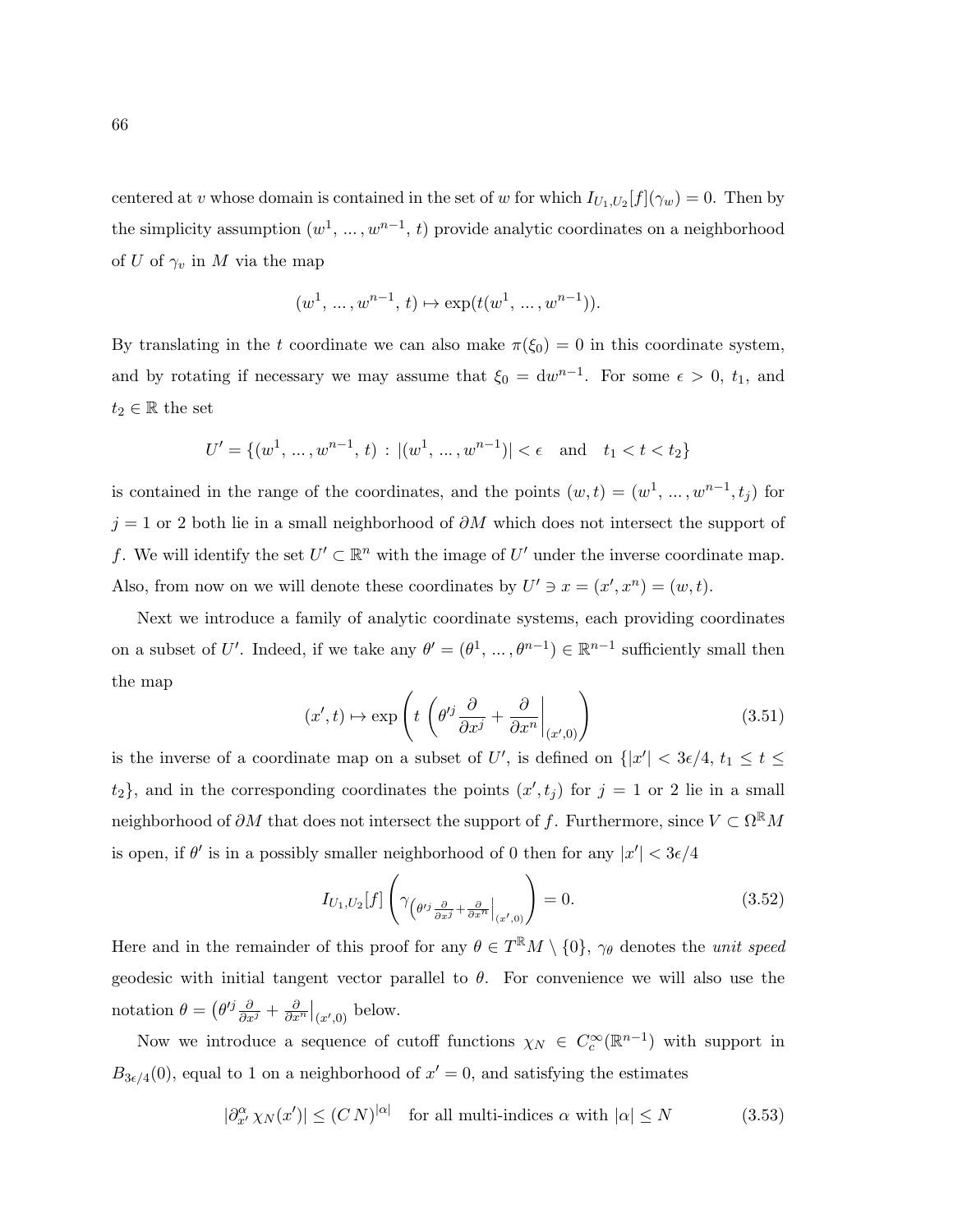centered at $v$ whose domain is contained in the set of $w$ for which $I_{U_1,U_2}[f](\gamma_w) = 0$. Then by the simplicity assumption $(w^1, \ldots, w^{n-1}, t)$ provide analytic coordinates on a neighborhood of $U$ of $\gamma_v$ in $M$ via the map

$$(w^1, \ldots, w^{n-1}, t) \mapsto \exp(t(w^1, \ldots, w^{n-1})).$$

By translating in the $t$ coordinate we can also make $\pi(\xi_0) = 0$ in this coordinate system, and by rotating if necessary we may assume that $\xi_0 = \mathrm{d}w^{n-1}$. For some $\epsilon > 0$, $t_1$, and $t_2 \in \mathbb{R}$ the set

$$U' = \{(w^1, \ldots, w^{n-1}, t) : |(w^1, \ldots, w^{n-1})| < \epsilon \quad \text{and} \quad t_1 < t < t_2\}$$

is contained in the range of the coordinates, and the points $(w,t) = (w^1, \ldots, w^{n-1}, t_j)$ for $j = 1$ or $2$ both lie in a small neighborhood of $\partial M$ which does not intersect the support of $f$. We will identify the set $U' \subset \mathbb{R}^n$ with the image of $U'$ under the inverse coordinate map. Also, from now on we will denote these coordinates by $U' \ni x = (x', x^n) = (w, t)$.

Next we introduce a family of analytic coordinate systems, each providing coordinates on a subset of $U'$. Indeed, if we take any $\theta' = (\theta^1, \ldots, \theta^{n-1}) \in \mathbb{R}^{n-1}$ sufficiently small then the map

$$(x', t) \mapsto \exp\left( t \left( \theta'^j \frac{\partial}{\partial x^j} + \frac{\partial}{\partial x^n} \bigg|_{(x',0)} \right) \right) \tag{3.51}$$

is the inverse of a coordinate map on a subset of $U'$, is defined on $\{|x'| < 3\epsilon/4,\ t_1 \leq t \leq t_2\}$, and in the corresponding coordinates the points $(x', t_j)$ for $j = 1$ or $2$ lie in a small neighborhood of $\partial M$ that does not intersect the support of $f$. Furthermore, since $V \subset \Omega^{\mathbb{R}} M$ is open, if $\theta'$ is in a possibly smaller neighborhood of 0 then for any $|x'| < 3\epsilon/4$

$$I_{U_1,U_2}[f] \left( \gamma_{\left(\theta'^j \frac{\partial}{\partial x^j} + \frac{\partial}{\partial x^n}\big|_{(x',0)}\right)} \right) = 0. \tag{3.52}$$

Here and in the remainder of this proof for any $\theta \in T^{\mathbb{R}} M \setminus \{0\}$, $\gamma_\theta$ denotes the *unit speed* geodesic with initial tangent vector parallel to $\theta$. For convenience we will also use the notation $\theta = \left(\theta'^j \frac{\partial}{\partial x^j} + \frac{\partial}{\partial x^n}\big|_{(x',0)}\right.$ below.

Now we introduce a sequence of cutoff functions $\chi_N \in C_c^\infty(\mathbb{R}^{n-1})$ with support in $B_{3\epsilon/4}(0)$, equal to 1 on a neighborhood of $x' = 0$, and satisfying the estimates

$$|\partial_{x'}^\alpha \chi_N(x')| \leq (C\, N)^{|\alpha|} \quad \text{for all multi-indices } \alpha \text{ with } |\alpha| \leq N \tag{3.53}$$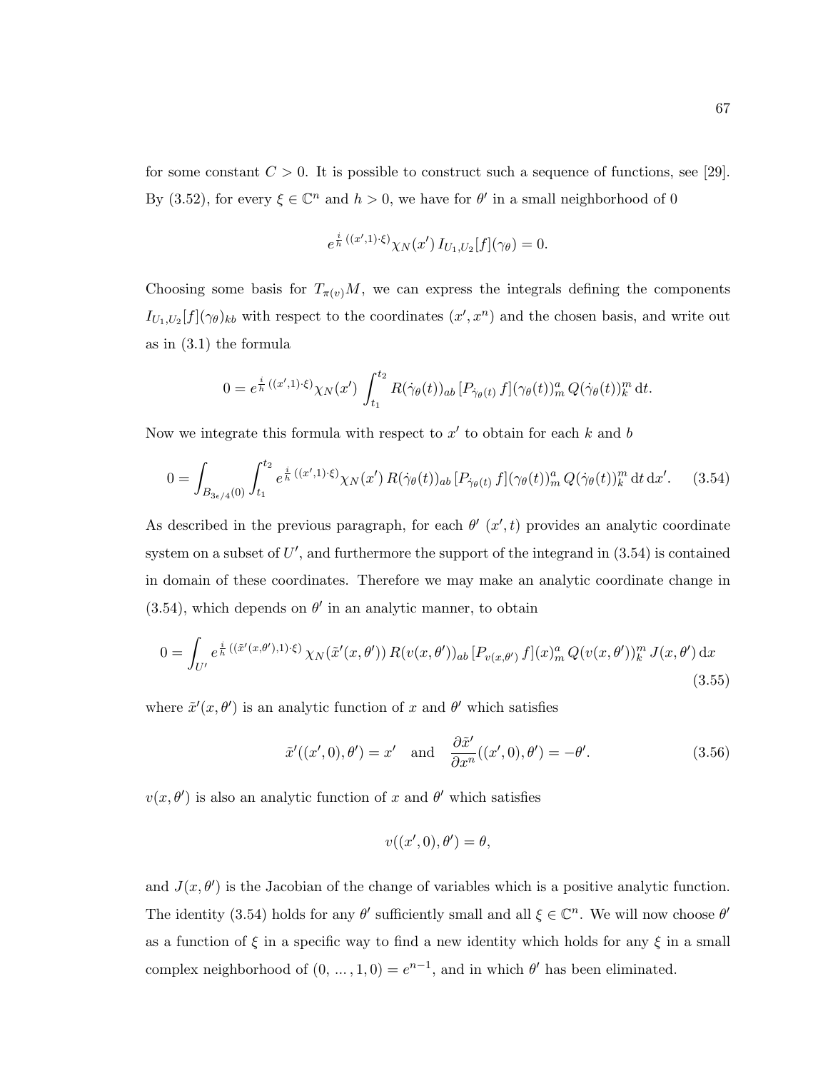for some constant $C > 0$. It is possible to construct such a sequence of functions, see [29]. By (3.52), for every $\xi \in \mathbb{C}^n$ and $h > 0$, we have for $\theta'$ in a small neighborhood of 0

$$e^{\frac{i}{h}((x',1)\cdot\xi)}\chi_N(x')\, I_{U_1,U_2}[f](\gamma_\theta) = 0.$$

Choosing some basis for $T_{\pi(v)}M$, we can express the integrals defining the components $I_{U_1,U_2}[f](\gamma_\theta)_{kb}$ with respect to the coordinates $(x', x^n)$ and the chosen basis, and write out as in (3.1) the formula

$$0 = e^{\frac{i}{h}((x',1)\cdot\xi)}\chi_N(x') \int_{t_1}^{t_2} R(\dot\gamma_\theta(t))_{ab}\, [P_{\dot\gamma_\theta(t)}\, f](\gamma_\theta(t))^a_m\, Q(\dot\gamma_\theta(t))^m_k\, \mathrm{d}t.$$

Now we integrate this formula with respect to $x'$ to obtain for each $k$ and $b$

$$0 = \int_{B_{3\epsilon/4}(0)} \int_{t_1}^{t_2} e^{\frac{i}{h}((x',1)\cdot\xi)}\chi_N(x')\, R(\dot\gamma_\theta(t))_{ab}\, [P_{\dot\gamma_\theta(t)}\, f](\gamma_\theta(t))^a_m\, Q(\dot\gamma_\theta(t))^m_k\, \mathrm{d}t\, \mathrm{d}x'. \tag{3.54}$$

As described in the previous paragraph, for each $\theta'$ $(x', t)$ provides an analytic coordinate system on a subset of $U'$, and furthermore the support of the integrand in (3.54) is contained in domain of these coordinates. Therefore we may make an analytic coordinate change in (3.54), which depends on $\theta'$ in an analytic manner, to obtain

$$0 = \int_{U'} e^{\frac{i}{h}((\tilde{x}'(x,\theta'),1)\cdot\xi)}\, \chi_N(\tilde{x}'(x,\theta'))\, R(v(x,\theta'))_{ab}\, [P_{v(x,\theta')}\, f](x)^a_m\, Q(v(x,\theta'))^m_k\, J(x,\theta')\, \mathrm{d}x \tag{3.55}$$

where $\tilde{x}'(x,\theta')$ is an analytic function of $x$ and $\theta'$ which satisfies

$$\tilde{x}'((x',0),\theta') = x' \quad \text{and} \quad \frac{\partial \tilde{x}'}{\partial x^n}((x',0),\theta') = -\theta'. \tag{3.56}$$

$v(x,\theta')$ is also an analytic function of $x$ and $\theta'$ which satisfies

$$v((x',0),\theta') = \theta,$$

and $J(x,\theta')$ is the Jacobian of the change of variables which is a positive analytic function. The identity (3.54) holds for any $\theta'$ sufficiently small and all $\xi \in \mathbb{C}^n$. We will now choose $\theta'$ as a function of $\xi$ in a specific way to find a new identity which holds for any $\xi$ in a small complex neighborhood of $(0, \dots, 1, 0) = e^{n-1}$, and in which $\theta'$ has been eliminated.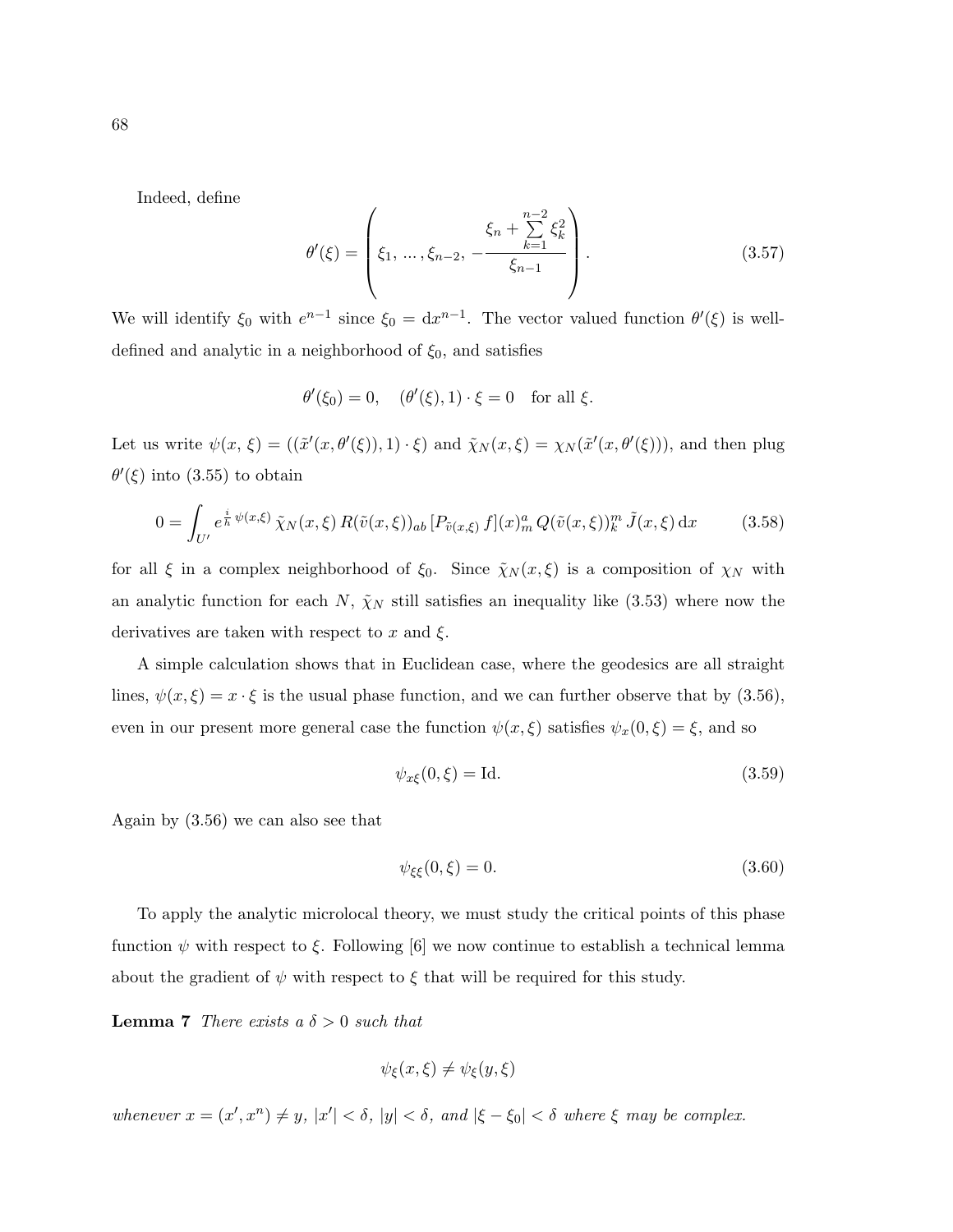Indeed, define

$$\theta'(\xi) = \left( \xi_1, \, \dots, \xi_{n-2}, \, -\frac{\xi_n + \sum\limits_{k=1}^{n-2} \xi_k^2}{\xi_{n-1}} \right). \tag{3.57}$$

We will identify $\xi_0$ with $e^{n-1}$ since $\xi_0 = \mathrm{d}x^{n-1}$. The vector valued function $\theta'(\xi)$ is well-defined and analytic in a neighborhood of $\xi_0$, and satisfies

$$\theta'(\xi_0) = 0, \quad (\theta'(\xi), 1) \cdot \xi = 0 \quad \text{for all } \xi.$$

Let us write $\psi(x, \xi) = ((\tilde{x}'(x, \theta'(\xi)), 1) \cdot \xi)$ and $\tilde{\chi}_N(x, \xi) = \chi_N(\tilde{x}'(x, \theta'(\xi)))$, and then plug $\theta'(\xi)$ into (3.55) to obtain

$$0 = \int_{U'} e^{\frac{i}{h}\psi(x,\xi)} \, \tilde{\chi}_N(x, \xi) \, R(\tilde{v}(x, \xi))_{ab} \, [P_{\tilde{v}(x,\xi)} \, f](x)^a_m \, Q(\tilde{v}(x, \xi))^m_k \, \tilde{J}(x, \xi) \, \mathrm{d}x \tag{3.58}$$

for all $\xi$ in a complex neighborhood of $\xi_0$. Since $\tilde{\chi}_N(x, \xi)$ is a composition of $\chi_N$ with an analytic function for each $N$, $\tilde{\chi}_N$ still satisfies an inequality like (3.53) where now the derivatives are taken with respect to $x$ and $\xi$.

A simple calculation shows that in Euclidean case, where the geodesics are all straight lines, $\psi(x, \xi) = x \cdot \xi$ is the usual phase function, and we can further observe that by (3.56), even in our present more general case the function $\psi(x, \xi)$ satisfies $\psi_x(0, \xi) = \xi$, and so

$$\psi_{x\xi}(0, \xi) = \mathrm{Id}. \tag{3.59}$$

Again by (3.56) we can also see that

$$\psi_{\xi\xi}(0, \xi) = 0. \tag{3.60}$$

To apply the analytic microlocal theory, we must study the critical points of this phase function $\psi$ with respect to $\xi$. Following [6] we now continue to establish a technical lemma about the gradient of $\psi$ with respect to $\xi$ that will be required for this study.

**Lemma 7** *There exists a $\delta > 0$ such that*

$$\psi_\xi(x, \xi) \neq \psi_\xi(y, \xi)$$

*whenever $x = (x', x^n) \neq y$, $|x'| < \delta$, $|y| < \delta$, and $|\xi - \xi_0| < \delta$ where $\xi$ may be complex.*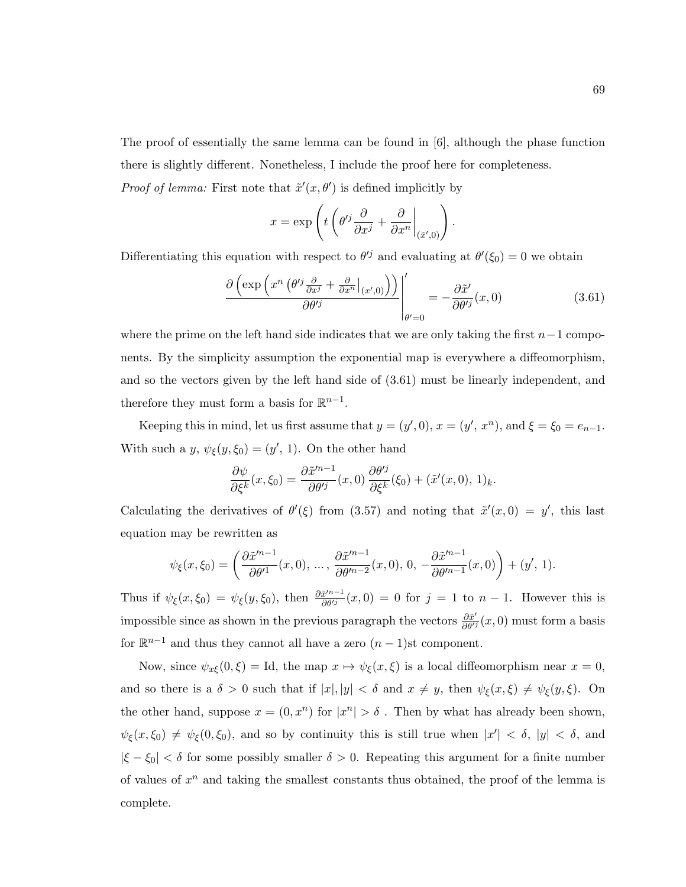The proof of essentially the same lemma can be found in [6], although the phase function there is slightly different. Nonetheless, I include the proof here for completeness.

*Proof of lemma:* First note that $\tilde{x}'(x, \theta')$ is defined implicitly by

$$x = \exp\left( t \left( \theta'^j \frac{\partial}{\partial x^j} + \frac{\partial}{\partial x^n}\bigg|_{(\tilde{x}',0)} \right) \right).$$

Differentiating this equation with respect to $\theta'^j$ and evaluating at $\theta'(\xi_0) = 0$ we obtain

$$\frac{\partial \left( \exp\left( x^n \left( \theta'^j \frac{\partial}{\partial x^j} + \frac{\partial}{\partial x^n}\big|_{(x',0)} \right) \right) \right)}{\partial \theta'^j} \Bigg|_{\theta'=0}^{\prime} = -\frac{\partial \tilde{x}'}{\partial \theta'^j}(x, 0) \tag{3.61}$$

where the prime on the left hand side indicates that we are only taking the first $n-1$ components. By the simplicity assumption the exponential map is everywhere a diffeomorphism, and so the vectors given by the left hand side of (3.61) must be linearly independent, and therefore they must form a basis for $\mathbb{R}^{n-1}$.

Keeping this in mind, let us first assume that $y = (y', 0)$, $x = (y', x^n)$, and $\xi = \xi_0 = e_{n-1}$. With such a $y$, $\psi_\xi(y, \xi_0) = (y', 1)$. On the other hand

$$\frac{\partial \psi}{\partial \xi^k}(x, \xi_0) = \frac{\partial \tilde{x}'^{n-1}}{\partial \theta'^j}(x, 0) \, \frac{\partial \theta'^j}{\partial \xi^k}(\xi_0) + (\tilde{x}'(x, 0), \, 1)_k.$$

Calculating the derivatives of $\theta'(\xi)$ from (3.57) and noting that $\tilde{x}'(x, 0) = y'$, this last equation may be rewritten as

$$\psi_\xi(x, \xi_0) = \left( \frac{\partial \tilde{x}'^{n-1}}{\partial \theta'^1}(x, 0), \, \ldots, \, \frac{\partial \tilde{x}'^{n-1}}{\partial \theta'^{n-2}}(x, 0), \, 0, \, -\frac{\partial \tilde{x}'^{n-1}}{\partial \theta'^{n-1}}(x, 0) \right) + (y', \, 1).$$

Thus if $\psi_\xi(x, \xi_0) = \psi_\xi(y, \xi_0)$, then $\frac{\partial \tilde{x}'^{n-1}}{\partial \theta'^j}(x, 0) = 0$ for $j = 1$ to $n-1$. However this is impossible since as shown in the previous paragraph the vectors $\frac{\partial \tilde{x}'}{\partial \theta'^j}(x, 0)$ must form a basis for $\mathbb{R}^{n-1}$ and thus they cannot all have a zero $(n-1)$st component.

Now, since $\psi_{x\xi}(0, \xi) = \mathrm{Id}$, the map $x \mapsto \psi_\xi(x, \xi)$ is a local diffeomorphism near $x = 0$, and so there is a $\delta > 0$ such that if $|x|, |y| < \delta$ and $x \neq y$, then $\psi_\xi(x, \xi) \neq \psi_\xi(y, \xi)$. On the other hand, suppose $x = (0, x^n)$ for $|x^n| > \delta$ . Then by what has already been shown, $\psi_\xi(x, \xi_0) \neq \psi_\xi(0, \xi_0)$, and so by continuity this is still true when $|x'| < \delta$, $|y| < \delta$, and $|\xi - \xi_0| < \delta$ for some possibly smaller $\delta > 0$. Repeating this argument for a finite number of values of $x^n$ and taking the smallest constants thus obtained, the proof of the lemma is complete.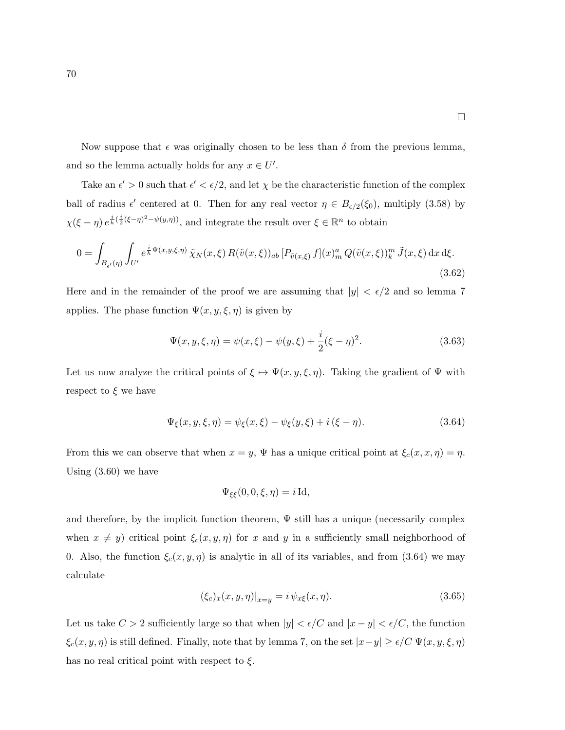□

Now suppose that $\epsilon$ was originally chosen to be less than $\delta$ from the previous lemma, and so the lemma actually holds for any $x \in U'$.

Take an $\epsilon' > 0$ such that $\epsilon' < \epsilon/2$, and let $\chi$ be the characteristic function of the complex ball of radius $\epsilon'$ centered at 0. Then for any real vector $\eta \in B_{\epsilon/2}(\xi_0)$, multiply (3.58) by $\chi(\xi - \eta)\, e^{\frac{i}{h}(\frac{i}{2}(\xi-\eta)^2 - \psi(y,\eta))}$, and integrate the result over $\xi \in \mathbb{R}^n$ to obtain

$$0 = \int_{B_{\epsilon'}(\eta)} \int_{U'} e^{\frac{i}{h}\Psi(x,y,\xi,\eta)}\, \tilde{\chi}_N(x,\xi)\, R(\tilde{v}(x,\xi))_{ab}\, [P_{\tilde{v}(x,\xi)}\, f](x)^a_m\, Q(\tilde{v}(x,\xi))^m_k\, \tilde{J}(x,\xi)\, \mathrm{d}x\, \mathrm{d}\xi. \tag{3.62}$$

Here and in the remainder of the proof we are assuming that $|y| < \epsilon/2$ and so lemma 7 applies. The phase function $\Psi(x, y, \xi, \eta)$ is given by

$$\Psi(x, y, \xi, \eta) = \psi(x, \xi) - \psi(y, \xi) + \frac{i}{2}(\xi - \eta)^2. \tag{3.63}$$

Let us now analyze the critical points of $\xi \mapsto \Psi(x, y, \xi, \eta)$. Taking the gradient of $\Psi$ with respect to $\xi$ we have

$$\Psi_\xi(x, y, \xi, \eta) = \psi_\xi(x, \xi) - \psi_\xi(y, \xi) + i\,(\xi - \eta). \tag{3.64}$$

From this we can observe that when $x = y$, $\Psi$ has a unique critical point at $\xi_c(x, x, \eta) = \eta$. Using (3.60) we have

$$\Psi_{\xi\xi}(0, 0, \xi, \eta) = i\,\mathrm{Id},$$

and therefore, by the implicit function theorem, $\Psi$ still has a unique (necessarily complex when $x \neq y$) critical point $\xi_c(x, y, \eta)$ for $x$ and $y$ in a sufficiently small neighborhood of 0. Also, the function $\xi_c(x, y, \eta)$ is analytic in all of its variables, and from (3.64) we may calculate

$$(\xi_c)_x(x, y, \eta)|_{x=y} = i\,\psi_{x\xi}(x, \eta). \tag{3.65}$$

Let us take $C > 2$ sufficiently large so that when $|y| < \epsilon/C$ and $|x - y| < \epsilon/C$, the function $\xi_c(x, y, \eta)$ is still defined. Finally, note that by lemma 7, on the set $|x - y| \geq \epsilon/C$ $\Psi(x, y, \xi, \eta)$ has no real critical point with respect to $\xi$.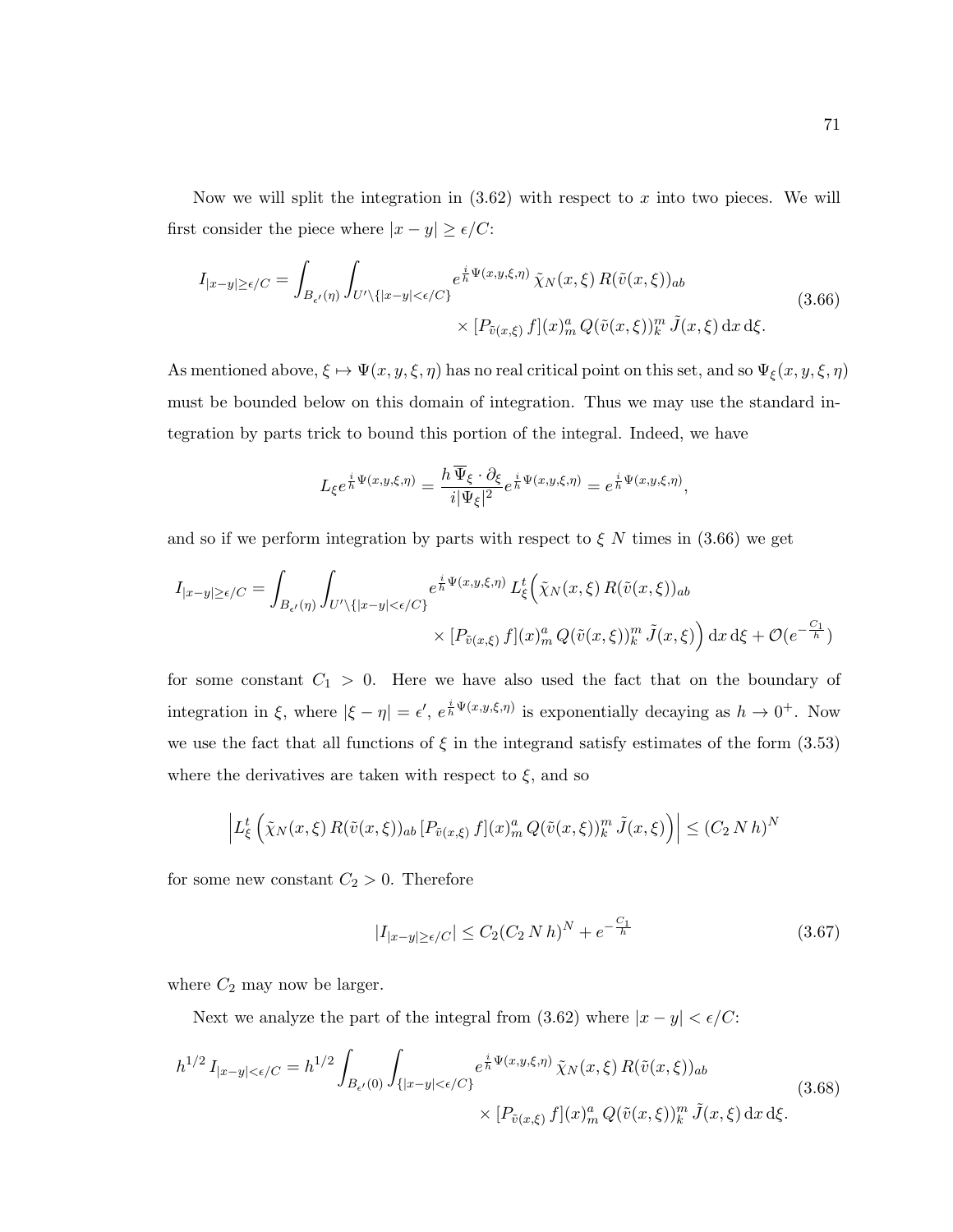Now we will split the integration in (3.62) with respect to $x$ into two pieces. We will first consider the piece where $|x-y| \geq \epsilon/C$:

$$
\begin{aligned}
I_{|x-y|\geq\epsilon/C} = \int_{B_{\epsilon'}(\eta)} \int_{U' \setminus \{|x-y|<\epsilon/C\}} & e^{\frac{i}{h}\Psi(x,y,\xi,\eta)}\, \tilde{\chi}_N(x,\xi)\, R(\tilde{v}(x,\xi))_{ab} \\
& \times [P_{\tilde{v}(x,\xi)}\, f](x)^a_m\, Q(\tilde{v}(x,\xi))^m_k\, \tilde{J}(x,\xi)\, \mathrm{d}x\, \mathrm{d}\xi.
\end{aligned}
\tag{3.66}
$$

As mentioned above, $\xi \mapsto \Psi(x,y,\xi,\eta)$ has no real critical point on this set, and so $\Psi_\xi(x,y,\xi,\eta)$ must be bounded below on this domain of integration. Thus we may use the standard integration by parts trick to bound this portion of the integral. Indeed, we have

$$
L_\xi e^{\frac{i}{h}\Psi(x,y,\xi,\eta)} = \frac{h\,\overline{\Psi}_\xi \cdot \partial_\xi}{i|\Psi_\xi|^2} e^{\frac{i}{h}\Psi(x,y,\xi,\eta)} = e^{\frac{i}{h}\Psi(x,y,\xi,\eta)},
$$

and so if we perform integration by parts with respect to $\xi$ $N$ times in (3.66) we get

$$
\begin{aligned}
I_{|x-y|\geq\epsilon/C} = \int_{B_{\epsilon'}(\eta)} \int_{U' \setminus \{|x-y|<\epsilon/C\}} & e^{\frac{i}{h}\Psi(x,y,\xi,\eta)}\, L_\xi^t \Big( \tilde{\chi}_N(x,\xi)\, R(\tilde{v}(x,\xi))_{ab} \\
& \times [P_{\tilde{v}(x,\xi)}\, f](x)^a_m\, Q(\tilde{v}(x,\xi))^m_k\, \tilde{J}(x,\xi) \Big)\, \mathrm{d}x\, \mathrm{d}\xi + \mathcal{O}(e^{-\frac{C_1}{h}})
\end{aligned}
$$

for some constant $C_1 > 0$. Here we have also used the fact that on the boundary of integration in $\xi$, where $|\xi - \eta| = \epsilon'$, $e^{\frac{i}{h}\Psi(x,y,\xi,\eta)}$ is exponentially decaying as $h \to 0^+$. Now we use the fact that all functions of $\xi$ in the integrand satisfy estimates of the form (3.53) where the derivatives are taken with respect to $\xi$, and so

$$
\left| L_\xi^t \left( \tilde{\chi}_N(x,\xi)\, R(\tilde{v}(x,\xi))_{ab}\, [P_{\tilde{v}(x,\xi)}\, f](x)^a_m\, Q(\tilde{v}(x,\xi))^m_k\, \tilde{J}(x,\xi) \right) \right| \leq (C_2\, N\, h)^N
$$

for some new constant $C_2 > 0$. Therefore

$$
|I_{|x-y|\geq\epsilon/C}| \leq C_2 (C_2\, N\, h)^N + e^{-\frac{C_1}{h}}
\tag{3.67}
$$

where $C_2$ may now be larger.

Next we analyze the part of the integral from (3.62) where $|x-y| < \epsilon/C$:

$$
\begin{aligned}
h^{1/2}\, I_{|x-y|<\epsilon/C} = h^{1/2} \int_{B_{\epsilon'}(0)} \int_{\{|x-y|<\epsilon/C\}} & e^{\frac{i}{h}\Psi(x,y,\xi,\eta)}\, \tilde{\chi}_N(x,\xi)\, R(\tilde{v}(x,\xi))_{ab} \\
& \times [P_{\tilde{v}(x,\xi)}\, f](x)^a_m\, Q(\tilde{v}(x,\xi))^m_k\, \tilde{J}(x,\xi)\, \mathrm{d}x\, \mathrm{d}\xi.
\end{aligned}
\tag{3.68}
$$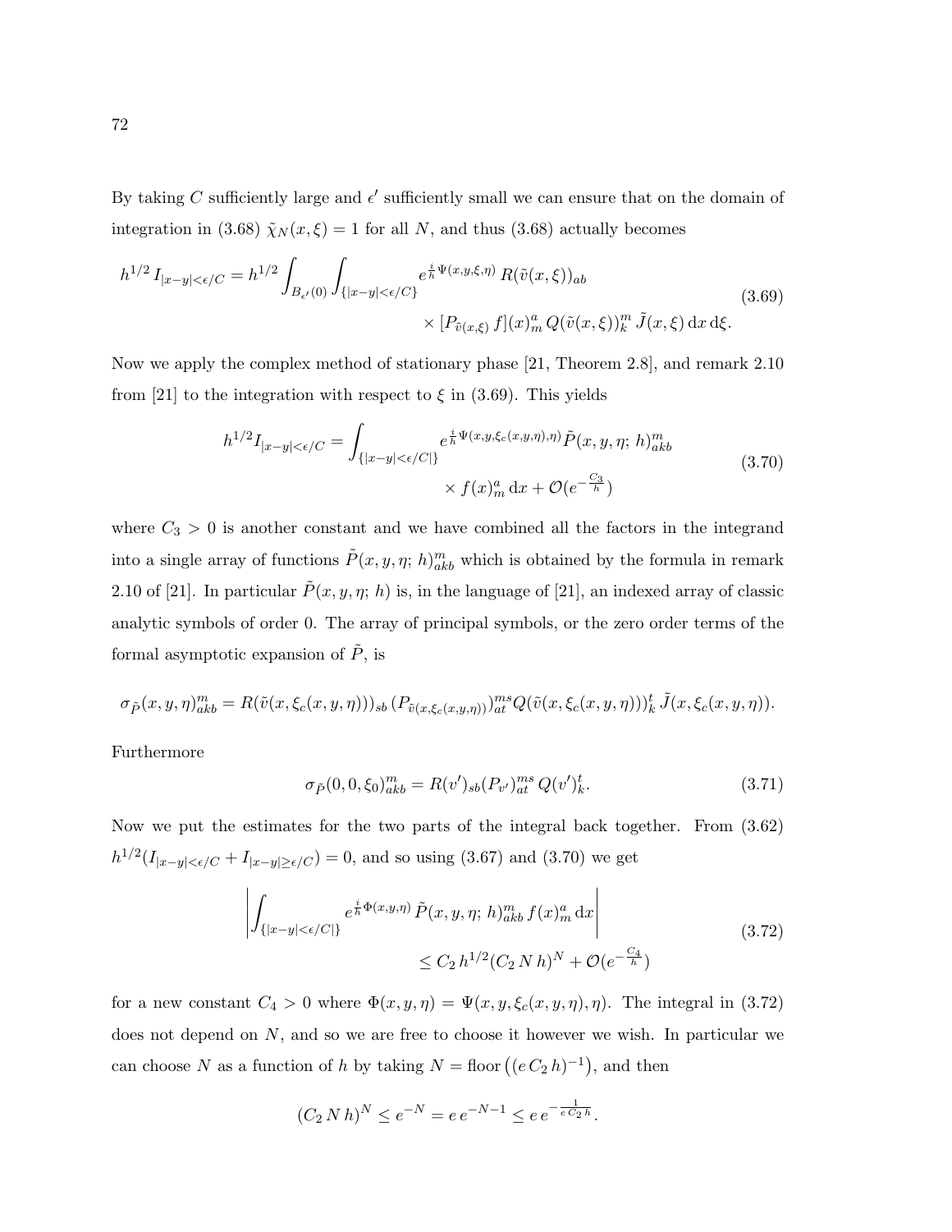By taking $C$ sufficiently large and $\epsilon'$ sufficiently small we can ensure that on the domain of integration in (3.68) $\tilde{\chi}_N(x,\xi) = 1$ for all $N$, and thus (3.68) actually becomes

$$h^{1/2}\, I_{|x-y|<\epsilon/C} = h^{1/2} \int_{B_{\epsilon'}(0)} \int_{\{|x-y|<\epsilon/C\}} e^{\frac{i}{h}\Psi(x,y,\xi,\eta)}\, R(\tilde{v}(x,\xi))_{ab} \times [P_{\tilde{v}(x,\xi)}\, f](x)^a_m\, Q(\tilde{v}(x,\xi))^m_k\, \tilde{J}(x,\xi)\, \mathrm{d}x\, \mathrm{d}\xi. \tag{3.69}$$

Now we apply the complex method of stationary phase [21, Theorem 2.8], and remark 2.10 from [21] to the integration with respect to $\xi$ in (3.69). This yields

$$h^{1/2} I_{|x-y|<\epsilon/C} = \int_{\{|x-y|<\epsilon/C|\}} e^{\frac{i}{h}\Psi(x,y,\xi_c(x,y,\eta),\eta)}\, \tilde{P}(x,y,\eta;\, h)^m_{akb} \times f(x)^a_m\, \mathrm{d}x + \mathcal{O}(e^{-\frac{C_3}{h}}) \tag{3.70}$$

where $C_3 > 0$ is another constant and we have combined all the factors in the integrand into a single array of functions $\tilde{P}(x,y,\eta;\, h)^m_{akb}$ which is obtained by the formula in remark 2.10 of [21]. In particular $\tilde{P}(x,y,\eta;\, h)$ is, in the language of [21], an indexed array of classic analytic symbols of order 0. The array of principal symbols, or the zero order terms of the formal asymptotic expansion of $\tilde{P}$, is

$$\sigma_{\tilde{P}}(x,y,\eta)^m_{akb} = R(\tilde{v}(x,\xi_c(x,y,\eta)))_{sb}\, (P_{\tilde{v}(x,\xi_c(x,y,\eta))})^{ms}_{at} Q(\tilde{v}(x,\xi_c(x,y,\eta)))^t_k\, \tilde{J}(x,\xi_c(x,y,\eta)).$$

Furthermore

$$\sigma_{\tilde{P}}(0,0,\xi_0)^m_{akb} = R(v')_{sb}(P_{v'})^{ms}_{at}\, Q(v')^t_k. \tag{3.71}$$

Now we put the estimates for the two parts of the integral back together. From (3.62) $h^{1/2}(I_{|x-y|<\epsilon/C} + I_{|x-y|\geq\epsilon/C}) = 0$, and so using (3.67) and (3.70) we get

$$\left| \int_{\{|x-y|<\epsilon/C|\}} e^{\frac{i}{h}\Phi(x,y,\eta)}\, \tilde{P}(x,y,\eta;\, h)^m_{akb}\, f(x)^a_m\, \mathrm{d}x \right| \leq C_2\, h^{1/2}(C_2\, N\, h)^N + \mathcal{O}(e^{-\frac{C_4}{h}}) \tag{3.72}$$

for a new constant $C_4 > 0$ where $\Phi(x,y,\eta) = \Psi(x,y,\xi_c(x,y,\eta),\eta)$. The integral in (3.72) does not depend on $N$, and so we are free to choose it however we wish. In particular we can choose $N$ as a function of $h$ by taking $N = \mathrm{floor}\left((e\, C_2\, h)^{-1}\right)$, and then

$$(C_2\, N\, h)^N \leq e^{-N} = e\, e^{-N-1} \leq e\, e^{-\frac{1}{e\, C_2\, h}}.$$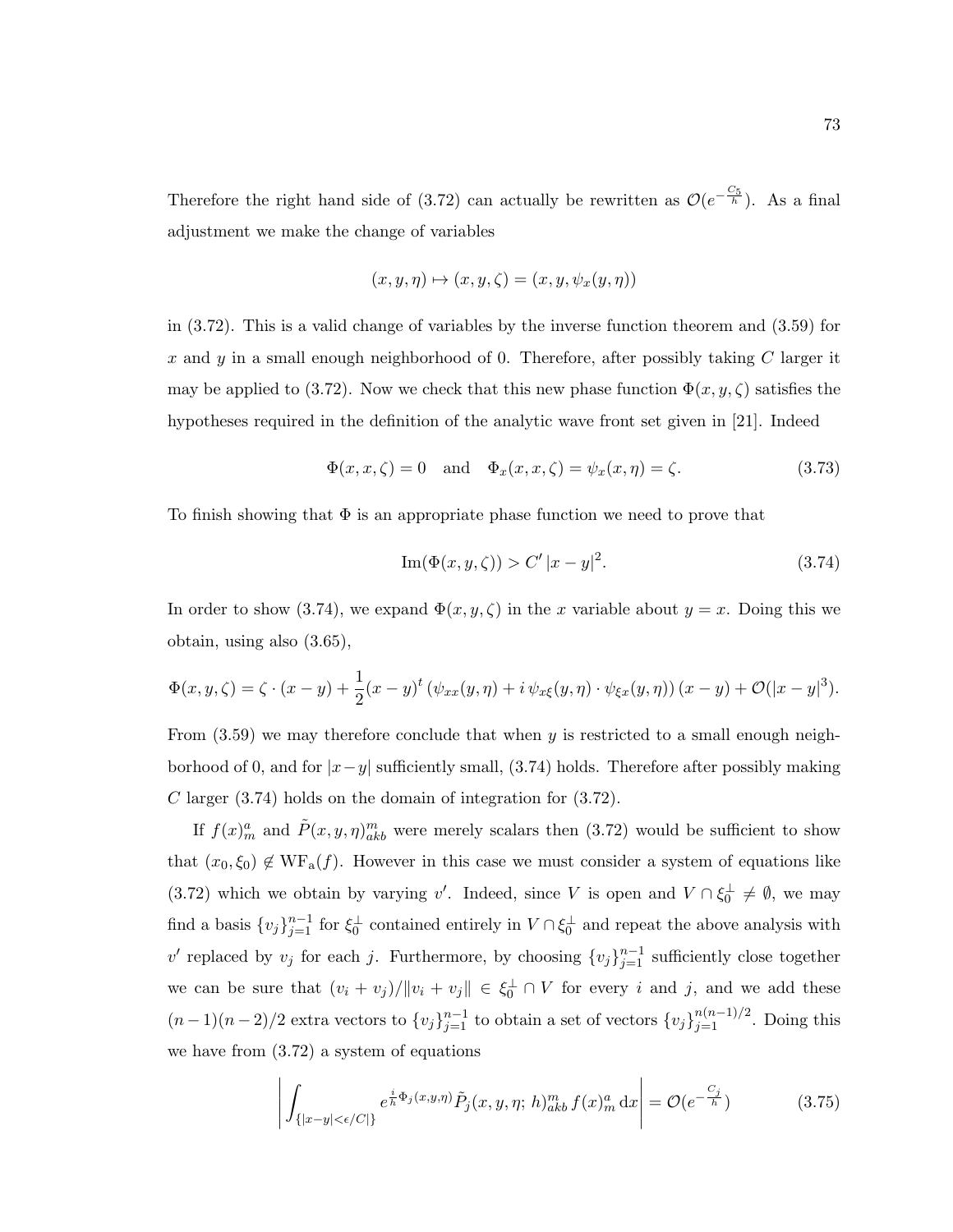Therefore the right hand side of (3.72) can actually be rewritten as $\mathcal{O}(e^{-\frac{C_5}{h}})$. As a final adjustment we make the change of variables

$$(x, y, \eta) \mapsto (x, y, \zeta) = (x, y, \psi_x(y, \eta))$$

in (3.72). This is a valid change of variables by the inverse function theorem and (3.59) for $x$ and $y$ in a small enough neighborhood of 0. Therefore, after possibly taking $C$ larger it may be applied to (3.72). Now we check that this new phase function $\Phi(x, y, \zeta)$ satisfies the hypotheses required in the definition of the analytic wave front set given in [21]. Indeed

$$\Phi(x, x, \zeta) = 0 \quad \text{and} \quad \Phi_x(x, x, \zeta) = \psi_x(x, \eta) = \zeta. \tag{3.73}$$

To finish showing that $\Phi$ is an appropriate phase function we need to prove that

$$\mathrm{Im}(\Phi(x, y, \zeta)) > C' \, |x - y|^2. \tag{3.74}$$

In order to show (3.74), we expand $\Phi(x, y, \zeta)$ in the $x$ variable about $y = x$. Doing this we obtain, using also (3.65),

$$\Phi(x, y, \zeta) = \zeta \cdot (x - y) + \frac{1}{2}(x - y)^t \left(\psi_{xx}(y, \eta) + i \, \psi_{x\xi}(y, \eta) \cdot \psi_{\xi x}(y, \eta)\right)(x - y) + \mathcal{O}(|x - y|^3).$$

From (3.59) we may therefore conclude that when $y$ is restricted to a small enough neighborhood of 0, and for $|x-y|$ sufficiently small, (3.74) holds. Therefore after possibly making $C$ larger (3.74) holds on the domain of integration for (3.72).

If $f(x)^a_m$ and $\tilde{P}(x, y, \eta)^m_{akb}$ were merely scalars then (3.72) would be sufficient to show that $(x_0, \xi_0) \notin \mathrm{WF_a}(f)$. However in this case we must consider a system of equations like (3.72) which we obtain by varying $v'$. Indeed, since $V$ is open and $V \cap \xi_0^\perp \neq \emptyset$, we may find a basis $\{v_j\}_{j=1}^{n-1}$ for $\xi_0^\perp$ contained entirely in $V \cap \xi_0^\perp$ and repeat the above analysis with $v'$ replaced by $v_j$ for each $j$. Furthermore, by choosing $\{v_j\}_{j=1}^{n-1}$ sufficiently close together we can be sure that $(v_i + v_j)/\|v_i + v_j\| \in \xi_0^\perp \cap V$ for every $i$ and $j$, and we add these $(n-1)(n-2)/2$ extra vectors to $\{v_j\}_{j=1}^{n-1}$ to obtain a set of vectors $\{v_j\}_{j=1}^{n(n-1)/2}$. Doing this we have from (3.72) a system of equations

$$\left| \int_{\{|x-y| < \epsilon/C|\}} e^{\frac{i}{h}\Phi_j(x,y,\eta)} \tilde{P}_j(x, y, \eta; \, h)^m_{akb} \, f(x)^a_m \, \mathrm{d}x \right| = \mathcal{O}(e^{-\frac{C_j}{h}}) \tag{3.75}$$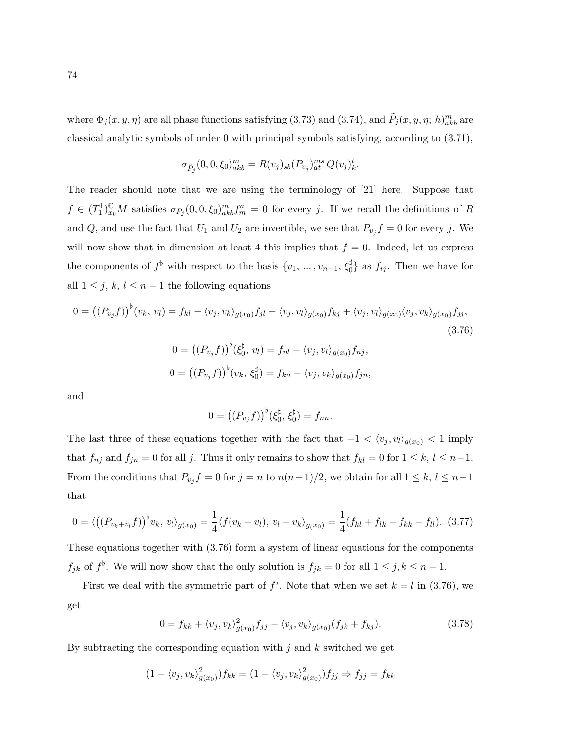where $\Phi_j(x, y, \eta)$ are all phase functions satisfying (3.73) and (3.74), and $\tilde{P}_j(x, y, \eta;\, h)^m_{akb}$ are classical analytic symbols of order 0 with principal symbols satisfying, according to (3.71),

$$\sigma_{\tilde{P}_j}(0, 0, \xi_0)^m_{akb} = R(v_j)_{sb}(P_{v_j})^{ms}_{at}\, Q(v_j)^t_k.$$

The reader should note that we are using the terminology of [21] here. Suppose that $f \in (T^1_1)^{\mathbb{C}}_{x_0} M$ satisfies $\sigma_{P_j}(0, 0, \xi_0)^m_{akb} f^a_m = 0$ for every $j$. If we recall the definitions of $R$ and $Q$, and use the fact that $U_1$ and $U_2$ are invertible, we see that $P_{v_j} f = 0$ for every $j$. We will now show that in dimension at least 4 this implies that $f = 0$. Indeed, let us express the components of $f^\flat$ with respect to the basis $\{v_1, \ldots, v_{n-1}, \xi_0^\sharp\}$ as $f_{ij}$. Then we have for all $1 \leq j,\, k,\, l \leq n-1$ the following equations

$$0 = \big((P_{v_j} f)\big)^\flat(v_k,\, v_l) = f_{kl} - \langle v_j, v_k\rangle_{g(x_0)} f_{jl} - \langle v_j, v_l\rangle_{g(x_0)} f_{kj} + \langle v_j, v_l\rangle_{g(x_0)} \langle v_j, v_k\rangle_{g(x_0)} f_{jj}, \tag{3.76}$$

$$0 = \big((P_{v_j} f)\big)^\flat(\xi_0^\sharp,\, v_l) = f_{nl} - \langle v_j, v_l\rangle_{g(x_0)} f_{nj},$$

$$0 = \big((P_{v_j} f)\big)^\flat(v_k,\, \xi_0^\sharp) = f_{kn} - \langle v_j, v_k\rangle_{g(x_0)} f_{jn},$$

and

$$0 = \big((P_{v_j} f)\big)^\flat(\xi_0^\sharp,\, \xi_0^\sharp) = f_{nn}.$$

The last three of these equations together with the fact that $-1 < \langle v_j, v_l\rangle_{g(x_0)} < 1$ imply that $f_{nj}$ and $f_{jn} = 0$ for all $j$. Thus it only remains to show that $f_{kl} = 0$ for $1 \leq k,\, l \leq n-1$. From the conditions that $P_{v_j} f = 0$ for $j = n$ to $n(n-1)/2$, we obtain for all $1 \leq k,\, l \leq n-1$ that

$$0 = \langle \big((P_{v_k + v_l} f)\big)^\flat v_k,\, v_l\rangle_{g(x_0)} = \frac{1}{4}\langle f(v_k - v_l),\, v_l - v_k\rangle_{g_(x_0)} = \frac{1}{4}(f_{kl} + f_{lk} - f_{kk} - f_{ll}). \tag{3.77}$$

These equations together with (3.76) form a system of linear equations for the components $f_{jk}$ of $f^\flat$. We will now show that the only solution is $f_{jk} = 0$ for all $1 \leq j, k \leq n-1$.

First we deal with the symmetric part of $f^\flat$. Note that when we set $k = l$ in (3.76), we get

$$0 = f_{kk} + \langle v_j, v_k\rangle^2_{g(x_0)} f_{jj} - \langle v_j, v_k\rangle_{g(x_0)}(f_{jk} + f_{kj}). \tag{3.78}$$

By subtracting the corresponding equation with $j$ and $k$ switched we get

$$(1 - \langle v_j, v_k\rangle^2_{g(x_0)}) f_{kk} = (1 - \langle v_j, v_k\rangle^2_{g(x_0)}) f_{jj} \Rightarrow f_{jj} = f_{kk}$$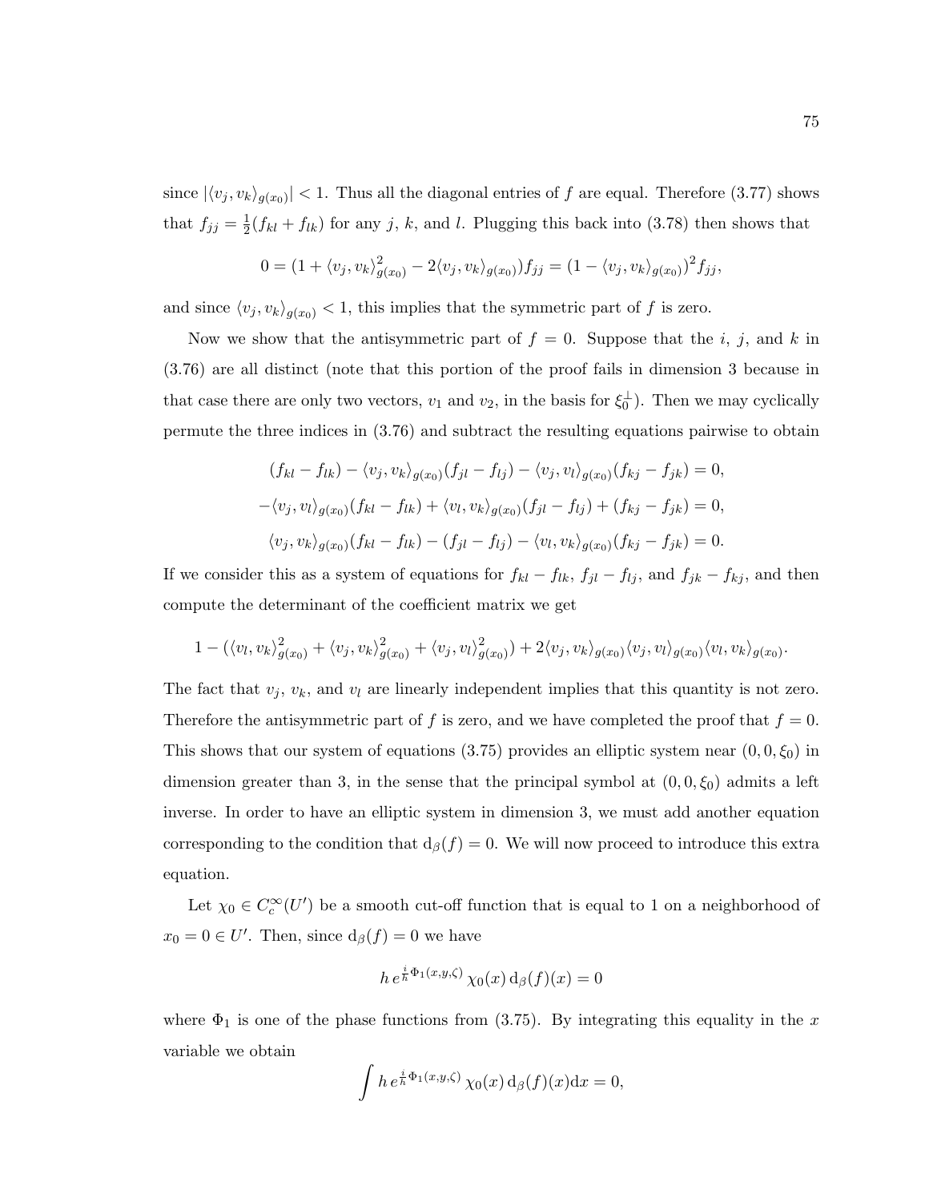since $|\langle v_j, v_k\rangle_{g(x_0)}| < 1$. Thus all the diagonal entries of $f$ are equal. Therefore (3.77) shows that $f_{jj} = \frac{1}{2}(f_{kl} + f_{lk})$ for any $j$, $k$, and $l$. Plugging this back into (3.78) then shows that

$$0 = (1 + \langle v_j, v_k\rangle^2_{g(x_0)} - 2\langle v_j, v_k\rangle_{g(x_0)})f_{jj} = (1 - \langle v_j, v_k\rangle_{g(x_0)})^2 f_{jj},$$

and since $\langle v_j, v_k\rangle_{g(x_0)} < 1$, this implies that the symmetric part of $f$ is zero.

Now we show that the antisymmetric part of $f = 0$. Suppose that the $i$, $j$, and $k$ in (3.76) are all distinct (note that this portion of the proof fails in dimension 3 because in that case there are only two vectors, $v_1$ and $v_2$, in the basis for $\xi_0^\perp$). Then we may cyclically permute the three indices in (3.76) and subtract the resulting equations pairwise to obtain

$$(f_{kl} - f_{lk}) - \langle v_j, v_k\rangle_{g(x_0)}(f_{jl} - f_{lj}) - \langle v_j, v_l\rangle_{g(x_0)}(f_{kj} - f_{jk}) = 0,$$

$$-\langle v_j, v_l\rangle_{g(x_0)}(f_{kl} - f_{lk}) + \langle v_l, v_k\rangle_{g(x_0)}(f_{jl} - f_{lj}) + (f_{kj} - f_{jk}) = 0,$$

$$\langle v_j, v_k\rangle_{g(x_0)}(f_{kl} - f_{lk}) - (f_{jl} - f_{lj}) - \langle v_l, v_k\rangle_{g(x_0)}(f_{kj} - f_{jk}) = 0.$$

If we consider this as a system of equations for $f_{kl} - f_{lk}$, $f_{jl} - f_{lj}$, and $f_{jk} - f_{kj}$, and then compute the determinant of the coefficient matrix we get

$$1 - (\langle v_l, v_k\rangle^2_{g(x_0)} + \langle v_j, v_k\rangle^2_{g(x_0)} + \langle v_j, v_l\rangle^2_{g(x_0)}) + 2\langle v_j, v_k\rangle_{g(x_0)}\langle v_j, v_l\rangle_{g(x_0)}\langle v_l, v_k\rangle_{g(x_0)}.$$

The fact that $v_j$, $v_k$, and $v_l$ are linearly independent implies that this quantity is not zero. Therefore the antisymmetric part of $f$ is zero, and we have completed the proof that $f = 0$. This shows that our system of equations (3.75) provides an elliptic system near $(0, 0, \xi_0)$ in dimension greater than 3, in the sense that the principal symbol at $(0, 0, \xi_0)$ admits a left inverse. In order to have an elliptic system in dimension 3, we must add another equation corresponding to the condition that $\mathrm{d}_\beta(f) = 0$. We will now proceed to introduce this extra equation.

Let $\chi_0 \in C_c^\infty(U')$ be a smooth cut-off function that is equal to 1 on a neighborhood of $x_0 = 0 \in U'$. Then, since $\mathrm{d}_\beta(f) = 0$ we have

$$h\, e^{\frac{i}{h}\Phi_1(x,y,\zeta)}\, \chi_0(x)\, \mathrm{d}_\beta(f)(x) = 0$$

where $\Phi_1$ is one of the phase functions from (3.75). By integrating this equality in the $x$ variable we obtain

$$\int h\, e^{\frac{i}{h}\Phi_1(x,y,\zeta)}\, \chi_0(x)\, \mathrm{d}_\beta(f)(x)\mathrm{d}x = 0,$$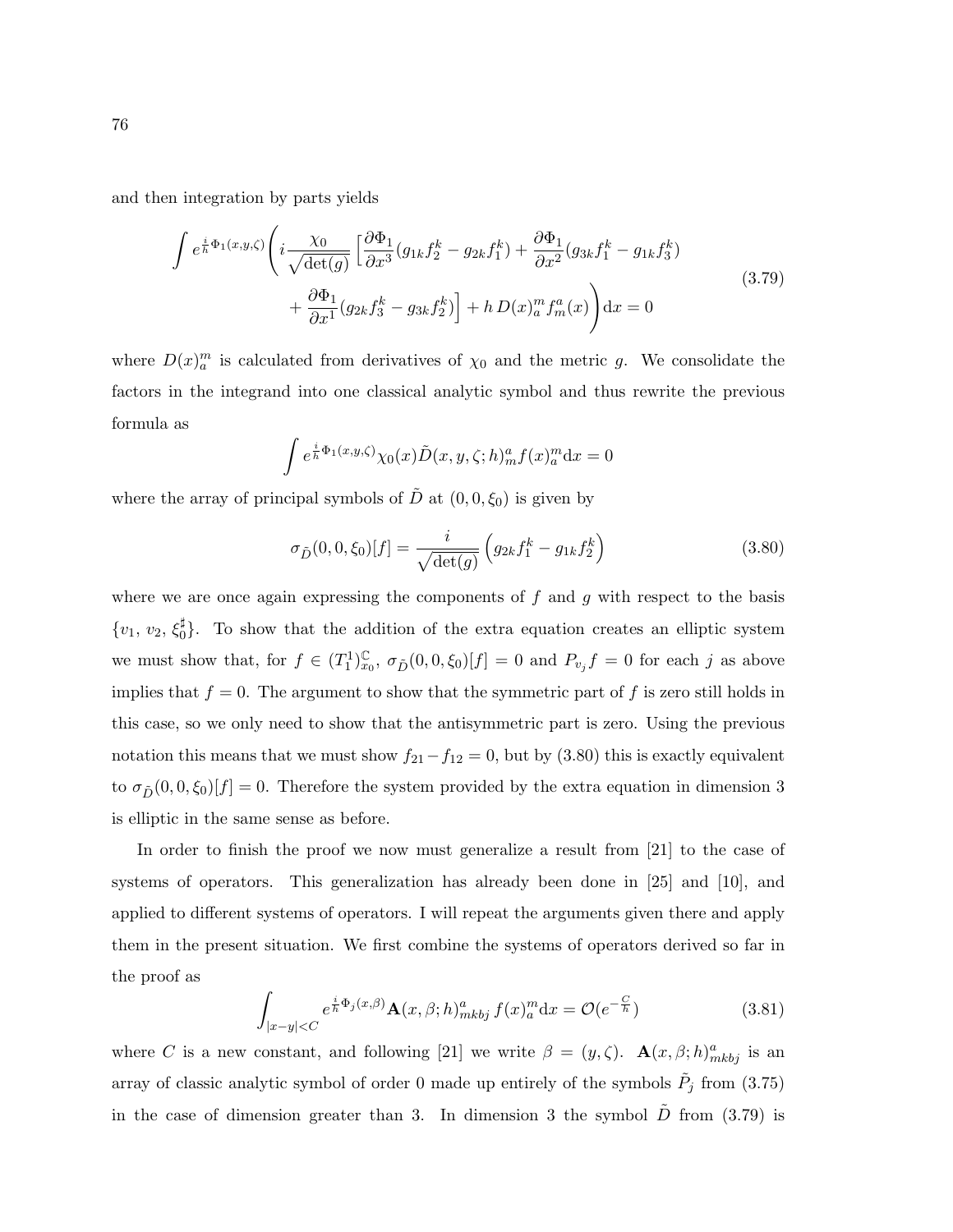and then integration by parts yields

$$\int e^{\frac{i}{h}\Phi_1(x,y,\zeta)}\Bigg(i\frac{\chi_0}{\sqrt{\det(g)}}\Big[\frac{\partial\Phi_1}{\partial x^3}(g_{1k}f_2^k - g_{2k}f_1^k) + \frac{\partial\Phi_1}{\partial x^2}(g_{3k}f_1^k - g_{1k}f_3^k) \\ + \frac{\partial\Phi_1}{\partial x^1}(g_{2k}f_3^k - g_{3k}f_2^k)\Big] + h\, D(x)_a^m f_m^a(x)\Bigg)\mathrm{d}x = 0 \tag{3.79}$$

where $D(x)_a^m$ is calculated from derivatives of $\chi_0$ and the metric $g$. We consolidate the factors in the integrand into one classical analytic symbol and thus rewrite the previous formula as

$$\int e^{\frac{i}{h}\Phi_1(x,y,\zeta)}\chi_0(x)\tilde{D}(x,y,\zeta;h)_m^a f(x)_a^m \mathrm{d}x = 0$$

where the array of principal symbols of $\tilde{D}$ at $(0,0,\xi_0)$ is given by

$$\sigma_{\tilde{D}}(0,0,\xi_0)[f] = \frac{i}{\sqrt{\det(g)}}\left(g_{2k}f_1^k - g_{1k}f_2^k\right) \tag{3.80}$$

where we are once again expressing the components of $f$ and $g$ with respect to the basis $\{v_1,\, v_2,\, \xi_0^\sharp\}$. To show that the addition of the extra equation creates an elliptic system we must show that, for $f \in (T_1^1)_{x_0}^{\mathbb{C}}$, $\sigma_{\tilde{D}}(0,0,\xi_0)[f] = 0$ and $P_{v_j}f = 0$ for each $j$ as above implies that $f = 0$. The argument to show that the symmetric part of $f$ is zero still holds in this case, so we only need to show that the antisymmetric part is zero. Using the previous notation this means that we must show $f_{21} - f_{12} = 0$, but by (3.80) this is exactly equivalent to $\sigma_{\tilde{D}}(0,0,\xi_0)[f] = 0$. Therefore the system provided by the extra equation in dimension 3 is elliptic in the same sense as before.

In order to finish the proof we now must generalize a result from [21] to the case of systems of operators. This generalization has already been done in [25] and [10], and applied to different systems of operators. I will repeat the arguments given there and apply them in the present situation. We first combine the systems of operators derived so far in the proof as

$$\int_{|x-y|<C} e^{\frac{i}{h}\Phi_j(x,\beta)}\mathbf{A}(x,\beta;h)_{mkbj}^a\, f(x)_a^m \mathrm{d}x = \mathcal{O}(e^{-\frac{C}{h}}) \tag{3.81}$$

where $C$ is a new constant, and following [21] we write $\beta = (y,\zeta)$. $\mathbf{A}(x,\beta;h)_{mkbj}^a$ is an array of classic analytic symbol of order 0 made up entirely of the symbols $\tilde{P}_j$ from (3.75) in the case of dimension greater than 3. In dimension 3 the symbol $\tilde{D}$ from (3.79) is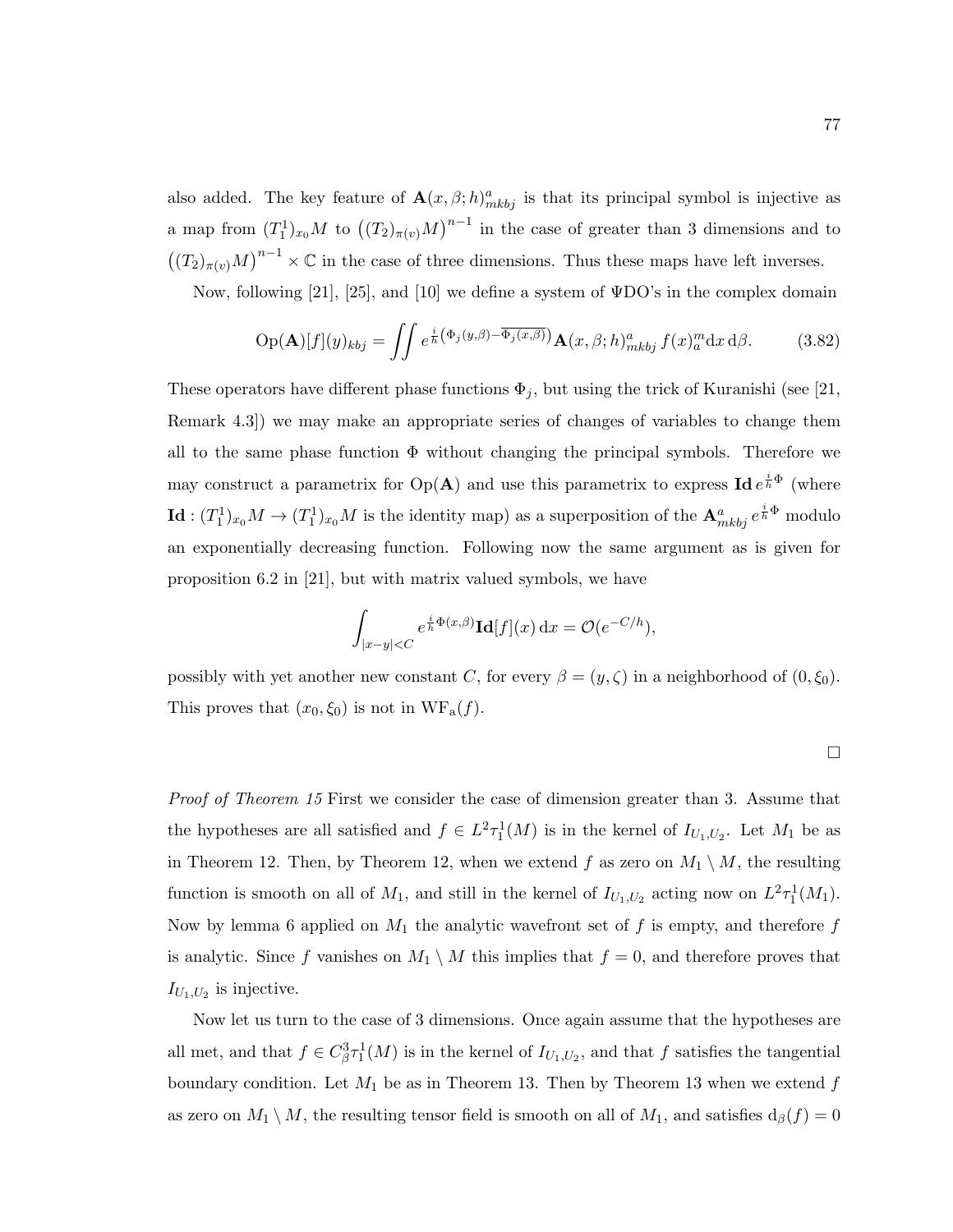also added. The key feature of $\mathbf{A}(x, \beta; h)^a_{mkbj}$ is that its principal symbol is injective as a map from $(T^1_1)_{x_0}M$ to $\left((T_2)_{\pi(v)}M\right)^{n-1}$ in the case of greater than 3 dimensions and to $\left((T_2)_{\pi(v)}M\right)^{n-1} \times \mathbb{C}$ in the case of three dimensions. Thus these maps have left inverses.

Now, following [21], [25], and [10] we define a system of ΨDO's in the complex domain

$$\mathrm{Op}(\mathbf{A})[f](y)_{kbj} = \iint e^{\frac{i}{h}\left(\Phi_j(y,\beta) - \overline{\Phi_j(x,\beta)}\right)} \mathbf{A}(x, \beta; h)^a_{mkbj}\, f(x)^m_a \mathrm{d}x\, \mathrm{d}\beta. \tag{3.82}$$

These operators have different phase functions $\Phi_j$, but using the trick of Kuranishi (see [21, Remark 4.3]) we may make an appropriate series of changes of variables to change them all to the same phase function $\Phi$ without changing the principal symbols. Therefore we may construct a parametrix for $\mathrm{Op}(\mathbf{A})$ and use this parametrix to express $\mathbf{Id}\, e^{\frac{i}{h}\Phi}$ (where $\mathbf{Id} : (T^1_1)_{x_0}M \to (T^1_1)_{x_0}M$ is the identity map) as a superposition of the $\mathbf{A}^a_{mkbj}\, e^{\frac{i}{h}\Phi}$ modulo an exponentially decreasing function. Following now the same argument as is given for proposition 6.2 in [21], but with matrix valued symbols, we have

$$\int_{|x-y|<C} e^{\frac{i}{h}\Phi(x,\beta)} \mathbf{Id}[f](x)\, \mathrm{d}x = \mathcal{O}(e^{-C/h}),$$

possibly with yet another new constant $C$, for every $\beta = (y, \zeta)$ in a neighborhood of $(0, \xi_0)$. This proves that $(x_0, \xi_0)$ is not in $\mathrm{WF_a}(f)$.

□

*Proof of Theorem 15* First we consider the case of dimension greater than 3. Assume that the hypotheses are all satisfied and $f \in L^2\tau^1_1(M)$ is in the kernel of $I_{U_1,U_2}$. Let $M_1$ be as in Theorem 12. Then, by Theorem 12, when we extend $f$ as zero on $M_1 \setminus M$, the resulting function is smooth on all of $M_1$, and still in the kernel of $I_{U_1,U_2}$ acting now on $L^2\tau^1_1(M_1)$. Now by lemma 6 applied on $M_1$ the analytic wavefront set of $f$ is empty, and therefore $f$ is analytic. Since $f$ vanishes on $M_1 \setminus M$ this implies that $f = 0$, and therefore proves that $I_{U_1,U_2}$ is injective.

Now let us turn to the case of 3 dimensions. Once again assume that the hypotheses are all met, and that $f \in C^3_\beta\tau^1_1(M)$ is in the kernel of $I_{U_1,U_2}$, and that $f$ satisfies the tangential boundary condition. Let $M_1$ be as in Theorem 13. Then by Theorem 13 when we extend $f$ as zero on $M_1 \setminus M$, the resulting tensor field is smooth on all of $M_1$, and satisfies $\mathrm{d}_\beta(f) = 0$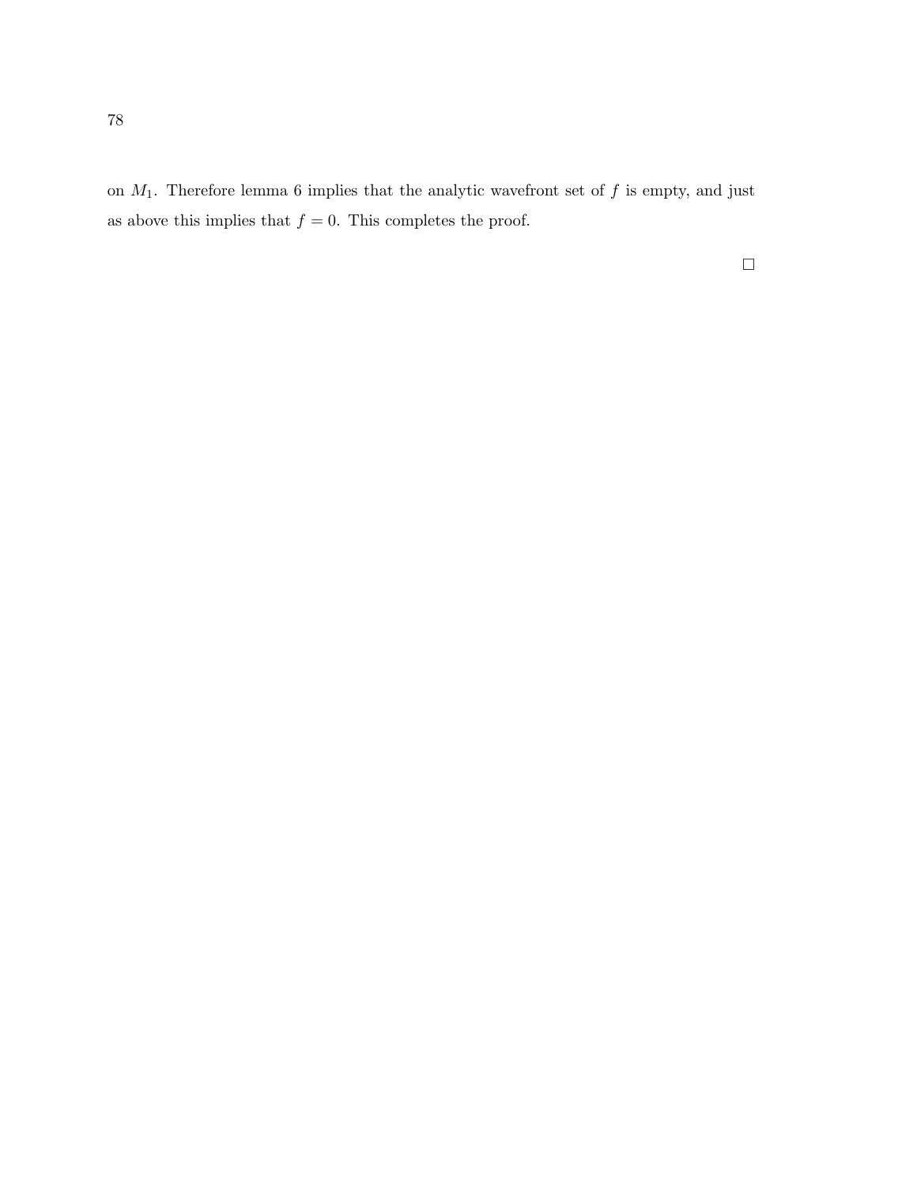on $M_1$. Therefore lemma 6 implies that the analytic wavefront set of $f$ is empty, and just as above this implies that $f = 0$. This completes the proof.

□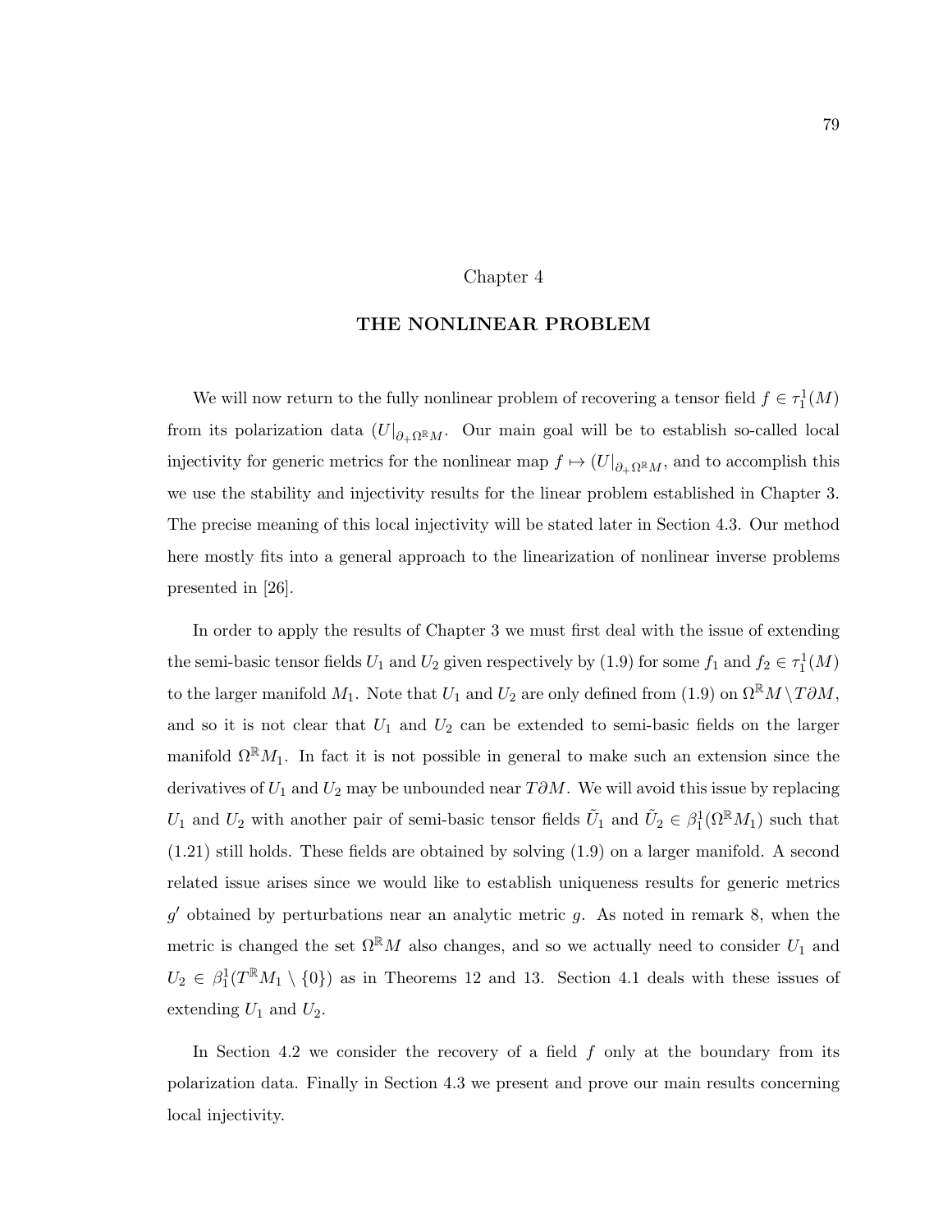# Chapter 4

## THE NONLINEAR PROBLEM

We will now return to the fully nonlinear problem of recovering a tensor field $f \in \tau_1^1(M)$ from its polarization data $(U|_{\partial_+\Omega^{\mathbb{R}}M}$. Our main goal will be to establish so-called local injectivity for generic metrics for the nonlinear map $f \mapsto (U|_{\partial_+\Omega^{\mathbb{R}}M}$, and to accomplish this we use the stability and injectivity results for the linear problem established in Chapter 3. The precise meaning of this local injectivity will be stated later in Section 4.3. Our method here mostly fits into a general approach to the linearization of nonlinear inverse problems presented in [26].

In order to apply the results of Chapter 3 we must first deal with the issue of extending the semi-basic tensor fields $U_1$ and $U_2$ given respectively by (1.9) for some $f_1$ and $f_2 \in \tau_1^1(M)$ to the larger manifold $M_1$. Note that $U_1$ and $U_2$ are only defined from (1.9) on $\Omega^{\mathbb{R}}M \setminus T\partial M$, and so it is not clear that $U_1$ and $U_2$ can be extended to semi-basic fields on the larger manifold $\Omega^{\mathbb{R}}M_1$. In fact it is not possible in general to make such an extension since the derivatives of $U_1$ and $U_2$ may be unbounded near $T\partial M$. We will avoid this issue by replacing $U_1$ and $U_2$ with another pair of semi-basic tensor fields $\tilde{U}_1$ and $\tilde{U}_2 \in \beta_1^1(\Omega^{\mathbb{R}}M_1)$ such that (1.21) still holds. These fields are obtained by solving (1.9) on a larger manifold. A second related issue arises since we would like to establish uniqueness results for generic metrics $g'$ obtained by perturbations near an analytic metric $g$. As noted in remark 8, when the metric is changed the set $\Omega^{\mathbb{R}}M$ also changes, and so we actually need to consider $U_1$ and $U_2 \in \beta_1^1(T^{\mathbb{R}}M_1 \setminus \{0\})$ as in Theorems 12 and 13. Section 4.1 deals with these issues of extending $U_1$ and $U_2$.

In Section 4.2 we consider the recovery of a field $f$ only at the boundary from its polarization data. Finally in Section 4.3 we present and prove our main results concerning local injectivity.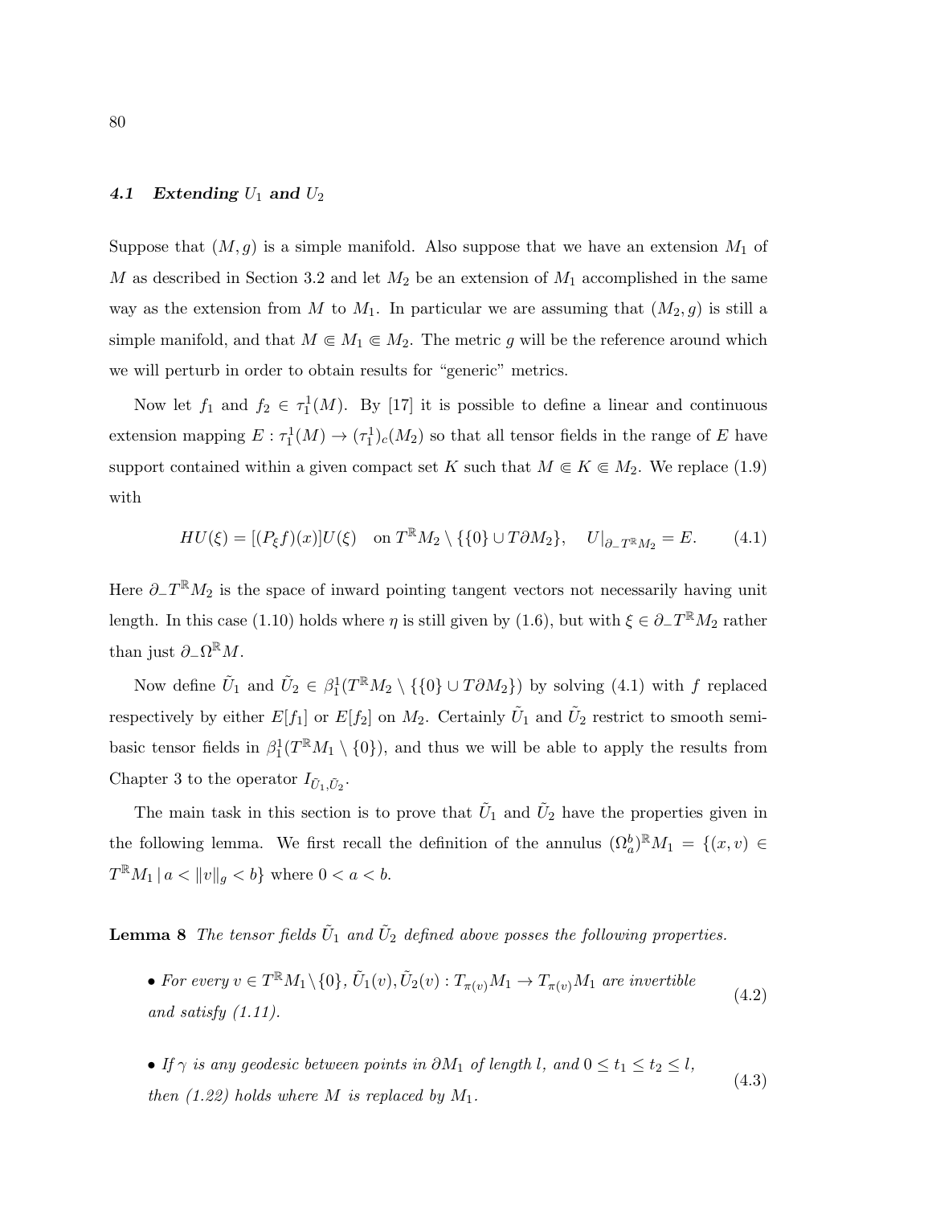### 4.1 *Extending* $U_1$ *and* $U_2$

Suppose that $(M, g)$ is a simple manifold. Also suppose that we have an extension $M_1$ of $M$ as described in Section 3.2 and let $M_2$ be an extension of $M_1$ accomplished in the same way as the extension from $M$ to $M_1$. In particular we are assuming that $(M_2, g)$ is still a simple manifold, and that $M \Subset M_1 \Subset M_2$. The metric $g$ will be the reference around which we will perturb in order to obtain results for "generic" metrics.

Now let $f_1$ and $f_2 \in \tau_1^1(M)$. By [17] it is possible to define a linear and continuous extension mapping $E : \tau_1^1(M) \to (\tau_1^1)_c(M_2)$ so that all tensor fields in the range of $E$ have support contained within a given compact set $K$ such that $M \Subset K \Subset M_2$. We replace (1.9) with

$$HU(\xi) = [(P_\xi f)(x)]U(\xi) \quad \text{on } T^{\mathbb{R}}M_2 \setminus \{\{0\} \cup T\partial M_2\}, \quad U|_{\partial_- T^{\mathbb{R}}M_2} = E. \tag{4.1}$$

Here $\partial_- T^{\mathbb{R}}M_2$ is the space of inward pointing tangent vectors not necessarily having unit length. In this case (1.10) holds where $\eta$ is still given by (1.6), but with $\xi \in \partial_- T^{\mathbb{R}}M_2$ rather than just $\partial_- \Omega^{\mathbb{R}}M$.

Now define $\tilde{U}_1$ and $\tilde{U}_2 \in \beta_1^1(T^{\mathbb{R}}M_2 \setminus \{\{0\} \cup T\partial M_2\})$ by solving (4.1) with $f$ replaced respectively by either $E[f_1]$ or $E[f_2]$ on $M_2$. Certainly $\tilde{U}_1$ and $\tilde{U}_2$ restrict to smooth semi-basic tensor fields in $\beta_1^1(T^{\mathbb{R}}M_1 \setminus \{0\})$, and thus we will be able to apply the results from Chapter 3 to the operator $I_{\tilde{U}_1, \tilde{U}_2}$.

The main task in this section is to prove that $\tilde{U}_1$ and $\tilde{U}_2$ have the properties given in the following lemma. We first recall the definition of the annulus $(\Omega_a^b)^{\mathbb{R}}M_1 = \{(x, v) \in T^{\mathbb{R}}M_1 \,|\, a < \|v\|_g < b\}$ where $0 < a < b$.

**Lemma 8** *The tensor fields $\tilde{U}_1$ and $\tilde{U}_2$ defined above posses the following properties.*

- *For every $v \in T^{\mathbb{R}}M_1 \setminus \{0\}$, $\tilde{U}_1(v), \tilde{U}_2(v) : T_{\pi(v)}M_1 \to T_{\pi(v)}M_1$ are invertible and satisfy (1.11).* (4.2)

- *If $\gamma$ is any geodesic between points in $\partial M_1$ of length $l$, and $0 \leq t_1 \leq t_2 \leq l$, then (1.22) holds where $M$ is replaced by $M_1$.* (4.3)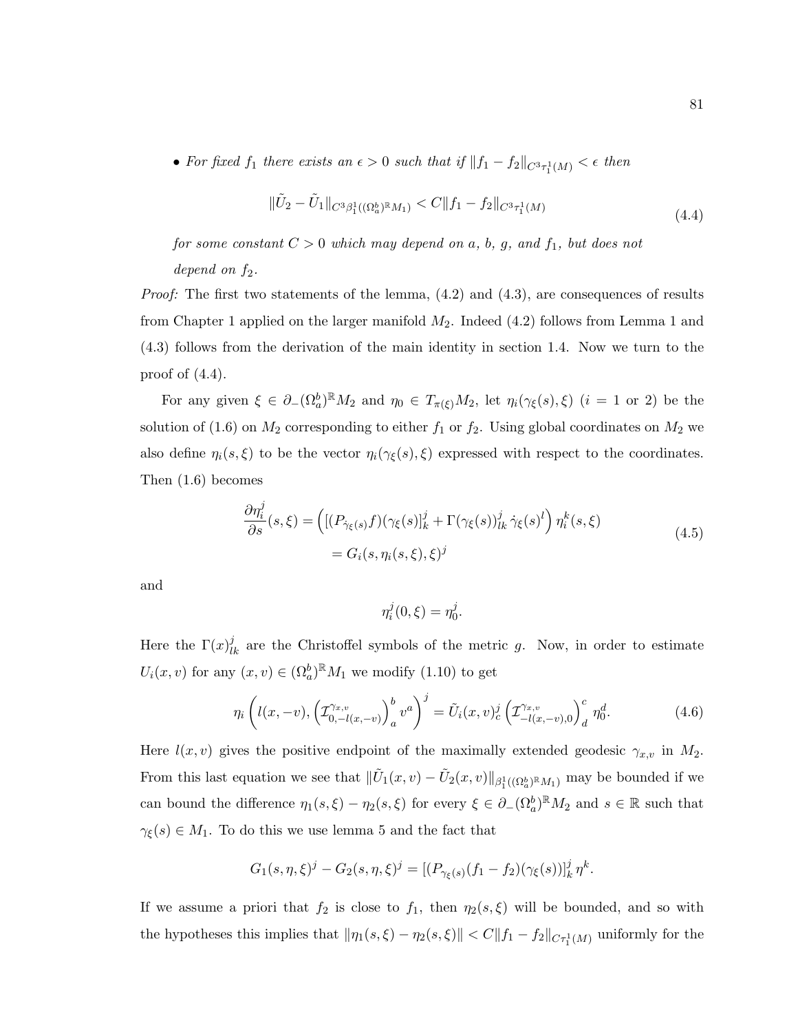- *For fixed $f_1$ there exists an $\epsilon > 0$ such that if $\|f_1 - f_2\|_{C^3\tau_1^1(M)} < \epsilon$ then*

$$\|\tilde{U}_2 - \tilde{U}_1\|_{C^3\beta_1^1((\Omega_a^b)^{\mathbb{R}}M_1)} < C\|f_1 - f_2\|_{C^3\tau_1^1(M)} \tag{4.4}$$

  *for some constant $C > 0$ which may depend on $a$, $b$, $g$, and $f_1$, but does not depend on $f_2$.*

*Proof:* The first two statements of the lemma, (4.2) and (4.3), are consequences of results from Chapter 1 applied on the larger manifold $M_2$. Indeed (4.2) follows from Lemma 1 and (4.3) follows from the derivation of the main identity in section 1.4. Now we turn to the proof of (4.4).

For any given $\xi \in \partial_-(\Omega_a^b)^{\mathbb{R}}M_2$ and $\eta_0 \in T_{\pi(\xi)}M_2$, let $\eta_i(\gamma_\xi(s), \xi)$ ($i = 1$ or $2$) be the solution of (1.6) on $M_2$ corresponding to either $f_1$ or $f_2$. Using global coordinates on $M_2$ we also define $\eta_i(s, \xi)$ to be the vector $\eta_i(\gamma_\xi(s), \xi)$ expressed with respect to the coordinates. Then (1.6) becomes

$$\begin{aligned}\frac{\partial \eta_i^j}{\partial s}(s, \xi) &= \left( [(P_{\dot{\gamma}_\xi(s)} f)(\gamma_\xi(s)]_k^j + \Gamma(\gamma_\xi(s))_{lk}^j \, \dot{\gamma}_\xi(s)^l \right) \eta_i^k(s, \xi) \\ &= G_i(s, \eta_i(s, \xi), \xi)^j\end{aligned} \tag{4.5}$$

and

$$\eta_i^j(0, \xi) = \eta_0^j.$$

Here the $\Gamma(x)_{lk}^j$ are the Christoffel symbols of the metric $g$. Now, in order to estimate $U_i(x, v)$ for any $(x, v) \in (\Omega_a^b)^{\mathbb{R}}M_1$ we modify (1.10) to get

$$\eta_i\left( l(x, -v), \left(\mathcal{I}_{0,-l(x,-v)}^{\gamma_{x,v}}\right)_a^b v^a \right)^j = \tilde{U}_i(x, v)_c^j \left(\mathcal{I}_{-l(x,-v),0}^{\gamma_{x,v}}\right)_d^c \eta_0^d. \tag{4.6}$$

Here $l(x, v)$ gives the positive endpoint of the maximally extended geodesic $\gamma_{x,v}$ in $M_2$. From this last equation we see that $\|\tilde{U}_1(x, v) - \tilde{U}_2(x, v)\|_{\beta_1^1((\Omega_a^b)^{\mathbb{R}}M_1)}$ may be bounded if we can bound the difference $\eta_1(s, \xi) - \eta_2(s, \xi)$ for every $\xi \in \partial_-(\Omega_a^b)^{\mathbb{R}}M_2$ and $s \in \mathbb{R}$ such that $\gamma_\xi(s) \in M_1$. To do this we use lemma 5 and the fact that

$$G_1(s, \eta, \xi)^j - G_2(s, \eta, \xi)^j = [(P_{\gamma_\xi(s)}(f_1 - f_2)(\gamma_\xi(s))]_k^j \, \eta^k.$$

If we assume a priori that $f_2$ is close to $f_1$, then $\eta_2(s, \xi)$ will be bounded, and so with the hypotheses this implies that $\|\eta_1(s, \xi) - \eta_2(s, \xi)\| < C\|f_1 - f_2\|_{C\tau_1^1(M)}$ uniformly for the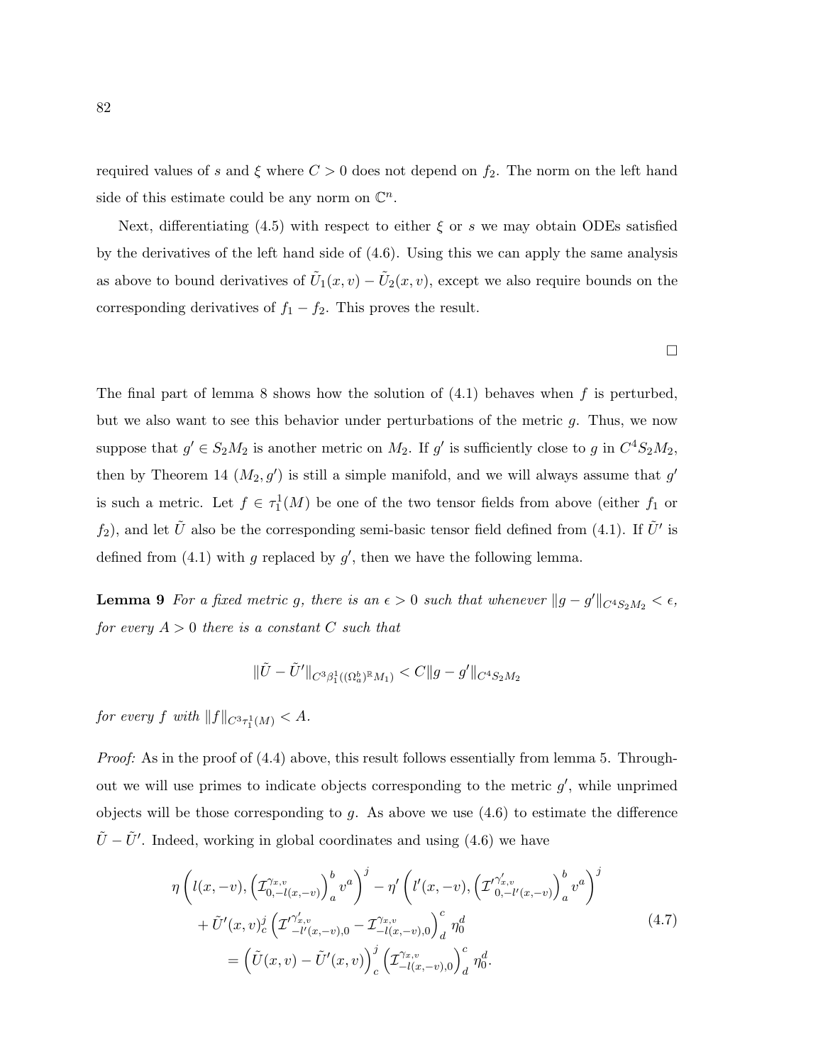required values of $s$ and $\xi$ where $C > 0$ does not depend on $f_2$. The norm on the left hand side of this estimate could be any norm on $\mathbb{C}^n$.

Next, differentiating (4.5) with respect to either $\xi$ or $s$ we may obtain ODEs satisfied by the derivatives of the left hand side of (4.6). Using this we can apply the same analysis as above to bound derivatives of $\tilde{U}_1(x,v) - \tilde{U}_2(x,v)$, except we also require bounds on the corresponding derivatives of $f_1 - f_2$. This proves the result.

□

The final part of lemma 8 shows how the solution of (4.1) behaves when $f$ is perturbed, but we also want to see this behavior under perturbations of the metric $g$. Thus, we now suppose that $g' \in S_2M_2$ is another metric on $M_2$. If $g'$ is sufficiently close to $g$ in $C^4S_2M_2$, then by Theorem 14 $(M_2, g')$ is still a simple manifold, and we will always assume that $g'$ is such a metric. Let $f \in \tau_1^1(M)$ be one of the two tensor fields from above (either $f_1$ or $f_2$), and let $\tilde{U}$ also be the corresponding semi-basic tensor field defined from (4.1). If $\tilde{U}'$ is defined from (4.1) with $g$ replaced by $g'$, then we have the following lemma.

**Lemma 9** *For a fixed metric $g$, there is an $\epsilon > 0$ such that whenever $\|g - g'\|_{C^4S_2M_2} < \epsilon$, for every $A > 0$ there is a constant $C$ such that*

$$\|\tilde{U} - \tilde{U}'\|_{C^3\beta_1^1((\Omega_a^b)^{\mathbb{R}}M_1)} < C\|g - g'\|_{C^4S_2M_2}$$

*for every $f$ with $\|f\|_{C^3\tau_1^1(M)} < A$.*

*Proof:* As in the proof of (4.4) above, this result follows essentially from lemma 5. Throughout we will use primes to indicate objects corresponding to the metric $g'$, while unprimed objects will be those corresponding to $g$. As above we use (4.6) to estimate the difference $\tilde{U} - \tilde{U}'$. Indeed, working in global coordinates and using (4.6) we have

$$\begin{aligned}
&\eta\left(l(x,-v), \left(\mathcal{I}^{\gamma_{x,v}}_{0,-l(x,-v)}\right)^b_a v^a\right)^j - \eta'\left(l'(x,-v), \left(\mathcal{I'}^{\gamma'_{x,v}}_{0,-l'(x,-v)}\right)^b_a v^a\right)^j \\
&\quad + \tilde{U}'(x,v)^j_c \left(\mathcal{I'}^{\gamma'_{x,v}}_{-l'(x,-v),0} - \mathcal{I}^{\gamma_{x,v}}_{-l(x,-v),0}\right)^c_d \eta_0^d \\
&\qquad = \left(\tilde{U}(x,v) - \tilde{U}'(x,v)\right)^j_c \left(\mathcal{I}^{\gamma_{x,v}}_{-l(x,-v),0}\right)^c_d \eta_0^d.
\end{aligned} \tag{4.7}$$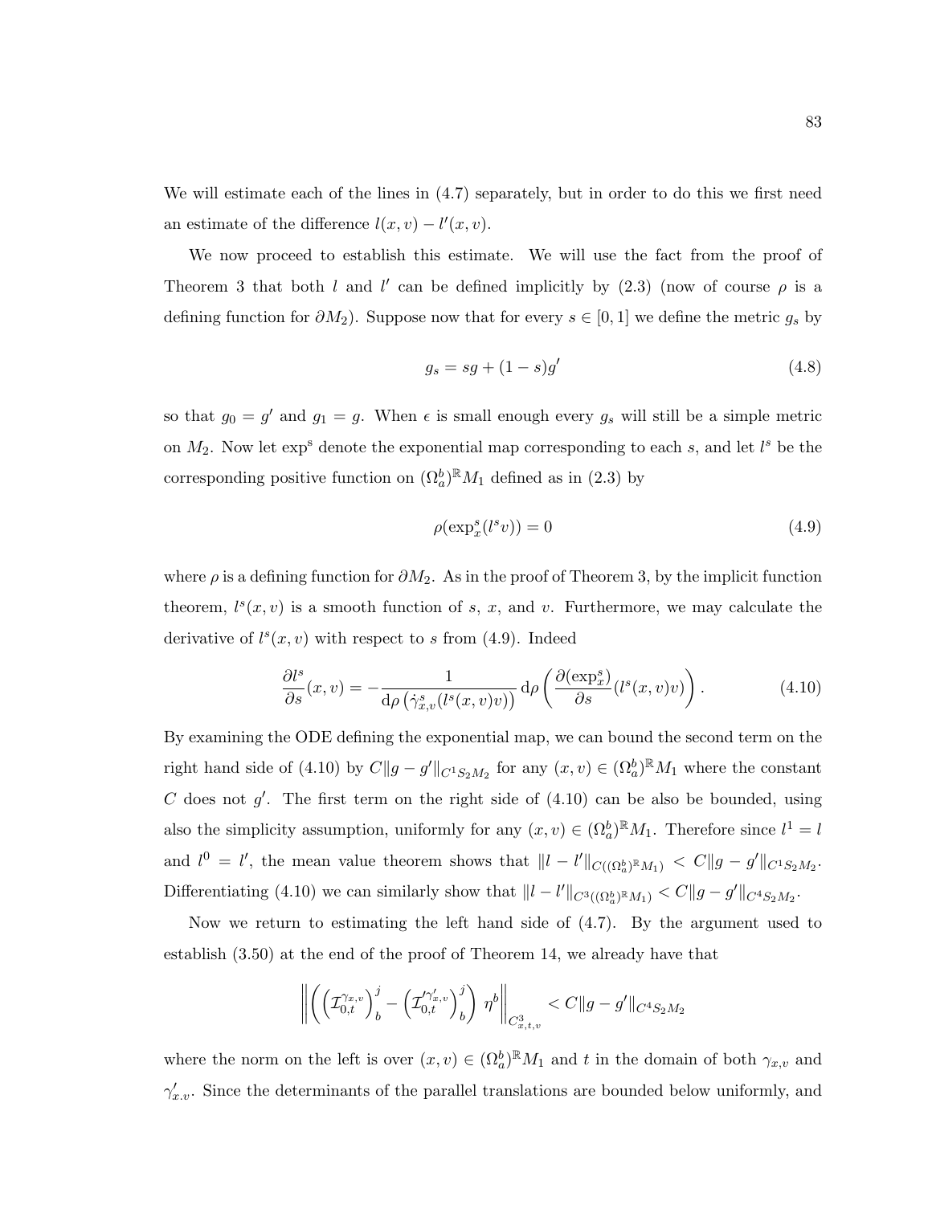We will estimate each of the lines in (4.7) separately, but in order to do this we first need an estimate of the difference $l(x,v) - l'(x,v)$.

We now proceed to establish this estimate. We will use the fact from the proof of Theorem 3 that both $l$ and $l'$ can be defined implicitly by (2.3) (now of course $\rho$ is a defining function for $\partial M_2$). Suppose now that for every $s \in [0,1]$ we define the metric $g_s$ by

$$g_s = sg + (1-s)g' \tag{4.8}$$

so that $g_0 = g'$ and $g_1 = g$. When $\epsilon$ is small enough every $g_s$ will still be a simple metric on $M_2$. Now let $\exp^s$ denote the exponential map corresponding to each $s$, and let $l^s$ be the corresponding positive function on $(\Omega_a^b)^{\mathbb{R}} M_1$ defined as in (2.3) by

$$\rho(\exp_x^s(l^s v)) = 0 \tag{4.9}$$

where $\rho$ is a defining function for $\partial M_2$. As in the proof of Theorem 3, by the implicit function theorem, $l^s(x,v)$ is a smooth function of $s$, $x$, and $v$. Furthermore, we may calculate the derivative of $l^s(x,v)$ with respect to $s$ from (4.9). Indeed

$$\frac{\partial l^s}{\partial s}(x,v) = -\frac{1}{\mathrm{d}\rho\left(\dot{\gamma}^s_{x,v}(l^s(x,v)v)\right)} \mathrm{d}\rho\left(\frac{\partial(\exp_x^s)}{\partial s}(l^s(x,v)v)\right). \tag{4.10}$$

By examining the ODE defining the exponential map, we can bound the second term on the right hand side of (4.10) by $C\|g - g'\|_{C^1 S_2 M_2}$ for any $(x,v) \in (\Omega_a^b)^{\mathbb{R}} M_1$ where the constant $C$ does not $g'$. The first term on the right side of (4.10) can be also be bounded, using also the simplicity assumption, uniformly for any $(x,v) \in (\Omega_a^b)^{\mathbb{R}} M_1$. Therefore since $l^1 = l$ and $l^0 = l'$, the mean value theorem shows that $\|l - l'\|_{C((\Omega_a^b)^{\mathbb{R}} M_1)} < C\|g - g'\|_{C^1 S_2 M_2}$. Differentiating (4.10) we can similarly show that $\|l - l'\|_{C^3((\Omega_a^b)^{\mathbb{R}} M_1)} < C\|g - g'\|_{C^4 S_2 M_2}$.

Now we return to estimating the left hand side of (4.7). By the argument used to establish (3.50) at the end of the proof of Theorem 14, we already have that

$$\left\| \left( \left(\mathcal{I}_{0,t}^{\gamma_{x,v}}\right)^j_b - \left(\mathcal{I}'^{\gamma'_{x,v}}_{0,t}\right)^j_b \right) \eta^b \right\|_{C^3_{x,t,v}} < C\|g - g'\|_{C^4 S_2 M_2}$$

where the norm on the left is over $(x,v) \in (\Omega_a^b)^{\mathbb{R}} M_1$ and $t$ in the domain of both $\gamma_{x,v}$ and $\gamma'_{x.v}$. Since the determinants of the parallel translations are bounded below uniformly, and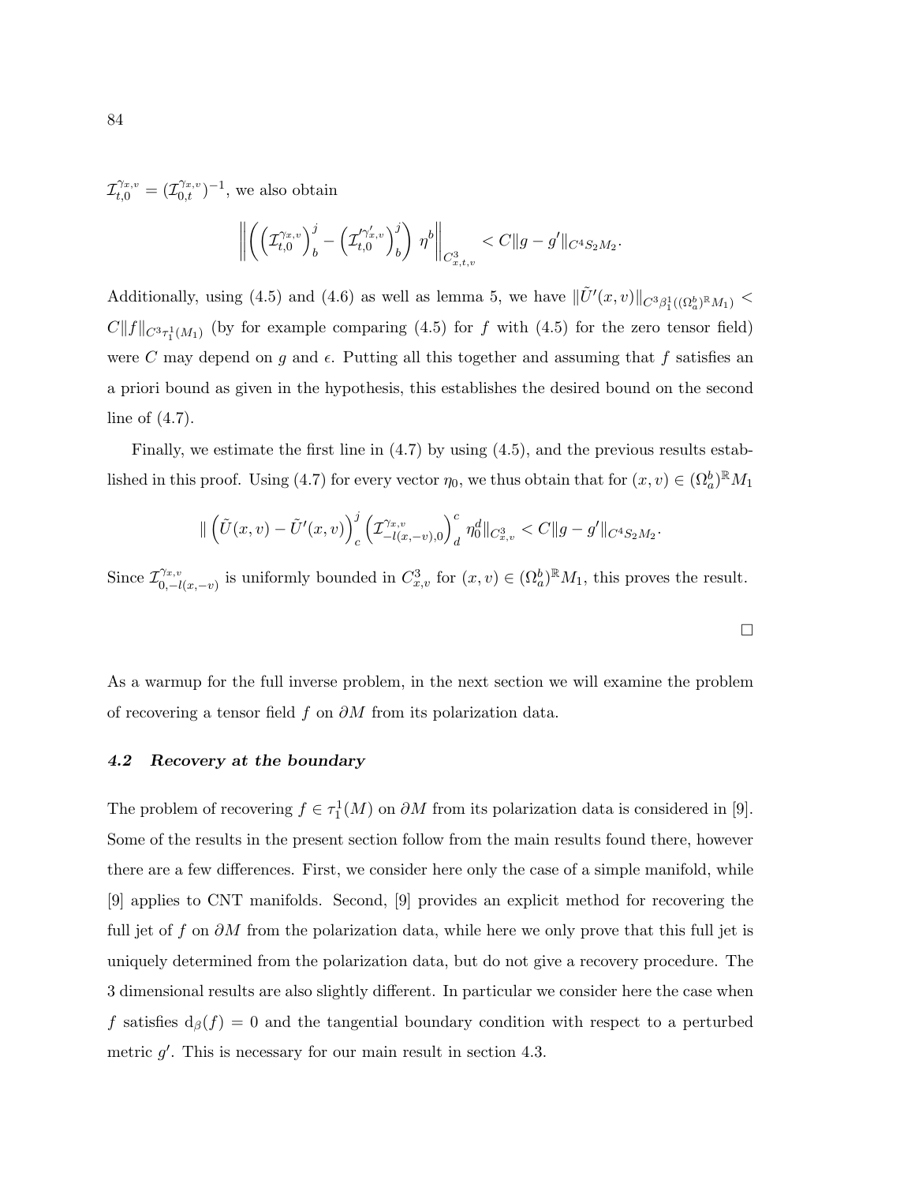$\mathcal{I}^{\gamma_{x,v}}_{t,0} = (\mathcal{I}^{\gamma_{x,v}}_{0,t})^{-1}$, we also obtain

$$\left\| \left( \left(\mathcal{I}^{\gamma_{x,v}}_{t,0}\right)^j_b - \left(\mathcal{I}'^{\gamma'_{x,v}}_{t,0}\right)^j_b \right) \eta^b \right\|_{C^3_{x,t,v}} < C\|g - g'\|_{C^4 S_2 M_2}.$$

Additionally, using (4.5) and (4.6) as well as lemma 5, we have $\|\tilde{U}'(x,v)\|_{C^3 \beta^1_1((\Omega^b_a)^{\mathbb{R}} M_1)} < C\|f\|_{C^3 \tau^1_1(M_1)}$ (by for example comparing (4.5) for $f$ with (4.5) for the zero tensor field) were $C$ may depend on $g$ and $\epsilon$. Putting all this together and assuming that $f$ satisfies an a priori bound as given in the hypothesis, this establishes the desired bound on the second line of (4.7).

Finally, we estimate the first line in (4.7) by using (4.5), and the previous results established in this proof. Using (4.7) for every vector $\eta_0$, we thus obtain that for $(x,v) \in (\Omega^b_a)^{\mathbb{R}} M_1$

$$\| \left(\tilde{U}(x,v) - \tilde{U}'(x,v)\right)^j_c \left(\mathcal{I}^{\gamma_{x,v}}_{-l(x,-v),0}\right)^c_d \eta^d_0 \|_{C^3_{x,v}} < C\|g - g'\|_{C^4 S_2 M_2}.$$

Since $\mathcal{I}^{\gamma_{x,v}}_{0,-l(x,-v)}$ is uniformly bounded in $C^3_{x,v}$ for $(x,v) \in (\Omega^b_a)^{\mathbb{R}} M_1$, this proves the result.

□

As a warmup for the full inverse problem, in the next section we will examine the problem of recovering a tensor field $f$ on $\partial M$ from its polarization data.

### *4.2 Recovery at the boundary*

The problem of recovering $f \in \tau^1_1(M)$ on $\partial M$ from its polarization data is considered in [9]. Some of the results in the present section follow from the main results found there, however there are a few differences. First, we consider here only the case of a simple manifold, while [9] applies to CNT manifolds. Second, [9] provides an explicit method for recovering the full jet of $f$ on $\partial M$ from the polarization data, while here we only prove that this full jet is uniquely determined from the polarization data, but do not give a recovery procedure. The 3 dimensional results are also slightly different. In particular we consider here the case when $f$ satisfies $\mathrm{d}_\beta(f) = 0$ and the tangential boundary condition with respect to a perturbed metric $g'$. This is necessary for our main result in section 4.3.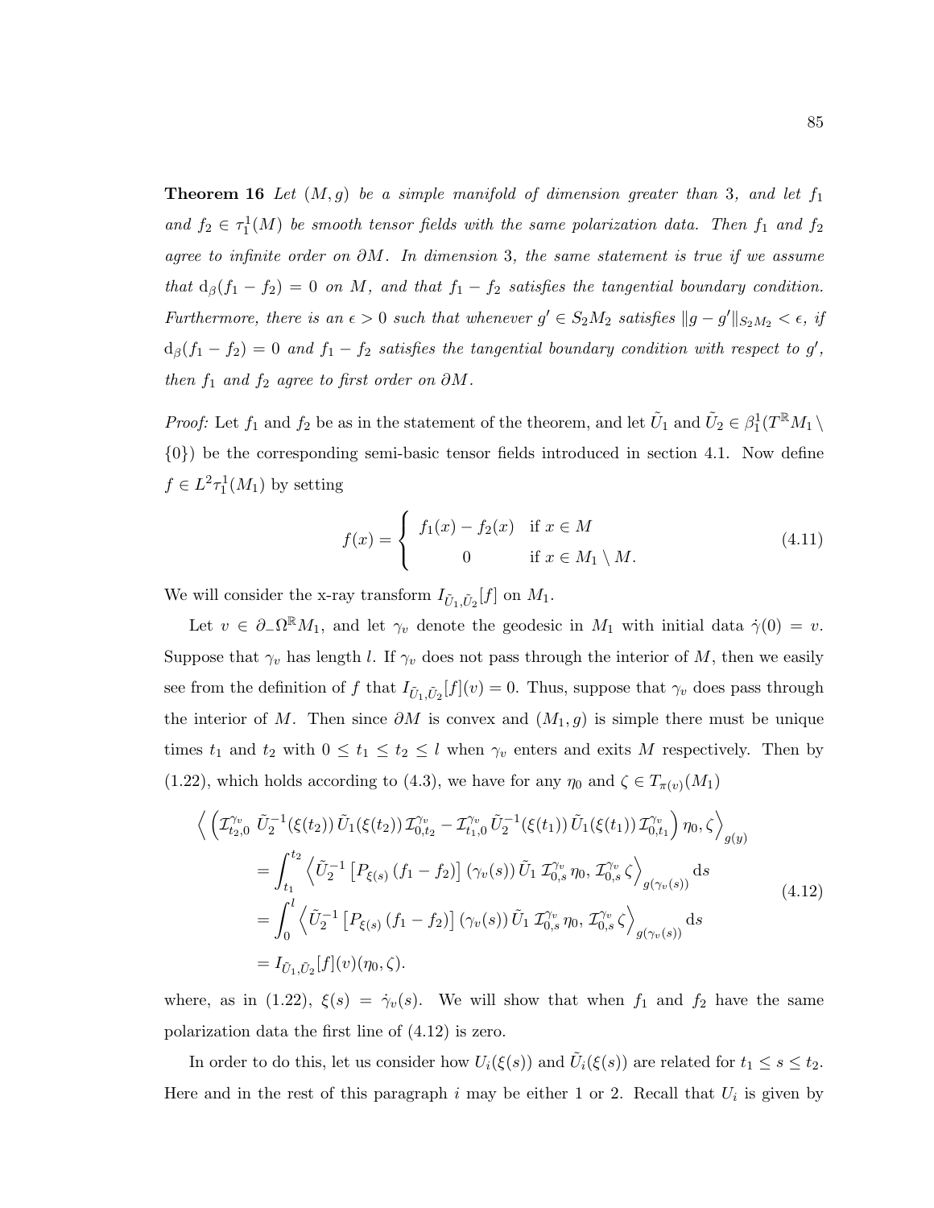**Theorem 16** *Let $(M, g)$ be a simple manifold of dimension greater than 3, and let $f_1$ and $f_2 \in \tau_1^1(M)$ be smooth tensor fields with the same polarization data. Then $f_1$ and $f_2$ agree to infinite order on $\partial M$. In dimension 3, the same statement is true if we assume that $\mathrm{d}_\beta(f_1 - f_2) = 0$ on $M$, and that $f_1 - f_2$ satisfies the tangential boundary condition. Furthermore, there is an $\epsilon > 0$ such that whenever $g' \in S_2M_2$ satisfies $\|g - g'\|_{S_2M_2} < \epsilon$, if $\mathrm{d}_\beta(f_1 - f_2) = 0$ and $f_1 - f_2$ satisfies the tangential boundary condition with respect to $g'$, then $f_1$ and $f_2$ agree to first order on $\partial M$.*

*Proof:* Let $f_1$ and $f_2$ be as in the statement of the theorem, and let $\tilde{U}_1$ and $\tilde{U}_2 \in \beta_1^1(T^{\mathbb{R}}M_1 \setminus \{0\})$ be the corresponding semi-basic tensor fields introduced in section 4.1. Now define $f \in L^2\tau_1^1(M_1)$ by setting

$$
f(x) = \begin{cases} f_1(x) - f_2(x) & \text{if } x \in M \\ 0 & \text{if } x \in M_1 \setminus M. \end{cases} \tag{4.11}
$$

We will consider the x-ray transform $I_{\tilde{U}_1,\tilde{U}_2}[f]$ on $M_1$.

Let $v \in \partial_-\Omega^{\mathbb{R}}M_1$, and let $\gamma_v$ denote the geodesic in $M_1$ with initial data $\dot{\gamma}(0) = v$. Suppose that $\gamma_v$ has length $l$. If $\gamma_v$ does not pass through the interior of $M$, then we easily see from the definition of $f$ that $I_{\tilde{U}_1,\tilde{U}_2}[f](v) = 0$. Thus, suppose that $\gamma_v$ does pass through the interior of $M$. Then since $\partial M$ is convex and $(M_1, g)$ is simple there must be unique times $t_1$ and $t_2$ with $0 \leq t_1 \leq t_2 \leq l$ when $\gamma_v$ enters and exits $M$ respectively. Then by (1.22), which holds according to (4.3), we have for any $\eta_0$ and $\zeta \in T_{\pi(v)}(M_1)$

$$
\begin{aligned}
\Big\langle \Big(\mathcal{I}^{\gamma_v}_{t_2,0}\, \tilde{U}_2^{-1}(\xi(t_2))\, \tilde{U}_1(\xi(t_2))\, \mathcal{I}^{\gamma_v}_{0,t_2} - \mathcal{I}^{\gamma_v}_{t_1,0}\, \tilde{U}_2^{-1}(\xi(t_1))\, \tilde{U}_1(\xi(t_1))\, \mathcal{I}^{\gamma_v}_{0,t_1}\Big)\, \eta_0, \zeta \Big\rangle_{g(y)} \\
= \int_{t_1}^{t_2} \Big\langle \tilde{U}_2^{-1}\left[P_{\xi(s)}\,(f_1 - f_2)\right](\gamma_v(s))\, \tilde{U}_1\, \mathcal{I}^{\gamma_v}_{0,s}\,\eta_0,\, \mathcal{I}^{\gamma_v}_{0,s}\,\zeta \Big\rangle_{g(\gamma_v(s))} \mathrm{d}s \\
= \int_{0}^{l} \Big\langle \tilde{U}_2^{-1}\left[P_{\xi(s)}\,(f_1 - f_2)\right](\gamma_v(s))\, \tilde{U}_1\, \mathcal{I}^{\gamma_v}_{0,s}\,\eta_0,\, \mathcal{I}^{\gamma_v}_{0,s}\,\zeta \Big\rangle_{g(\gamma_v(s))} \mathrm{d}s \\
= I_{\tilde{U}_1,\tilde{U}_2}[f](v)(\eta_0, \zeta).
\end{aligned} \tag{4.12}
$$

where, as in (1.22), $\xi(s) = \dot{\gamma}_v(s)$. We will show that when $f_1$ and $f_2$ have the same polarization data the first line of (4.12) is zero.

In order to do this, let us consider how $U_i(\xi(s))$ and $\tilde{U}_i(\xi(s))$ are related for $t_1 \leq s \leq t_2$. Here and in the rest of this paragraph $i$ may be either 1 or 2. Recall that $U_i$ is given by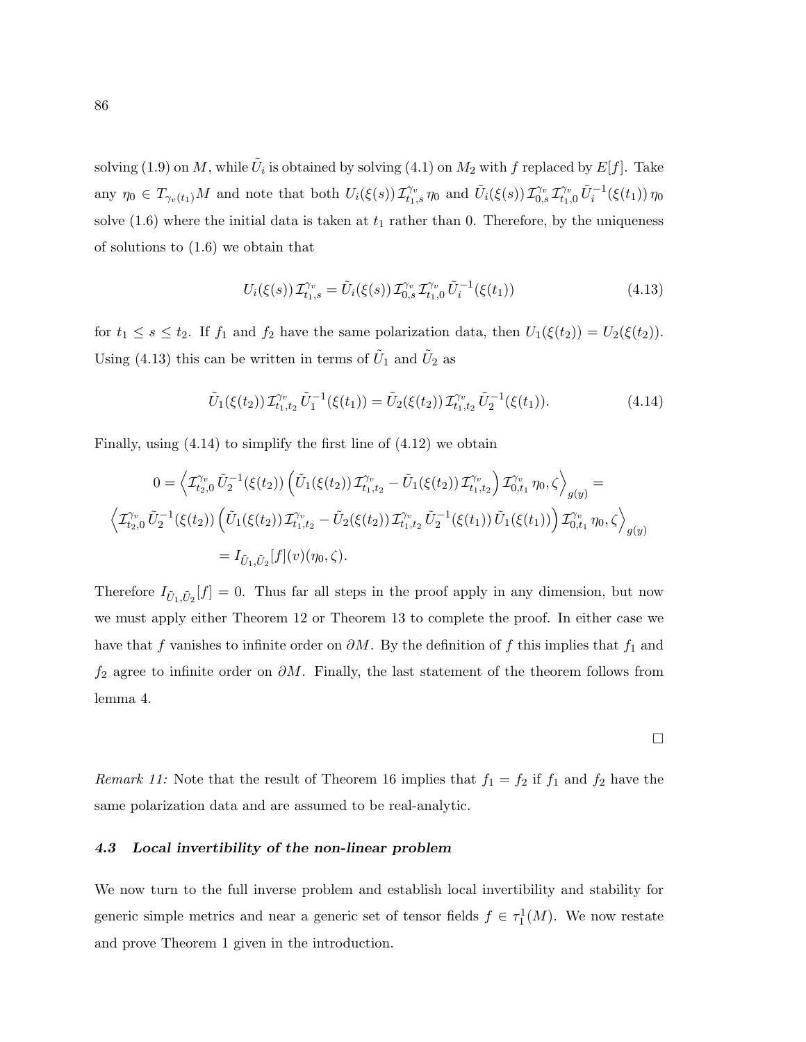solving (1.9) on $M$, while $\tilde{U}_i$ is obtained by solving (4.1) on $M_2$ with $f$ replaced by $E[f]$. Take any $\eta_0 \in T_{\gamma_v(t_1)}M$ and note that both $U_i(\xi(s))\,\mathcal{I}^{\gamma_v}_{t_1,s}\,\eta_0$ and $\tilde{U}_i(\xi(s))\,\mathcal{I}^{\gamma_v}_{0,s}\,\mathcal{I}^{\gamma_v}_{t_1,0}\,\tilde{U}_i^{-1}(\xi(t_1))\,\eta_0$ solve (1.6) where the initial data is taken at $t_1$ rather than 0. Therefore, by the uniqueness of solutions to (1.6) we obtain that

$$U_i(\xi(s))\,\mathcal{I}^{\gamma_v}_{t_1,s} = \tilde{U}_i(\xi(s))\,\mathcal{I}^{\gamma_v}_{0,s}\,\mathcal{I}^{\gamma_v}_{t_1,0}\,\tilde{U}_i^{-1}(\xi(t_1)) \tag{4.13}$$

for $t_1 \leq s \leq t_2$. If $f_1$ and $f_2$ have the same polarization data, then $U_1(\xi(t_2)) = U_2(\xi(t_2))$. Using (4.13) this can be written in terms of $\tilde{U}_1$ and $\tilde{U}_2$ as

$$\tilde{U}_1(\xi(t_2))\,\mathcal{I}^{\gamma_v}_{t_1,t_2}\,\tilde{U}_1^{-1}(\xi(t_1)) = \tilde{U}_2(\xi(t_2))\,\mathcal{I}^{\gamma_v}_{t_1,t_2}\,\tilde{U}_2^{-1}(\xi(t_1)). \tag{4.14}$$

Finally, using (4.14) to simplify the first line of (4.12) we obtain

$$0 = \left\langle \mathcal{I}^{\gamma_v}_{t_2,0}\,\tilde{U}_2^{-1}(\xi(t_2))\left(\tilde{U}_1(\xi(t_2))\,\mathcal{I}^{\gamma_v}_{t_1,t_2} - \tilde{U}_1(\xi(t_2))\,\mathcal{I}^{\gamma_v}_{t_1,t_2}\right)\mathcal{I}^{\gamma_v}_{0,t_1}\,\eta_0, \zeta\right\rangle_{g(y)} =$$

$$\left\langle \mathcal{I}^{\gamma_v}_{t_2,0}\,\tilde{U}_2^{-1}(\xi(t_2))\left(\tilde{U}_1(\xi(t_2))\,\mathcal{I}^{\gamma_v}_{t_1,t_2} - \tilde{U}_2(\xi(t_2))\,\mathcal{I}^{\gamma_v}_{t_1,t_2}\,\tilde{U}_2^{-1}(\xi(t_1))\,\tilde{U}_1(\xi(t_1))\right)\mathcal{I}^{\gamma_v}_{0,t_1}\,\eta_0, \zeta\right\rangle_{g(y)}$$

$$= I_{\tilde{U}_1,\tilde{U}_2}[f](v)(\eta_0, \zeta).$$

Therefore $I_{\tilde{U}_1,\tilde{U}_2}[f] = 0$. Thus far all steps in the proof apply in any dimension, but now we must apply either Theorem 12 or Theorem 13 to complete the proof. In either case we have that $f$ vanishes to infinite order on $\partial M$. By the definition of $f$ this implies that $f_1$ and $f_2$ agree to infinite order on $\partial M$. Finally, the last statement of the theorem follows from lemma 4.

□

*Remark 11:* Note that the result of Theorem 16 implies that $f_1 = f_2$ if $f_1$ and $f_2$ have the same polarization data and are assumed to be real-analytic.

### *4.3 Local invertibility of the non-linear problem*

We now turn to the full inverse problem and establish local invertibility and stability for generic simple metrics and near a generic set of tensor fields $f \in \tau^1_1(M)$. We now restate and prove Theorem 1 given in the introduction.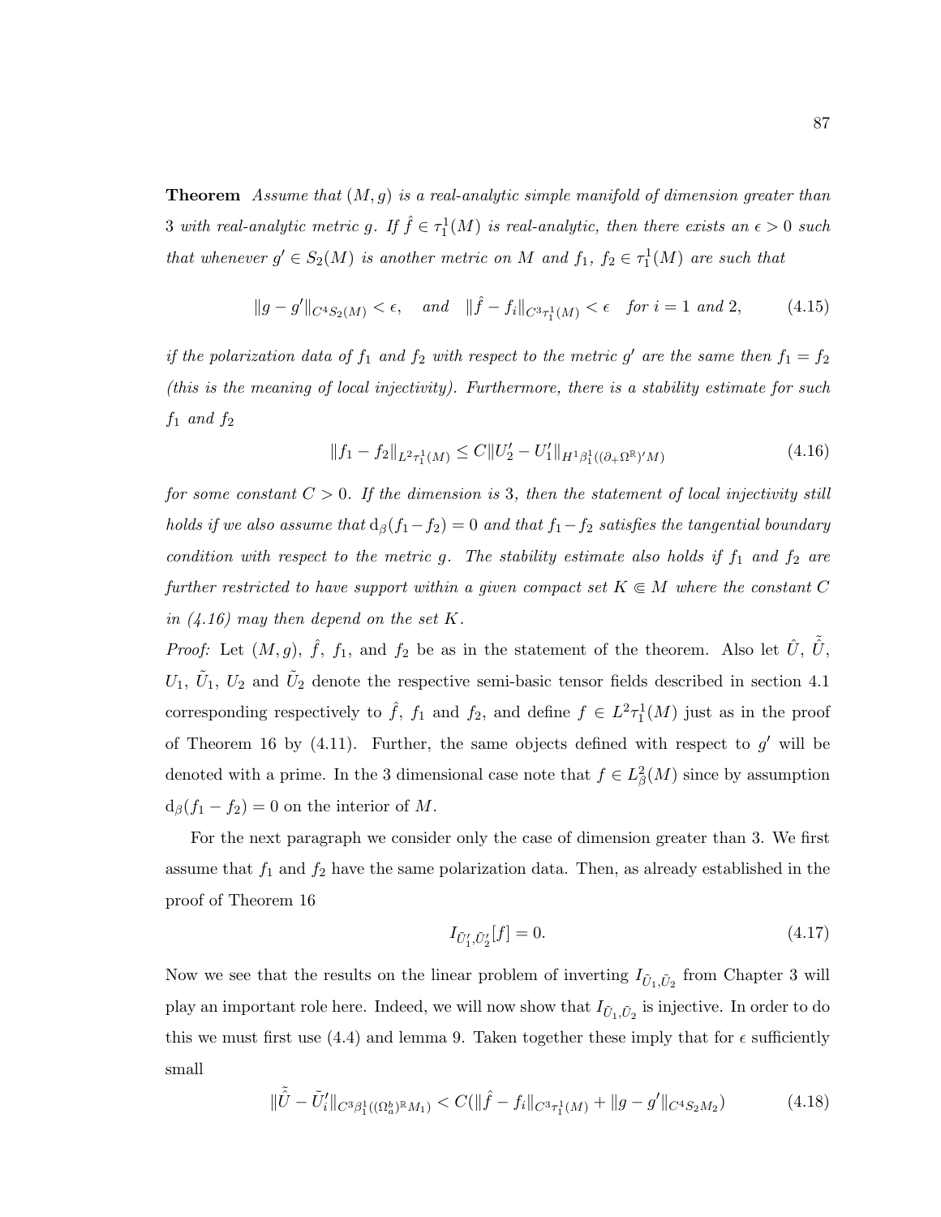**Theorem** *Assume that $(M, g)$ is a real-analytic simple manifold of dimension greater than 3 with real-analytic metric $g$. If $\hat{f} \in \tau_1^1(M)$ is real-analytic, then there exists an $\epsilon > 0$ such that whenever $g' \in S_2(M)$ is another metric on $M$ and $f_1, f_2 \in \tau_1^1(M)$ are such that*

$$\|g - g'\|_{C^4 S_2(M)} < \epsilon, \quad \text{and} \quad \|\hat{f} - f_i\|_{C^3 \tau_1^1(M)} < \epsilon \quad \text{for } i = 1 \text{ and } 2, \tag{4.15}$$

*if the polarization data of $f_1$ and $f_2$ with respect to the metric $g'$ are the same then $f_1 = f_2$ (this is the meaning of local injectivity). Furthermore, there is a stability estimate for such $f_1$ and $f_2$*

$$\|f_1 - f_2\|_{L^2 \tau_1^1(M)} \leq C \|U_2' - U_1'\|_{H^1 \beta_1^1((\partial_+ \Omega^{\mathbb{R}})' M)} \tag{4.16}$$

*for some constant $C > 0$. If the dimension is 3, then the statement of local injectivity still holds if we also assume that $\mathrm{d}_\beta(f_1 - f_2) = 0$ and that $f_1 - f_2$ satisfies the tangential boundary condition with respect to the metric $g$. The stability estimate also holds if $f_1$ and $f_2$ are further restricted to have support within a given compact set $K \Subset M$ where the constant $C$ in (4.16) may then depend on the set $K$.*

*Proof:* Let $(M, g)$, $\hat{f}$, $f_1$, and $f_2$ be as in the statement of the theorem. Also let $\hat{U}$, $\tilde{\hat{U}}$, $U_1$, $\tilde{U}_1$, $U_2$ and $\tilde{U}_2$ denote the respective semi-basic tensor fields described in section 4.1 corresponding respectively to $\hat{f}$, $f_1$ and $f_2$, and define $f \in L^2 \tau_1^1(M)$ just as in the proof of Theorem 16 by (4.11). Further, the same objects defined with respect to $g'$ will be denoted with a prime. In the 3 dimensional case note that $f \in L^2_\beta(M)$ since by assumption $\mathrm{d}_\beta(f_1 - f_2) = 0$ on the interior of $M$.

For the next paragraph we consider only the case of dimension greater than 3. We first assume that $f_1$ and $f_2$ have the same polarization data. Then, as already established in the proof of Theorem 16

$$I_{\tilde{U}_1', \tilde{U}_2'}[f] = 0. \tag{4.17}$$

Now we see that the results on the linear problem of inverting $I_{\tilde{U}_1, \tilde{U}_2}$ from Chapter 3 will play an important role here. Indeed, we will now show that $I_{\tilde{U}_1, \tilde{U}_2}$ is injective. In order to do this we must first use (4.4) and lemma 9. Taken together these imply that for $\epsilon$ sufficiently small

$$\|\tilde{\hat{U}} - \tilde{U}_i'\|_{C^3 \beta_1^1((\Omega_a^b)^{\mathbb{R}} M_1)} < C(\|\hat{f} - f_i\|_{C^3 \tau_1^1(M)} + \|g - g'\|_{C^4 S_2 M_2}) \tag{4.18}$$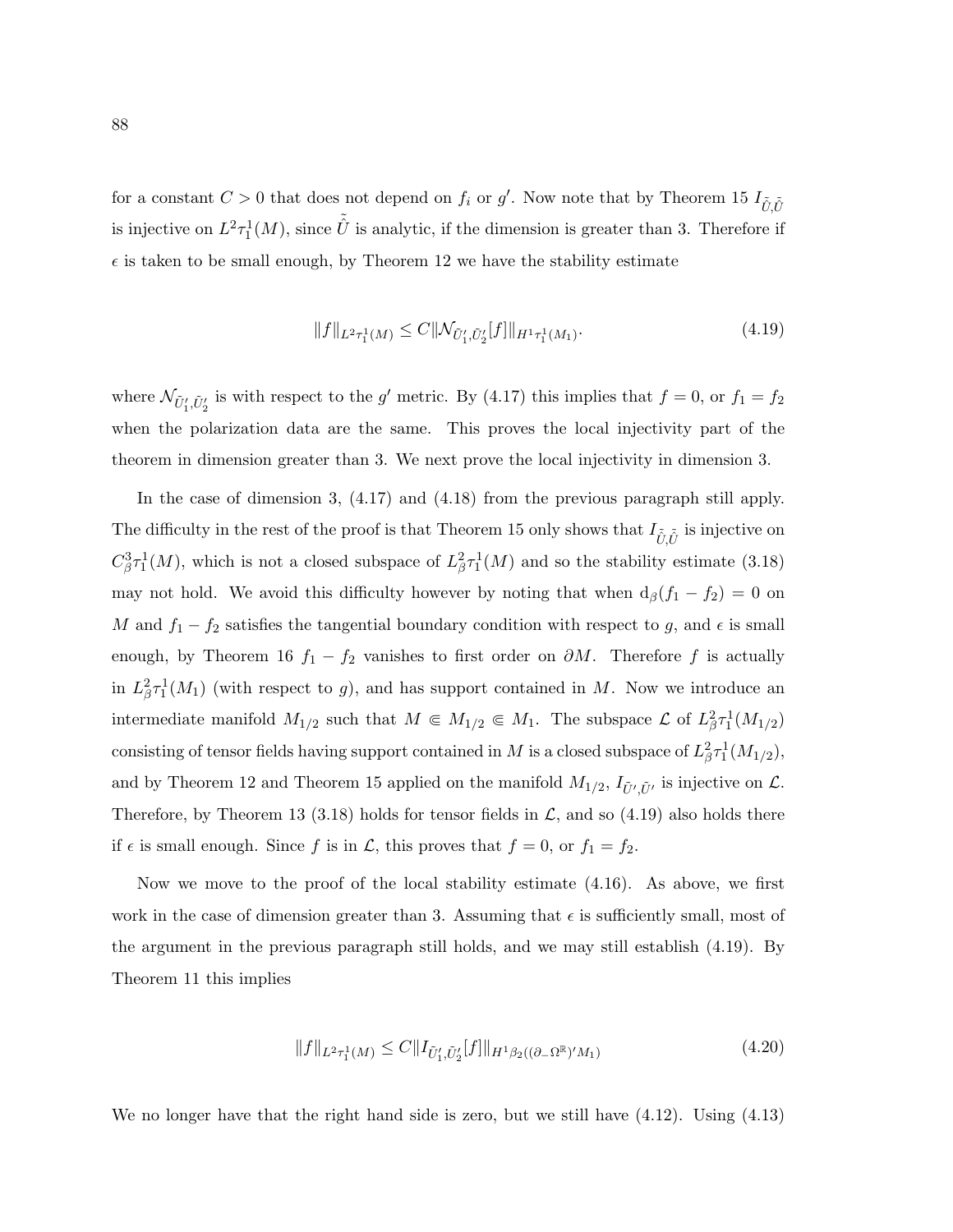for a constant $C > 0$ that does not depend on $f_i$ or $g'$. Now note that by Theorem 15 $I_{\tilde{\tilde{U}},\tilde{\tilde{U}}}$ is injective on $L^2\tau_1^1(M)$, since $\tilde{\tilde{U}}$ is analytic, if the dimension is greater than 3. Therefore if $\epsilon$ is taken to be small enough, by Theorem 12 we have the stability estimate

$$\|f\|_{L^2\tau_1^1(M)} \leq C\|\mathcal{N}_{\tilde{U}_1',\tilde{U}_2'}[f]\|_{H^1\tau_1^1(M_1)}. \tag{4.19}$$

where $\mathcal{N}_{\tilde{U}_1',\tilde{U}_2'}$ is with respect to the $g'$ metric. By (4.17) this implies that $f = 0$, or $f_1 = f_2$ when the polarization data are the same. This proves the local injectivity part of the theorem in dimension greater than 3. We next prove the local injectivity in dimension 3.

In the case of dimension 3, (4.17) and (4.18) from the previous paragraph still apply. The difficulty in the rest of the proof is that Theorem 15 only shows that $I_{\tilde{\tilde{U}},\tilde{\tilde{U}}}$ is injective on $C^3_\beta\tau_1^1(M)$, which is not a closed subspace of $L^2_\beta\tau_1^1(M)$ and so the stability estimate (3.18) may not hold. We avoid this difficulty however by noting that when $\mathrm{d}_\beta(f_1 - f_2) = 0$ on $M$ and $f_1 - f_2$ satisfies the tangential boundary condition with respect to $g$, and $\epsilon$ is small enough, by Theorem 16 $f_1 - f_2$ vanishes to first order on $\partial M$. Therefore $f$ is actually in $L^2_\beta\tau_1^1(M_1)$ (with respect to $g$), and has support contained in $M$. Now we introduce an intermediate manifold $M_{1/2}$ such that $M \Subset M_{1/2} \Subset M_1$. The subspace $\mathcal{L}$ of $L^2_\beta\tau_1^1(M_{1/2})$ consisting of tensor fields having support contained in $M$ is a closed subspace of $L^2_\beta\tau_1^1(M_{1/2})$, and by Theorem 12 and Theorem 15 applied on the manifold $M_{1/2}$, $I_{\tilde{U}',\tilde{U}'}$ is injective on $\mathcal{L}$. Therefore, by Theorem 13 (3.18) holds for tensor fields in $\mathcal{L}$, and so (4.19) also holds there if $\epsilon$ is small enough. Since $f$ is in $\mathcal{L}$, this proves that $f = 0$, or $f_1 = f_2$.

Now we move to the proof of the local stability estimate (4.16). As above, we first work in the case of dimension greater than 3. Assuming that $\epsilon$ is sufficiently small, most of the argument in the previous paragraph still holds, and we may still establish (4.19). By Theorem 11 this implies

$$\|f\|_{L^2\tau_1^1(M)} \leq C\|I_{\tilde{U}_1',\tilde{U}_2'}[f]\|_{H^1\beta_2((\partial_-\Omega^{\mathbb{R}})'M_1)} \tag{4.20}$$

We no longer have that the right hand side is zero, but we still have (4.12). Using (4.13)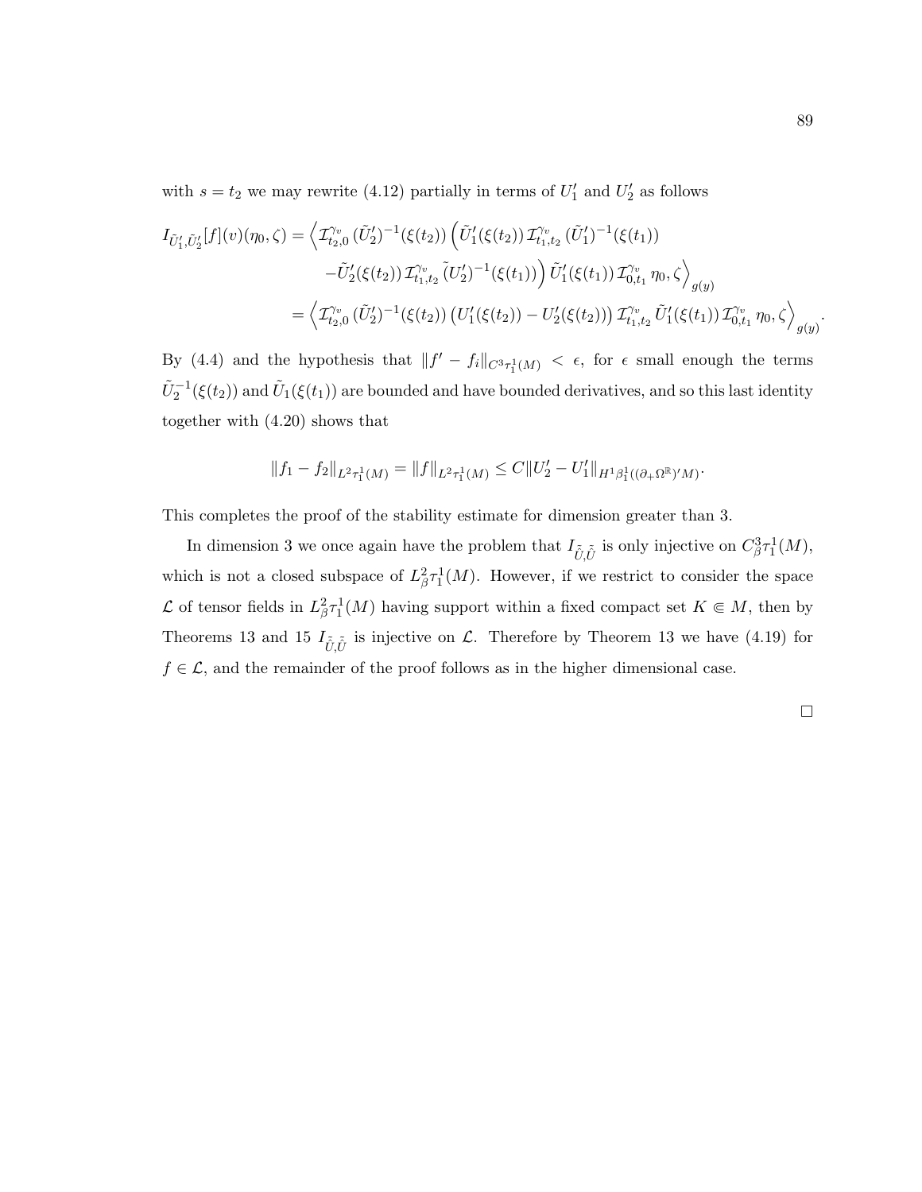with $s = t_2$ we may rewrite (4.12) partially in terms of $U_1'$ and $U_2'$ as follows

$$
\begin{aligned}
I_{\tilde{U}_1', \tilde{U}_2'}[f](v)(\eta_0, \zeta) = \Big\langle \mathcal{I}^{\gamma_v}_{t_2,0}\, (\tilde{U}_2')^{-1}(\xi(t_2)) \Big( & \tilde{U}_1'(\xi(t_2))\, \mathcal{I}^{\gamma_v}_{t_1,t_2}\, (\tilde{U}_1')^{-1}(\xi(t_1)) \\
& - \tilde{U}_2'(\xi(t_2))\, \mathcal{I}^{\gamma_v}_{t_1,t_2}\, \tilde{(U_2')}^{-1}(\xi(t_1)) \Big)\, \tilde{U}_1'(\xi(t_1))\, \mathcal{I}^{\gamma_v}_{0,t_1}\, \eta_0, \zeta \Big\rangle_{g(y)} \\
= \Big\langle \mathcal{I}^{\gamma_v}_{t_2,0}\, (\tilde{U}_2')^{-1}(\xi(t_2)) & \left( U_1'(\xi(t_2)) - U_2'(\xi(t_2)) \right) \mathcal{I}^{\gamma_v}_{t_1,t_2}\, \tilde{U}_1'(\xi(t_1))\, \mathcal{I}^{\gamma_v}_{0,t_1}\, \eta_0, \zeta \Big\rangle_{g(y)}.
\end{aligned}
$$

By (4.4) and the hypothesis that $\|f' - f_i\|_{C^3\tau_1^1(M)} < \epsilon$, for $\epsilon$ small enough the terms $\tilde{U}_2^{-1}(\xi(t_2))$ and $\tilde{U}_1(\xi(t_1))$ are bounded and have bounded derivatives, and so this last identity together with (4.20) shows that

$$
\|f_1 - f_2\|_{L^2\tau_1^1(M)} = \|f\|_{L^2\tau_1^1(M)} \leq C\|U_2' - U_1'\|_{H^1\beta_1^1((\partial_+\Omega^{\mathbb{R}})'M)}.
$$

This completes the proof of the stability estimate for dimension greater than 3.

In dimension 3 we once again have the problem that $I_{\tilde{\tilde{U}},\tilde{\tilde{U}}}$ is only injective on $C^3_\beta\tau_1^1(M)$, which is not a closed subspace of $L^2_\beta\tau_1^1(M)$. However, if we restrict to consider the space $\mathcal{L}$ of tensor fields in $L^2_\beta\tau_1^1(M)$ having support within a fixed compact set $K \Subset M$, then by Theorems 13 and 15 $I_{\tilde{\tilde{U}},\tilde{\tilde{U}}}$ is injective on $\mathcal{L}$. Therefore by Theorem 13 we have (4.19) for $f \in \mathcal{L}$, and the remainder of the proof follows as in the higher dimensional case.

□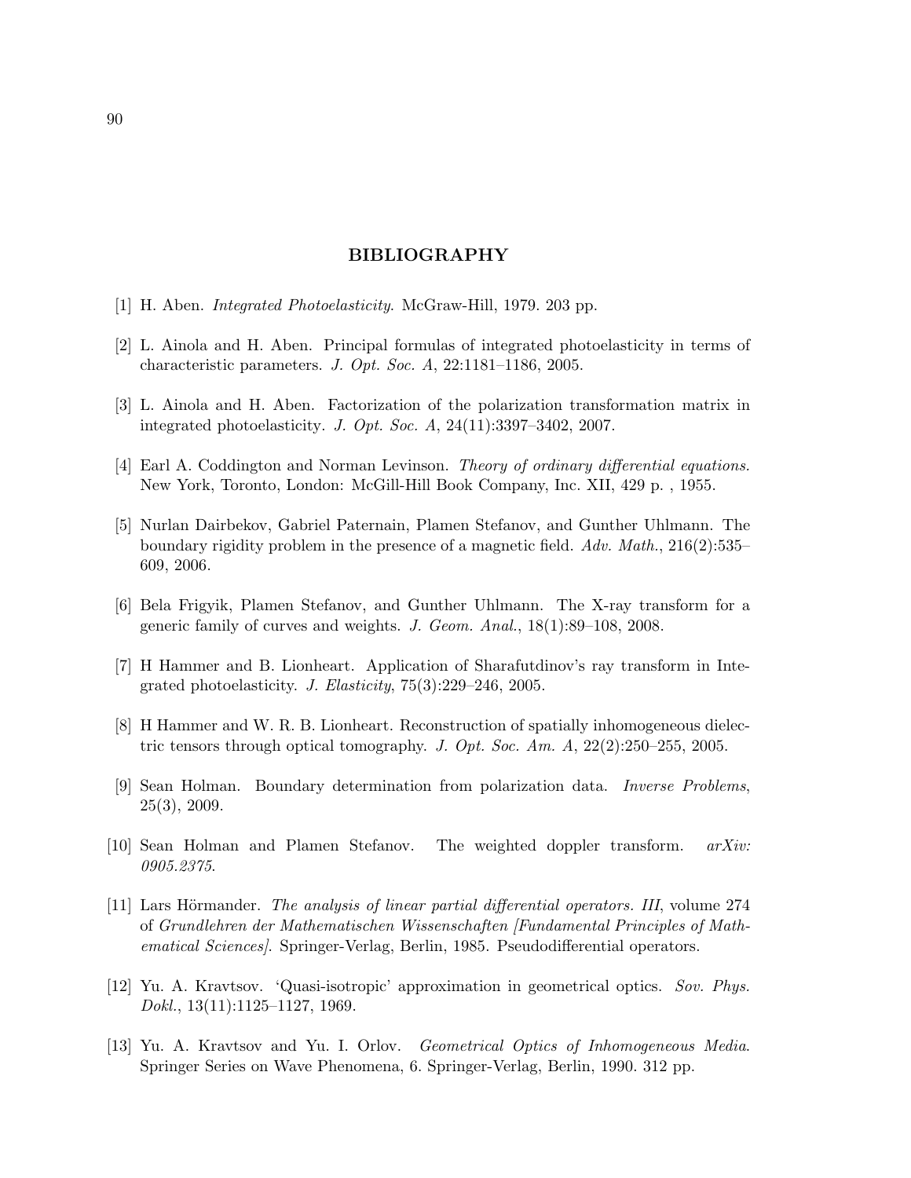# BIBLIOGRAPHY

[1] H. Aben. *Integrated Photoelasticity*. McGraw-Hill, 1979. 203 pp.

[2] L. Ainola and H. Aben. Principal formulas of integrated photoelasticity in terms of characteristic parameters. *J. Opt. Soc. A*, 22:1181–1186, 2005.

[3] L. Ainola and H. Aben. Factorization of the polarization transformation matrix in integrated photoelasticity. *J. Opt. Soc. A*, 24(11):3397–3402, 2007.

[4] Earl A. Coddington and Norman Levinson. *Theory of ordinary differential equations.* New York, Toronto, London: McGill-Hill Book Company, Inc. XII, 429 p. , 1955.

[5] Nurlan Dairbekov, Gabriel Paternain, Plamen Stefanov, and Gunther Uhlmann. The boundary rigidity problem in the presence of a magnetic field. *Adv. Math.*, 216(2):535–609, 2006.

[6] Bela Frigyik, Plamen Stefanov, and Gunther Uhlmann. The X-ray transform for a generic family of curves and weights. *J. Geom. Anal.*, 18(1):89–108, 2008.

[7] H Hammer and B. Lionheart. Application of Sharafutdinov's ray transform in Integrated photoelasticity. *J. Elasticity*, 75(3):229–246, 2005.

[8] H Hammer and W. R. B. Lionheart. Reconstruction of spatially inhomogeneous dielectric tensors through optical tomography. *J. Opt. Soc. Am. A*, 22(2):250–255, 2005.

[9] Sean Holman. Boundary determination from polarization data. *Inverse Problems*, 25(3), 2009.

[10] Sean Holman and Plamen Stefanov. The weighted doppler transform. *arXiv: 0905.2375*.

[11] Lars Hörmander. *The analysis of linear partial differential operators. III*, volume 274 of *Grundlehren der Mathematischen Wissenschaften [Fundamental Principles of Mathematical Sciences]*. Springer-Verlag, Berlin, 1985. Pseudodifferential operators.

[12] Yu. A. Kravtsov. 'Quasi-isotropic' approximation in geometrical optics. *Sov. Phys. Dokl.*, 13(11):1125–1127, 1969.

[13] Yu. A. Kravtsov and Yu. I. Orlov. *Geometrical Optics of Inhomogeneous Media*. Springer Series on Wave Phenomena, 6. Springer-Verlag, Berlin, 1990. 312 pp.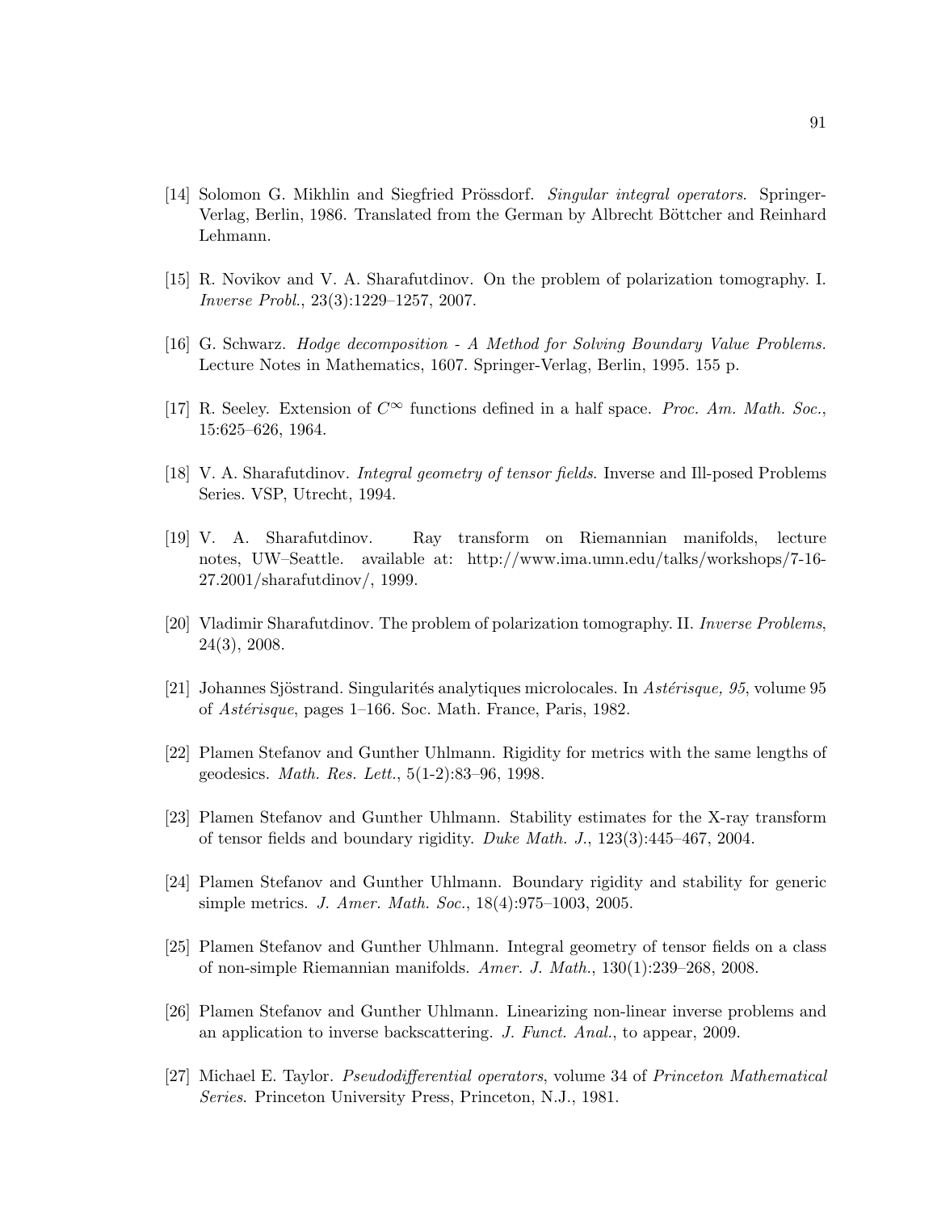[14] Solomon G. Mikhlin and Siegfried Prössdorf. *Singular integral operators*. Springer-Verlag, Berlin, 1986. Translated from the German by Albrecht Böttcher and Reinhard Lehmann.

[15] R. Novikov and V. A. Sharafutdinov. On the problem of polarization tomography. I. *Inverse Probl.*, 23(3):1229–1257, 2007.

[16] G. Schwarz. *Hodge decomposition - A Method for Solving Boundary Value Problems.* Lecture Notes in Mathematics, 1607. Springer-Verlag, Berlin, 1995. 155 p.

[17] R. Seeley. Extension of $C^\infty$ functions defined in a half space. *Proc. Am. Math. Soc.*, 15:625–626, 1964.

[18] V. A. Sharafutdinov. *Integral geometry of tensor fields*. Inverse and Ill-posed Problems Series. VSP, Utrecht, 1994.

[19] V. A. Sharafutdinov. Ray transform on Riemannian manifolds, lecture notes, UW–Seattle. available at: http://www.ima.umn.edu/talks/workshops/7-16-27.2001/sharafutdinov/, 1999.

[20] Vladimir Sharafutdinov. The problem of polarization tomography. II. *Inverse Problems*, 24(3), 2008.

[21] Johannes Sjöstrand. Singularités analytiques microlocales. In *Astérisque, 95*, volume 95 of *Astérisque*, pages 1–166. Soc. Math. France, Paris, 1982.

[22] Plamen Stefanov and Gunther Uhlmann. Rigidity for metrics with the same lengths of geodesics. *Math. Res. Lett.*, 5(1-2):83–96, 1998.

[23] Plamen Stefanov and Gunther Uhlmann. Stability estimates for the X-ray transform of tensor fields and boundary rigidity. *Duke Math. J.*, 123(3):445–467, 2004.

[24] Plamen Stefanov and Gunther Uhlmann. Boundary rigidity and stability for generic simple metrics. *J. Amer. Math. Soc.*, 18(4):975–1003, 2005.

[25] Plamen Stefanov and Gunther Uhlmann. Integral geometry of tensor fields on a class of non-simple Riemannian manifolds. *Amer. J. Math.*, 130(1):239–268, 2008.

[26] Plamen Stefanov and Gunther Uhlmann. Linearizing non-linear inverse problems and an application to inverse backscattering. *J. Funct. Anal.*, to appear, 2009.

[27] Michael E. Taylor. *Pseudodifferential operators*, volume 34 of *Princeton Mathematical Series*. Princeton University Press, Princeton, N.J., 1981.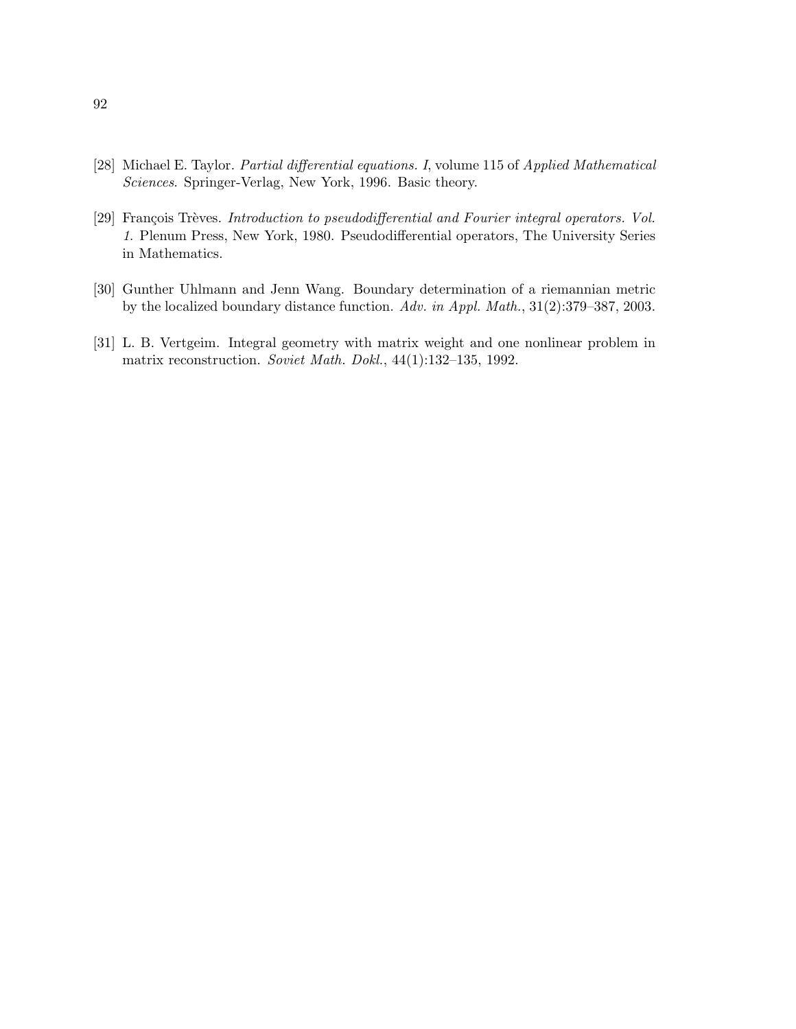[28] Michael E. Taylor. *Partial differential equations. I*, volume 115 of *Applied Mathematical Sciences*. Springer-Verlag, New York, 1996. Basic theory.

[29] François Trèves. *Introduction to pseudodifferential and Fourier integral operators. Vol. 1*. Plenum Press, New York, 1980. Pseudodifferential operators, The University Series in Mathematics.

[30] Gunther Uhlmann and Jenn Wang. Boundary determination of a riemannian metric by the localized boundary distance function. *Adv. in Appl. Math.*, 31(2):379–387, 2003.

[31] L. B. Vertgeim. Integral geometry with matrix weight and one nonlinear problem in matrix reconstruction. *Soviet Math. Dokl.*, 44(1):132–135, 1992.